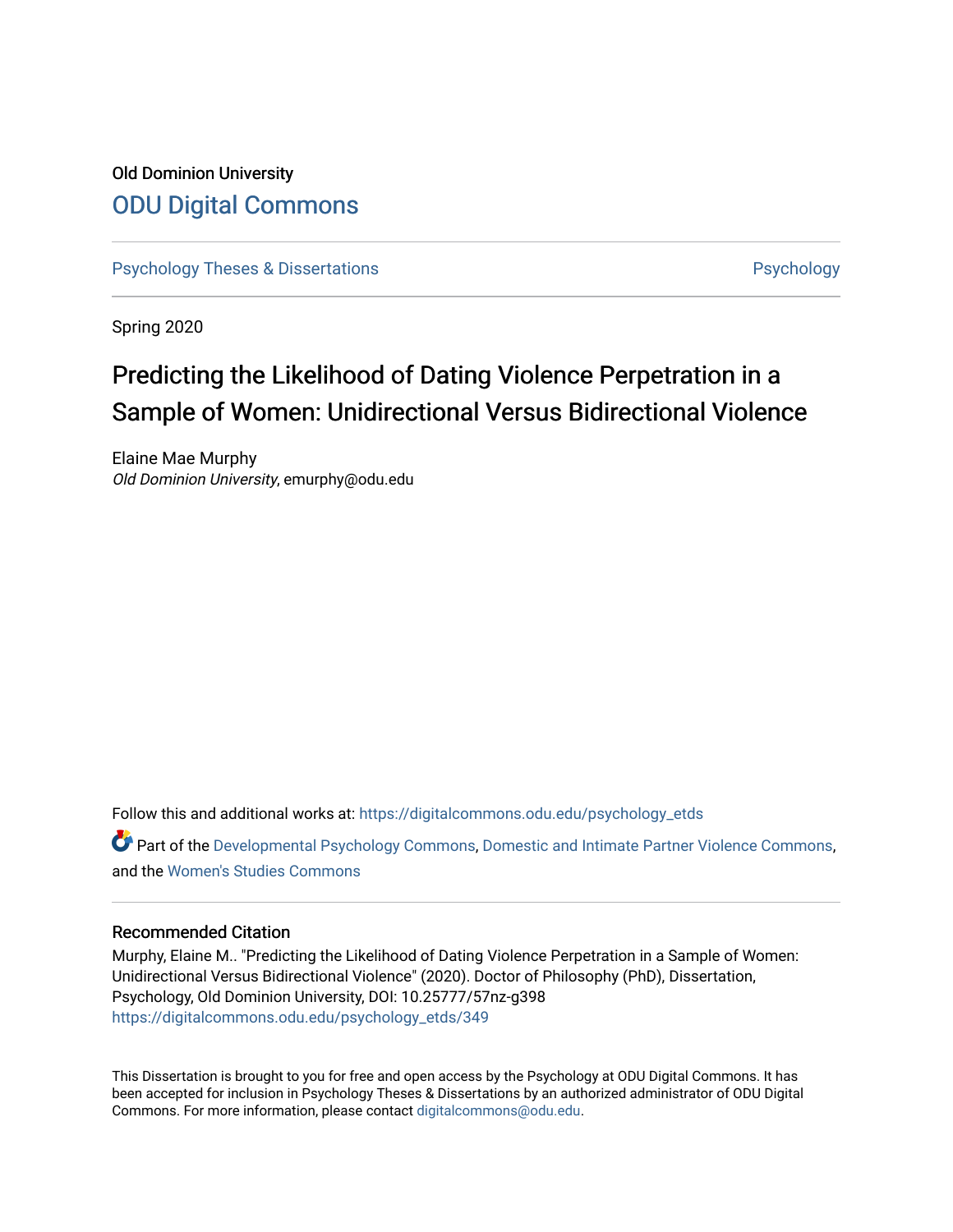Old Dominion University

# ODU Digital Commons

Psychology Theses & Dissertations — Psychology

Spring 2020

## Predicting the Likelihood of Dating Violence Perpetration in a Sample of Women: Unidirectional Versus Bidirectional Violence

Elaine Mae Murphy
*Old Dominion University*, emurphy@odu.edu

Follow this and additional works at: https://digitalcommons.odu.edu/psychology_etds

Part of the Developmental Psychology Commons, Domestic and Intimate Partner Violence Commons, and the Women's Studies Commons

### Recommended Citation

Murphy, Elaine M.. "Predicting the Likelihood of Dating Violence Perpetration in a Sample of Women: Unidirectional Versus Bidirectional Violence" (2020). Doctor of Philosophy (PhD), Dissertation, Psychology, Old Dominion University, DOI: 10.25777/57nz-g398
https://digitalcommons.odu.edu/psychology_etds/349

This Dissertation is brought to you for free and open access by the Psychology at ODU Digital Commons. It has been accepted for inclusion in Psychology Theses & Dissertations by an authorized administrator of ODU Digital Commons. For more information, please contact digitalcommons@odu.edu.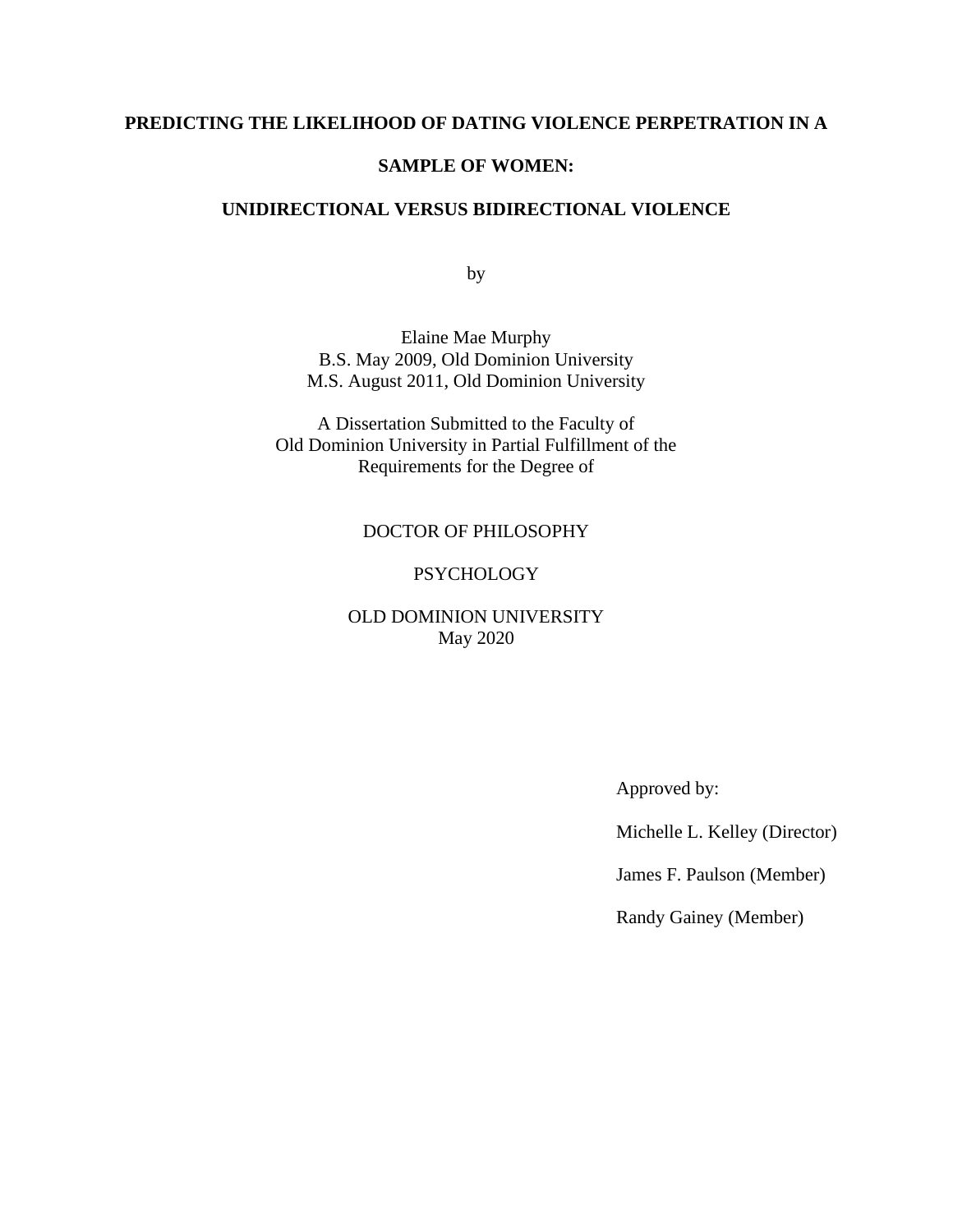**PREDICTING THE LIKELIHOOD OF DATING VIOLENCE PERPETRATION IN A SAMPLE OF WOMEN:**

**UNIDIRECTIONAL VERSUS BIDIRECTIONAL VIOLENCE**

by

Elaine Mae Murphy
B.S. May 2009, Old Dominion University
M.S. August 2011, Old Dominion University

A Dissertation Submitted to the Faculty of
Old Dominion University in Partial Fulfillment of the
Requirements for the Degree of

DOCTOR OF PHILOSOPHY

PSYCHOLOGY

OLD DOMINION UNIVERSITY
May 2020

Approved by:

Michelle L. Kelley (Director)

James F. Paulson (Member)

Randy Gainey (Member)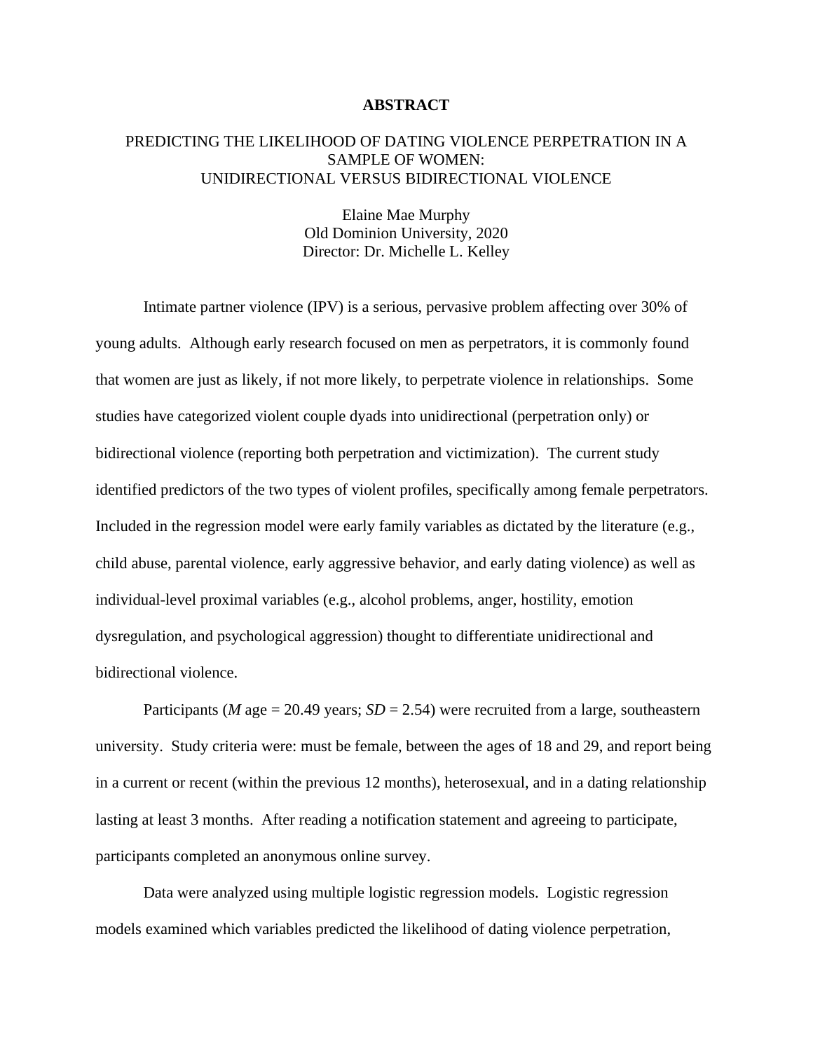# ABSTRACT

PREDICTING THE LIKELIHOOD OF DATING VIOLENCE PERPETRATION IN A SAMPLE OF WOMEN:
UNIDIRECTIONAL VERSUS BIDIRECTIONAL VIOLENCE

Elaine Mae Murphy
Old Dominion University, 2020
Director: Dr. Michelle L. Kelley

Intimate partner violence (IPV) is a serious, pervasive problem affecting over 30% of young adults. Although early research focused on men as perpetrators, it is commonly found that women are just as likely, if not more likely, to perpetrate violence in relationships. Some studies have categorized violent couple dyads into unidirectional (perpetration only) or bidirectional violence (reporting both perpetration and victimization). The current study identified predictors of the two types of violent profiles, specifically among female perpetrators. Included in the regression model were early family variables as dictated by the literature (e.g., child abuse, parental violence, early aggressive behavior, and early dating violence) as well as individual-level proximal variables (e.g., alcohol problems, anger, hostility, emotion dysregulation, and psychological aggression) thought to differentiate unidirectional and bidirectional violence.

Participants (*M* age = 20.49 years; *SD* = 2.54) were recruited from a large, southeastern university. Study criteria were: must be female, between the ages of 18 and 29, and report being in a current or recent (within the previous 12 months), heterosexual, and in a dating relationship lasting at least 3 months. After reading a notification statement and agreeing to participate, participants completed an anonymous online survey.

Data were analyzed using multiple logistic regression models. Logistic regression models examined which variables predicted the likelihood of dating violence perpetration,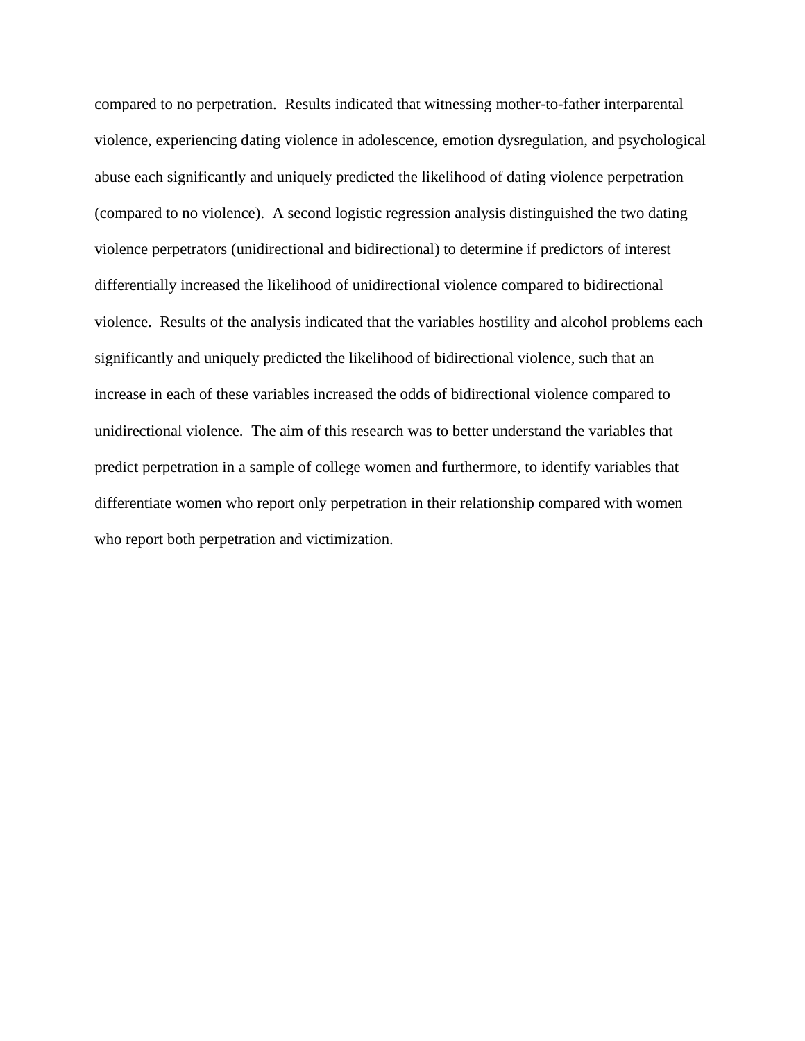compared to no perpetration. Results indicated that witnessing mother-to-father interparental violence, experiencing dating violence in adolescence, emotion dysregulation, and psychological abuse each significantly and uniquely predicted the likelihood of dating violence perpetration (compared to no violence). A second logistic regression analysis distinguished the two dating violence perpetrators (unidirectional and bidirectional) to determine if predictors of interest differentially increased the likelihood of unidirectional violence compared to bidirectional violence. Results of the analysis indicated that the variables hostility and alcohol problems each significantly and uniquely predicted the likelihood of bidirectional violence, such that an increase in each of these variables increased the odds of bidirectional violence compared to unidirectional violence. The aim of this research was to better understand the variables that predict perpetration in a sample of college women and furthermore, to identify variables that differentiate women who report only perpetration in their relationship compared with women who report both perpetration and victimization.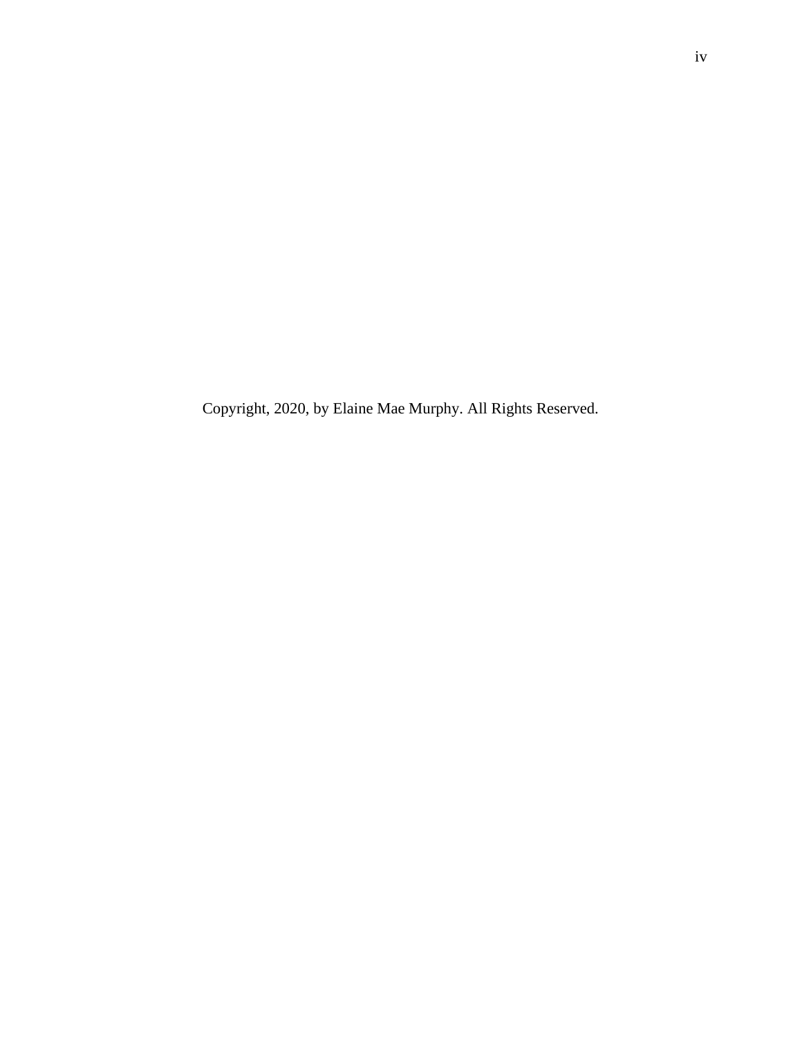Copyright, 2020, by Elaine Mae Murphy. All Rights Reserved.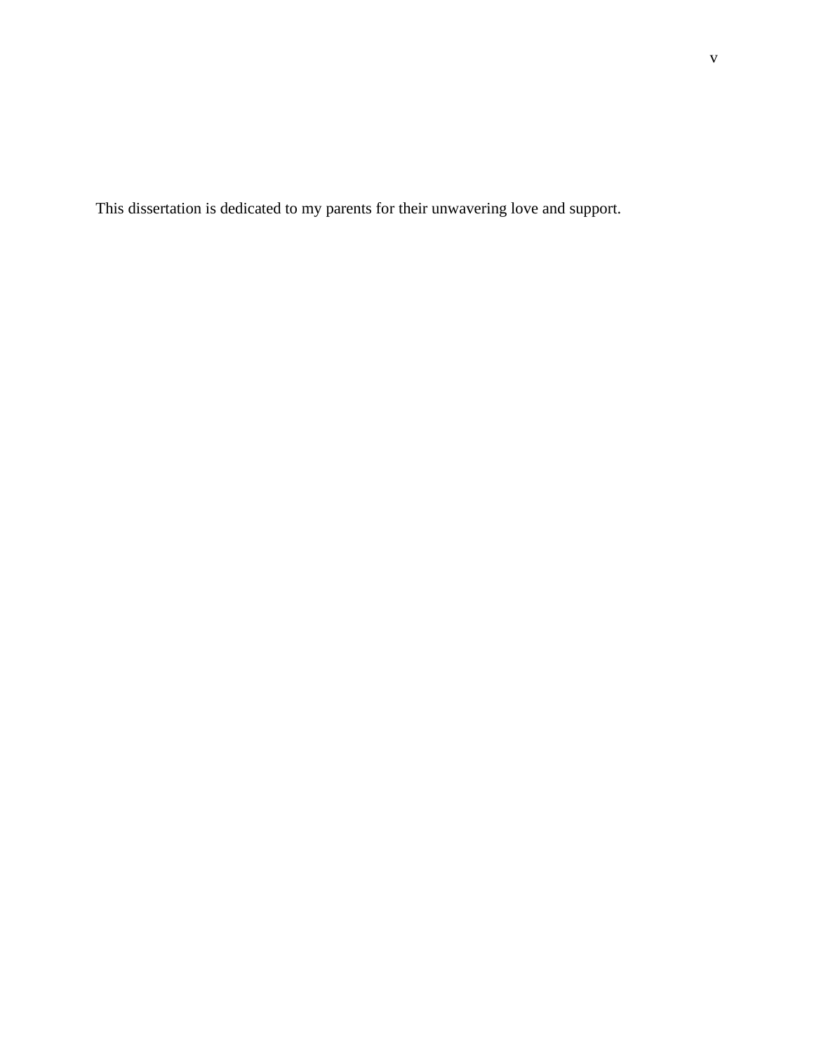This dissertation is dedicated to my parents for their unwavering love and support.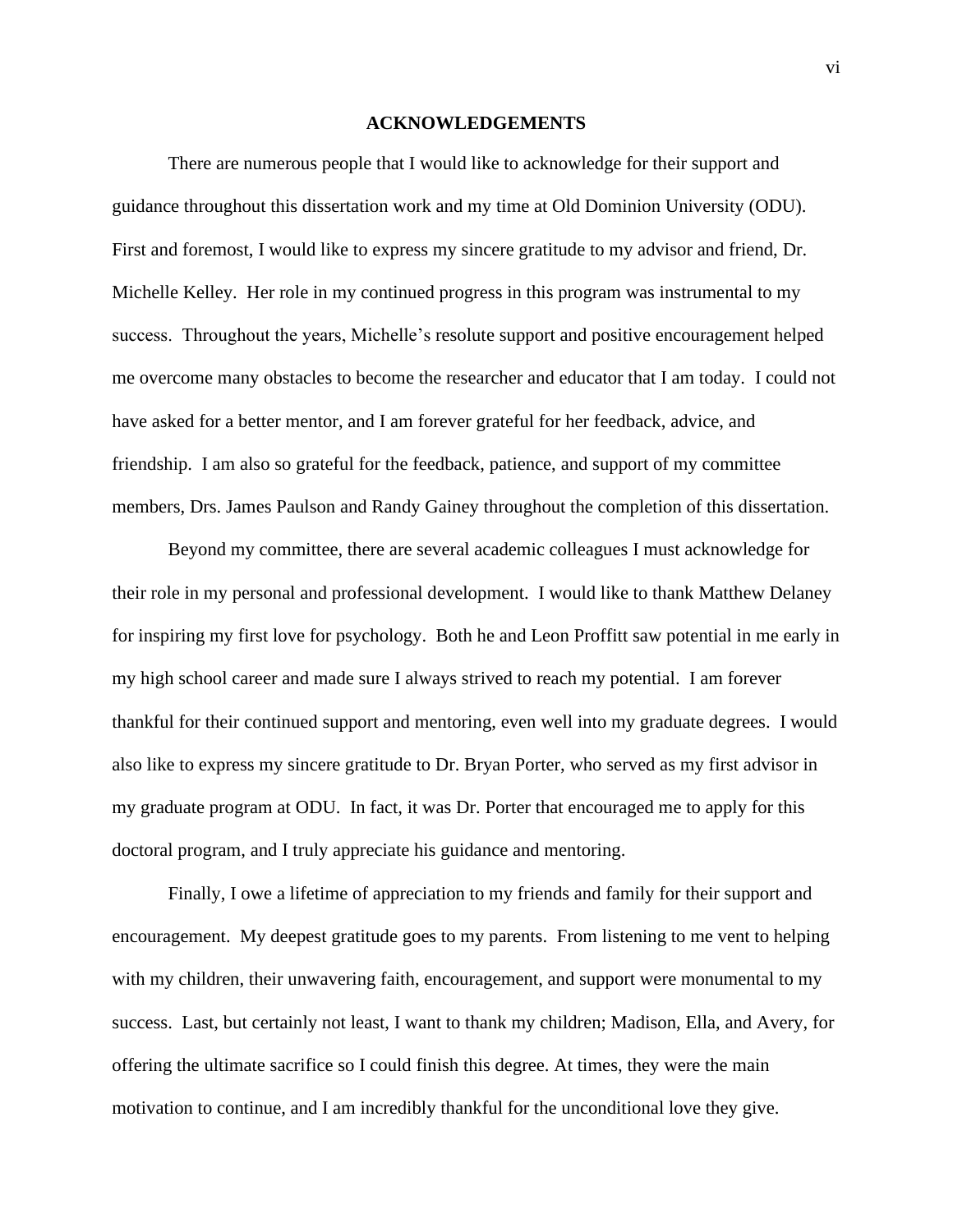## ACKNOWLEDGEMENTS

There are numerous people that I would like to acknowledge for their support and guidance throughout this dissertation work and my time at Old Dominion University (ODU). First and foremost, I would like to express my sincere gratitude to my advisor and friend, Dr. Michelle Kelley. Her role in my continued progress in this program was instrumental to my success. Throughout the years, Michelle's resolute support and positive encouragement helped me overcome many obstacles to become the researcher and educator that I am today. I could not have asked for a better mentor, and I am forever grateful for her feedback, advice, and friendship. I am also so grateful for the feedback, patience, and support of my committee members, Drs. James Paulson and Randy Gainey throughout the completion of this dissertation.

Beyond my committee, there are several academic colleagues I must acknowledge for their role in my personal and professional development. I would like to thank Matthew Delaney for inspiring my first love for psychology. Both he and Leon Proffitt saw potential in me early in my high school career and made sure I always strived to reach my potential. I am forever thankful for their continued support and mentoring, even well into my graduate degrees. I would also like to express my sincere gratitude to Dr. Bryan Porter, who served as my first advisor in my graduate program at ODU. In fact, it was Dr. Porter that encouraged me to apply for this doctoral program, and I truly appreciate his guidance and mentoring.

Finally, I owe a lifetime of appreciation to my friends and family for their support and encouragement. My deepest gratitude goes to my parents. From listening to me vent to helping with my children, their unwavering faith, encouragement, and support were monumental to my success. Last, but certainly not least, I want to thank my children; Madison, Ella, and Avery, for offering the ultimate sacrifice so I could finish this degree. At times, they were the main motivation to continue, and I am incredibly thankful for the unconditional love they give.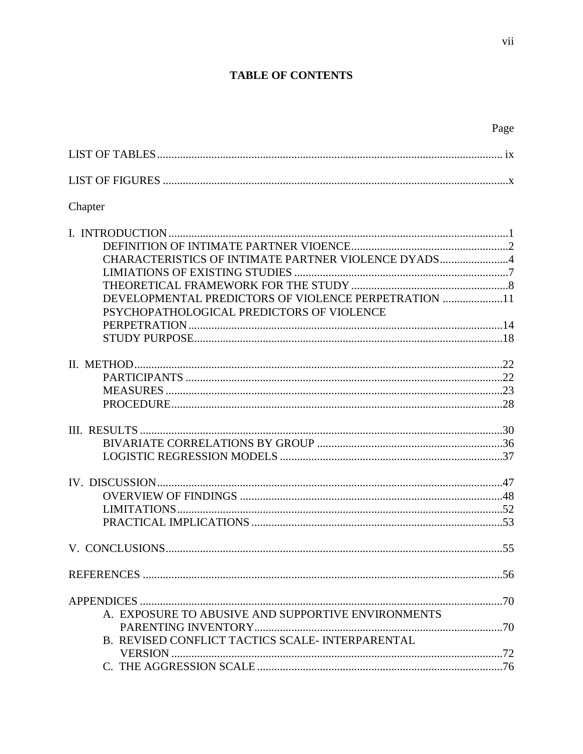# TABLE OF CONTENTS

| | Page |
|---|---|
| LIST OF TABLES | ix |
| LIST OF FIGURES | x |
| Chapter | |
| I. INTRODUCTION | 1 |
| DEFINITION OF INTIMATE PARTNER VIOENCE | 2 |
| CHARACTERISTICS OF INTIMATE PARTNER VIOLENCE DYADS | 4 |
| LIMIATIONS OF EXISTING STUDIES | 7 |
| THEORETICAL FRAMEWORK FOR THE STUDY | 8 |
| DEVELOPMENTAL PREDICTORS OF VIOLENCE PERPETRATION | 11 |
| PSYCHOPATHOLOGICAL PREDICTORS OF VIOLENCE PERPETRATION | 14 |
| STUDY PURPOSE | 18 |
| II. METHOD | 22 |
| PARTICIPANTS | 22 |
| MEASURES | 23 |
| PROCEDURE | 28 |
| III. RESULTS | 30 |
| BIVARIATE CORRELATIONS BY GROUP | 36 |
| LOGISTIC REGRESSION MODELS | 37 |
| IV. DISCUSSION | 47 |
| OVERVIEW OF FINDINGS | 48 |
| LIMITATIONS | 52 |
| PRACTICAL IMPLICATIONS | 53 |
| V. CONCLUSIONS | 55 |
| REFERENCES | 56 |
| APPENDICES | 70 |
| A. EXPOSURE TO ABUSIVE AND SUPPORTIVE ENVIRONMENTS PARENTING INVENTORY | 70 |
| B. REVISED CONFLICT TACTICS SCALE- INTERPARENTAL VERSION | 72 |
| C. THE AGGRESSION SCALE | 76 |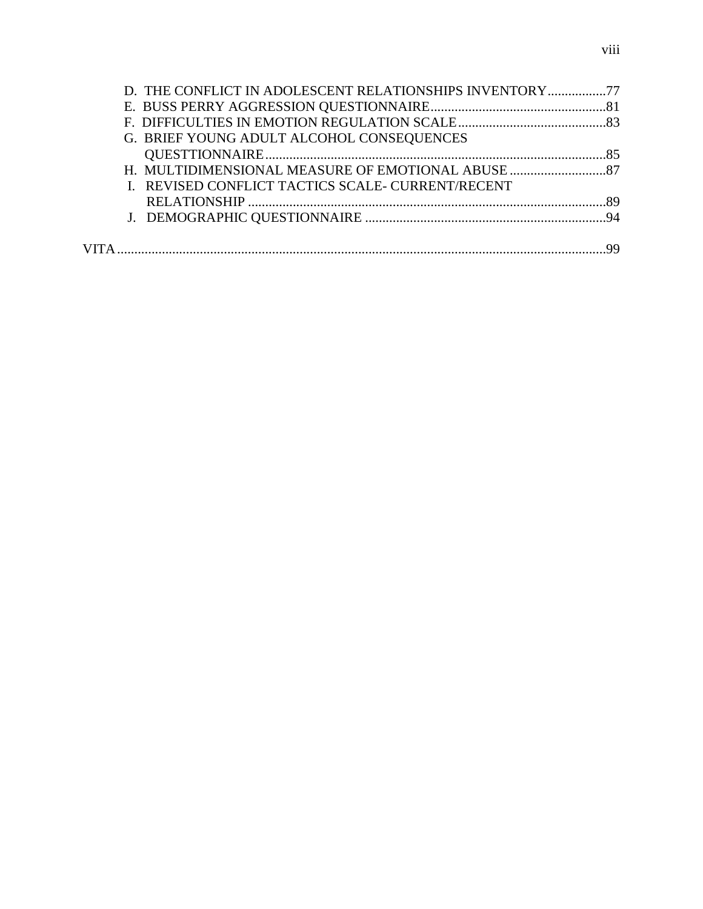D. THE CONFLICT IN ADOLESCENT RELATIONSHIPS INVENTORY.................77
E. BUSS PERRY AGGRESSION QUESTIONNAIRE...................................................81
F. DIFFICULTIES IN EMOTION REGULATION SCALE...........................................83
G. BRIEF YOUNG ADULT ALCOHOL CONSEQUENCES QUESTTIONNAIRE...................................................................................................85
H. MULTIDIMENSIONAL MEASURE OF EMOTIONAL ABUSE ............................87
I. REVISED CONFLICT TACTICS SCALE- CURRENT/RECENT RELATIONSHIP .......................................................................................................89
J. DEMOGRAPHIC QUESTIONNAIRE .....................................................................94

VITA.............................................................................................................................99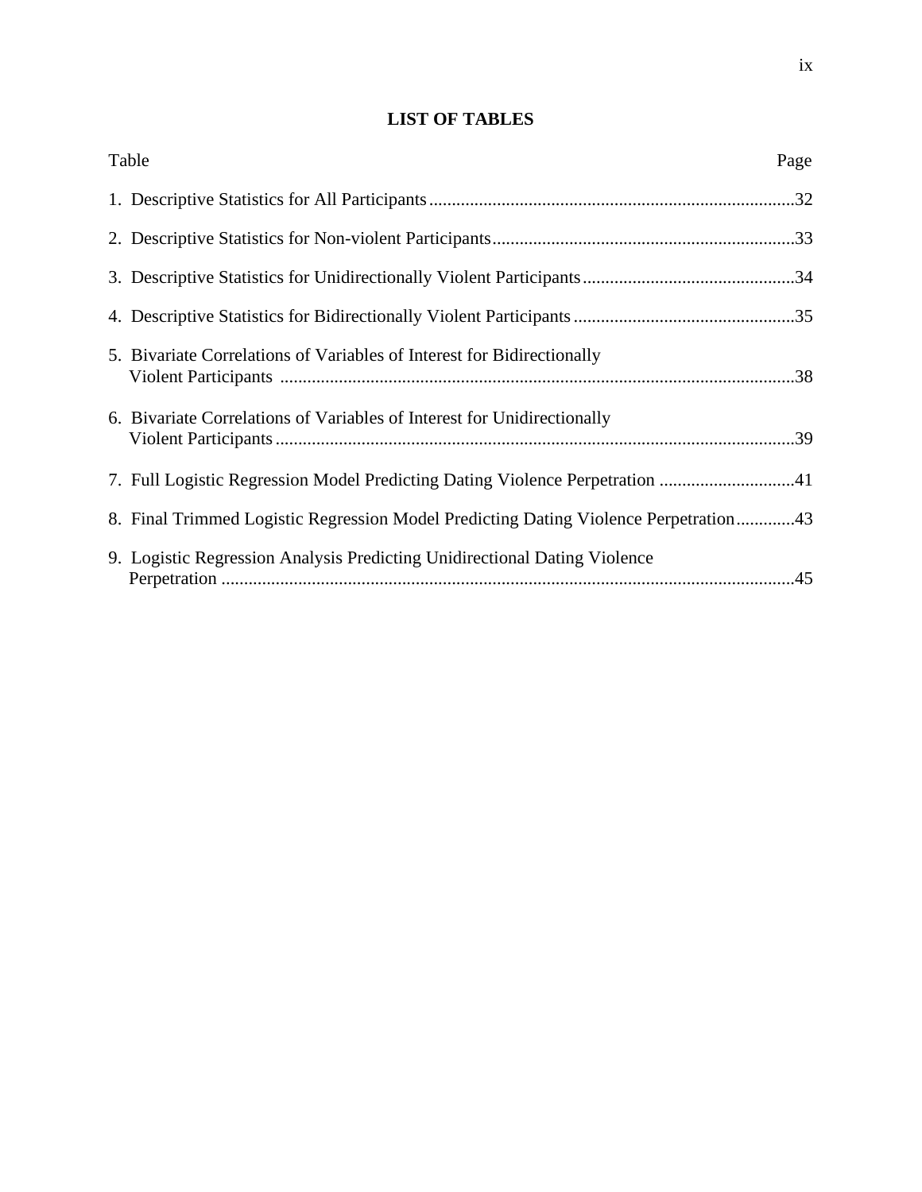# LIST OF TABLES

| Table | Page |
|---|---|
| 1. Descriptive Statistics for All Participants | 32 |
| 2. Descriptive Statistics for Non-violent Participants | 33 |
| 3. Descriptive Statistics for Unidirectionally Violent Participants | 34 |
| 4. Descriptive Statistics for Bidirectionally Violent Participants | 35 |
| 5. Bivariate Correlations of Variables of Interest for Bidirectionally Violent Participants | 38 |
| 6. Bivariate Correlations of Variables of Interest for Unidirectionally Violent Participants | 39 |
| 7. Full Logistic Regression Model Predicting Dating Violence Perpetration | 41 |
| 8. Final Trimmed Logistic Regression Model Predicting Dating Violence Perpetration | 43 |
| 9. Logistic Regression Analysis Predicting Unidirectional Dating Violence Perpetration | 45 |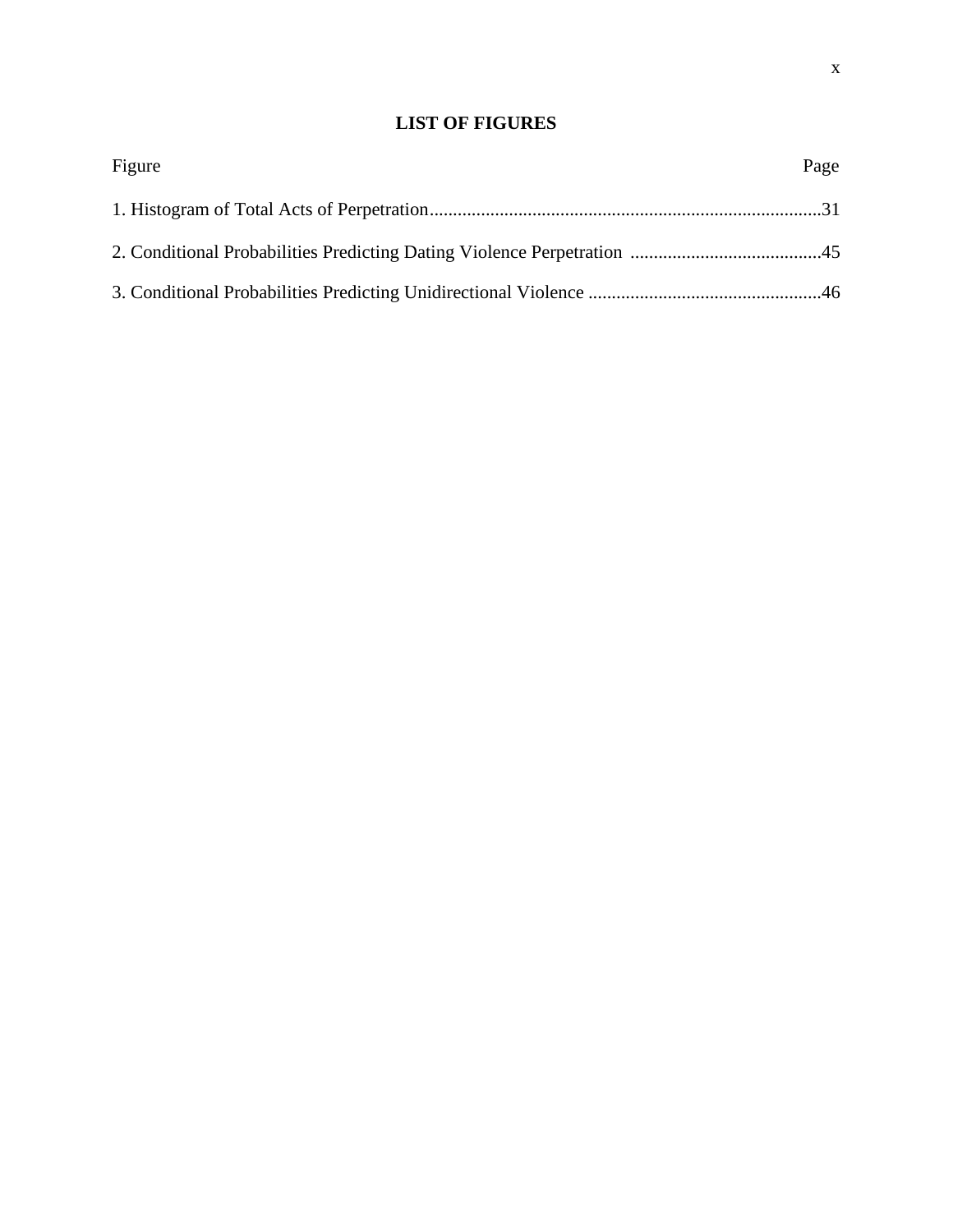# LIST OF FIGURES

| Figure | Page |
| --- | --- |
| 1. Histogram of Total Acts of Perpetration | 31 |
| 2. Conditional Probabilities Predicting Dating Violence Perpetration | 45 |
| 3. Conditional Probabilities Predicting Unidirectional Violence | 46 |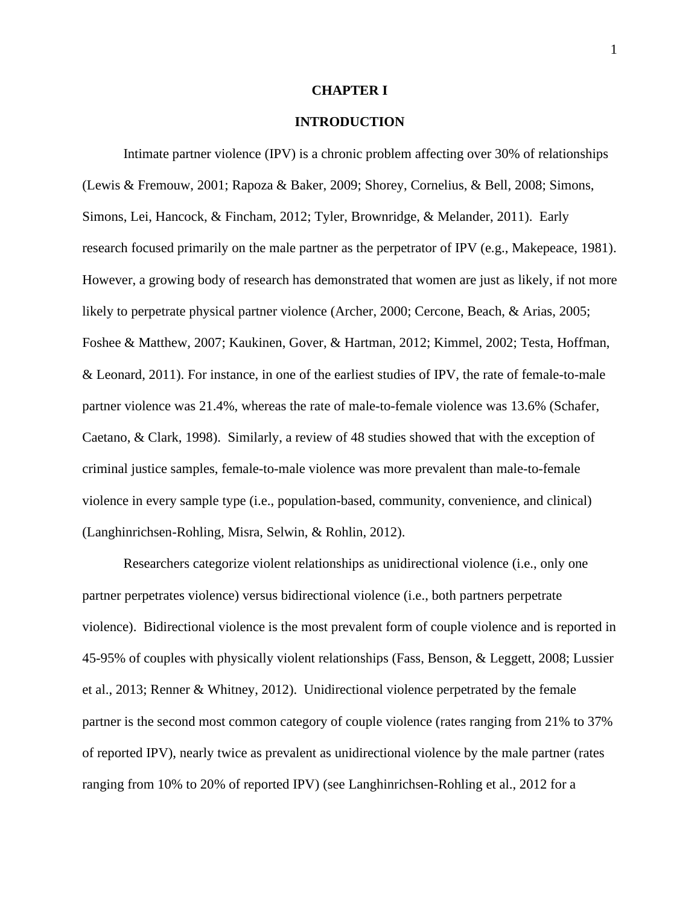# CHAPTER I

# INTRODUCTION

Intimate partner violence (IPV) is a chronic problem affecting over 30% of relationships (Lewis & Fremouw, 2001; Rapoza & Baker, 2009; Shorey, Cornelius, & Bell, 2008; Simons, Simons, Lei, Hancock, & Fincham, 2012; Tyler, Brownridge, & Melander, 2011). Early research focused primarily on the male partner as the perpetrator of IPV (e.g., Makepeace, 1981). However, a growing body of research has demonstrated that women are just as likely, if not more likely to perpetrate physical partner violence (Archer, 2000; Cercone, Beach, & Arias, 2005; Foshee & Matthew, 2007; Kaukinen, Gover, & Hartman, 2012; Kimmel, 2002; Testa, Hoffman, & Leonard, 2011). For instance, in one of the earliest studies of IPV, the rate of female-to-male partner violence was 21.4%, whereas the rate of male-to-female violence was 13.6% (Schafer, Caetano, & Clark, 1998). Similarly, a review of 48 studies showed that with the exception of criminal justice samples, female-to-male violence was more prevalent than male-to-female violence in every sample type (i.e., population-based, community, convenience, and clinical) (Langhinrichsen-Rohling, Misra, Selwin, & Rohlin, 2012).

Researchers categorize violent relationships as unidirectional violence (i.e., only one partner perpetrates violence) versus bidirectional violence (i.e., both partners perpetrate violence). Bidirectional violence is the most prevalent form of couple violence and is reported in 45-95% of couples with physically violent relationships (Fass, Benson, & Leggett, 2008; Lussier et al., 2013; Renner & Whitney, 2012). Unidirectional violence perpetrated by the female partner is the second most common category of couple violence (rates ranging from 21% to 37% of reported IPV), nearly twice as prevalent as unidirectional violence by the male partner (rates ranging from 10% to 20% of reported IPV) (see Langhinrichsen-Rohling et al., 2012 for a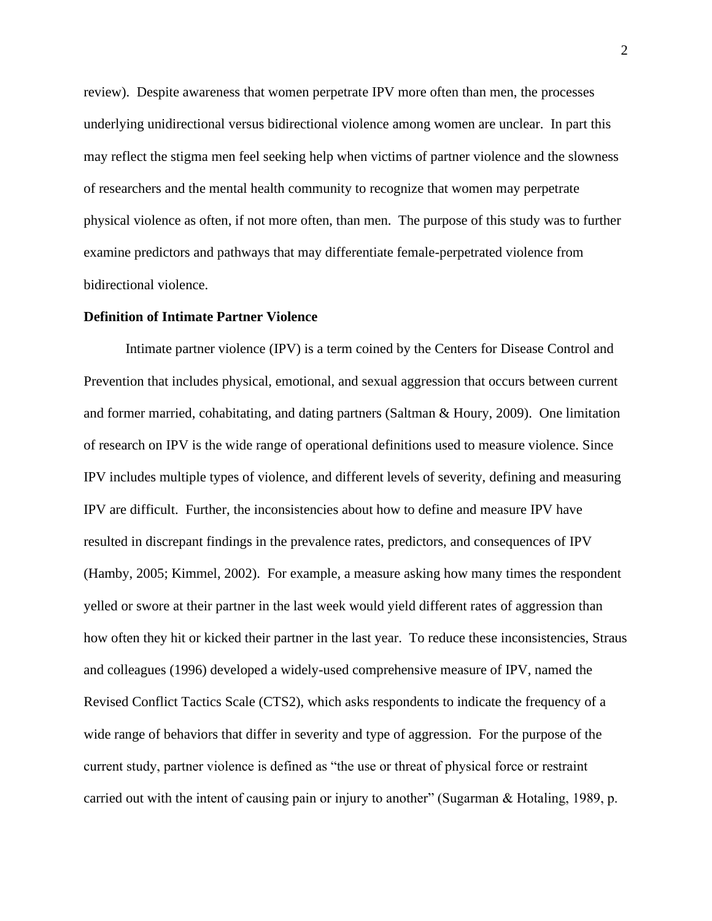review). Despite awareness that women perpetrate IPV more often than men, the processes underlying unidirectional versus bidirectional violence among women are unclear. In part this may reflect the stigma men feel seeking help when victims of partner violence and the slowness of researchers and the mental health community to recognize that women may perpetrate physical violence as often, if not more often, than men. The purpose of this study was to further examine predictors and pathways that may differentiate female-perpetrated violence from bidirectional violence.

**Definition of Intimate Partner Violence**

Intimate partner violence (IPV) is a term coined by the Centers for Disease Control and Prevention that includes physical, emotional, and sexual aggression that occurs between current and former married, cohabitating, and dating partners (Saltman & Houry, 2009). One limitation of research on IPV is the wide range of operational definitions used to measure violence. Since IPV includes multiple types of violence, and different levels of severity, defining and measuring IPV are difficult. Further, the inconsistencies about how to define and measure IPV have resulted in discrepant findings in the prevalence rates, predictors, and consequences of IPV (Hamby, 2005; Kimmel, 2002). For example, a measure asking how many times the respondent yelled or swore at their partner in the last week would yield different rates of aggression than how often they hit or kicked their partner in the last year. To reduce these inconsistencies, Straus and colleagues (1996) developed a widely-used comprehensive measure of IPV, named the Revised Conflict Tactics Scale (CTS2), which asks respondents to indicate the frequency of a wide range of behaviors that differ in severity and type of aggression. For the purpose of the current study, partner violence is defined as "the use or threat of physical force or restraint carried out with the intent of causing pain or injury to another" (Sugarman & Hotaling, 1989, p.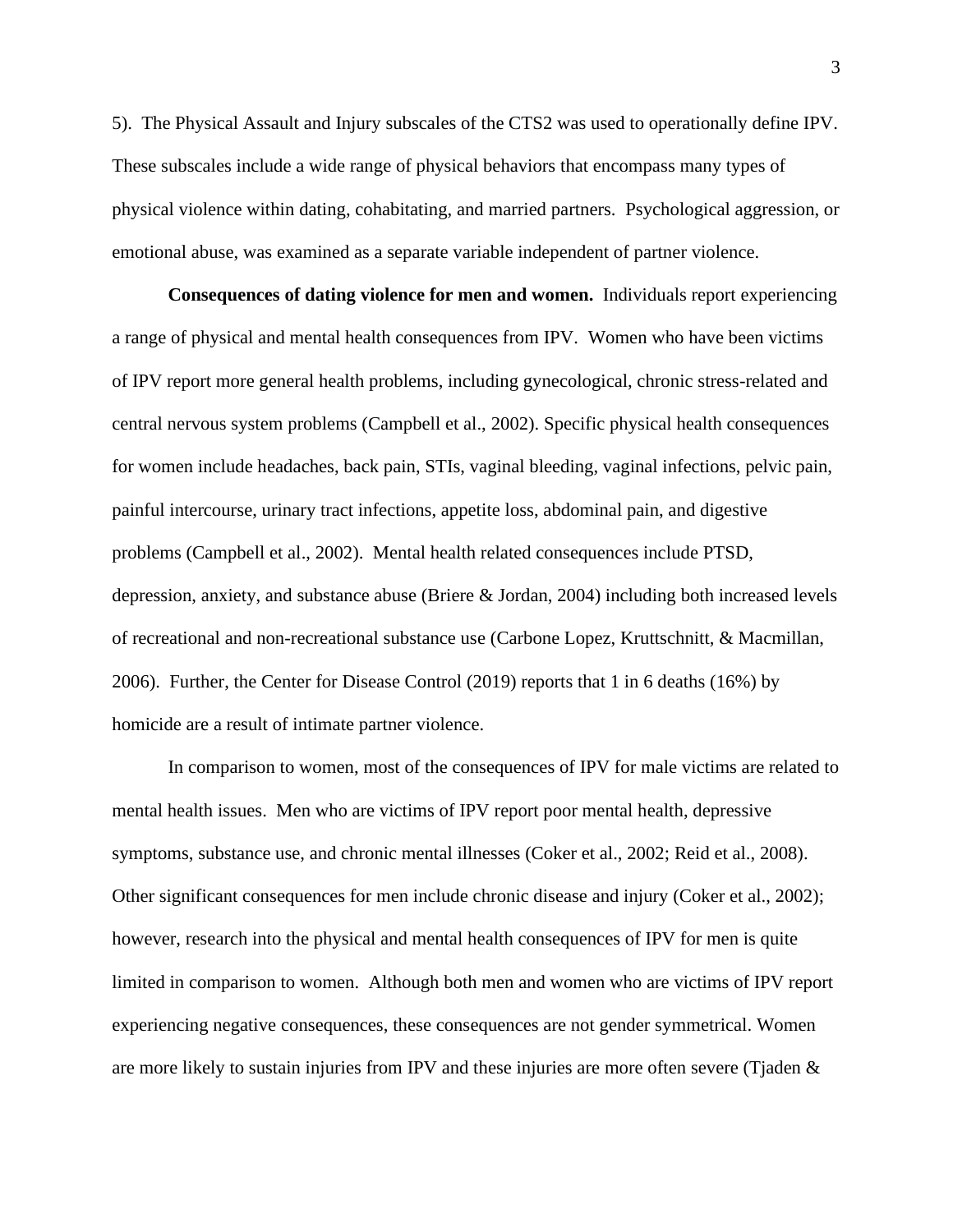5). The Physical Assault and Injury subscales of the CTS2 was used to operationally define IPV. These subscales include a wide range of physical behaviors that encompass many types of physical violence within dating, cohabitating, and married partners. Psychological aggression, or emotional abuse, was examined as a separate variable independent of partner violence.

**Consequences of dating violence for men and women.** Individuals report experiencing a range of physical and mental health consequences from IPV. Women who have been victims of IPV report more general health problems, including gynecological, chronic stress-related and central nervous system problems (Campbell et al., 2002). Specific physical health consequences for women include headaches, back pain, STIs, vaginal bleeding, vaginal infections, pelvic pain, painful intercourse, urinary tract infections, appetite loss, abdominal pain, and digestive problems (Campbell et al., 2002). Mental health related consequences include PTSD, depression, anxiety, and substance abuse (Briere & Jordan, 2004) including both increased levels of recreational and non-recreational substance use (Carbone Lopez, Kruttschnitt, & Macmillan, 2006). Further, the Center for Disease Control (2019) reports that 1 in 6 deaths (16%) by homicide are a result of intimate partner violence.

In comparison to women, most of the consequences of IPV for male victims are related to mental health issues. Men who are victims of IPV report poor mental health, depressive symptoms, substance use, and chronic mental illnesses (Coker et al., 2002; Reid et al., 2008). Other significant consequences for men include chronic disease and injury (Coker et al., 2002); however, research into the physical and mental health consequences of IPV for men is quite limited in comparison to women. Although both men and women who are victims of IPV report experiencing negative consequences, these consequences are not gender symmetrical. Women are more likely to sustain injuries from IPV and these injuries are more often severe (Tjaden &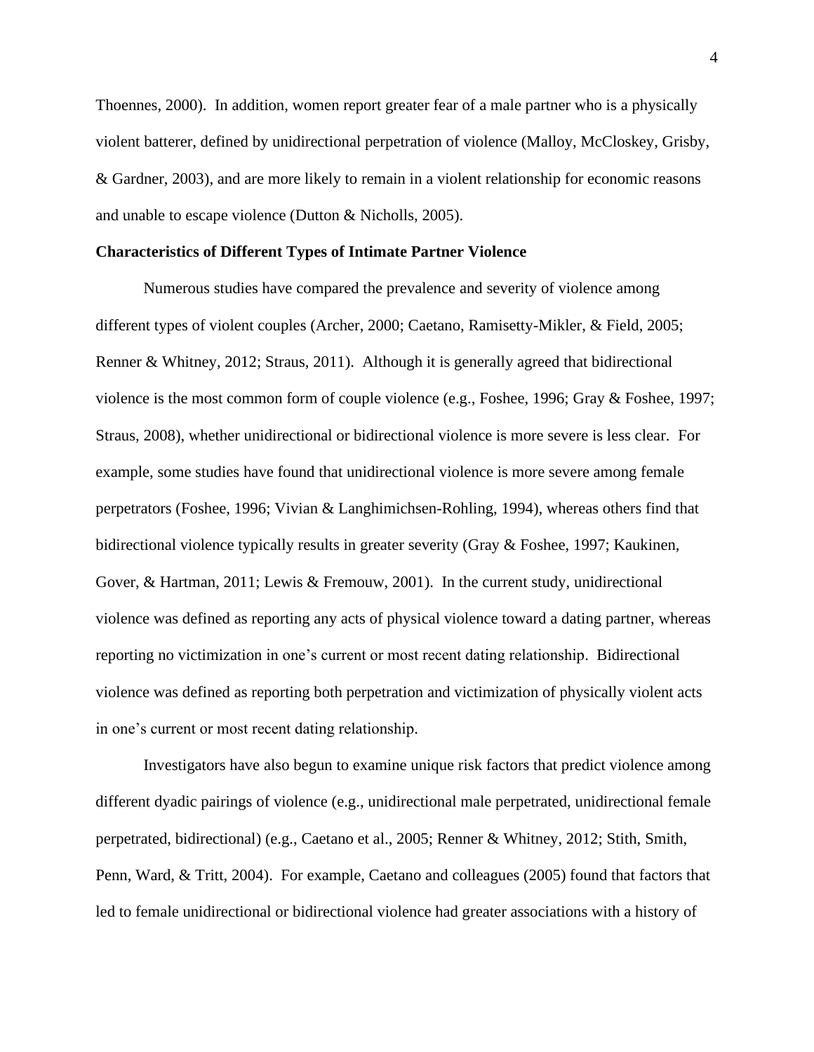Thoennes, 2000). In addition, women report greater fear of a male partner who is a physically violent batterer, defined by unidirectional perpetration of violence (Malloy, McCloskey, Grisby, & Gardner, 2003), and are more likely to remain in a violent relationship for economic reasons and unable to escape violence (Dutton & Nicholls, 2005).

**Characteristics of Different Types of Intimate Partner Violence**

Numerous studies have compared the prevalence and severity of violence among different types of violent couples (Archer, 2000; Caetano, Ramisetty-Mikler, & Field, 2005; Renner & Whitney, 2012; Straus, 2011). Although it is generally agreed that bidirectional violence is the most common form of couple violence (e.g., Foshee, 1996; Gray & Foshee, 1997; Straus, 2008), whether unidirectional or bidirectional violence is more severe is less clear. For example, some studies have found that unidirectional violence is more severe among female perpetrators (Foshee, 1996; Vivian & Langhimichsen-Rohling, 1994), whereas others find that bidirectional violence typically results in greater severity (Gray & Foshee, 1997; Kaukinen, Gover, & Hartman, 2011; Lewis & Fremouw, 2001). In the current study, unidirectional violence was defined as reporting any acts of physical violence toward a dating partner, whereas reporting no victimization in one's current or most recent dating relationship. Bidirectional violence was defined as reporting both perpetration and victimization of physically violent acts in one's current or most recent dating relationship.

Investigators have also begun to examine unique risk factors that predict violence among different dyadic pairings of violence (e.g., unidirectional male perpetrated, unidirectional female perpetrated, bidirectional) (e.g., Caetano et al., 2005; Renner & Whitney, 2012; Stith, Smith, Penn, Ward, & Tritt, 2004). For example, Caetano and colleagues (2005) found that factors that led to female unidirectional or bidirectional violence had greater associations with a history of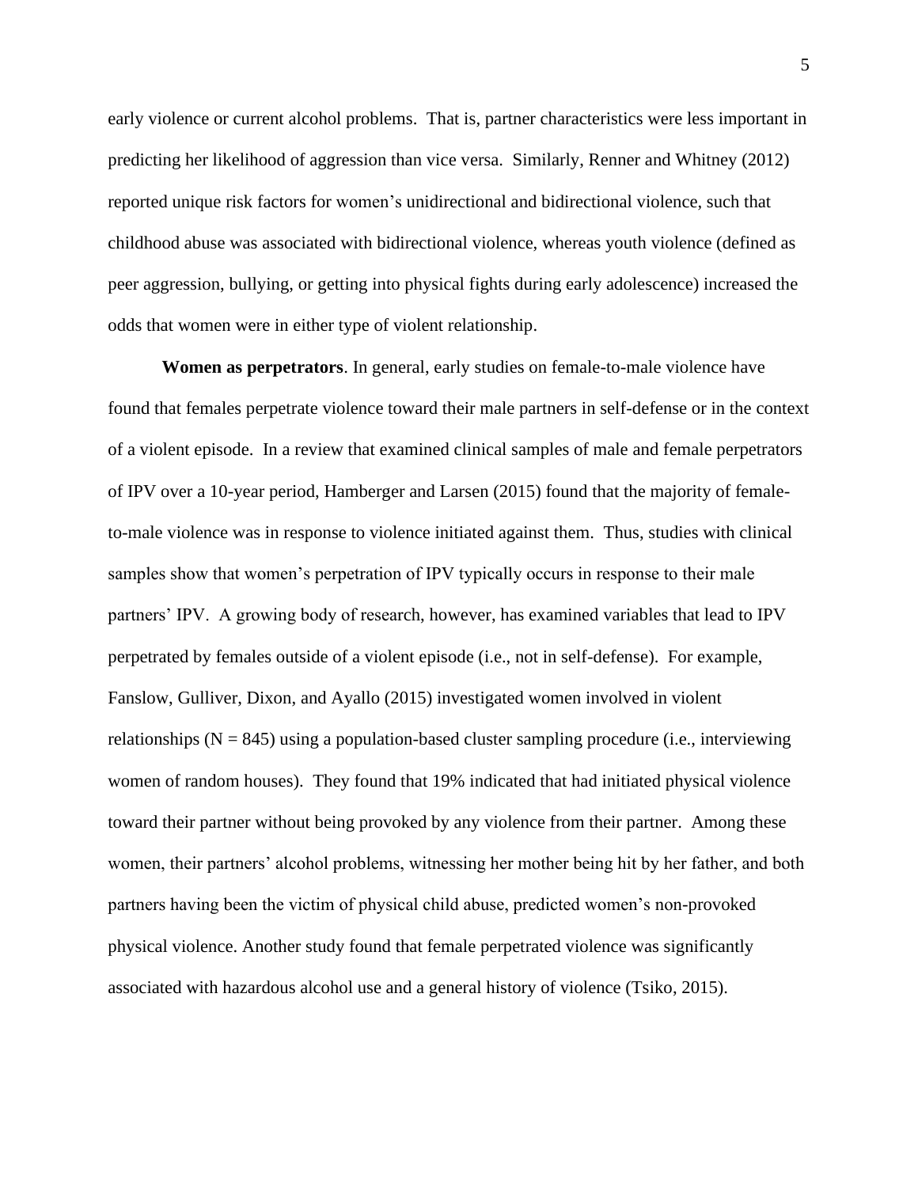early violence or current alcohol problems. That is, partner characteristics were less important in predicting her likelihood of aggression than vice versa. Similarly, Renner and Whitney (2012) reported unique risk factors for women's unidirectional and bidirectional violence, such that childhood abuse was associated with bidirectional violence, whereas youth violence (defined as peer aggression, bullying, or getting into physical fights during early adolescence) increased the odds that women were in either type of violent relationship.

**Women as perpetrators**. In general, early studies on female-to-male violence have found that females perpetrate violence toward their male partners in self-defense or in the context of a violent episode. In a review that examined clinical samples of male and female perpetrators of IPV over a 10-year period, Hamberger and Larsen (2015) found that the majority of female-to-male violence was in response to violence initiated against them. Thus, studies with clinical samples show that women's perpetration of IPV typically occurs in response to their male partners' IPV. A growing body of research, however, has examined variables that lead to IPV perpetrated by females outside of a violent episode (i.e., not in self-defense). For example, Fanslow, Gulliver, Dixon, and Ayallo (2015) investigated women involved in violent relationships (N = 845) using a population-based cluster sampling procedure (i.e., interviewing women of random houses). They found that 19% indicated that had initiated physical violence toward their partner without being provoked by any violence from their partner. Among these women, their partners' alcohol problems, witnessing her mother being hit by her father, and both partners having been the victim of physical child abuse, predicted women's non-provoked physical violence. Another study found that female perpetrated violence was significantly associated with hazardous alcohol use and a general history of violence (Tsiko, 2015).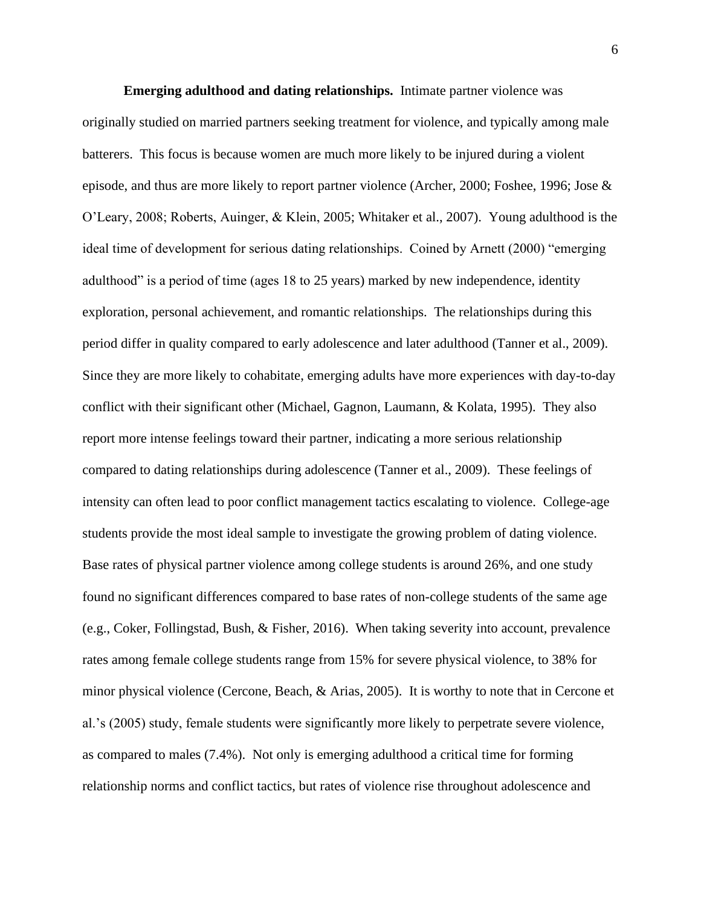**Emerging adulthood and dating relationships.** Intimate partner violence was originally studied on married partners seeking treatment for violence, and typically among male batterers. This focus is because women are much more likely to be injured during a violent episode, and thus are more likely to report partner violence (Archer, 2000; Foshee, 1996; Jose & O'Leary, 2008; Roberts, Auinger, & Klein, 2005; Whitaker et al., 2007). Young adulthood is the ideal time of development for serious dating relationships. Coined by Arnett (2000) "emerging adulthood" is a period of time (ages 18 to 25 years) marked by new independence, identity exploration, personal achievement, and romantic relationships. The relationships during this period differ in quality compared to early adolescence and later adulthood (Tanner et al., 2009). Since they are more likely to cohabitate, emerging adults have more experiences with day-to-day conflict with their significant other (Michael, Gagnon, Laumann, & Kolata, 1995). They also report more intense feelings toward their partner, indicating a more serious relationship compared to dating relationships during adolescence (Tanner et al., 2009). These feelings of intensity can often lead to poor conflict management tactics escalating to violence. College-age students provide the most ideal sample to investigate the growing problem of dating violence. Base rates of physical partner violence among college students is around 26%, and one study found no significant differences compared to base rates of non-college students of the same age (e.g., Coker, Follingstad, Bush, & Fisher, 2016). When taking severity into account, prevalence rates among female college students range from 15% for severe physical violence, to 38% for minor physical violence (Cercone, Beach, & Arias, 2005). It is worthy to note that in Cercone et al.'s (2005) study, female students were significantly more likely to perpetrate severe violence, as compared to males (7.4%). Not only is emerging adulthood a critical time for forming relationship norms and conflict tactics, but rates of violence rise throughout adolescence and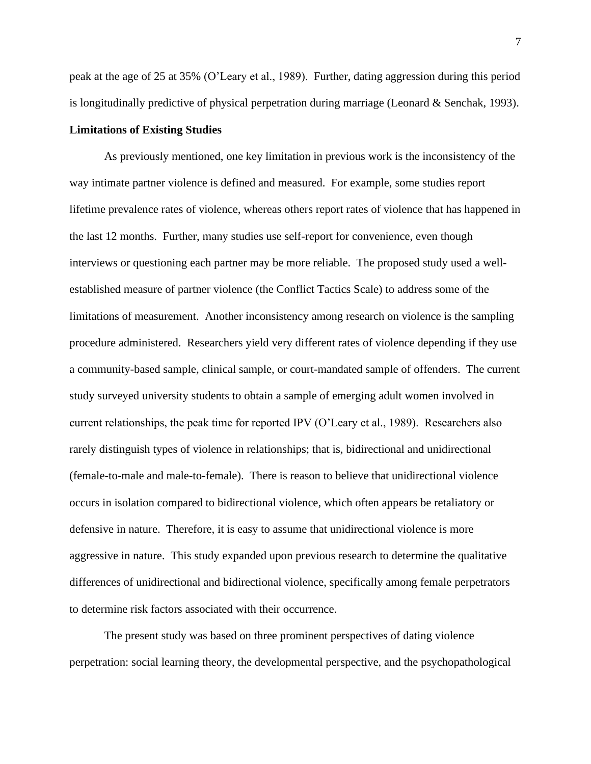peak at the age of 25 at 35% (O'Leary et al., 1989). Further, dating aggression during this period is longitudinally predictive of physical perpetration during marriage (Leonard & Senchak, 1993).

**Limitations of Existing Studies**

As previously mentioned, one key limitation in previous work is the inconsistency of the way intimate partner violence is defined and measured. For example, some studies report lifetime prevalence rates of violence, whereas others report rates of violence that has happened in the last 12 months. Further, many studies use self-report for convenience, even though interviews or questioning each partner may be more reliable. The proposed study used a well-established measure of partner violence (the Conflict Tactics Scale) to address some of the limitations of measurement. Another inconsistency among research on violence is the sampling procedure administered. Researchers yield very different rates of violence depending if they use a community-based sample, clinical sample, or court-mandated sample of offenders. The current study surveyed university students to obtain a sample of emerging adult women involved in current relationships, the peak time for reported IPV (O'Leary et al., 1989). Researchers also rarely distinguish types of violence in relationships; that is, bidirectional and unidirectional (female-to-male and male-to-female). There is reason to believe that unidirectional violence occurs in isolation compared to bidirectional violence, which often appears be retaliatory or defensive in nature. Therefore, it is easy to assume that unidirectional violence is more aggressive in nature. This study expanded upon previous research to determine the qualitative differences of unidirectional and bidirectional violence, specifically among female perpetrators to determine risk factors associated with their occurrence.

The present study was based on three prominent perspectives of dating violence perpetration: social learning theory, the developmental perspective, and the psychopathological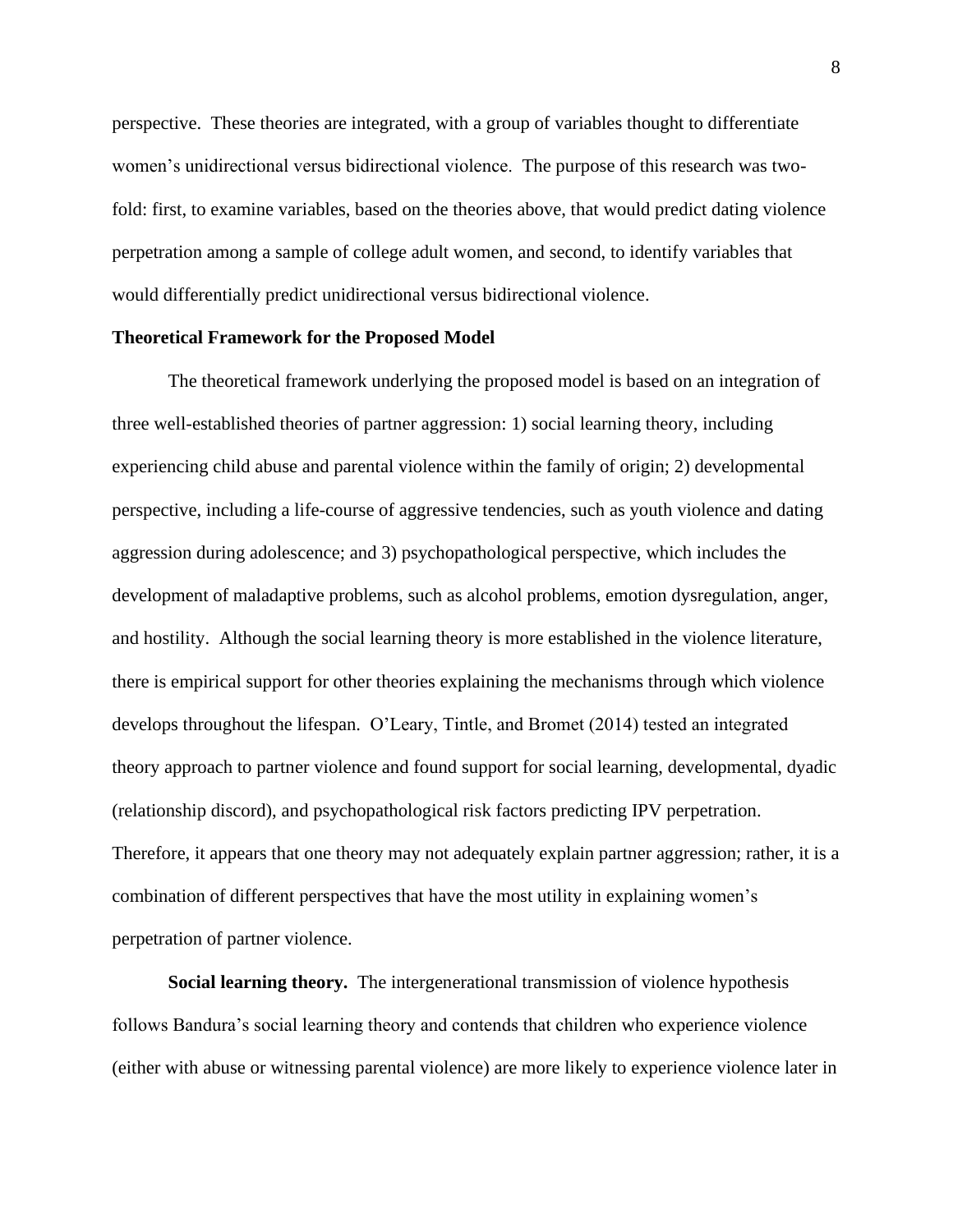perspective. These theories are integrated, with a group of variables thought to differentiate women's unidirectional versus bidirectional violence. The purpose of this research was two-fold: first, to examine variables, based on the theories above, that would predict dating violence perpetration among a sample of college adult women, and second, to identify variables that would differentially predict unidirectional versus bidirectional violence.

**Theoretical Framework for the Proposed Model**

The theoretical framework underlying the proposed model is based on an integration of three well-established theories of partner aggression: 1) social learning theory, including experiencing child abuse and parental violence within the family of origin; 2) developmental perspective, including a life-course of aggressive tendencies, such as youth violence and dating aggression during adolescence; and 3) psychopathological perspective, which includes the development of maladaptive problems, such as alcohol problems, emotion dysregulation, anger, and hostility. Although the social learning theory is more established in the violence literature, there is empirical support for other theories explaining the mechanisms through which violence develops throughout the lifespan. O'Leary, Tintle, and Bromet (2014) tested an integrated theory approach to partner violence and found support for social learning, developmental, dyadic (relationship discord), and psychopathological risk factors predicting IPV perpetration. Therefore, it appears that one theory may not adequately explain partner aggression; rather, it is a combination of different perspectives that have the most utility in explaining women's perpetration of partner violence.

**Social learning theory.** The intergenerational transmission of violence hypothesis follows Bandura's social learning theory and contends that children who experience violence (either with abuse or witnessing parental violence) are more likely to experience violence later in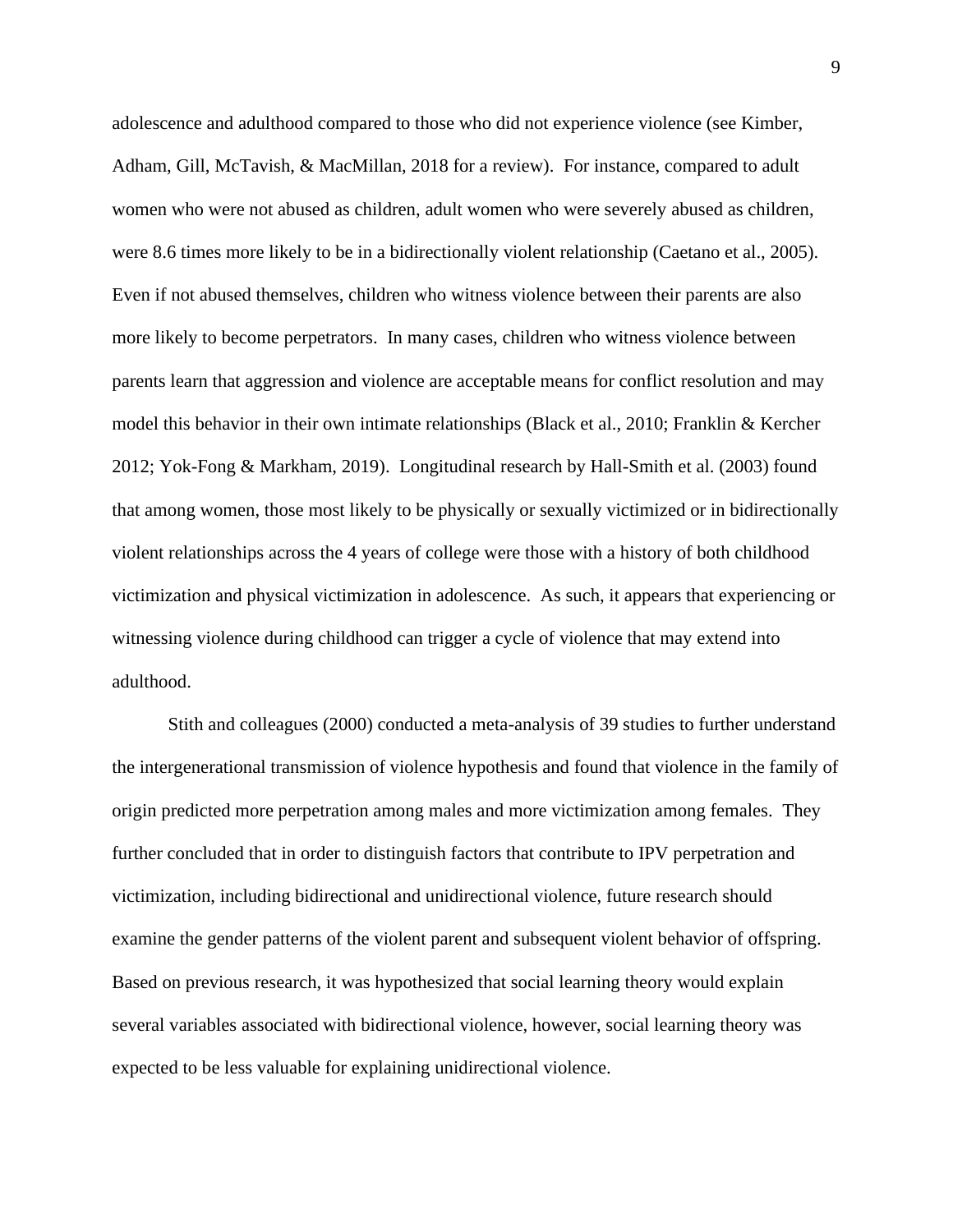adolescence and adulthood compared to those who did not experience violence (see Kimber, Adham, Gill, McTavish, & MacMillan, 2018 for a review). For instance, compared to adult women who were not abused as children, adult women who were severely abused as children, were 8.6 times more likely to be in a bidirectionally violent relationship (Caetano et al., 2005). Even if not abused themselves, children who witness violence between their parents are also more likely to become perpetrators. In many cases, children who witness violence between parents learn that aggression and violence are acceptable means for conflict resolution and may model this behavior in their own intimate relationships (Black et al., 2010; Franklin & Kercher 2012; Yok-Fong & Markham, 2019). Longitudinal research by Hall-Smith et al. (2003) found that among women, those most likely to be physically or sexually victimized or in bidirectionally violent relationships across the 4 years of college were those with a history of both childhood victimization and physical victimization in adolescence. As such, it appears that experiencing or witnessing violence during childhood can trigger a cycle of violence that may extend into adulthood.

Stith and colleagues (2000) conducted a meta-analysis of 39 studies to further understand the intergenerational transmission of violence hypothesis and found that violence in the family of origin predicted more perpetration among males and more victimization among females. They further concluded that in order to distinguish factors that contribute to IPV perpetration and victimization, including bidirectional and unidirectional violence, future research should examine the gender patterns of the violent parent and subsequent violent behavior of offspring. Based on previous research, it was hypothesized that social learning theory would explain several variables associated with bidirectional violence, however, social learning theory was expected to be less valuable for explaining unidirectional violence.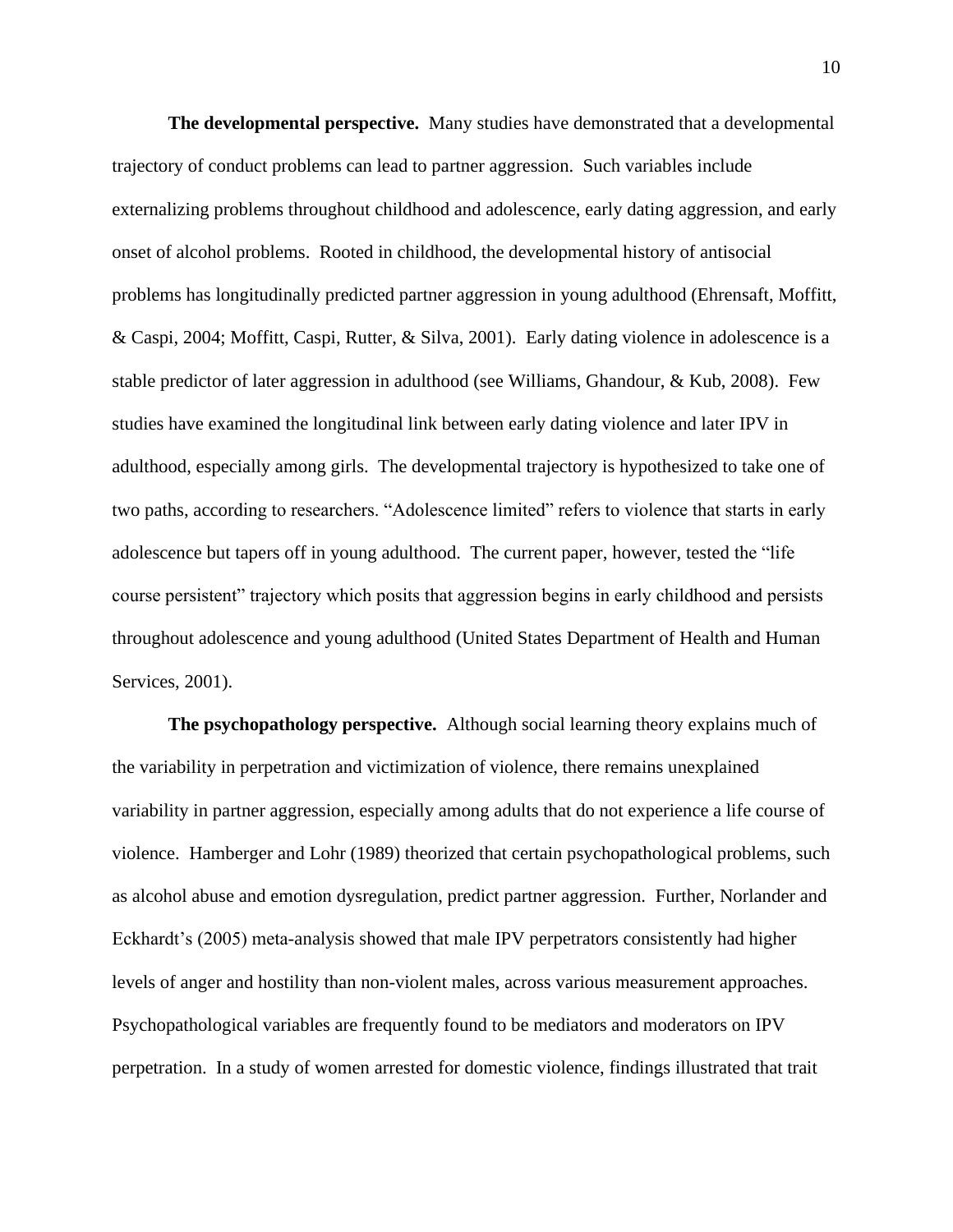**The developmental perspective.** Many studies have demonstrated that a developmental trajectory of conduct problems can lead to partner aggression. Such variables include externalizing problems throughout childhood and adolescence, early dating aggression, and early onset of alcohol problems. Rooted in childhood, the developmental history of antisocial problems has longitudinally predicted partner aggression in young adulthood (Ehrensaft, Moffitt, & Caspi, 2004; Moffitt, Caspi, Rutter, & Silva, 2001). Early dating violence in adolescence is a stable predictor of later aggression in adulthood (see Williams, Ghandour, & Kub, 2008). Few studies have examined the longitudinal link between early dating violence and later IPV in adulthood, especially among girls. The developmental trajectory is hypothesized to take one of two paths, according to researchers. "Adolescence limited" refers to violence that starts in early adolescence but tapers off in young adulthood. The current paper, however, tested the "life course persistent" trajectory which posits that aggression begins in early childhood and persists throughout adolescence and young adulthood (United States Department of Health and Human Services, 2001).

**The psychopathology perspective.** Although social learning theory explains much of the variability in perpetration and victimization of violence, there remains unexplained variability in partner aggression, especially among adults that do not experience a life course of violence. Hamberger and Lohr (1989) theorized that certain psychopathological problems, such as alcohol abuse and emotion dysregulation, predict partner aggression. Further, Norlander and Eckhardt's (2005) meta-analysis showed that male IPV perpetrators consistently had higher levels of anger and hostility than non-violent males, across various measurement approaches. Psychopathological variables are frequently found to be mediators and moderators on IPV perpetration. In a study of women arrested for domestic violence, findings illustrated that trait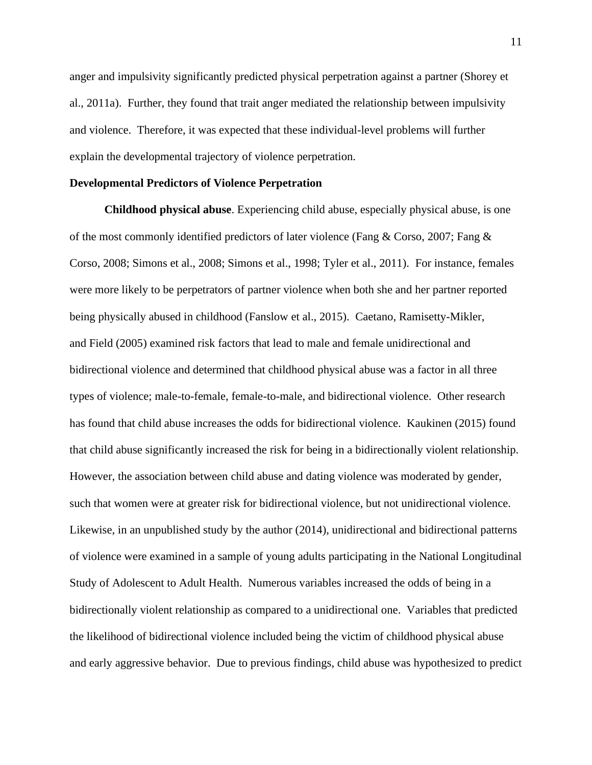anger and impulsivity significantly predicted physical perpetration against a partner (Shorey et al., 2011a). Further, they found that trait anger mediated the relationship between impulsivity and violence. Therefore, it was expected that these individual-level problems will further explain the developmental trajectory of violence perpetration.

**Developmental Predictors of Violence Perpetration**

**Childhood physical abuse**. Experiencing child abuse, especially physical abuse, is one of the most commonly identified predictors of later violence (Fang & Corso, 2007; Fang & Corso, 2008; Simons et al., 2008; Simons et al., 1998; Tyler et al., 2011). For instance, females were more likely to be perpetrators of partner violence when both she and her partner reported being physically abused in childhood (Fanslow et al., 2015). Caetano, Ramisetty-Mikler, and Field (2005) examined risk factors that lead to male and female unidirectional and bidirectional violence and determined that childhood physical abuse was a factor in all three types of violence; male-to-female, female-to-male, and bidirectional violence. Other research has found that child abuse increases the odds for bidirectional violence. Kaukinen (2015) found that child abuse significantly increased the risk for being in a bidirectionally violent relationship. However, the association between child abuse and dating violence was moderated by gender, such that women were at greater risk for bidirectional violence, but not unidirectional violence. Likewise, in an unpublished study by the author (2014), unidirectional and bidirectional patterns of violence were examined in a sample of young adults participating in the National Longitudinal Study of Adolescent to Adult Health. Numerous variables increased the odds of being in a bidirectionally violent relationship as compared to a unidirectional one. Variables that predicted the likelihood of bidirectional violence included being the victim of childhood physical abuse and early aggressive behavior. Due to previous findings, child abuse was hypothesized to predict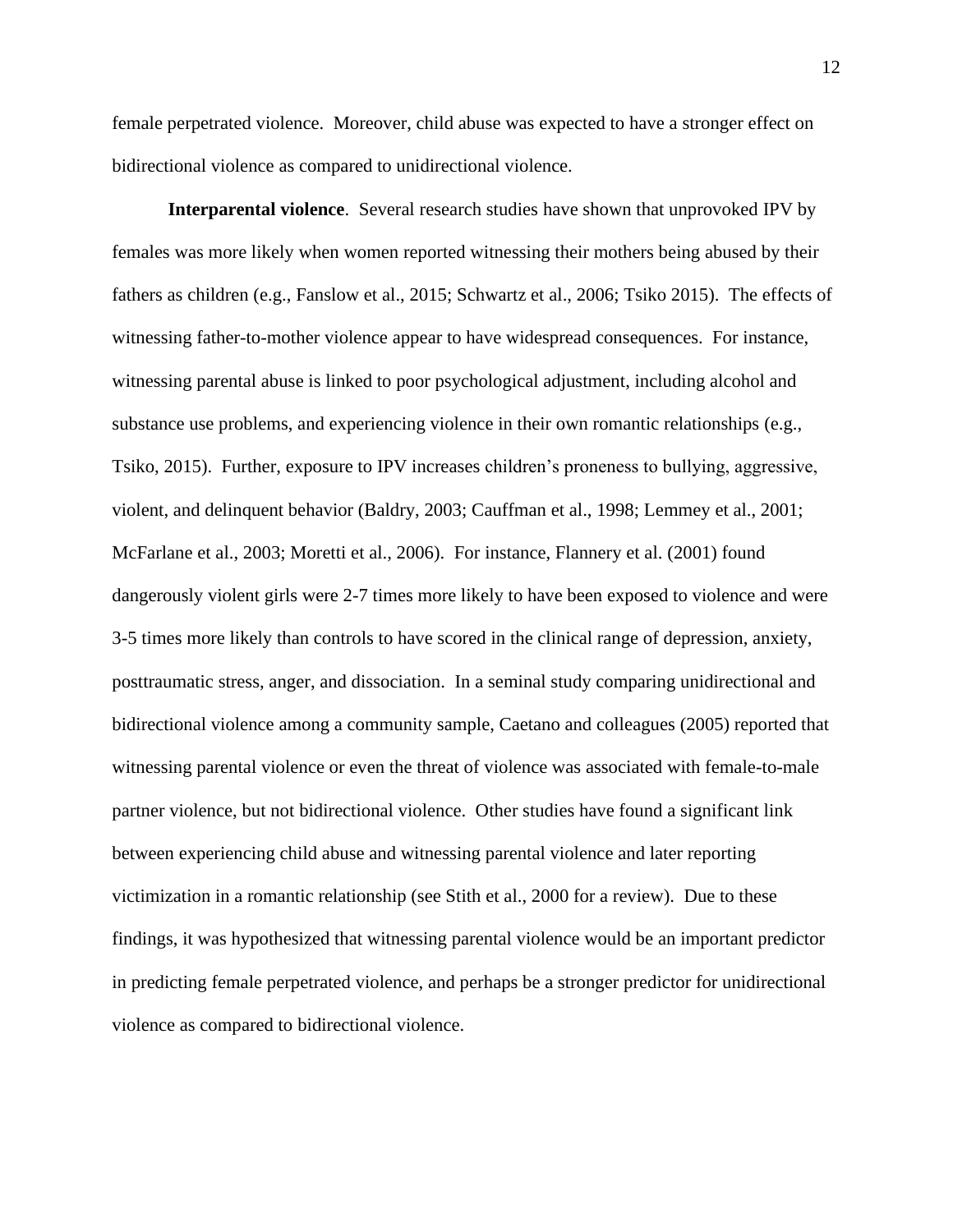female perpetrated violence. Moreover, child abuse was expected to have a stronger effect on bidirectional violence as compared to unidirectional violence.

**Interparental violence**. Several research studies have shown that unprovoked IPV by females was more likely when women reported witnessing their mothers being abused by their fathers as children (e.g., Fanslow et al., 2015; Schwartz et al., 2006; Tsiko 2015). The effects of witnessing father-to-mother violence appear to have widespread consequences. For instance, witnessing parental abuse is linked to poor psychological adjustment, including alcohol and substance use problems, and experiencing violence in their own romantic relationships (e.g., Tsiko, 2015). Further, exposure to IPV increases children's proneness to bullying, aggressive, violent, and delinquent behavior (Baldry, 2003; Cauffman et al., 1998; Lemmey et al., 2001; McFarlane et al., 2003; Moretti et al., 2006). For instance, Flannery et al. (2001) found dangerously violent girls were 2-7 times more likely to have been exposed to violence and were 3-5 times more likely than controls to have scored in the clinical range of depression, anxiety, posttraumatic stress, anger, and dissociation. In a seminal study comparing unidirectional and bidirectional violence among a community sample, Caetano and colleagues (2005) reported that witnessing parental violence or even the threat of violence was associated with female-to-male partner violence, but not bidirectional violence. Other studies have found a significant link between experiencing child abuse and witnessing parental violence and later reporting victimization in a romantic relationship (see Stith et al., 2000 for a review). Due to these findings, it was hypothesized that witnessing parental violence would be an important predictor in predicting female perpetrated violence, and perhaps be a stronger predictor for unidirectional violence as compared to bidirectional violence.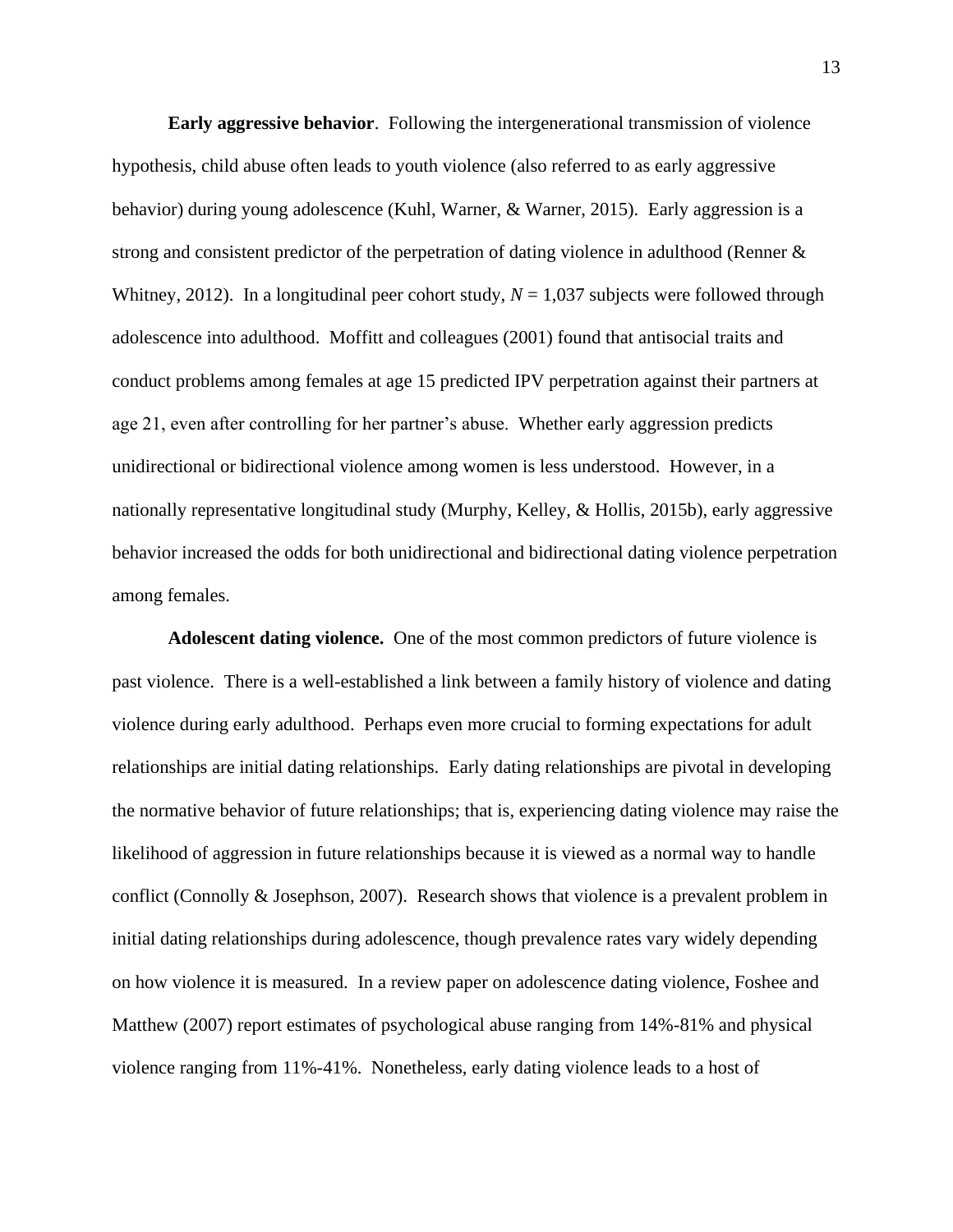**Early aggressive behavior**. Following the intergenerational transmission of violence hypothesis, child abuse often leads to youth violence (also referred to as early aggressive behavior) during young adolescence (Kuhl, Warner, & Warner, 2015). Early aggression is a strong and consistent predictor of the perpetration of dating violence in adulthood (Renner & Whitney, 2012). In a longitudinal peer cohort study, $N$ = 1,037 subjects were followed through adolescence into adulthood. Moffitt and colleagues (2001) found that antisocial traits and conduct problems among females at age 15 predicted IPV perpetration against their partners at age 21, even after controlling for her partner's abuse. Whether early aggression predicts unidirectional or bidirectional violence among women is less understood. However, in a nationally representative longitudinal study (Murphy, Kelley, & Hollis, 2015b), early aggressive behavior increased the odds for both unidirectional and bidirectional dating violence perpetration among females.

**Adolescent dating violence.** One of the most common predictors of future violence is past violence. There is a well-established a link between a family history of violence and dating violence during early adulthood. Perhaps even more crucial to forming expectations for adult relationships are initial dating relationships. Early dating relationships are pivotal in developing the normative behavior of future relationships; that is, experiencing dating violence may raise the likelihood of aggression in future relationships because it is viewed as a normal way to handle conflict (Connolly & Josephson, 2007). Research shows that violence is a prevalent problem in initial dating relationships during adolescence, though prevalence rates vary widely depending on how violence it is measured. In a review paper on adolescence dating violence, Foshee and Matthew (2007) report estimates of psychological abuse ranging from 14%-81% and physical violence ranging from 11%-41%. Nonetheless, early dating violence leads to a host of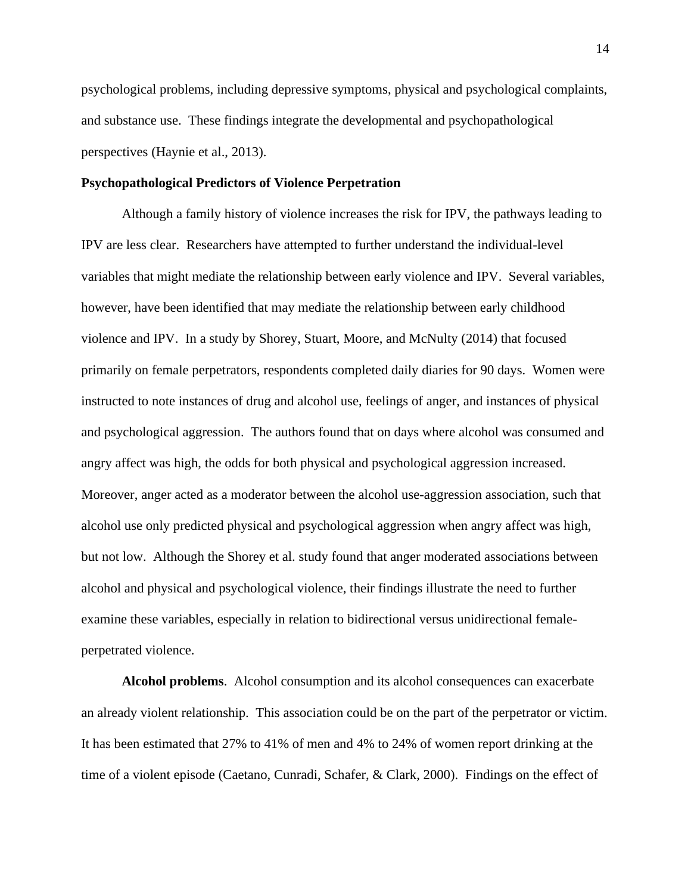psychological problems, including depressive symptoms, physical and psychological complaints, and substance use. These findings integrate the developmental and psychopathological perspectives (Haynie et al., 2013).

**Psychopathological Predictors of Violence Perpetration**

Although a family history of violence increases the risk for IPV, the pathways leading to IPV are less clear. Researchers have attempted to further understand the individual-level variables that might mediate the relationship between early violence and IPV. Several variables, however, have been identified that may mediate the relationship between early childhood violence and IPV. In a study by Shorey, Stuart, Moore, and McNulty (2014) that focused primarily on female perpetrators, respondents completed daily diaries for 90 days. Women were instructed to note instances of drug and alcohol use, feelings of anger, and instances of physical and psychological aggression. The authors found that on days where alcohol was consumed and angry affect was high, the odds for both physical and psychological aggression increased. Moreover, anger acted as a moderator between the alcohol use-aggression association, such that alcohol use only predicted physical and psychological aggression when angry affect was high, but not low. Although the Shorey et al. study found that anger moderated associations between alcohol and physical and psychological violence, their findings illustrate the need to further examine these variables, especially in relation to bidirectional versus unidirectional female-perpetrated violence.

**Alcohol problems**. Alcohol consumption and its alcohol consequences can exacerbate an already violent relationship. This association could be on the part of the perpetrator or victim. It has been estimated that 27% to 41% of men and 4% to 24% of women report drinking at the time of a violent episode (Caetano, Cunradi, Schafer, & Clark, 2000). Findings on the effect of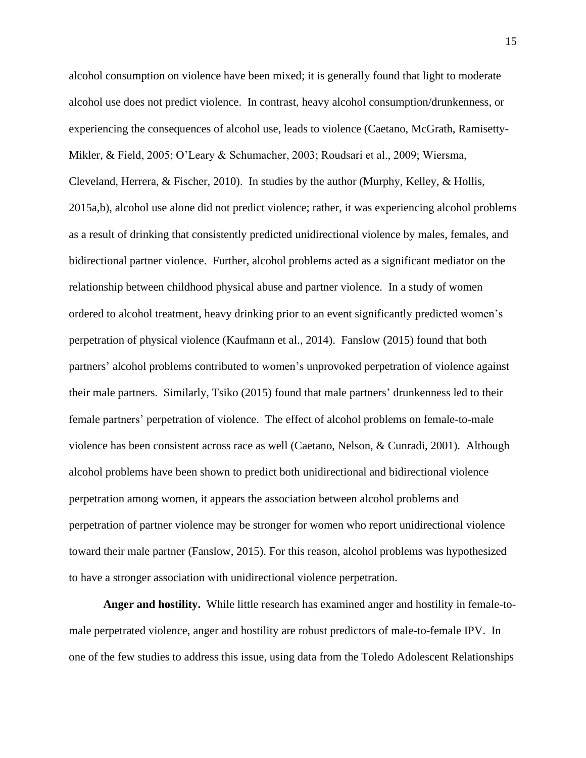alcohol consumption on violence have been mixed; it is generally found that light to moderate alcohol use does not predict violence. In contrast, heavy alcohol consumption/drunkenness, or experiencing the consequences of alcohol use, leads to violence (Caetano, McGrath, Ramisetty-Mikler, & Field, 2005; O'Leary & Schumacher, 2003; Roudsari et al., 2009; Wiersma, Cleveland, Herrera, & Fischer, 2010). In studies by the author (Murphy, Kelley, & Hollis, 2015a,b), alcohol use alone did not predict violence; rather, it was experiencing alcohol problems as a result of drinking that consistently predicted unidirectional violence by males, females, and bidirectional partner violence. Further, alcohol problems acted as a significant mediator on the relationship between childhood physical abuse and partner violence. In a study of women ordered to alcohol treatment, heavy drinking prior to an event significantly predicted women's perpetration of physical violence (Kaufmann et al., 2014). Fanslow (2015) found that both partners' alcohol problems contributed to women's unprovoked perpetration of violence against their male partners. Similarly, Tsiko (2015) found that male partners' drunkenness led to their female partners' perpetration of violence. The effect of alcohol problems on female-to-male violence has been consistent across race as well (Caetano, Nelson, & Cunradi, 2001). Although alcohol problems have been shown to predict both unidirectional and bidirectional violence perpetration among women, it appears the association between alcohol problems and perpetration of partner violence may be stronger for women who report unidirectional violence toward their male partner (Fanslow, 2015). For this reason, alcohol problems was hypothesized to have a stronger association with unidirectional violence perpetration.

**Anger and hostility.** While little research has examined anger and hostility in female-to-male perpetrated violence, anger and hostility are robust predictors of male-to-female IPV. In one of the few studies to address this issue, using data from the Toledo Adolescent Relationships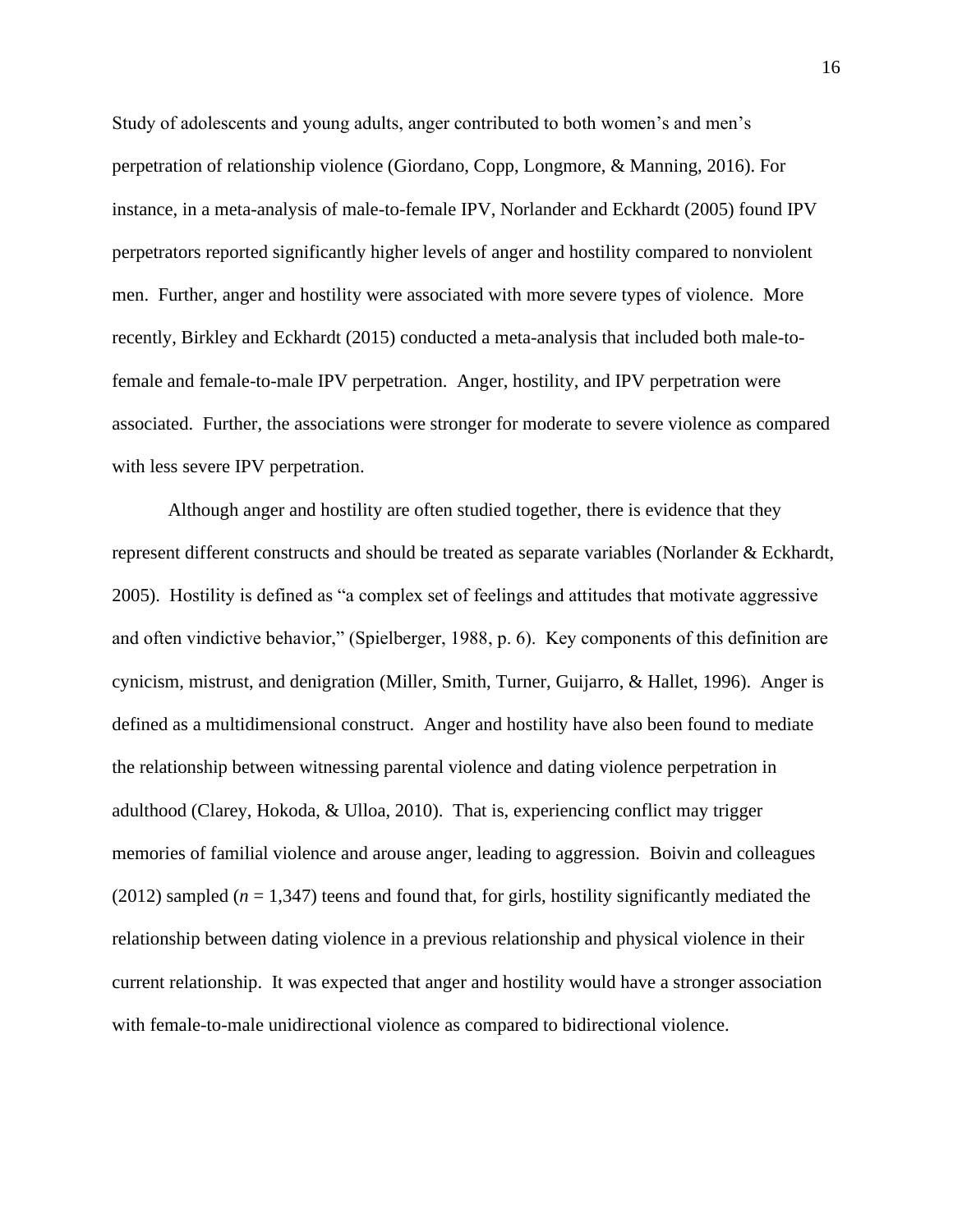Study of adolescents and young adults, anger contributed to both women's and men's perpetration of relationship violence (Giordano, Copp, Longmore, & Manning, 2016). For instance, in a meta-analysis of male-to-female IPV, Norlander and Eckhardt (2005) found IPV perpetrators reported significantly higher levels of anger and hostility compared to nonviolent men. Further, anger and hostility were associated with more severe types of violence. More recently, Birkley and Eckhardt (2015) conducted a meta-analysis that included both male-to-female and female-to-male IPV perpetration. Anger, hostility, and IPV perpetration were associated. Further, the associations were stronger for moderate to severe violence as compared with less severe IPV perpetration.

Although anger and hostility are often studied together, there is evidence that they represent different constructs and should be treated as separate variables (Norlander & Eckhardt, 2005). Hostility is defined as "a complex set of feelings and attitudes that motivate aggressive and often vindictive behavior," (Spielberger, 1988, p. 6). Key components of this definition are cynicism, mistrust, and denigration (Miller, Smith, Turner, Guijarro, & Hallet, 1996). Anger is defined as a multidimensional construct. Anger and hostility have also been found to mediate the relationship between witnessing parental violence and dating violence perpetration in adulthood (Clarey, Hokoda, & Ulloa, 2010). That is, experiencing conflict may trigger memories of familial violence and arouse anger, leading to aggression. Boivin and colleagues (2012) sampled ($n$ = 1,347) teens and found that, for girls, hostility significantly mediated the relationship between dating violence in a previous relationship and physical violence in their current relationship. It was expected that anger and hostility would have a stronger association with female-to-male unidirectional violence as compared to bidirectional violence.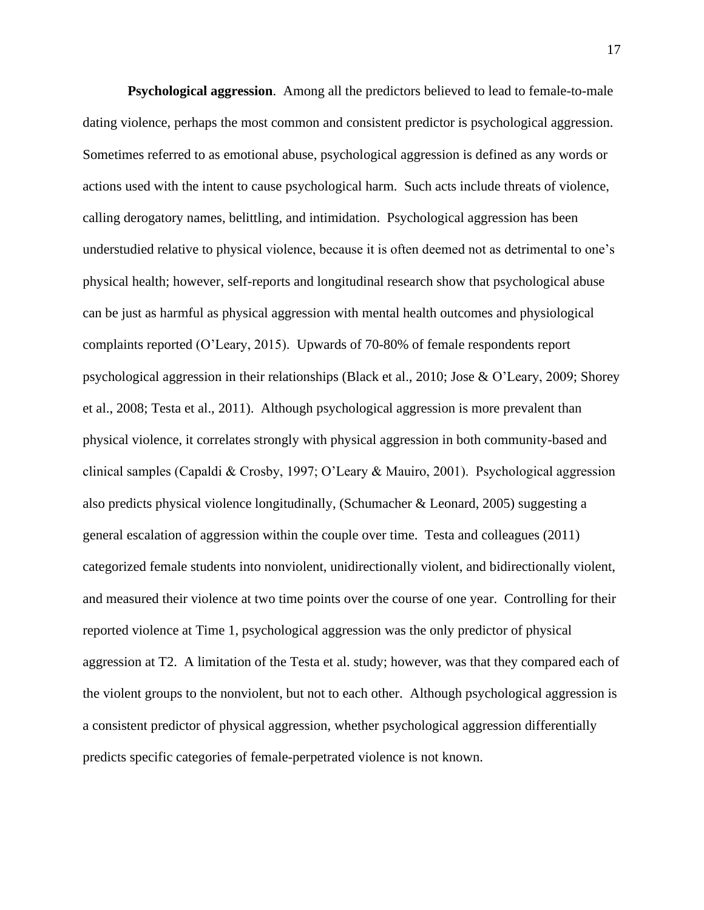**Psychological aggression**. Among all the predictors believed to lead to female-to-male dating violence, perhaps the most common and consistent predictor is psychological aggression. Sometimes referred to as emotional abuse, psychological aggression is defined as any words or actions used with the intent to cause psychological harm. Such acts include threats of violence, calling derogatory names, belittling, and intimidation. Psychological aggression has been understudied relative to physical violence, because it is often deemed not as detrimental to one's physical health; however, self-reports and longitudinal research show that psychological abuse can be just as harmful as physical aggression with mental health outcomes and physiological complaints reported (O'Leary, 2015). Upwards of 70-80% of female respondents report psychological aggression in their relationships (Black et al., 2010; Jose & O'Leary, 2009; Shorey et al., 2008; Testa et al., 2011). Although psychological aggression is more prevalent than physical violence, it correlates strongly with physical aggression in both community-based and clinical samples (Capaldi & Crosby, 1997; O'Leary & Mauiro, 2001). Psychological aggression also predicts physical violence longitudinally, (Schumacher & Leonard, 2005) suggesting a general escalation of aggression within the couple over time. Testa and colleagues (2011) categorized female students into nonviolent, unidirectionally violent, and bidirectionally violent, and measured their violence at two time points over the course of one year. Controlling for their reported violence at Time 1, psychological aggression was the only predictor of physical aggression at T2. A limitation of the Testa et al. study; however, was that they compared each of the violent groups to the nonviolent, but not to each other. Although psychological aggression is a consistent predictor of physical aggression, whether psychological aggression differentially predicts specific categories of female-perpetrated violence is not known.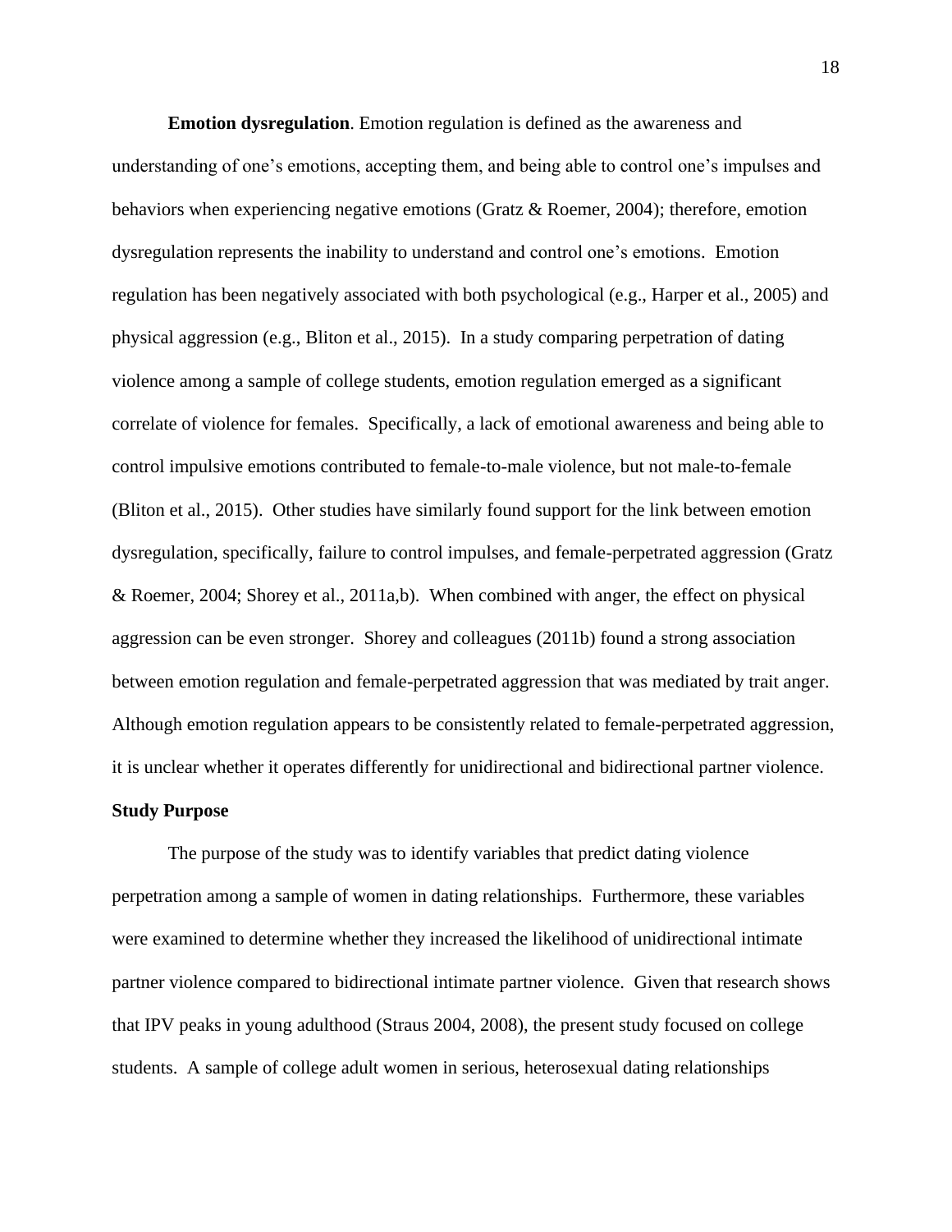**Emotion dysregulation**. Emotion regulation is defined as the awareness and understanding of one's emotions, accepting them, and being able to control one's impulses and behaviors when experiencing negative emotions (Gratz & Roemer, 2004); therefore, emotion dysregulation represents the inability to understand and control one's emotions. Emotion regulation has been negatively associated with both psychological (e.g., Harper et al., 2005) and physical aggression (e.g., Bliton et al., 2015). In a study comparing perpetration of dating violence among a sample of college students, emotion regulation emerged as a significant correlate of violence for females. Specifically, a lack of emotional awareness and being able to control impulsive emotions contributed to female-to-male violence, but not male-to-female (Bliton et al., 2015). Other studies have similarly found support for the link between emotion dysregulation, specifically, failure to control impulses, and female-perpetrated aggression (Gratz & Roemer, 2004; Shorey et al., 2011a,b). When combined with anger, the effect on physical aggression can be even stronger. Shorey and colleagues (2011b) found a strong association between emotion regulation and female-perpetrated aggression that was mediated by trait anger. Although emotion regulation appears to be consistently related to female-perpetrated aggression, it is unclear whether it operates differently for unidirectional and bidirectional partner violence.

## Study Purpose

The purpose of the study was to identify variables that predict dating violence perpetration among a sample of women in dating relationships. Furthermore, these variables were examined to determine whether they increased the likelihood of unidirectional intimate partner violence compared to bidirectional intimate partner violence. Given that research shows that IPV peaks in young adulthood (Straus 2004, 2008), the present study focused on college students. A sample of college adult women in serious, heterosexual dating relationships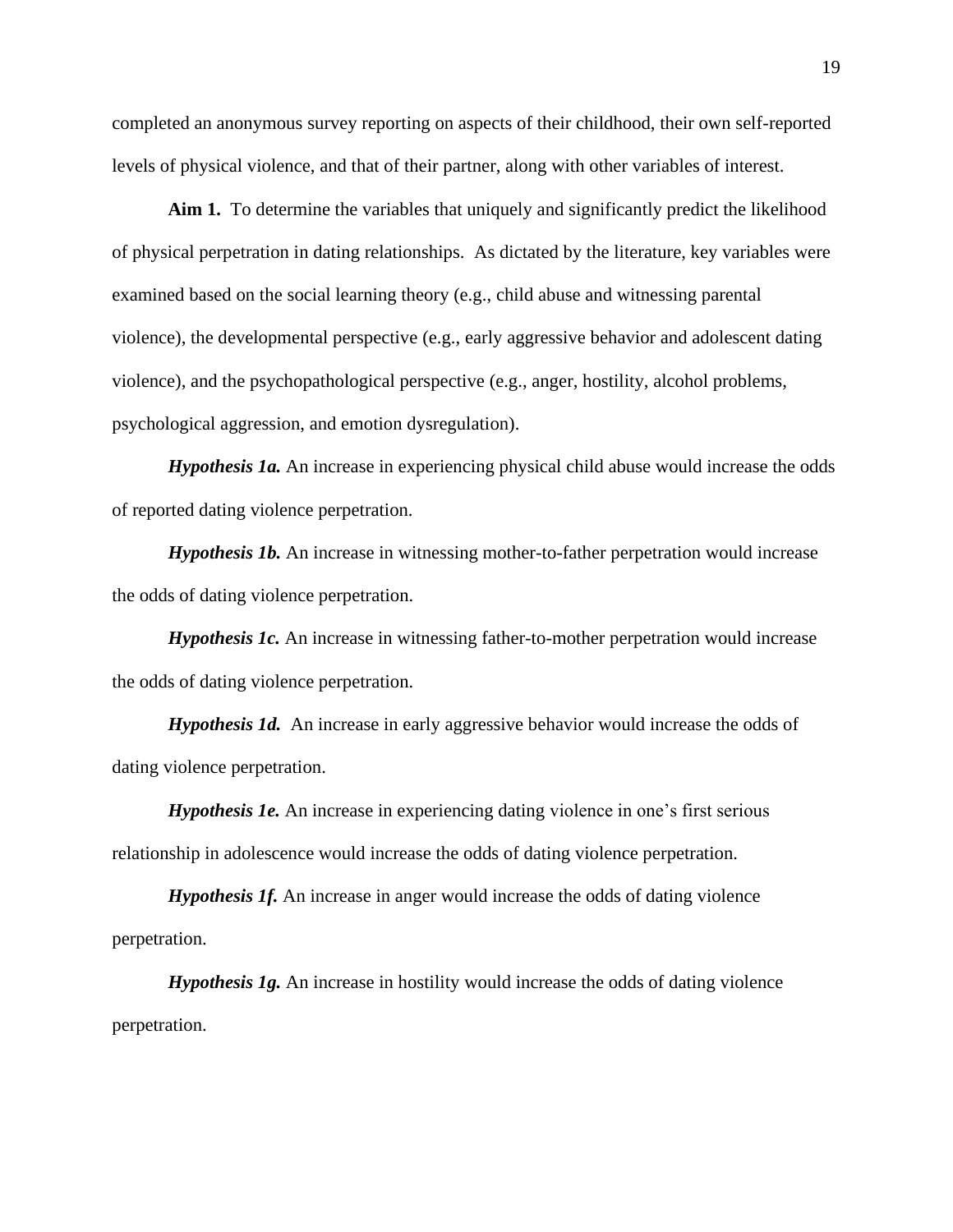completed an anonymous survey reporting on aspects of their childhood, their own self-reported levels of physical violence, and that of their partner, along with other variables of interest.

**Aim 1.** To determine the variables that uniquely and significantly predict the likelihood of physical perpetration in dating relationships. As dictated by the literature, key variables were examined based on the social learning theory (e.g., child abuse and witnessing parental violence), the developmental perspective (e.g., early aggressive behavior and adolescent dating violence), and the psychopathological perspective (e.g., anger, hostility, alcohol problems, psychological aggression, and emotion dysregulation).

***Hypothesis 1a.*** An increase in experiencing physical child abuse would increase the odds of reported dating violence perpetration.

***Hypothesis 1b.*** An increase in witnessing mother-to-father perpetration would increase the odds of dating violence perpetration.

***Hypothesis 1c.*** An increase in witnessing father-to-mother perpetration would increase the odds of dating violence perpetration.

***Hypothesis 1d.*** An increase in early aggressive behavior would increase the odds of dating violence perpetration.

***Hypothesis 1e.*** An increase in experiencing dating violence in one's first serious relationship in adolescence would increase the odds of dating violence perpetration.

***Hypothesis 1f.*** An increase in anger would increase the odds of dating violence perpetration.

***Hypothesis 1g.*** An increase in hostility would increase the odds of dating violence perpetration.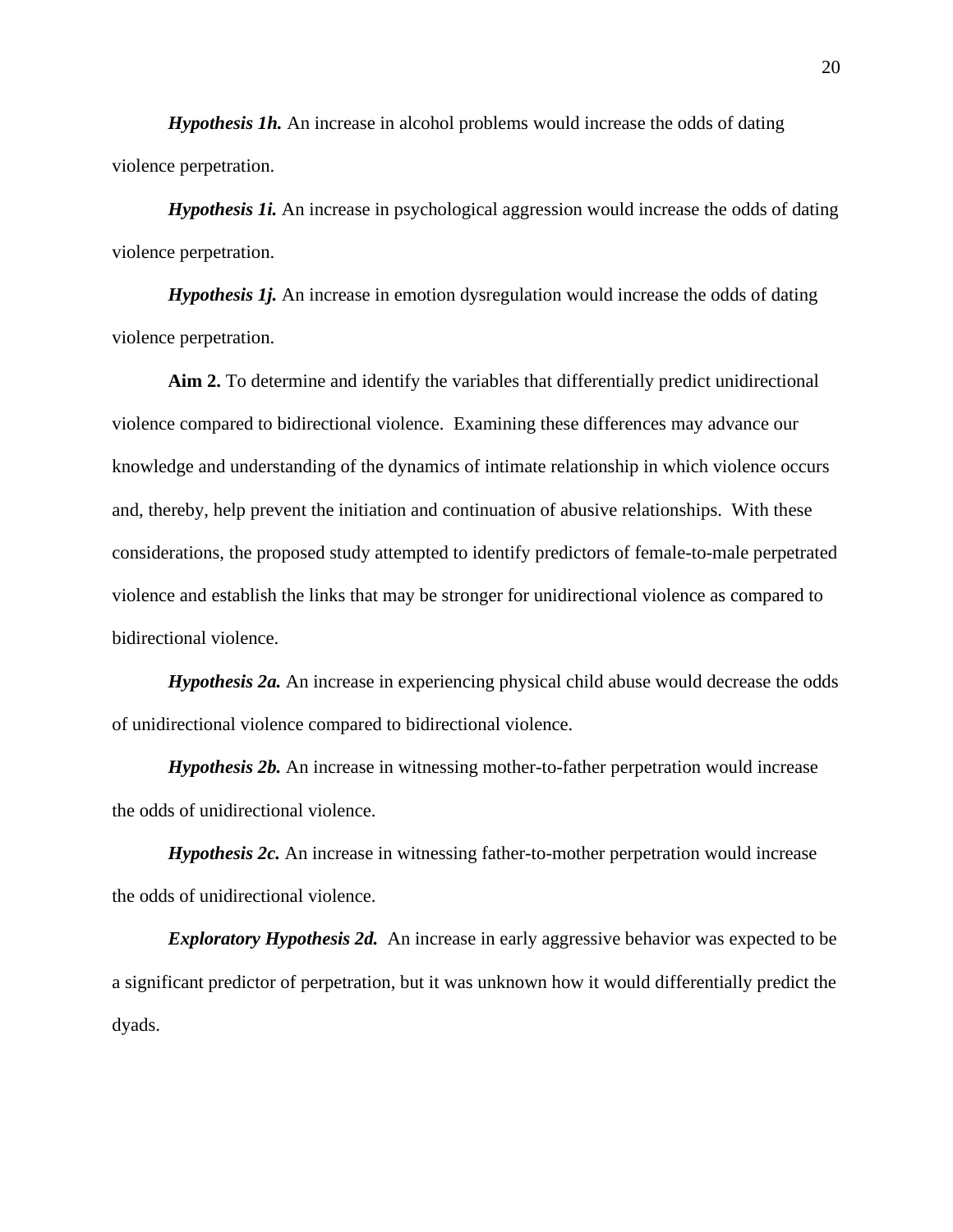***Hypothesis 1h.*** An increase in alcohol problems would increase the odds of dating violence perpetration.

***Hypothesis 1i.*** An increase in psychological aggression would increase the odds of dating violence perpetration.

***Hypothesis 1j.*** An increase in emotion dysregulation would increase the odds of dating violence perpetration.

**Aim 2.** To determine and identify the variables that differentially predict unidirectional violence compared to bidirectional violence. Examining these differences may advance our knowledge and understanding of the dynamics of intimate relationship in which violence occurs and, thereby, help prevent the initiation and continuation of abusive relationships. With these considerations, the proposed study attempted to identify predictors of female-to-male perpetrated violence and establish the links that may be stronger for unidirectional violence as compared to bidirectional violence.

***Hypothesis 2a.*** An increase in experiencing physical child abuse would decrease the odds of unidirectional violence compared to bidirectional violence.

***Hypothesis 2b.*** An increase in witnessing mother-to-father perpetration would increase the odds of unidirectional violence.

***Hypothesis 2c.*** An increase in witnessing father-to-mother perpetration would increase the odds of unidirectional violence.

***Exploratory Hypothesis 2d.*** An increase in early aggressive behavior was expected to be a significant predictor of perpetration, but it was unknown how it would differentially predict the dyads.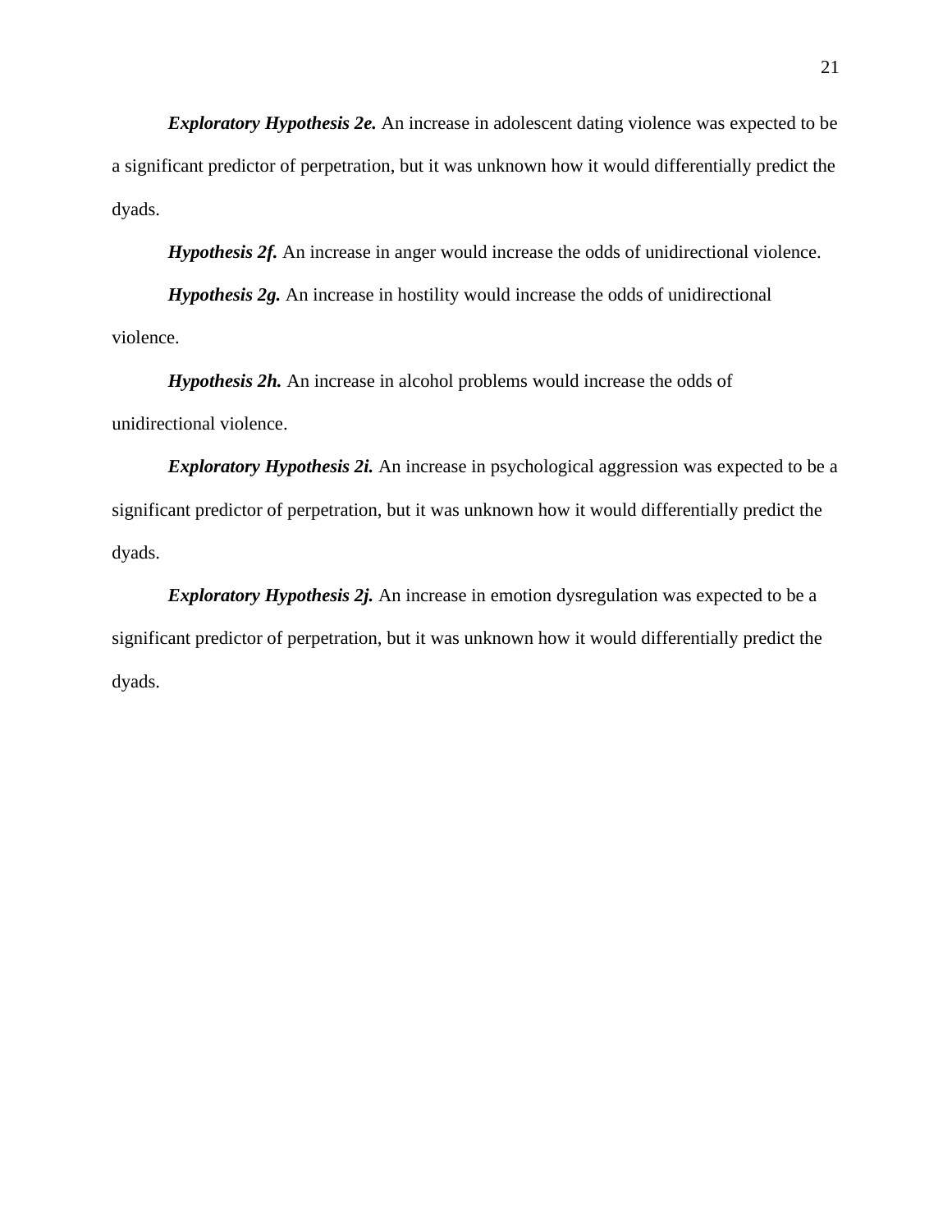***Exploratory Hypothesis 2e.*** An increase in adolescent dating violence was expected to be a significant predictor of perpetration, but it was unknown how it would differentially predict the dyads.

***Hypothesis 2f.*** An increase in anger would increase the odds of unidirectional violence.

***Hypothesis 2g.*** An increase in hostility would increase the odds of unidirectional violence.

***Hypothesis 2h.*** An increase in alcohol problems would increase the odds of unidirectional violence.

***Exploratory Hypothesis 2i.*** An increase in psychological aggression was expected to be a significant predictor of perpetration, but it was unknown how it would differentially predict the dyads.

***Exploratory Hypothesis 2j.*** An increase in emotion dysregulation was expected to be a significant predictor of perpetration, but it was unknown how it would differentially predict the dyads.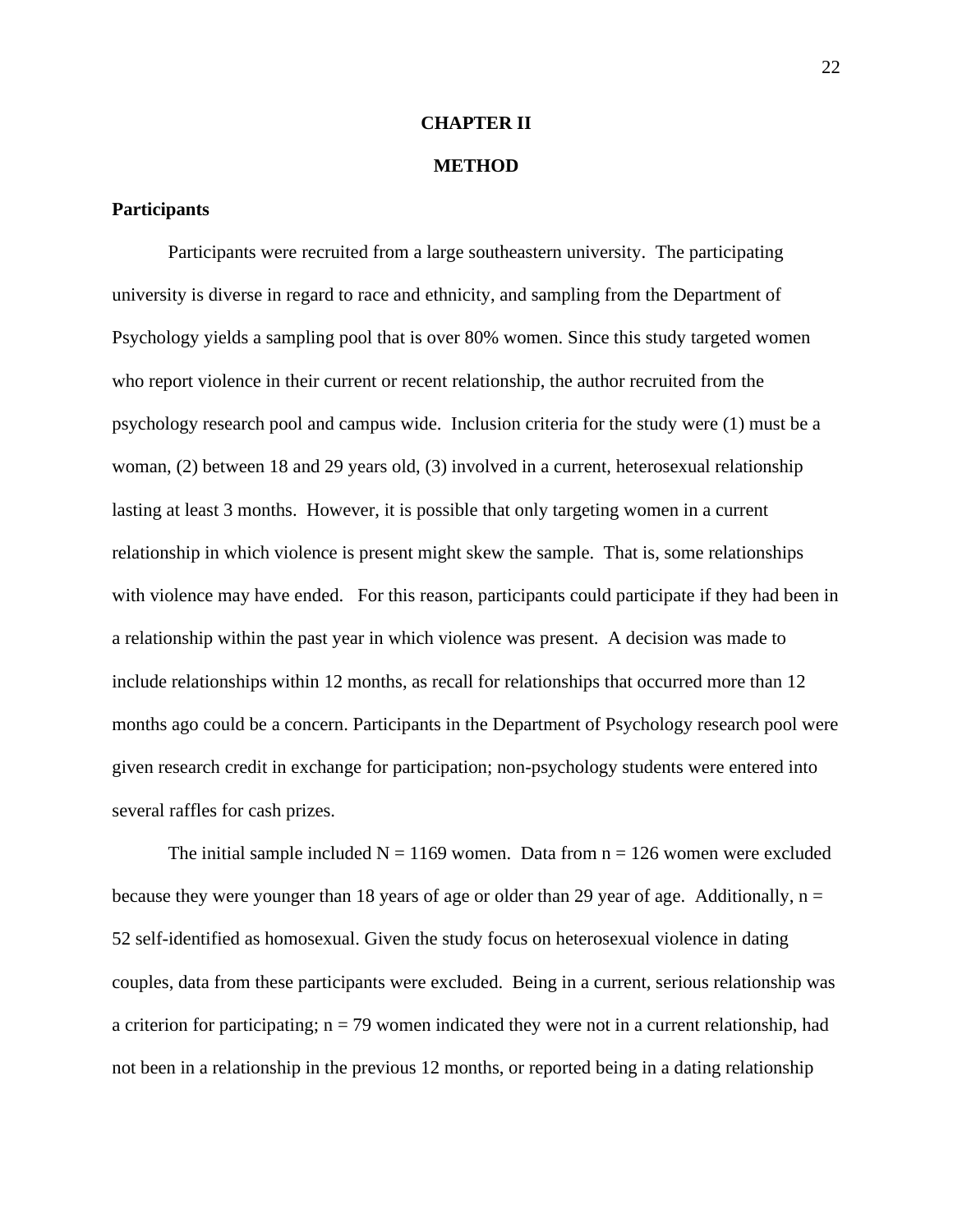# CHAPTER II

# METHOD

## Participants

Participants were recruited from a large southeastern university. The participating university is diverse in regard to race and ethnicity, and sampling from the Department of Psychology yields a sampling pool that is over 80% women. Since this study targeted women who report violence in their current or recent relationship, the author recruited from the psychology research pool and campus wide. Inclusion criteria for the study were (1) must be a woman, (2) between 18 and 29 years old, (3) involved in a current, heterosexual relationship lasting at least 3 months. However, it is possible that only targeting women in a current relationship in which violence is present might skew the sample. That is, some relationships with violence may have ended. For this reason, participants could participate if they had been in a relationship within the past year in which violence was present. A decision was made to include relationships within 12 months, as recall for relationships that occurred more than 12 months ago could be a concern. Participants in the Department of Psychology research pool were given research credit in exchange for participation; non-psychology students were entered into several raffles for cash prizes.

The initial sample included N = 1169 women. Data from n = 126 women were excluded because they were younger than 18 years of age or older than 29 year of age. Additionally, n = 52 self-identified as homosexual. Given the study focus on heterosexual violence in dating couples, data from these participants were excluded. Being in a current, serious relationship was a criterion for participating; n = 79 women indicated they were not in a current relationship, had not been in a relationship in the previous 12 months, or reported being in a dating relationship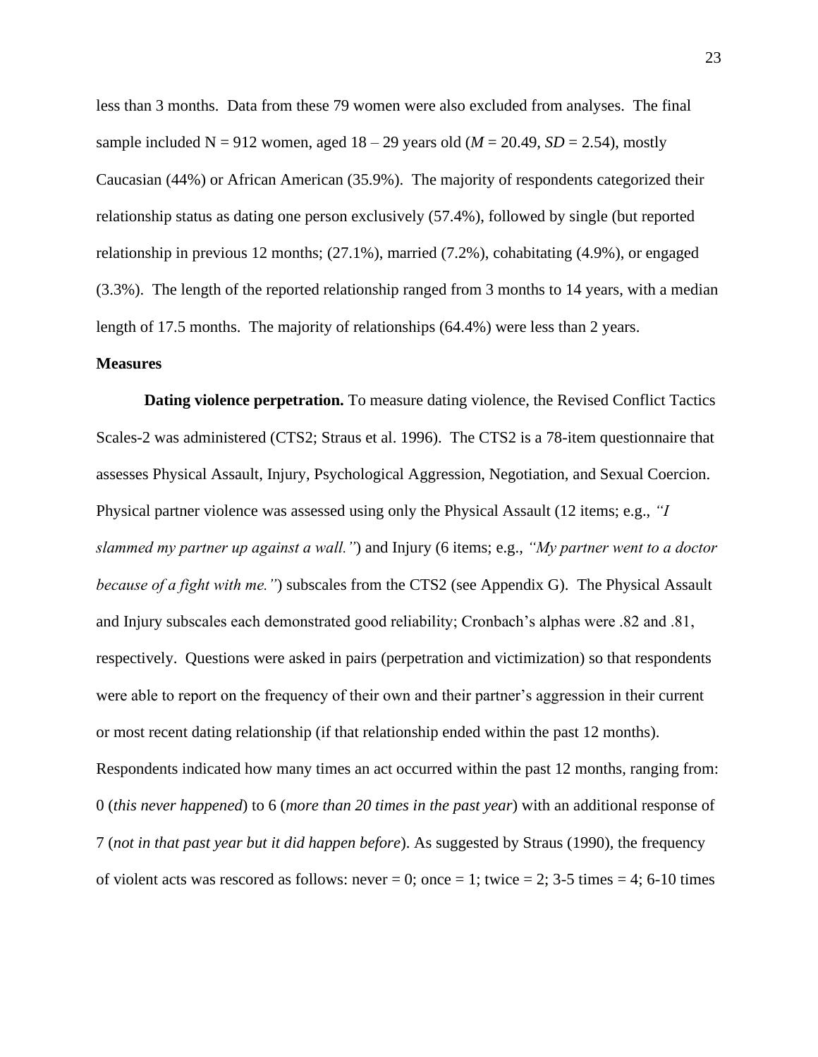less than 3 months. Data from these 79 women were also excluded from analyses. The final sample included N = 912 women, aged 18 – 29 years old (*M* = 20.49, *SD* = 2.54), mostly Caucasian (44%) or African American (35.9%). The majority of respondents categorized their relationship status as dating one person exclusively (57.4%), followed by single (but reported relationship in previous 12 months; (27.1%), married (7.2%), cohabitating (4.9%), or engaged (3.3%). The length of the reported relationship ranged from 3 months to 14 years, with a median length of 17.5 months. The majority of relationships (64.4%) were less than 2 years.

**Measures**

**Dating violence perpetration.** To measure dating violence, the Revised Conflict Tactics Scales-2 was administered (CTS2; Straus et al. 1996). The CTS2 is a 78-item questionnaire that assesses Physical Assault, Injury, Psychological Aggression, Negotiation, and Sexual Coercion. Physical partner violence was assessed using only the Physical Assault (12 items; e.g., *"I slammed my partner up against a wall."*) and Injury (6 items; e.g., *"My partner went to a doctor because of a fight with me."*) subscales from the CTS2 (see Appendix G). The Physical Assault and Injury subscales each demonstrated good reliability; Cronbach's alphas were .82 and .81, respectively. Questions were asked in pairs (perpetration and victimization) so that respondents were able to report on the frequency of their own and their partner's aggression in their current or most recent dating relationship (if that relationship ended within the past 12 months). Respondents indicated how many times an act occurred within the past 12 months, ranging from: 0 (*this never happened*) to 6 (*more than 20 times in the past year*) with an additional response of 7 (*not in that past year but it did happen before*). As suggested by Straus (1990), the frequency of violent acts was rescored as follows: never = 0; once = 1; twice = 2; 3-5 times = 4; 6-10 times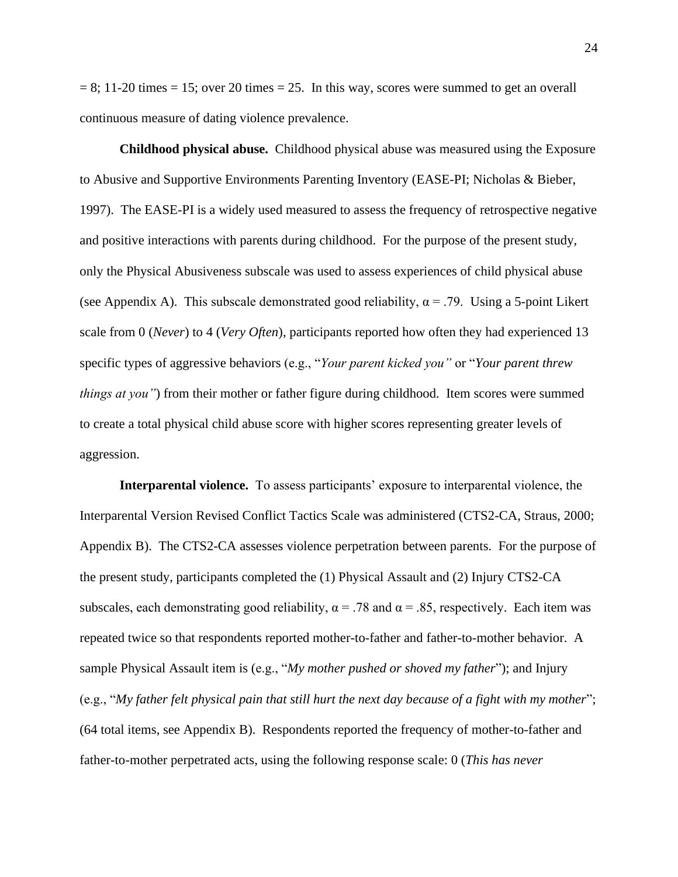= 8; 11-20 times = 15; over 20 times = 25. In this way, scores were summed to get an overall continuous measure of dating violence prevalence.

**Childhood physical abuse.** Childhood physical abuse was measured using the Exposure to Abusive and Supportive Environments Parenting Inventory (EASE-PI; Nicholas & Bieber, 1997). The EASE-PI is a widely used measured to assess the frequency of retrospective negative and positive interactions with parents during childhood. For the purpose of the present study, only the Physical Abusiveness subscale was used to assess experiences of child physical abuse (see Appendix A). This subscale demonstrated good reliability, α = .79. Using a 5-point Likert scale from 0 (*Never*) to 4 (*Very Often*), participants reported how often they had experienced 13 specific types of aggressive behaviors (e.g., "*Your parent kicked you"* or "*Your parent threw things at you"*) from their mother or father figure during childhood. Item scores were summed to create a total physical child abuse score with higher scores representing greater levels of aggression.

**Interparental violence.** To assess participants' exposure to interparental violence, the Interparental Version Revised Conflict Tactics Scale was administered (CTS2-CA, Straus, 2000; Appendix B). The CTS2-CA assesses violence perpetration between parents. For the purpose of the present study, participants completed the (1) Physical Assault and (2) Injury CTS2-CA subscales, each demonstrating good reliability, α = .78 and α = .85, respectively. Each item was repeated twice so that respondents reported mother-to-father and father-to-mother behavior. A sample Physical Assault item is (e.g., "*My mother pushed or shoved my father*"); and Injury (e.g., "*My father felt physical pain that still hurt the next day because of a fight with my mother*"; (64 total items, see Appendix B). Respondents reported the frequency of mother-to-father and father-to-mother perpetrated acts, using the following response scale: 0 (*This has never*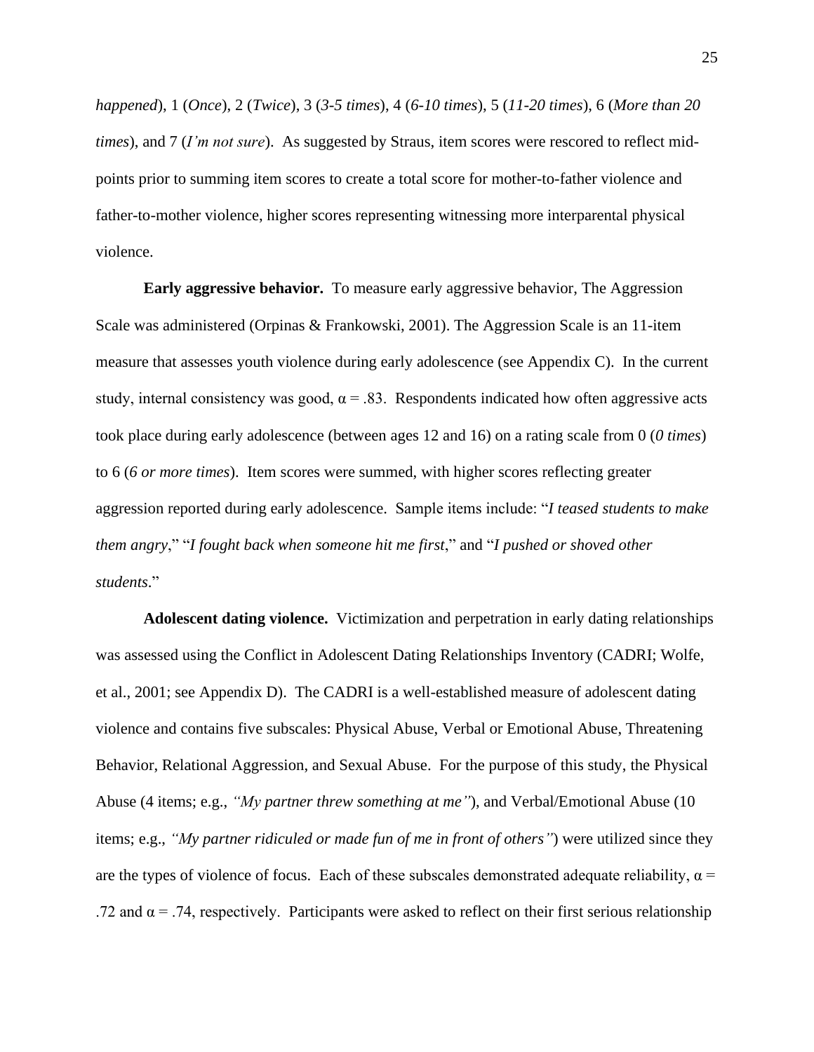*happened*), 1 (*Once*), 2 (*Twice*), 3 (*3-5 times*), 4 (*6-10 times*), 5 (*11-20 times*), 6 (*More than 20 times*), and 7 (*I'm not sure*). As suggested by Straus, item scores were rescored to reflect mid-points prior to summing item scores to create a total score for mother-to-father violence and father-to-mother violence, higher scores representing witnessing more interparental physical violence.

**Early aggressive behavior.** To measure early aggressive behavior, The Aggression Scale was administered (Orpinas & Frankowski, 2001). The Aggression Scale is an 11-item measure that assesses youth violence during early adolescence (see Appendix C). In the current study, internal consistency was good, $\alpha = .83$. Respondents indicated how often aggressive acts took place during early adolescence (between ages 12 and 16) on a rating scale from 0 (*0 times*) to 6 (*6 or more times*). Item scores were summed, with higher scores reflecting greater aggression reported during early adolescence. Sample items include: "*I teased students to make them angry*," "*I fought back when someone hit me first*," and "*I pushed or shoved other students*."

**Adolescent dating violence.** Victimization and perpetration in early dating relationships was assessed using the Conflict in Adolescent Dating Relationships Inventory (CADRI; Wolfe, et al., 2001; see Appendix D). The CADRI is a well-established measure of adolescent dating violence and contains five subscales: Physical Abuse, Verbal or Emotional Abuse, Threatening Behavior, Relational Aggression, and Sexual Abuse. For the purpose of this study, the Physical Abuse (4 items; e.g., *"My partner threw something at me"*), and Verbal/Emotional Abuse (10 items; e.g., *"My partner ridiculed or made fun of me in front of others"*) were utilized since they are the types of violence of focus. Each of these subscales demonstrated adequate reliability, $\alpha = .72$ and $\alpha = .74$, respectively. Participants were asked to reflect on their first serious relationship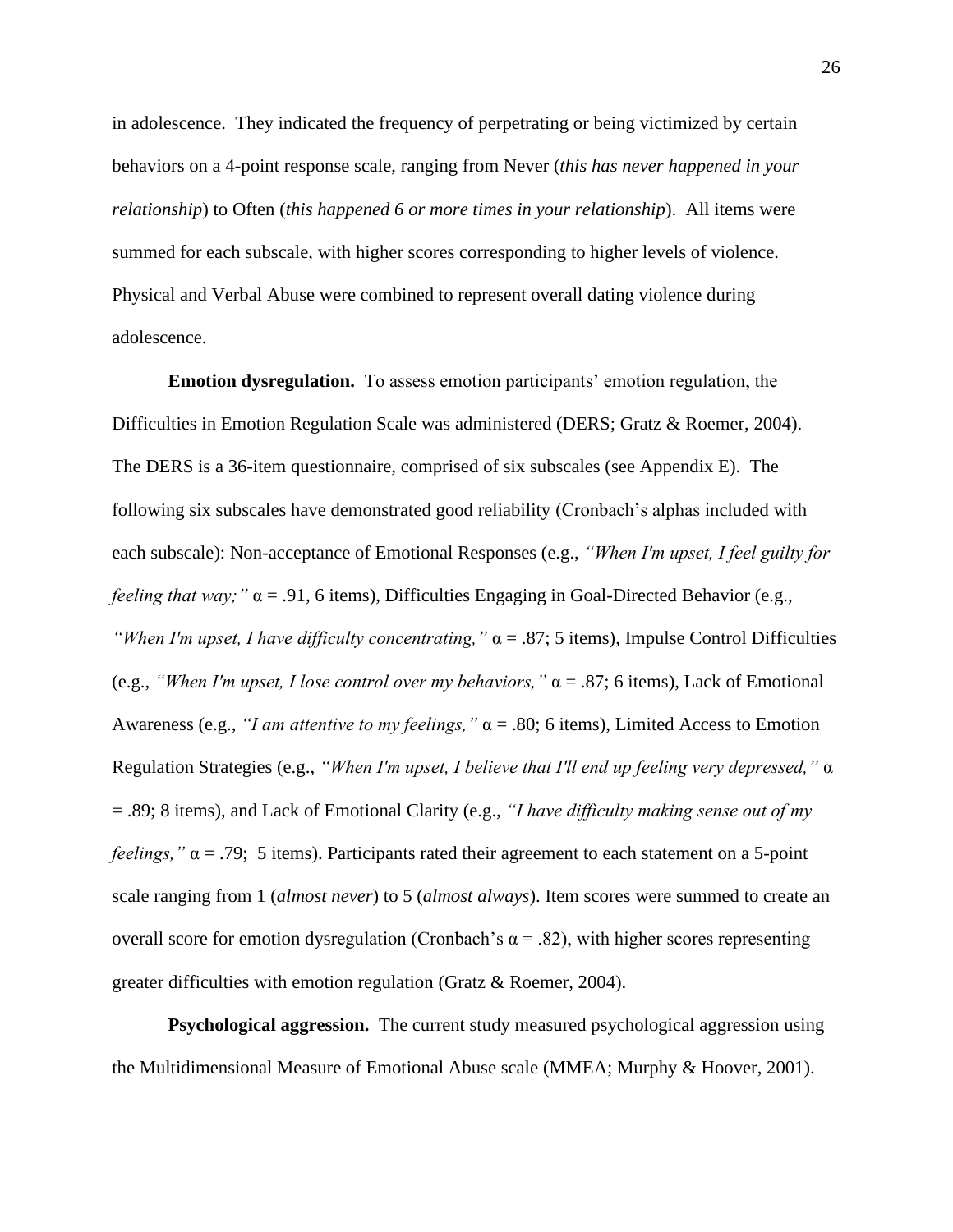in adolescence. They indicated the frequency of perpetrating or being victimized by certain behaviors on a 4-point response scale, ranging from Never (*this has never happened in your relationship*) to Often (*this happened 6 or more times in your relationship*). All items were summed for each subscale, with higher scores corresponding to higher levels of violence. Physical and Verbal Abuse were combined to represent overall dating violence during adolescence.

**Emotion dysregulation.** To assess emotion participants' emotion regulation, the Difficulties in Emotion Regulation Scale was administered (DERS; Gratz & Roemer, 2004). The DERS is a 36-item questionnaire, comprised of six subscales (see Appendix E). The following six subscales have demonstrated good reliability (Cronbach's alphas included with each subscale): Non-acceptance of Emotional Responses (e.g., *"When I'm upset, I feel guilty for feeling that way;"* $\alpha = .91$, 6 items), Difficulties Engaging in Goal-Directed Behavior (e.g., *"When I'm upset, I have difficulty concentrating,"* $\alpha = .87$; 5 items), Impulse Control Difficulties (e.g., *"When I'm upset, I lose control over my behaviors,"* $\alpha = .87$; 6 items), Lack of Emotional Awareness (e.g., *"I am attentive to my feelings,"* $\alpha = .80$; 6 items), Limited Access to Emotion Regulation Strategies (e.g., *"When I'm upset, I believe that I'll end up feeling very depressed,"* $\alpha = .89$; 8 items), and Lack of Emotional Clarity (e.g., *"I have difficulty making sense out of my feelings,"* $\alpha = .79$; 5 items). Participants rated their agreement to each statement on a 5-point scale ranging from 1 (*almost never*) to 5 (*almost always*). Item scores were summed to create an overall score for emotion dysregulation (Cronbach's $\alpha = .82$), with higher scores representing greater difficulties with emotion regulation (Gratz & Roemer, 2004).

**Psychological aggression.** The current study measured psychological aggression using the Multidimensional Measure of Emotional Abuse scale (MMEA; Murphy & Hoover, 2001).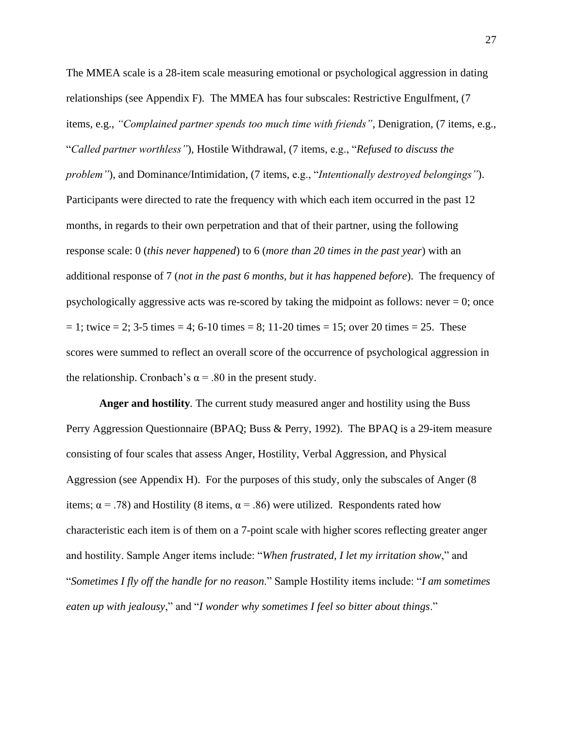The MMEA scale is a 28-item scale measuring emotional or psychological aggression in dating relationships (see Appendix F). The MMEA has four subscales: Restrictive Engulfment, (7 items, e.g., *"Complained partner spends too much time with friends"*, Denigration, (7 items, e.g., "*Called partner worthless"*), Hostile Withdrawal, (7 items, e.g., "*Refused to discuss the problem"*), and Dominance/Intimidation, (7 items, e.g., "*Intentionally destroyed belongings"*). Participants were directed to rate the frequency with which each item occurred in the past 12 months, in regards to their own perpetration and that of their partner, using the following response scale: 0 (*this never happened*) to 6 (*more than 20 times in the past year*) with an additional response of 7 (*not in the past 6 months, but it has happened before*). The frequency of psychologically aggressive acts was re-scored by taking the midpoint as follows: never = 0; once = 1; twice = 2; 3-5 times = 4; 6-10 times = 8; 11-20 times = 15; over 20 times = 25. These scores were summed to reflect an overall score of the occurrence of psychological aggression in the relationship. Cronbach's $\alpha = .80$ in the present study.

**Anger and hostility**. The current study measured anger and hostility using the Buss Perry Aggression Questionnaire (BPAQ; Buss & Perry, 1992). The BPAQ is a 29-item measure consisting of four scales that assess Anger, Hostility, Verbal Aggression, and Physical Aggression (see Appendix H). For the purposes of this study, only the subscales of Anger (8 items; $\alpha = .78$) and Hostility (8 items, $\alpha = .86$) were utilized. Respondents rated how characteristic each item is of them on a 7-point scale with higher scores reflecting greater anger and hostility. Sample Anger items include: "*When frustrated, I let my irritation show*," and "*Sometimes I fly off the handle for no reason*." Sample Hostility items include: "*I am sometimes eaten up with jealousy*," and "*I wonder why sometimes I feel so bitter about things*."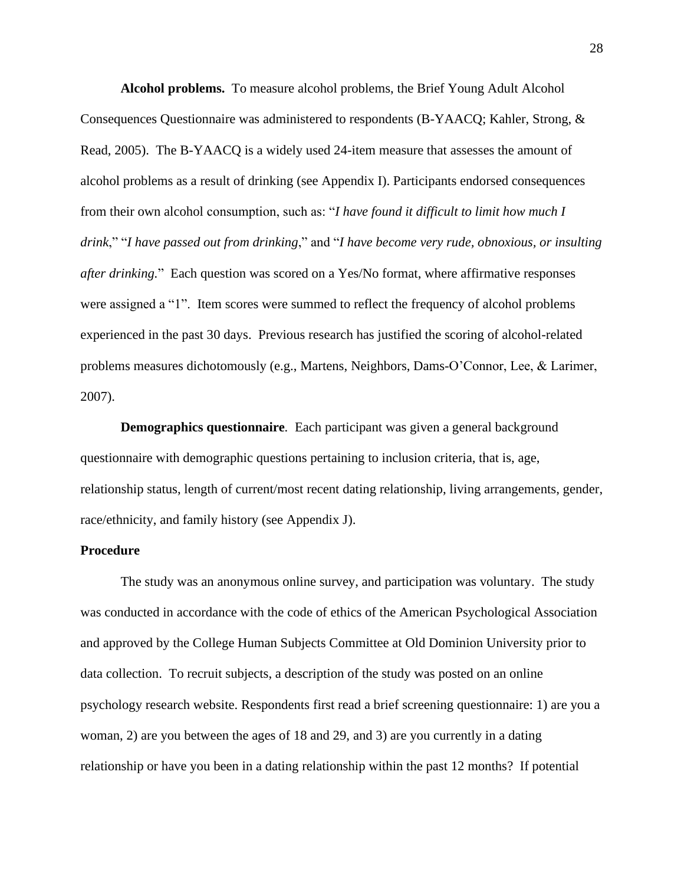**Alcohol problems.** To measure alcohol problems, the Brief Young Adult Alcohol Consequences Questionnaire was administered to respondents (B-YAACQ; Kahler, Strong, & Read, 2005). The B-YAACQ is a widely used 24-item measure that assesses the amount of alcohol problems as a result of drinking (see Appendix I). Participants endorsed consequences from their own alcohol consumption, such as: "*I have found it difficult to limit how much I drink*," "*I have passed out from drinking*," and "*I have become very rude, obnoxious, or insulting after drinking.*" Each question was scored on a Yes/No format, where affirmative responses were assigned a "1". Item scores were summed to reflect the frequency of alcohol problems experienced in the past 30 days. Previous research has justified the scoring of alcohol-related problems measures dichotomously (e.g., Martens, Neighbors, Dams-O'Connor, Lee, & Larimer, 2007).

**Demographics questionnaire***.* Each participant was given a general background questionnaire with demographic questions pertaining to inclusion criteria, that is, age, relationship status, length of current/most recent dating relationship, living arrangements, gender, race/ethnicity, and family history (see Appendix J).

**Procedure**

The study was an anonymous online survey, and participation was voluntary. The study was conducted in accordance with the code of ethics of the American Psychological Association and approved by the College Human Subjects Committee at Old Dominion University prior to data collection. To recruit subjects, a description of the study was posted on an online psychology research website. Respondents first read a brief screening questionnaire: 1) are you a woman, 2) are you between the ages of 18 and 29, and 3) are you currently in a dating relationship or have you been in a dating relationship within the past 12 months? If potential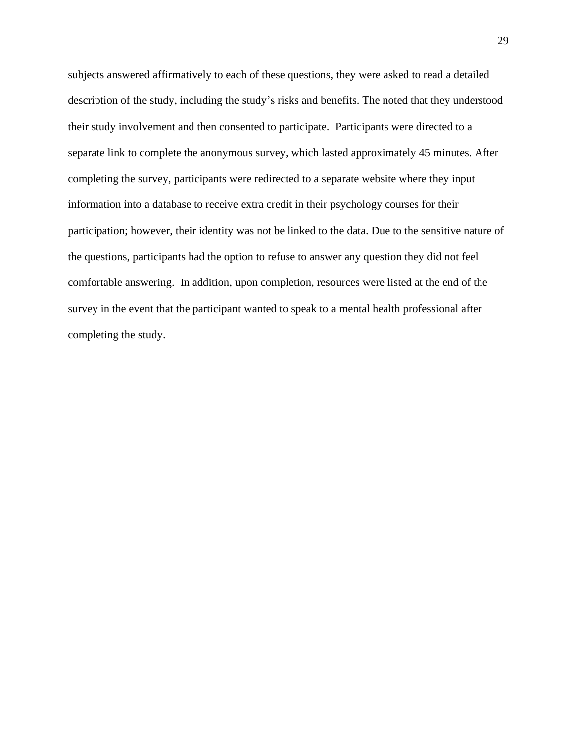subjects answered affirmatively to each of these questions, they were asked to read a detailed description of the study, including the study's risks and benefits. The noted that they understood their study involvement and then consented to participate. Participants were directed to a separate link to complete the anonymous survey, which lasted approximately 45 minutes. After completing the survey, participants were redirected to a separate website where they input information into a database to receive extra credit in their psychology courses for their participation; however, their identity was not be linked to the data. Due to the sensitive nature of the questions, participants had the option to refuse to answer any question they did not feel comfortable answering. In addition, upon completion, resources were listed at the end of the survey in the event that the participant wanted to speak to a mental health professional after completing the study.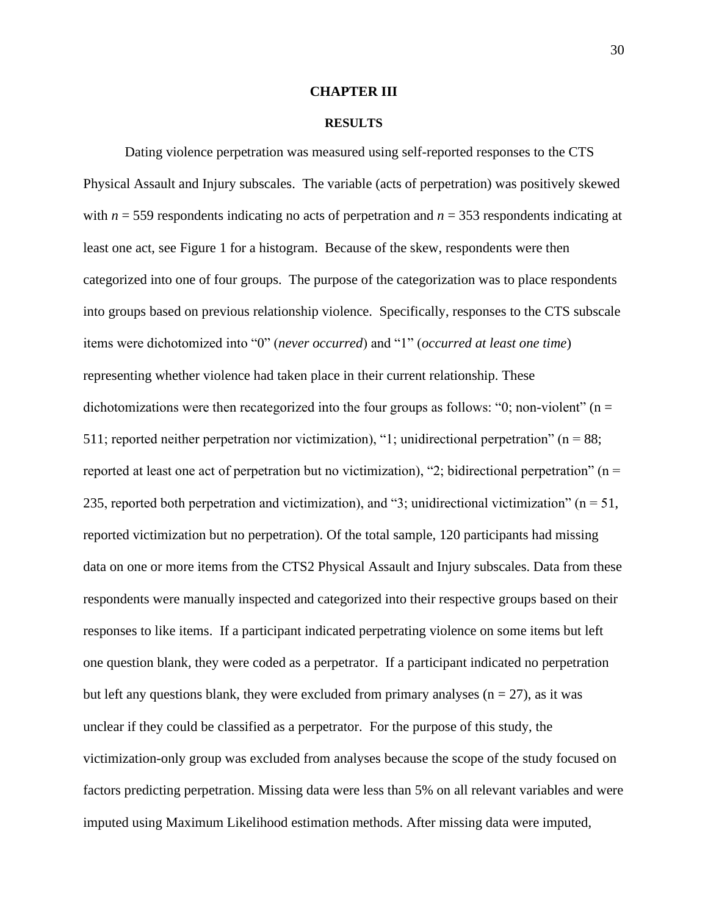# CHAPTER III

## RESULTS

Dating violence perpetration was measured using self-reported responses to the CTS Physical Assault and Injury subscales. The variable (acts of perpetration) was positively skewed with $n$ = 559 respondents indicating no acts of perpetration and $n$ = 353 respondents indicating at least one act, see Figure 1 for a histogram. Because of the skew, respondents were then categorized into one of four groups. The purpose of the categorization was to place respondents into groups based on previous relationship violence. Specifically, responses to the CTS subscale items were dichotomized into "0" (*never occurred*) and "1" (*occurred at least one time*) representing whether violence had taken place in their current relationship. These dichotomizations were then recategorized into the four groups as follows: "0; non-violent" (n = 511; reported neither perpetration nor victimization), "1; unidirectional perpetration" (n = 88; reported at least one act of perpetration but no victimization), "2; bidirectional perpetration" (n = 235, reported both perpetration and victimization), and "3; unidirectional victimization" (n = 51, reported victimization but no perpetration). Of the total sample, 120 participants had missing data on one or more items from the CTS2 Physical Assault and Injury subscales. Data from these respondents were manually inspected and categorized into their respective groups based on their responses to like items. If a participant indicated perpetrating violence on some items but left one question blank, they were coded as a perpetrator. If a participant indicated no perpetration but left any questions blank, they were excluded from primary analyses (n = 27), as it was unclear if they could be classified as a perpetrator. For the purpose of this study, the victimization-only group was excluded from analyses because the scope of the study focused on factors predicting perpetration. Missing data were less than 5% on all relevant variables and were imputed using Maximum Likelihood estimation methods. After missing data were imputed,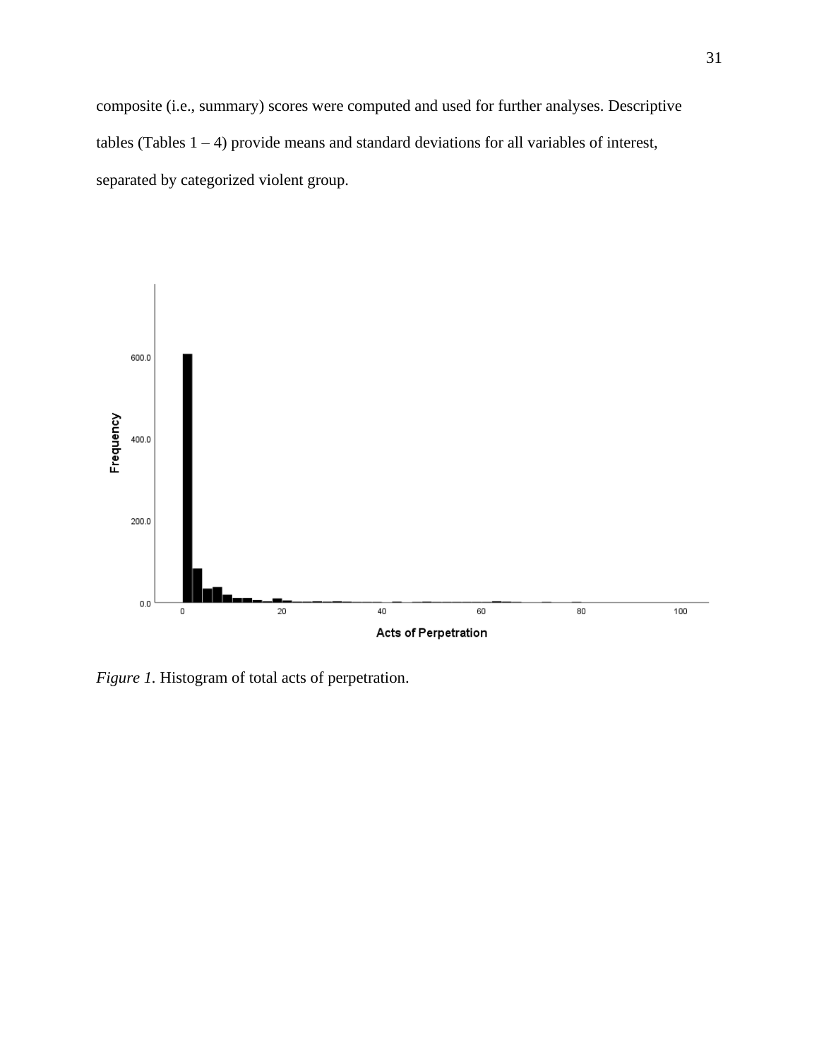composite (i.e., summary) scores were computed and used for further analyses. Descriptive tables (Tables 1 – 4) provide means and standard deviations for all variables of interest, separated by categorized violent group.

*Figure 1.* Histogram of total acts of perpetration.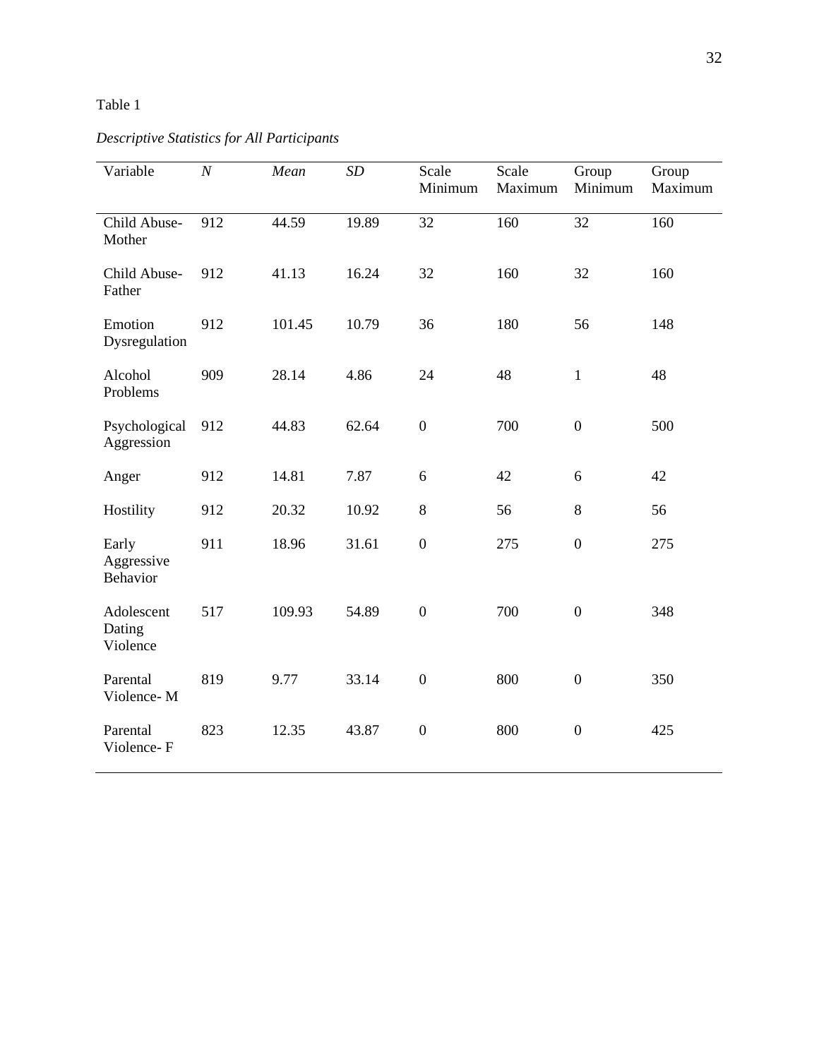Table 1

*Descriptive Statistics for All Participants*

| Variable | *N* | *Mean* | *SD* | Scale Minimum | Scale Maximum | Group Minimum | Group Maximum |
|---|---|---|---|---|---|---|---|
| Child Abuse-Mother | 912 | 44.59 | 19.89 | 32 | 160 | 32 | 160 |
| Child Abuse-Father | 912 | 41.13 | 16.24 | 32 | 160 | 32 | 160 |
| Emotion Dysregulation | 912 | 101.45 | 10.79 | 36 | 180 | 56 | 148 |
| Alcohol Problems | 909 | 28.14 | 4.86 | 24 | 48 | 1 | 48 |
| Psychological Aggression | 912 | 44.83 | 62.64 | 0 | 700 | 0 | 500 |
| Anger | 912 | 14.81 | 7.87 | 6 | 42 | 6 | 42 |
| Hostility | 912 | 20.32 | 10.92 | 8 | 56 | 8 | 56 |
| Early Aggressive Behavior | 911 | 18.96 | 31.61 | 0 | 275 | 0 | 275 |
| Adolescent Dating Violence | 517 | 109.93 | 54.89 | 0 | 700 | 0 | 348 |
| Parental Violence- M | 819 | 9.77 | 33.14 | 0 | 800 | 0 | 350 |
| Parental Violence- F | 823 | 12.35 | 43.87 | 0 | 800 | 0 | 425 |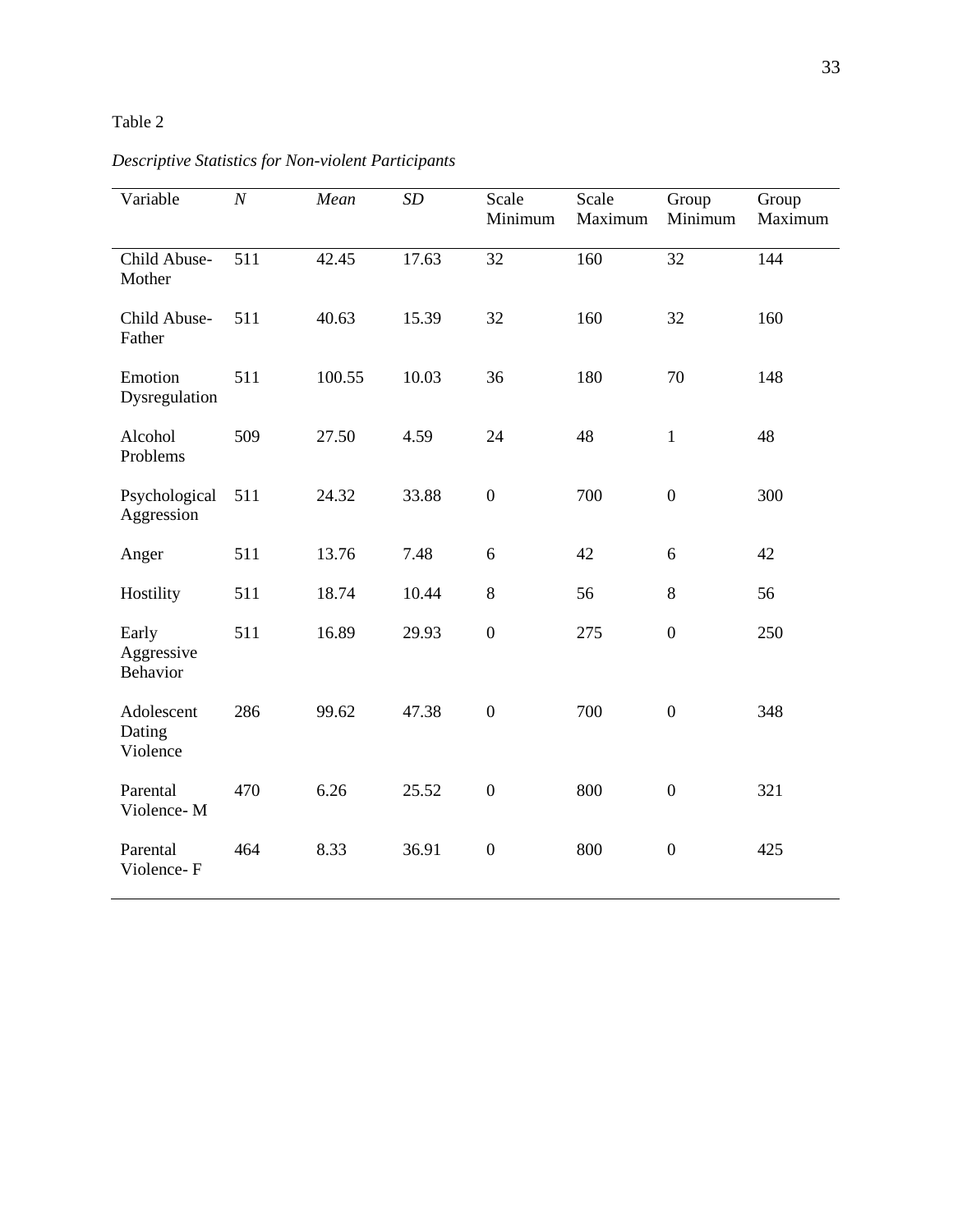Table 2

*Descriptive Statistics for Non-violent Participants*

| Variable | *N* | *Mean* | *SD* | Scale Minimum | Scale Maximum | Group Minimum | Group Maximum |
|---|---|---|---|---|---|---|---|
| Child Abuse-Mother | 511 | 42.45 | 17.63 | 32 | 160 | 32 | 144 |
| Child Abuse-Father | 511 | 40.63 | 15.39 | 32 | 160 | 32 | 160 |
| Emotion Dysregulation | 511 | 100.55 | 10.03 | 36 | 180 | 70 | 148 |
| Alcohol Problems | 509 | 27.50 | 4.59 | 24 | 48 | 1 | 48 |
| Psychological Aggression | 511 | 24.32 | 33.88 | 0 | 700 | 0 | 300 |
| Anger | 511 | 13.76 | 7.48 | 6 | 42 | 6 | 42 |
| Hostility | 511 | 18.74 | 10.44 | 8 | 56 | 8 | 56 |
| Early Aggressive Behavior | 511 | 16.89 | 29.93 | 0 | 275 | 0 | 250 |
| Adolescent Dating Violence | 286 | 99.62 | 47.38 | 0 | 700 | 0 | 348 |
| Parental Violence- M | 470 | 6.26 | 25.52 | 0 | 800 | 0 | 321 |
| Parental Violence- F | 464 | 8.33 | 36.91 | 0 | 800 | 0 | 425 |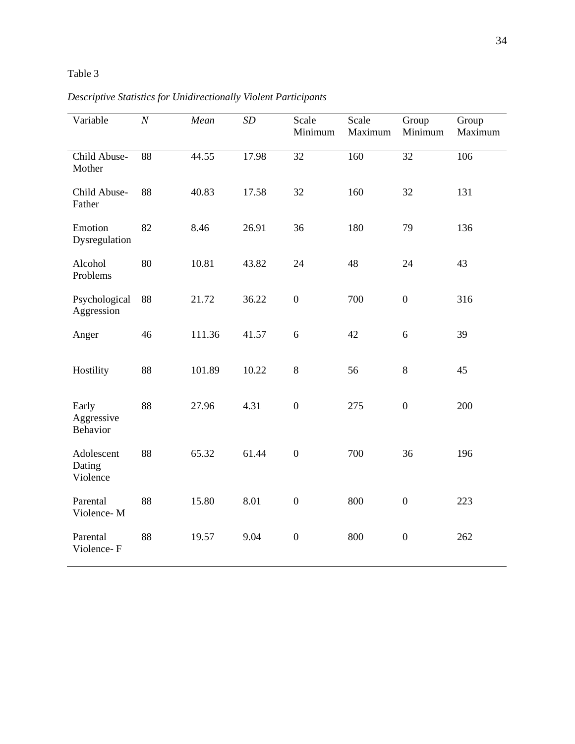Table 3

*Descriptive Statistics for Unidirectionally Violent Participants*

| Variable | *N* | *Mean* | *SD* | Scale Minimum | Scale Maximum | Group Minimum | Group Maximum |
|---|---|---|---|---|---|---|---|
| Child Abuse-Mother | 88 | 44.55 | 17.98 | 32 | 160 | 32 | 106 |
| Child Abuse-Father | 88 | 40.83 | 17.58 | 32 | 160 | 32 | 131 |
| Emotion Dysregulation | 82 | 8.46 | 26.91 | 36 | 180 | 79 | 136 |
| Alcohol Problems | 80 | 10.81 | 43.82 | 24 | 48 | 24 | 43 |
| Psychological Aggression | 88 | 21.72 | 36.22 | 0 | 700 | 0 | 316 |
| Anger | 46 | 111.36 | 41.57 | 6 | 42 | 6 | 39 |
| Hostility | 88 | 101.89 | 10.22 | 8 | 56 | 8 | 45 |
| Early Aggressive Behavior | 88 | 27.96 | 4.31 | 0 | 275 | 0 | 200 |
| Adolescent Dating Violence | 88 | 65.32 | 61.44 | 0 | 700 | 36 | 196 |
| Parental Violence- M | 88 | 15.80 | 8.01 | 0 | 800 | 0 | 223 |
| Parental Violence- F | 88 | 19.57 | 9.04 | 0 | 800 | 0 | 262 |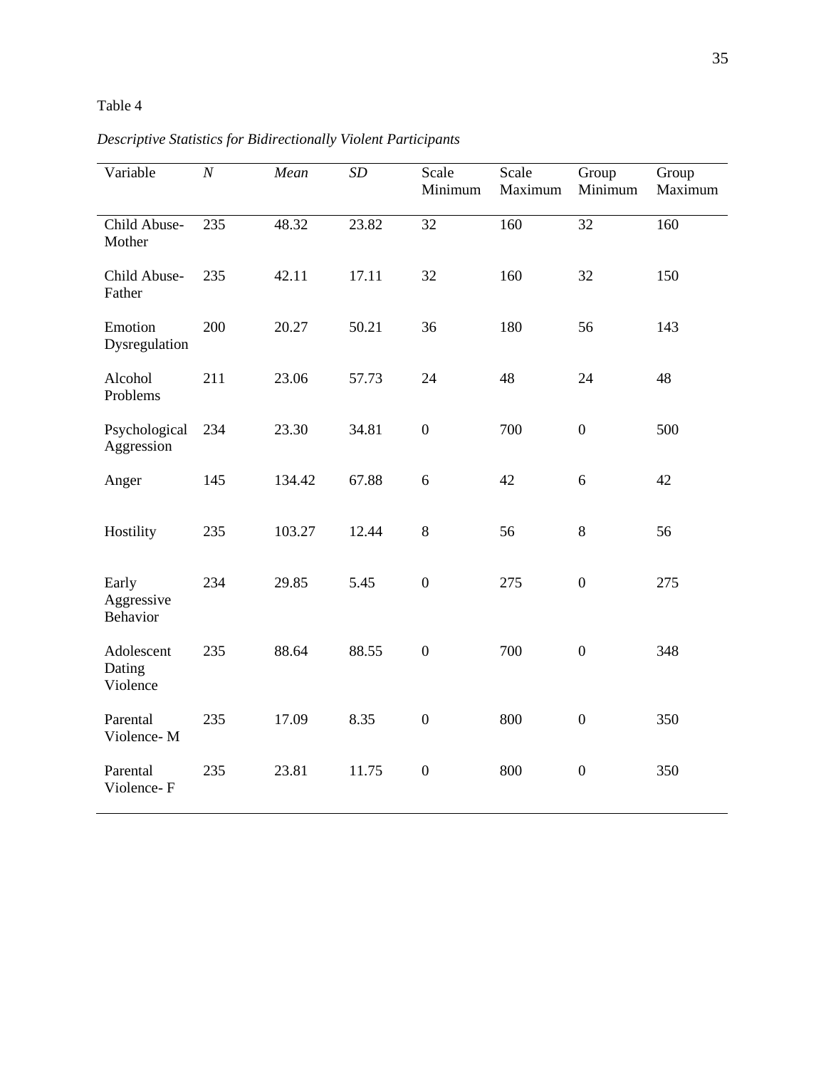Table 4

*Descriptive Statistics for Bidirectionally Violent Participants*

| Variable | *N* | *Mean* | *SD* | Scale Minimum | Scale Maximum | Group Minimum | Group Maximum |
|---|---|---|---|---|---|---|---|
| Child Abuse- Mother | 235 | 48.32 | 23.82 | 32 | 160 | 32 | 160 |
| Child Abuse- Father | 235 | 42.11 | 17.11 | 32 | 160 | 32 | 150 |
| Emotion Dysregulation | 200 | 20.27 | 50.21 | 36 | 180 | 56 | 143 |
| Alcohol Problems | 211 | 23.06 | 57.73 | 24 | 48 | 24 | 48 |
| Psychological Aggression | 234 | 23.30 | 34.81 | 0 | 700 | 0 | 500 |
| Anger | 145 | 134.42 | 67.88 | 6 | 42 | 6 | 42 |
| Hostility | 235 | 103.27 | 12.44 | 8 | 56 | 8 | 56 |
| Early Aggressive Behavior | 234 | 29.85 | 5.45 | 0 | 275 | 0 | 275 |
| Adolescent Dating Violence | 235 | 88.64 | 88.55 | 0 | 700 | 0 | 348 |
| Parental Violence- M | 235 | 17.09 | 8.35 | 0 | 800 | 0 | 350 |
| Parental Violence- F | 235 | 23.81 | 11.75 | 0 | 800 | 0 | 350 |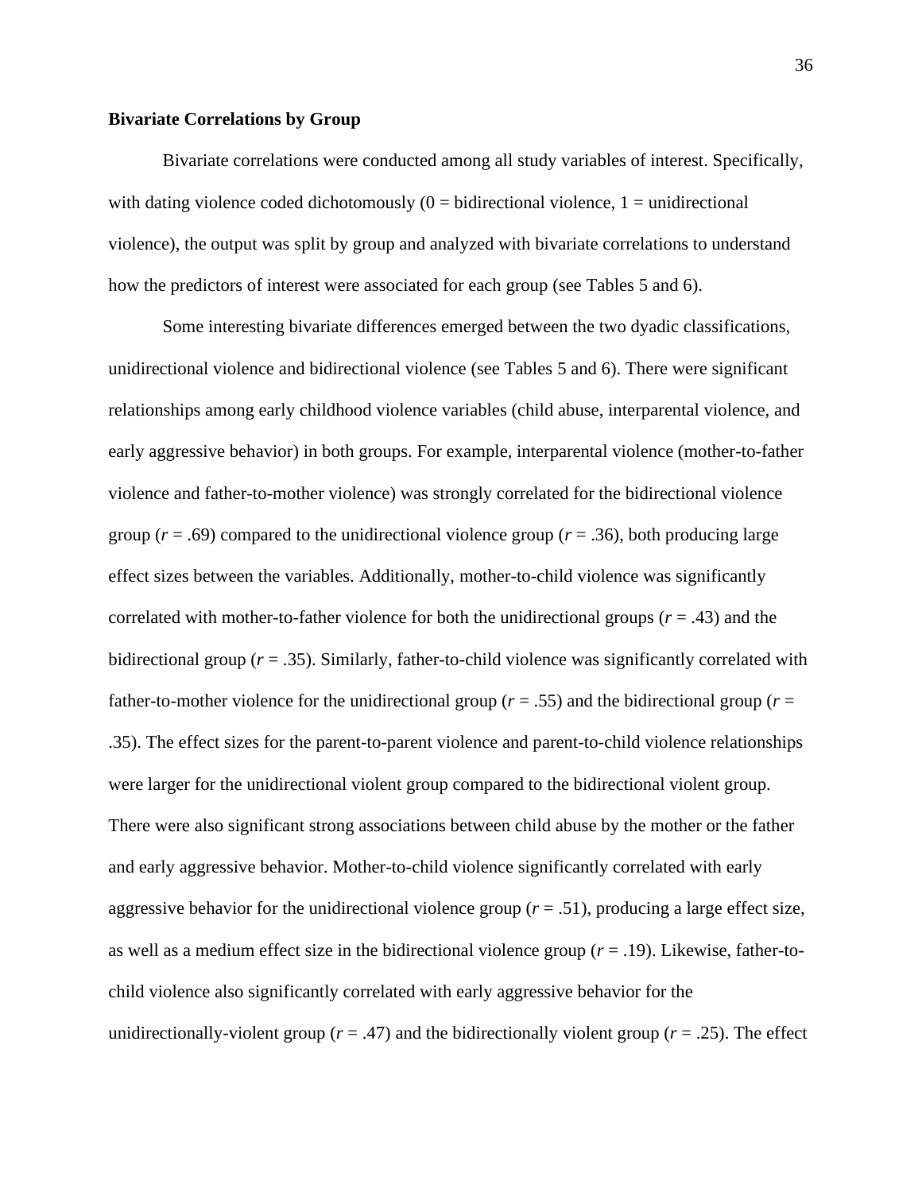**Bivariate Correlations by Group**

Bivariate correlations were conducted among all study variables of interest. Specifically, with dating violence coded dichotomously (0 = bidirectional violence, 1 = unidirectional violence), the output was split by group and analyzed with bivariate correlations to understand how the predictors of interest were associated for each group (see Tables 5 and 6).

Some interesting bivariate differences emerged between the two dyadic classifications, unidirectional violence and bidirectional violence (see Tables 5 and 6). There were significant relationships among early childhood violence variables (child abuse, interparental violence, and early aggressive behavior) in both groups. For example, interparental violence (mother-to-father violence and father-to-mother violence) was strongly correlated for the bidirectional violence group ($r$ = .69) compared to the unidirectional violence group ($r$ = .36), both producing large effect sizes between the variables. Additionally, mother-to-child violence was significantly correlated with mother-to-father violence for both the unidirectional groups ($r$ = .43) and the bidirectional group ($r$ = .35). Similarly, father-to-child violence was significantly correlated with father-to-mother violence for the unidirectional group ($r$ = .55) and the bidirectional group ($r$ = .35). The effect sizes for the parent-to-parent violence and parent-to-child violence relationships were larger for the unidirectional violent group compared to the bidirectional violent group. There were also significant strong associations between child abuse by the mother or the father and early aggressive behavior. Mother-to-child violence significantly correlated with early aggressive behavior for the unidirectional violence group ($r$ = .51), producing a large effect size, as well as a medium effect size in the bidirectional violence group ($r$ = .19). Likewise, father-to-child violence also significantly correlated with early aggressive behavior for the unidirectionally-violent group ($r$ = .47) and the bidirectionally violent group ($r$ = .25). The effect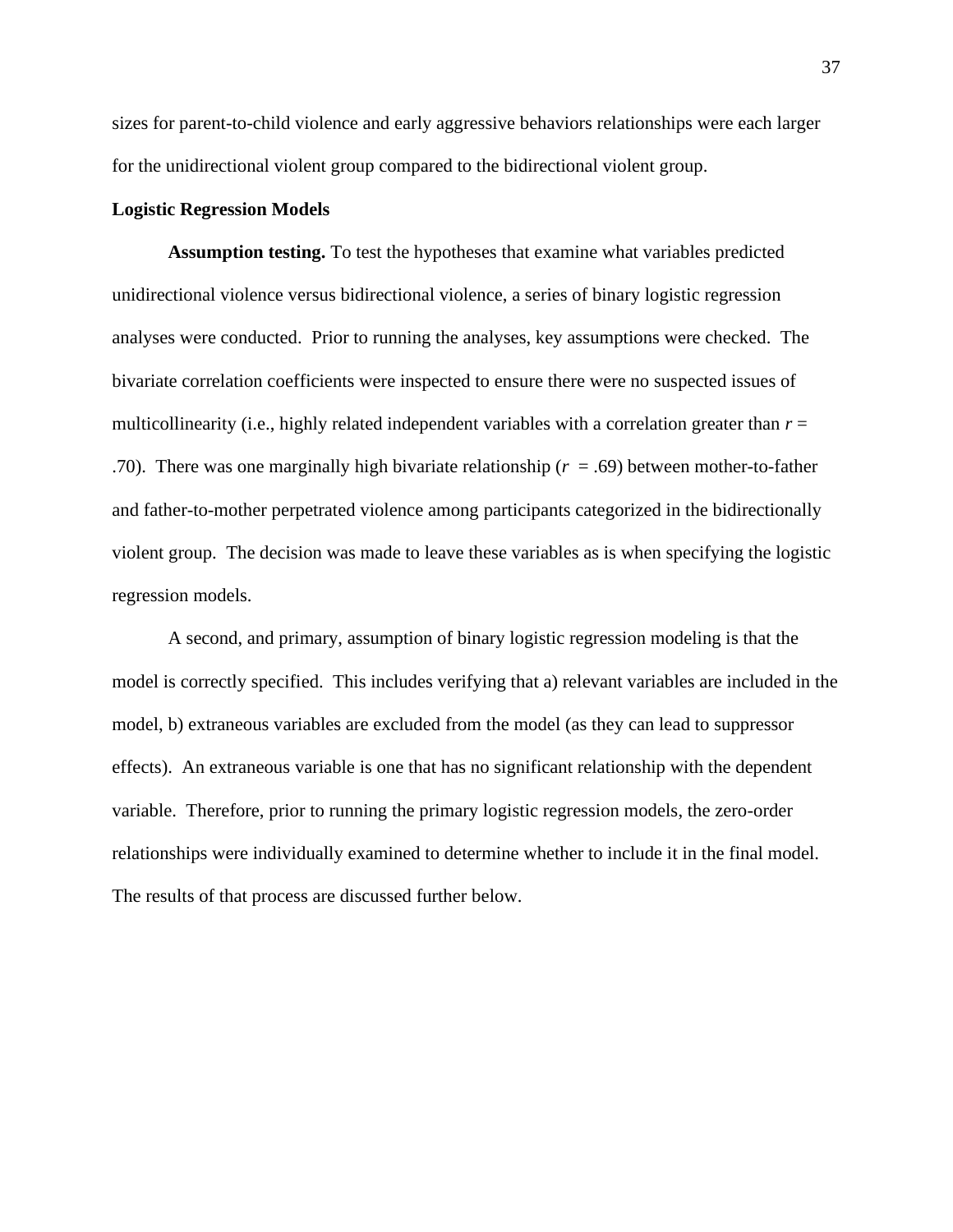sizes for parent-to-child violence and early aggressive behaviors relationships were each larger for the unidirectional violent group compared to the bidirectional violent group.

**Logistic Regression Models**

**Assumption testing.** To test the hypotheses that examine what variables predicted unidirectional violence versus bidirectional violence, a series of binary logistic regression analyses were conducted. Prior to running the analyses, key assumptions were checked. The bivariate correlation coefficients were inspected to ensure there were no suspected issues of multicollinearity (i.e., highly related independent variables with a correlation greater than $r$ = .70). There was one marginally high bivariate relationship ($r$ = .69) between mother-to-father and father-to-mother perpetrated violence among participants categorized in the bidirectionally violent group. The decision was made to leave these variables as is when specifying the logistic regression models.

A second, and primary, assumption of binary logistic regression modeling is that the model is correctly specified. This includes verifying that a) relevant variables are included in the model, b) extraneous variables are excluded from the model (as they can lead to suppressor effects). An extraneous variable is one that has no significant relationship with the dependent variable. Therefore, prior to running the primary logistic regression models, the zero-order relationships were individually examined to determine whether to include it in the final model. The results of that process are discussed further below.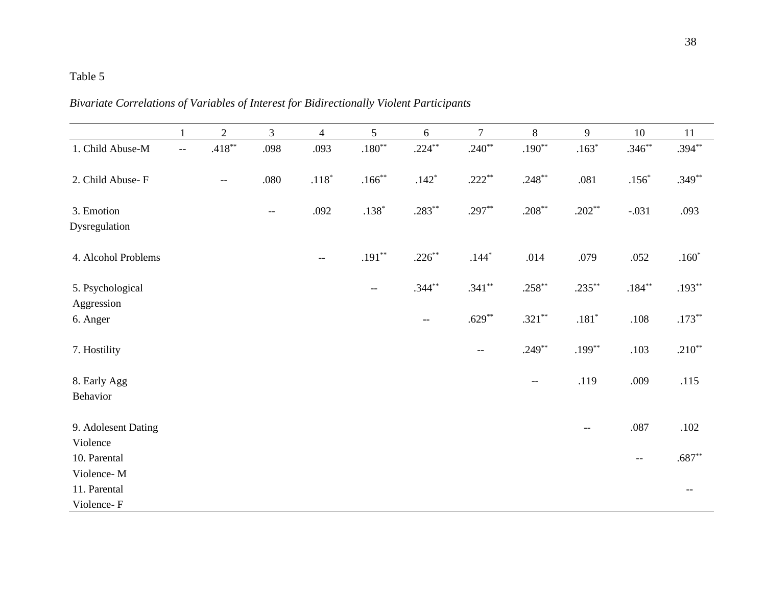Table 5

*Bivariate Correlations of Variables of Interest for Bidirectionally Violent Participants*

| | 1 | 2 | 3 | 4 | 5 | 6 | 7 | 8 | 9 | 10 | 11 |
|---|---|---|---|---|---|---|---|---|---|---|---|
| 1. Child Abuse-M | -- | .418** | .098 | .093 | .180** | .224** | .240** | .190** | .163* | .346** | .394** |
| 2. Child Abuse- F | | -- | .080 | .118* | .166** | .142* | .222** | .248** | .081 | .156* | .349** |
| 3. Emotion Dysregulation | | | -- | .092 | .138* | .283** | .297** | .208** | .202** | -.031 | .093 |
| 4. Alcohol Problems | | | | -- | .191** | .226** | .144* | .014 | .079 | .052 | .160* |
| 5. Psychological Aggression | | | | | -- | .344** | .341** | .258** | .235** | .184** | .193** |
| 6. Anger | | | | | | -- | .629** | .321** | .181* | .108 | .173** |
| 7. Hostility | | | | | | | -- | .249** | .199** | .103 | .210** |
| 8. Early Agg Behavior | | | | | | | | -- | .119 | .009 | .115 |
| 9. Adolesent Dating Violence | | | | | | | | | -- | .087 | .102 |
| 10. Parental Violence- M | | | | | | | | | | -- | .687** |
| 11. Parental Violence- F | | | | | | | | | | | -- |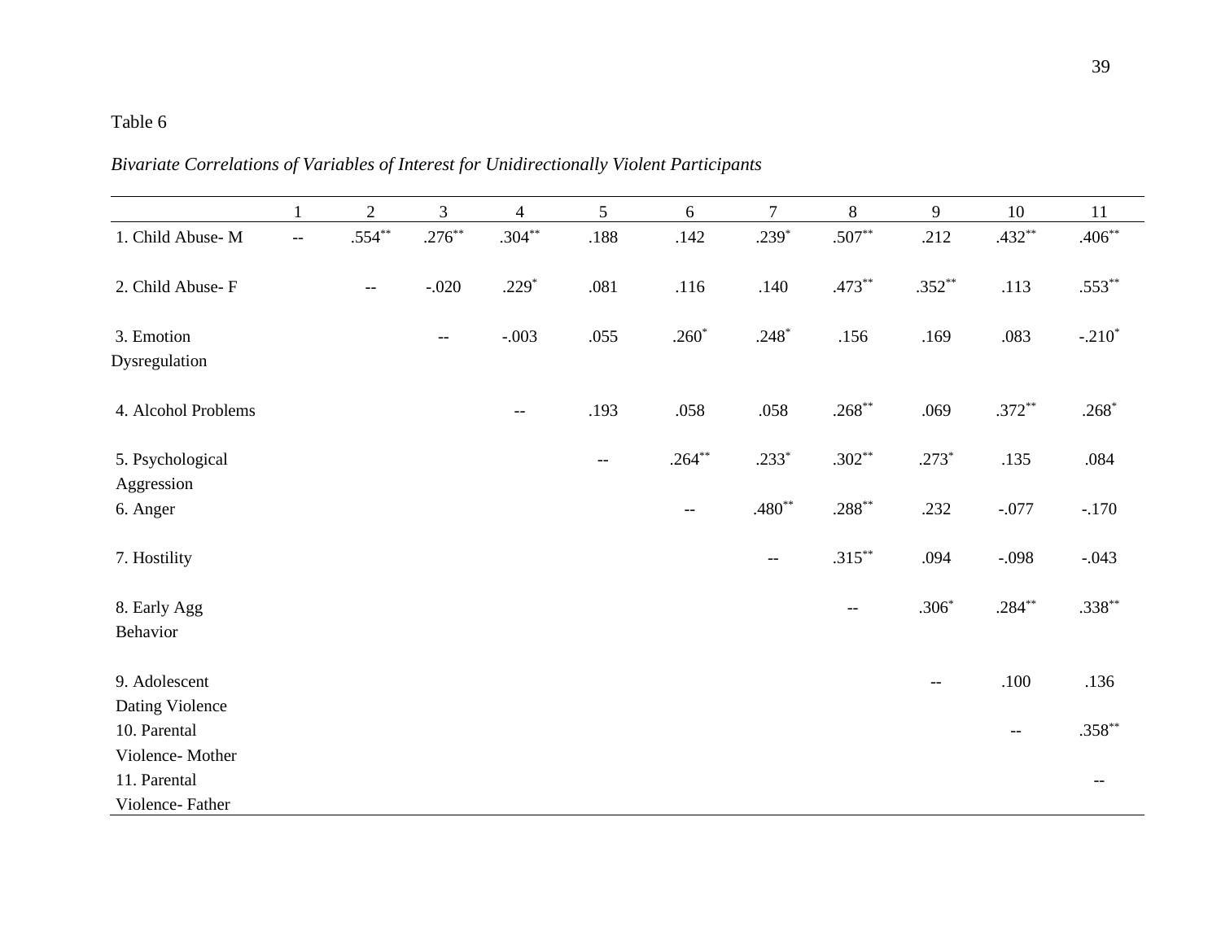Table 6

*Bivariate Correlations of Variables of Interest for Unidirectionally Violent Participants*

| | 1 | 2 | 3 | 4 | 5 | 6 | 7 | 8 | 9 | 10 | 11 |
|---|---|---|---|---|---|---|---|---|---|---|---|
| 1. Child Abuse- M | -- | .554** | .276** | .304** | .188 | .142 | .239* | .507** | .212 | .432** | .406** |
| 2. Child Abuse- F | | -- | -.020 | .229* | .081 | .116 | .140 | .473** | .352** | .113 | .553** |
| 3. Emotion Dysregulation | | | -- | -.003 | .055 | .260* | .248* | .156 | .169 | .083 | -.210* |
| 4. Alcohol Problems | | | | -- | .193 | .058 | .058 | .268** | .069 | .372** | .268* |
| 5. Psychological Aggression | | | | | -- | .264** | .233* | .302** | .273* | .135 | .084 |
| 6. Anger | | | | | | -- | .480** | .288** | .232 | -.077 | -.170 |
| 7. Hostility | | | | | | | -- | .315** | .094 | -.098 | -.043 |
| 8. Early Agg Behavior | | | | | | | | -- | .306* | .284** | .338** |
| 9. Adolescent Dating Violence | | | | | | | | | -- | .100 | .136 |
| 10. Parental Violence- Mother | | | | | | | | | | -- | .358** |
| 11. Parental Violence- Father | | | | | | | | | | | -- |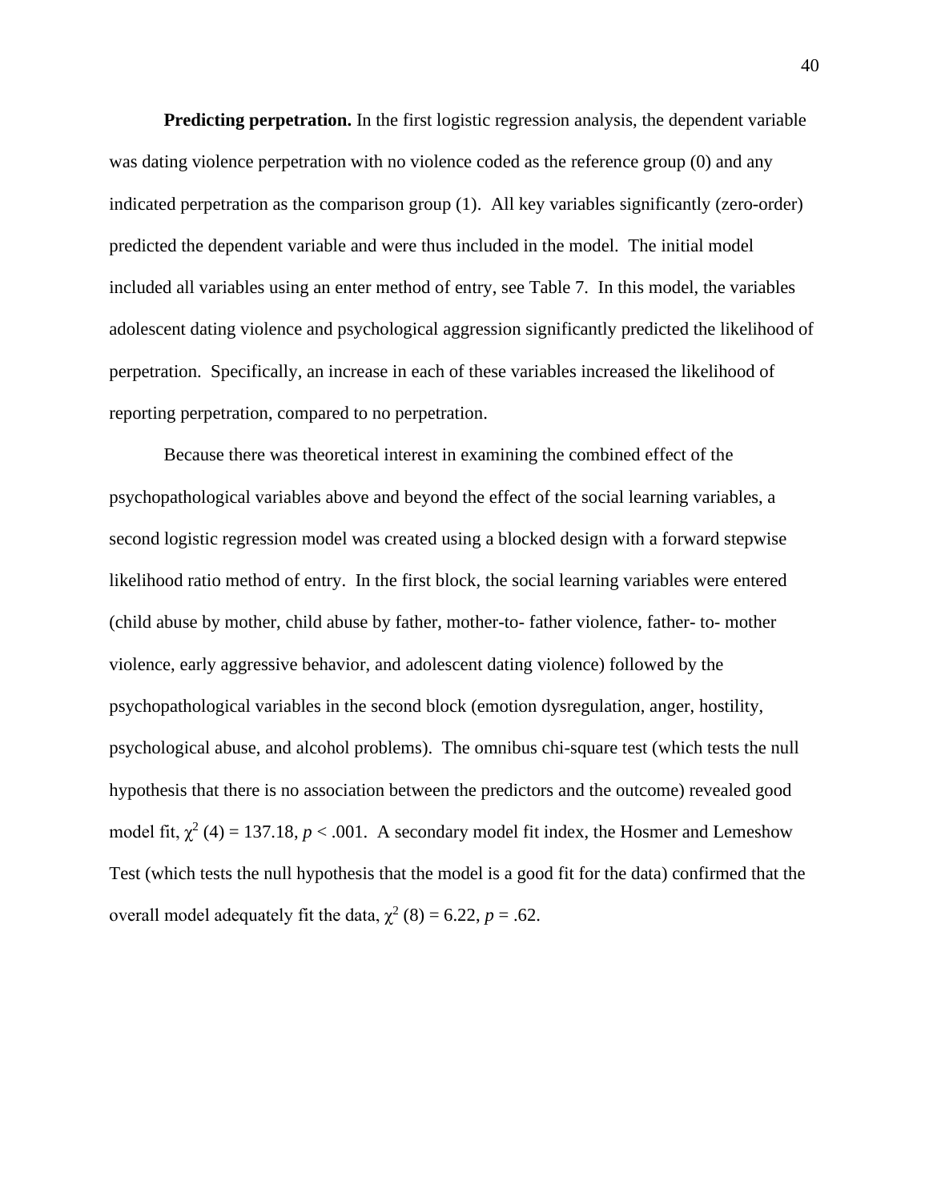**Predicting perpetration.** In the first logistic regression analysis, the dependent variable was dating violence perpetration with no violence coded as the reference group (0) and any indicated perpetration as the comparison group (1). All key variables significantly (zero-order) predicted the dependent variable and were thus included in the model. The initial model included all variables using an enter method of entry, see Table 7. In this model, the variables adolescent dating violence and psychological aggression significantly predicted the likelihood of perpetration. Specifically, an increase in each of these variables increased the likelihood of reporting perpetration, compared to no perpetration.

Because there was theoretical interest in examining the combined effect of the psychopathological variables above and beyond the effect of the social learning variables, a second logistic regression model was created using a blocked design with a forward stepwise likelihood ratio method of entry. In the first block, the social learning variables were entered (child abuse by mother, child abuse by father, mother-to- father violence, father- to- mother violence, early aggressive behavior, and adolescent dating violence) followed by the psychopathological variables in the second block (emotion dysregulation, anger, hostility, psychological abuse, and alcohol problems). The omnibus chi-square test (which tests the null hypothesis that there is no association between the predictors and the outcome) revealed good model fit, $\chi^2$ (4) = 137.18, $p$ < .001. A secondary model fit index, the Hosmer and Lemeshow Test (which tests the null hypothesis that the model is a good fit for the data) confirmed that the overall model adequately fit the data, $\chi^2$ (8) = 6.22, $p$ = .62.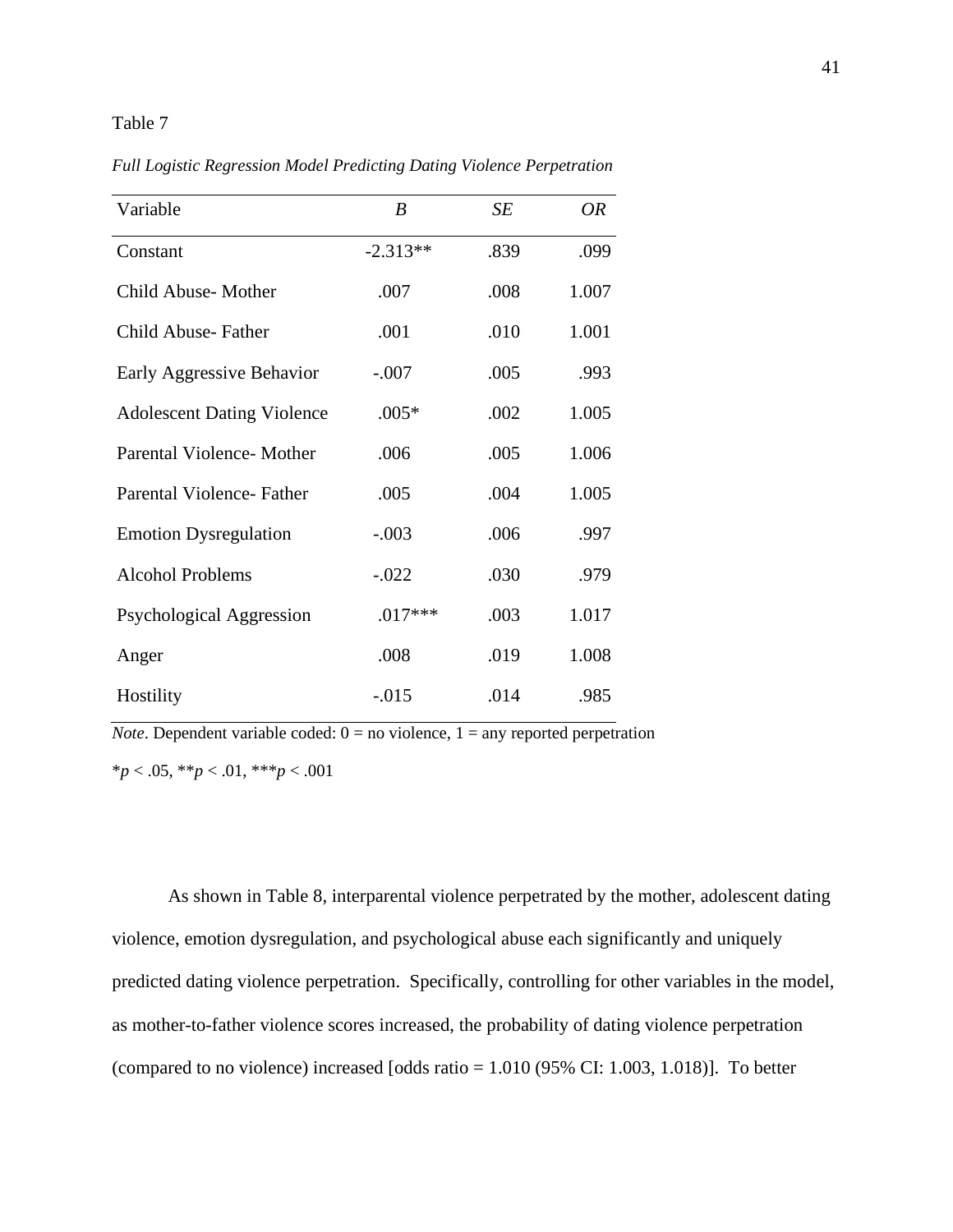Table 7

*Full Logistic Regression Model Predicting Dating Violence Perpetration*

| Variable | *B* | *SE* | *OR* |
|---|---|---|---|
| Constant | -2.313** | .839 | .099 |
| Child Abuse- Mother | .007 | .008 | 1.007 |
| Child Abuse- Father | .001 | .010 | 1.001 |
| Early Aggressive Behavior | -.007 | .005 | .993 |
| Adolescent Dating Violence | .005* | .002 | 1.005 |
| Parental Violence- Mother | .006 | .005 | 1.006 |
| Parental Violence- Father | .005 | .004 | 1.005 |
| Emotion Dysregulation | -.003 | .006 | .997 |
| Alcohol Problems | -.022 | .030 | .979 |
| Psychological Aggression | .017*** | .003 | 1.017 |
| Anger | .008 | .019 | 1.008 |
| Hostility | -.015 | .014 | .985 |

*Note*. Dependent variable coded: 0 = no violence, 1 = any reported perpetration

*$p < .05$, **$p < .01$, ***$p < .001$

As shown in Table 8, interparental violence perpetrated by the mother, adolescent dating violence, emotion dysregulation, and psychological abuse each significantly and uniquely predicted dating violence perpetration. Specifically, controlling for other variables in the model, as mother-to-father violence scores increased, the probability of dating violence perpetration (compared to no violence) increased [odds ratio = 1.010 (95% CI: 1.003, 1.018)]. To better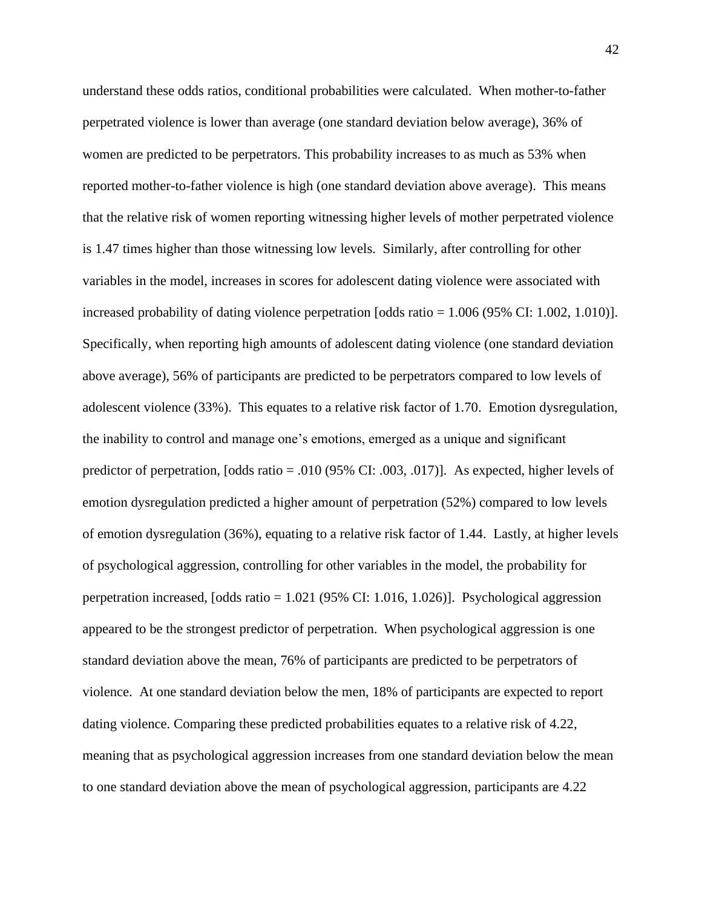understand these odds ratios, conditional probabilities were calculated. When mother-to-father perpetrated violence is lower than average (one standard deviation below average), 36% of women are predicted to be perpetrators. This probability increases to as much as 53% when reported mother-to-father violence is high (one standard deviation above average). This means that the relative risk of women reporting witnessing higher levels of mother perpetrated violence is 1.47 times higher than those witnessing low levels. Similarly, after controlling for other variables in the model, increases in scores for adolescent dating violence were associated with increased probability of dating violence perpetration [odds ratio = 1.006 (95% CI: 1.002, 1.010)]. Specifically, when reporting high amounts of adolescent dating violence (one standard deviation above average), 56% of participants are predicted to be perpetrators compared to low levels of adolescent violence (33%). This equates to a relative risk factor of 1.70. Emotion dysregulation, the inability to control and manage one's emotions, emerged as a unique and significant predictor of perpetration, [odds ratio = .010 (95% CI: .003, .017)]. As expected, higher levels of emotion dysregulation predicted a higher amount of perpetration (52%) compared to low levels of emotion dysregulation (36%), equating to a relative risk factor of 1.44. Lastly, at higher levels of psychological aggression, controlling for other variables in the model, the probability for perpetration increased, [odds ratio = 1.021 (95% CI: 1.016, 1.026)]. Psychological aggression appeared to be the strongest predictor of perpetration. When psychological aggression is one standard deviation above the mean, 76% of participants are predicted to be perpetrators of violence. At one standard deviation below the men, 18% of participants are expected to report dating violence. Comparing these predicted probabilities equates to a relative risk of 4.22, meaning that as psychological aggression increases from one standard deviation below the mean to one standard deviation above the mean of psychological aggression, participants are 4.22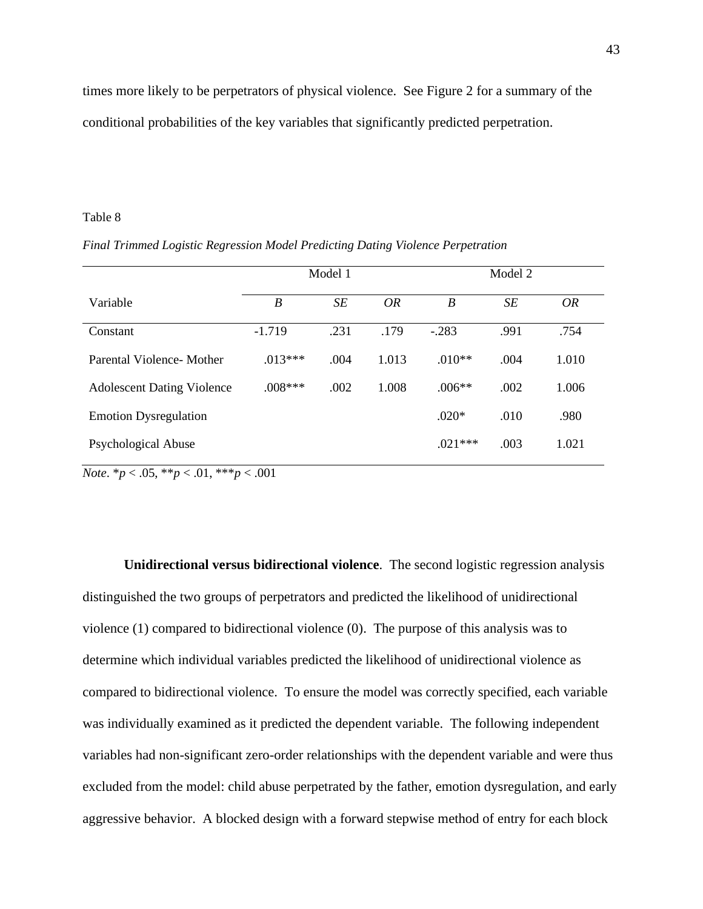times more likely to be perpetrators of physical violence. See Figure 2 for a summary of the conditional probabilities of the key variables that significantly predicted perpetration.

Table 8

*Final Trimmed Logistic Regression Model Predicting Dating Violence Perpetration*

| | Model 1 | | | Model 2 | | |
|---|---|---|---|---|---|---|
| Variable | *B* | *SE* | *OR* | *B* | *SE* | *OR* |
| Constant | -1.719 | .231 | .179 | -.283 | .991 | .754 |
| Parental Violence- Mother | .013*** | .004 | 1.013 | .010** | .004 | 1.010 |
| Adolescent Dating Violence | .008*** | .002 | 1.008 | .006** | .002 | 1.006 |
| Emotion Dysregulation | | | | .020* | .010 | .980 |
| Psychological Abuse | | | | .021*** | .003 | 1.021 |

*Note*. \**p* < .05, \*\**p* < .01, \*\*\**p* < .001

**Unidirectional versus bidirectional violence**. The second logistic regression analysis distinguished the two groups of perpetrators and predicted the likelihood of unidirectional violence (1) compared to bidirectional violence (0). The purpose of this analysis was to determine which individual variables predicted the likelihood of unidirectional violence as compared to bidirectional violence. To ensure the model was correctly specified, each variable was individually examined as it predicted the dependent variable. The following independent variables had non-significant zero-order relationships with the dependent variable and were thus excluded from the model: child abuse perpetrated by the father, emotion dysregulation, and early aggressive behavior. A blocked design with a forward stepwise method of entry for each block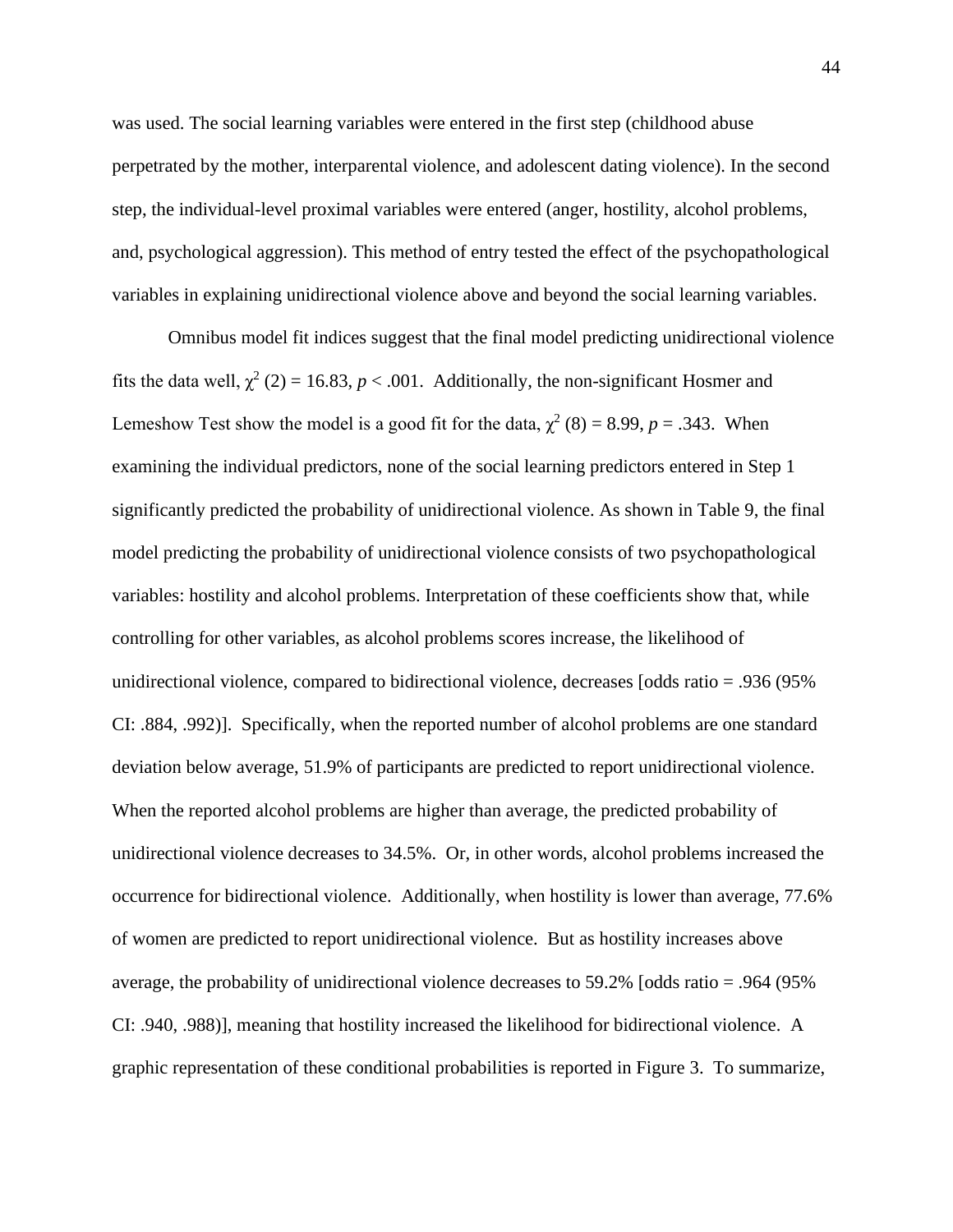was used. The social learning variables were entered in the first step (childhood abuse perpetrated by the mother, interparental violence, and adolescent dating violence). In the second step, the individual-level proximal variables were entered (anger, hostility, alcohol problems, and, psychological aggression). This method of entry tested the effect of the psychopathological variables in explaining unidirectional violence above and beyond the social learning variables.

Omnibus model fit indices suggest that the final model predicting unidirectional violence fits the data well, $\chi^2$ (2) = 16.83, $p$ < .001. Additionally, the non-significant Hosmer and Lemeshow Test show the model is a good fit for the data, $\chi^2$ (8) = 8.99, $p$ = .343. When examining the individual predictors, none of the social learning predictors entered in Step 1 significantly predicted the probability of unidirectional violence. As shown in Table 9, the final model predicting the probability of unidirectional violence consists of two psychopathological variables: hostility and alcohol problems. Interpretation of these coefficients show that, while controlling for other variables, as alcohol problems scores increase, the likelihood of unidirectional violence, compared to bidirectional violence, decreases [odds ratio = .936 (95% CI: .884, .992)]. Specifically, when the reported number of alcohol problems are one standard deviation below average, 51.9% of participants are predicted to report unidirectional violence. When the reported alcohol problems are higher than average, the predicted probability of unidirectional violence decreases to 34.5%. Or, in other words, alcohol problems increased the occurrence for bidirectional violence. Additionally, when hostility is lower than average, 77.6% of women are predicted to report unidirectional violence. But as hostility increases above average, the probability of unidirectional violence decreases to 59.2% [odds ratio = .964 (95% CI: .940, .988)], meaning that hostility increased the likelihood for bidirectional violence. A graphic representation of these conditional probabilities is reported in Figure 3. To summarize,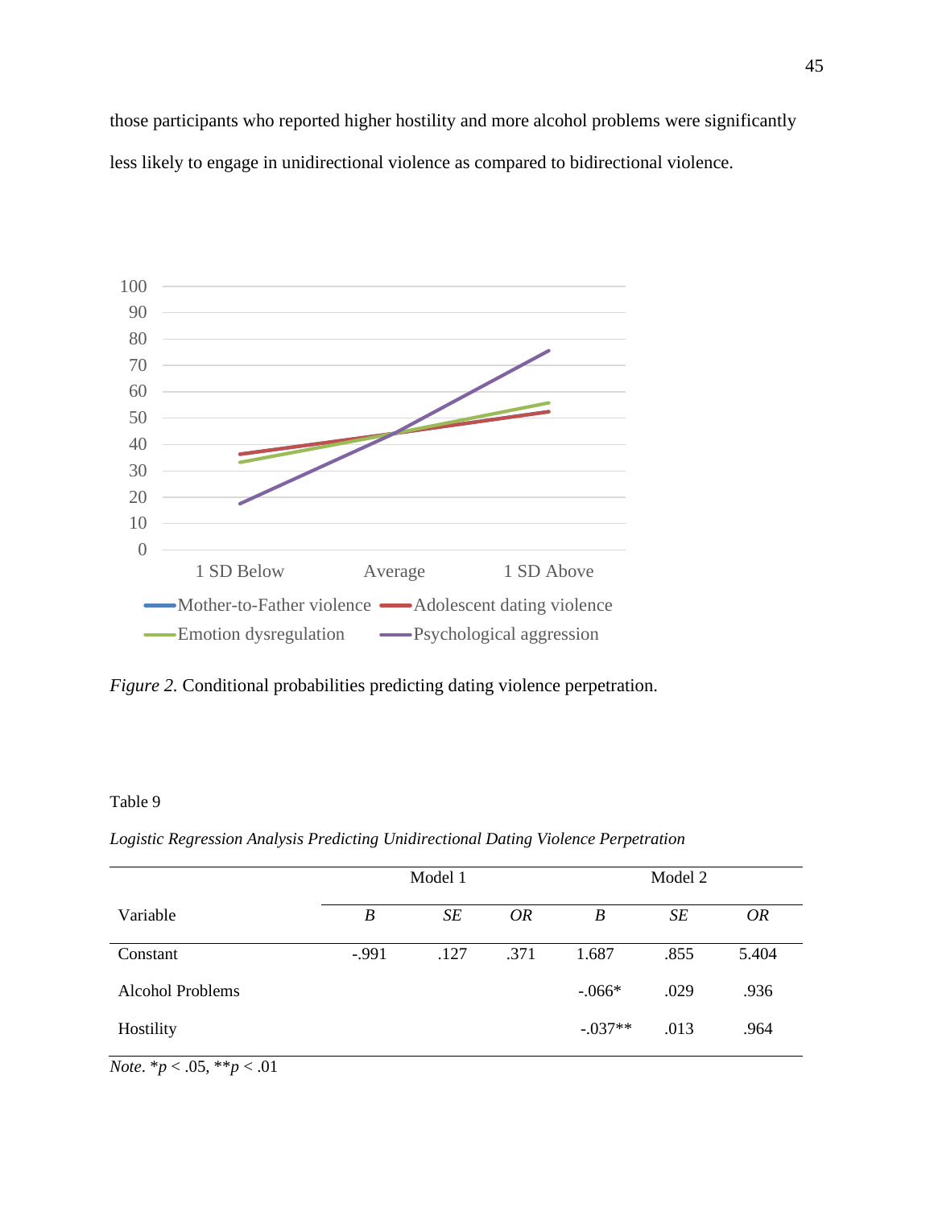those participants who reported higher hostility and more alcohol problems were significantly less likely to engage in unidirectional violence as compared to bidirectional violence.

*Figure 2.* Conditional probabilities predicting dating violence perpetration.

Table 9

*Logistic Regression Analysis Predicting Unidirectional Dating Violence Perpetration*

| | Model 1 | | | Model 2 | | |
|---|---|---|---|---|---|---|
| Variable | *B* | *SE* | *OR* | *B* | *SE* | *OR* |
| Constant | -.991 | .127 | .371 | 1.687 | .855 | 5.404 |
| Alcohol Problems | | | | -.066* | .029 | .936 |
| Hostility | | | | -.037** | .013 | .964 |

*Note*. *$p < .05$, **$p < .01$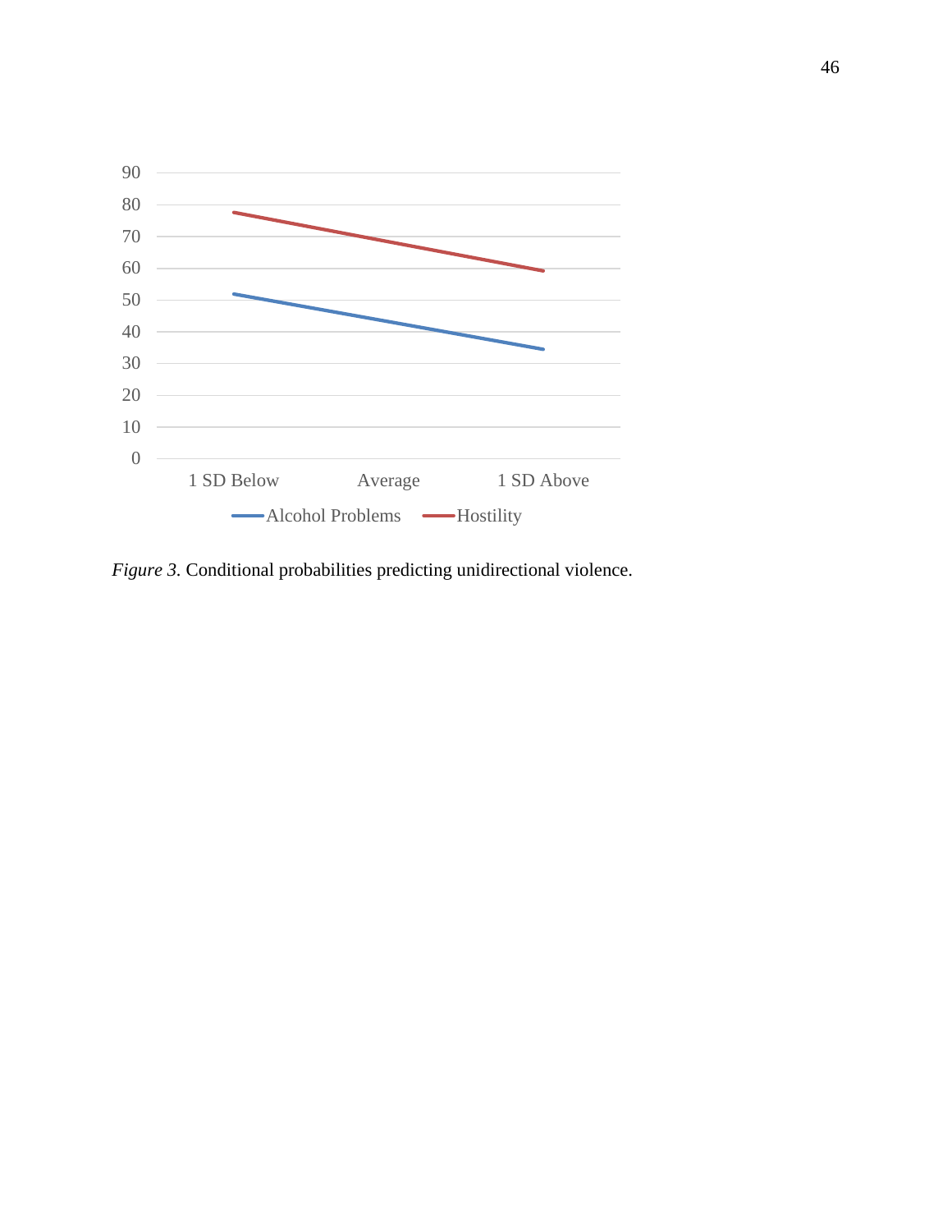*Figure 3.* Conditional probabilities predicting unidirectional violence.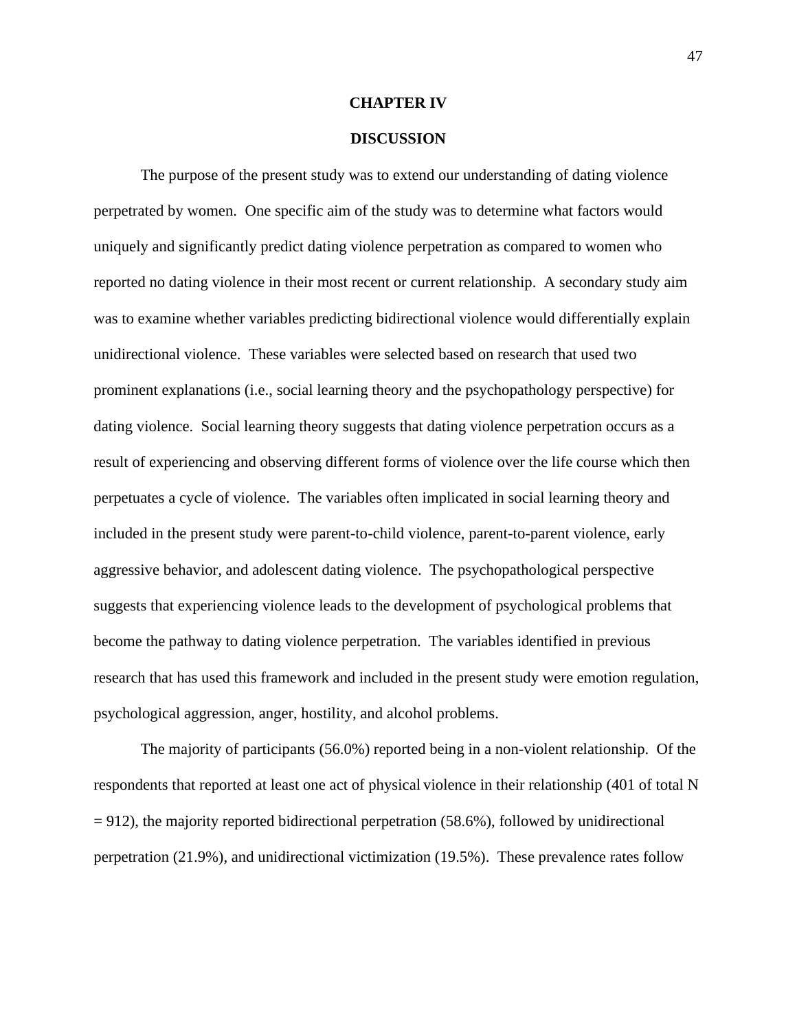# CHAPTER IV

# DISCUSSION

The purpose of the present study was to extend our understanding of dating violence perpetrated by women. One specific aim of the study was to determine what factors would uniquely and significantly predict dating violence perpetration as compared to women who reported no dating violence in their most recent or current relationship. A secondary study aim was to examine whether variables predicting bidirectional violence would differentially explain unidirectional violence. These variables were selected based on research that used two prominent explanations (i.e., social learning theory and the psychopathology perspective) for dating violence. Social learning theory suggests that dating violence perpetration occurs as a result of experiencing and observing different forms of violence over the life course which then perpetuates a cycle of violence. The variables often implicated in social learning theory and included in the present study were parent-to-child violence, parent-to-parent violence, early aggressive behavior, and adolescent dating violence. The psychopathological perspective suggests that experiencing violence leads to the development of psychological problems that become the pathway to dating violence perpetration. The variables identified in previous research that has used this framework and included in the present study were emotion regulation, psychological aggression, anger, hostility, and alcohol problems.

The majority of participants (56.0%) reported being in a non-violent relationship. Of the respondents that reported at least one act of physical violence in their relationship (401 of total $N = 912$), the majority reported bidirectional perpetration (58.6%), followed by unidirectional perpetration (21.9%), and unidirectional victimization (19.5%). These prevalence rates follow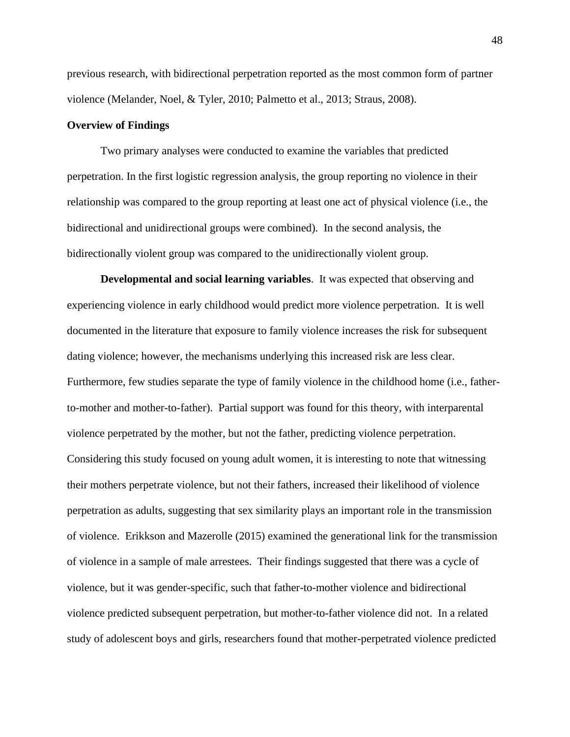previous research, with bidirectional perpetration reported as the most common form of partner violence (Melander, Noel, & Tyler, 2010; Palmetto et al., 2013; Straus, 2008).

**Overview of Findings**

Two primary analyses were conducted to examine the variables that predicted perpetration. In the first logistic regression analysis, the group reporting no violence in their relationship was compared to the group reporting at least one act of physical violence (i.e., the bidirectional and unidirectional groups were combined). In the second analysis, the bidirectionally violent group was compared to the unidirectionally violent group.

**Developmental and social learning variables**. It was expected that observing and experiencing violence in early childhood would predict more violence perpetration. It is well documented in the literature that exposure to family violence increases the risk for subsequent dating violence; however, the mechanisms underlying this increased risk are less clear. Furthermore, few studies separate the type of family violence in the childhood home (i.e., father-to-mother and mother-to-father). Partial support was found for this theory, with interparental violence perpetrated by the mother, but not the father, predicting violence perpetration. Considering this study focused on young adult women, it is interesting to note that witnessing their mothers perpetrate violence, but not their fathers, increased their likelihood of violence perpetration as adults, suggesting that sex similarity plays an important role in the transmission of violence. Erikkson and Mazerolle (2015) examined the generational link for the transmission of violence in a sample of male arrestees. Their findings suggested that there was a cycle of violence, but it was gender-specific, such that father-to-mother violence and bidirectional violence predicted subsequent perpetration, but mother-to-father violence did not. In a related study of adolescent boys and girls, researchers found that mother-perpetrated violence predicted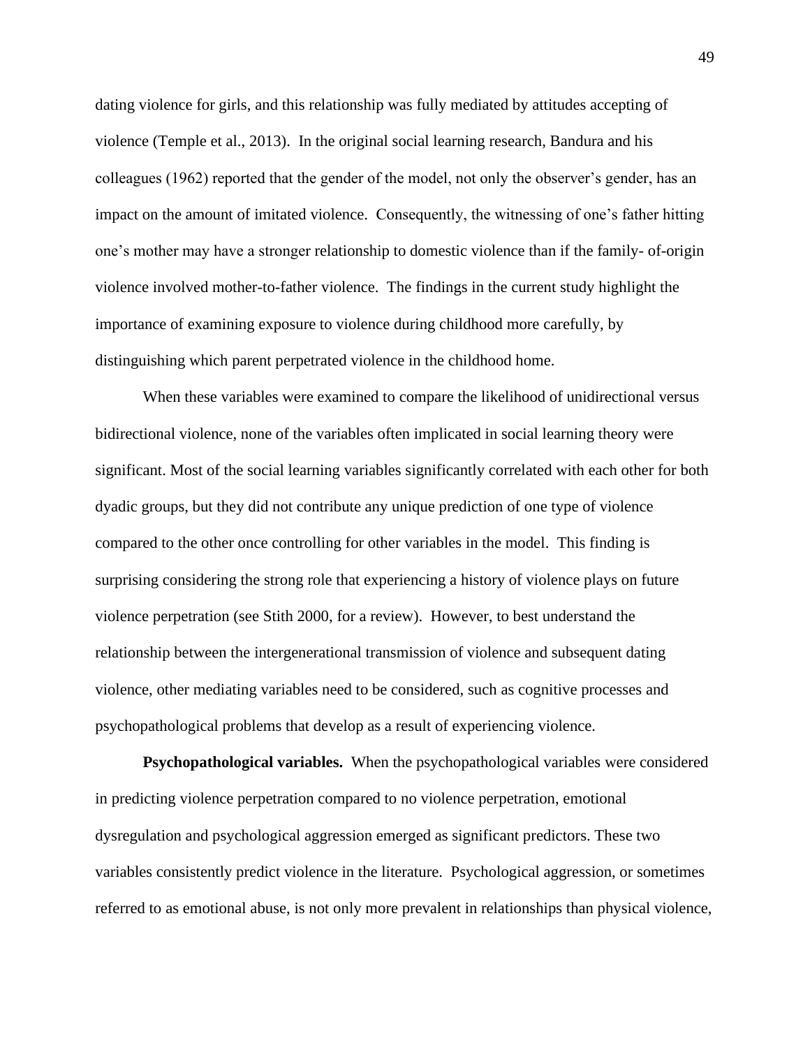dating violence for girls, and this relationship was fully mediated by attitudes accepting of violence (Temple et al., 2013). In the original social learning research, Bandura and his colleagues (1962) reported that the gender of the model, not only the observer's gender, has an impact on the amount of imitated violence. Consequently, the witnessing of one's father hitting one's mother may have a stronger relationship to domestic violence than if the family- of-origin violence involved mother-to-father violence. The findings in the current study highlight the importance of examining exposure to violence during childhood more carefully, by distinguishing which parent perpetrated violence in the childhood home.

When these variables were examined to compare the likelihood of unidirectional versus bidirectional violence, none of the variables often implicated in social learning theory were significant. Most of the social learning variables significantly correlated with each other for both dyadic groups, but they did not contribute any unique prediction of one type of violence compared to the other once controlling for other variables in the model. This finding is surprising considering the strong role that experiencing a history of violence plays on future violence perpetration (see Stith 2000, for a review). However, to best understand the relationship between the intergenerational transmission of violence and subsequent dating violence, other mediating variables need to be considered, such as cognitive processes and psychopathological problems that develop as a result of experiencing violence.

**Psychopathological variables.** When the psychopathological variables were considered in predicting violence perpetration compared to no violence perpetration, emotional dysregulation and psychological aggression emerged as significant predictors. These two variables consistently predict violence in the literature. Psychological aggression, or sometimes referred to as emotional abuse, is not only more prevalent in relationships than physical violence,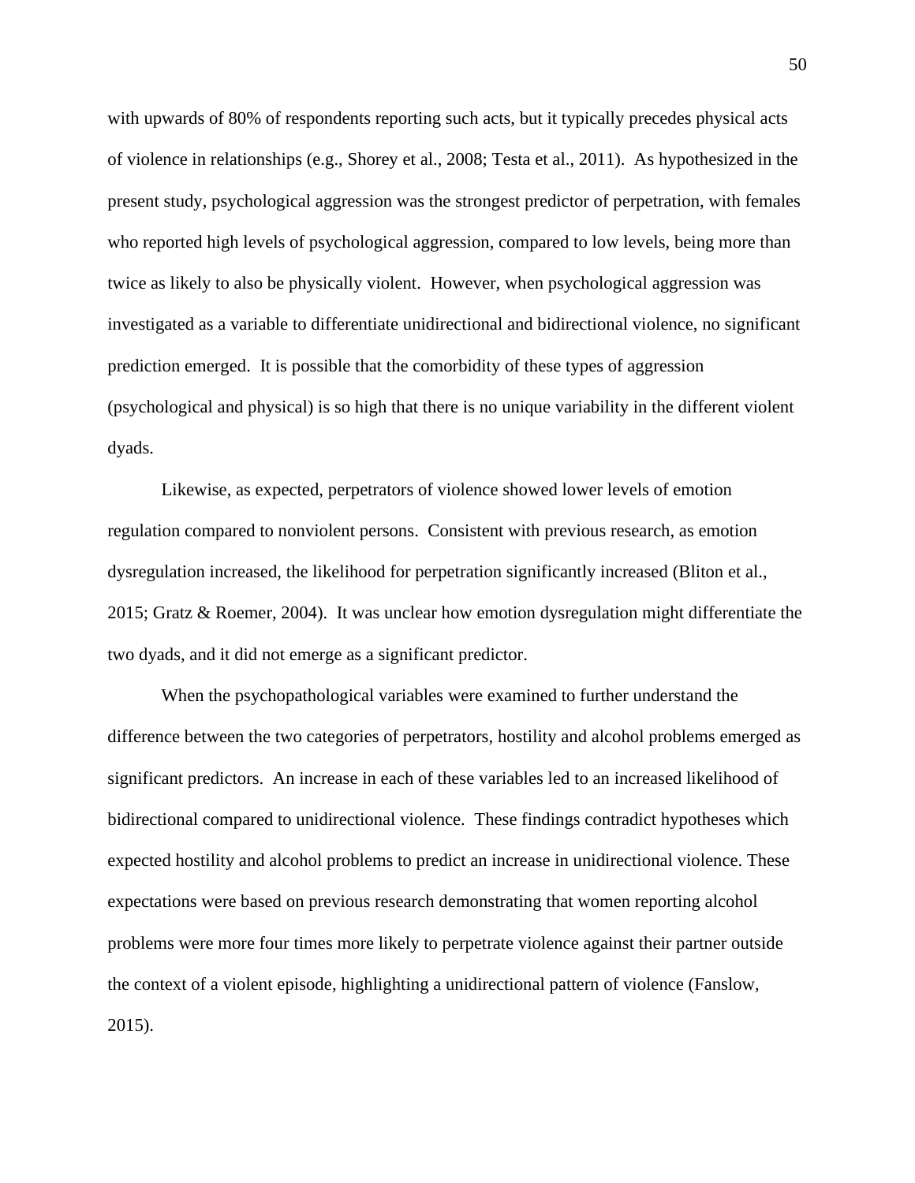with upwards of 80% of respondents reporting such acts, but it typically precedes physical acts of violence in relationships (e.g., Shorey et al., 2008; Testa et al., 2011). As hypothesized in the present study, psychological aggression was the strongest predictor of perpetration, with females who reported high levels of psychological aggression, compared to low levels, being more than twice as likely to also be physically violent. However, when psychological aggression was investigated as a variable to differentiate unidirectional and bidirectional violence, no significant prediction emerged. It is possible that the comorbidity of these types of aggression (psychological and physical) is so high that there is no unique variability in the different violent dyads.

Likewise, as expected, perpetrators of violence showed lower levels of emotion regulation compared to nonviolent persons. Consistent with previous research, as emotion dysregulation increased, the likelihood for perpetration significantly increased (Bliton et al., 2015; Gratz & Roemer, 2004). It was unclear how emotion dysregulation might differentiate the two dyads, and it did not emerge as a significant predictor.

When the psychopathological variables were examined to further understand the difference between the two categories of perpetrators, hostility and alcohol problems emerged as significant predictors. An increase in each of these variables led to an increased likelihood of bidirectional compared to unidirectional violence. These findings contradict hypotheses which expected hostility and alcohol problems to predict an increase in unidirectional violence. These expectations were based on previous research demonstrating that women reporting alcohol problems were more four times more likely to perpetrate violence against their partner outside the context of a violent episode, highlighting a unidirectional pattern of violence (Fanslow, 2015).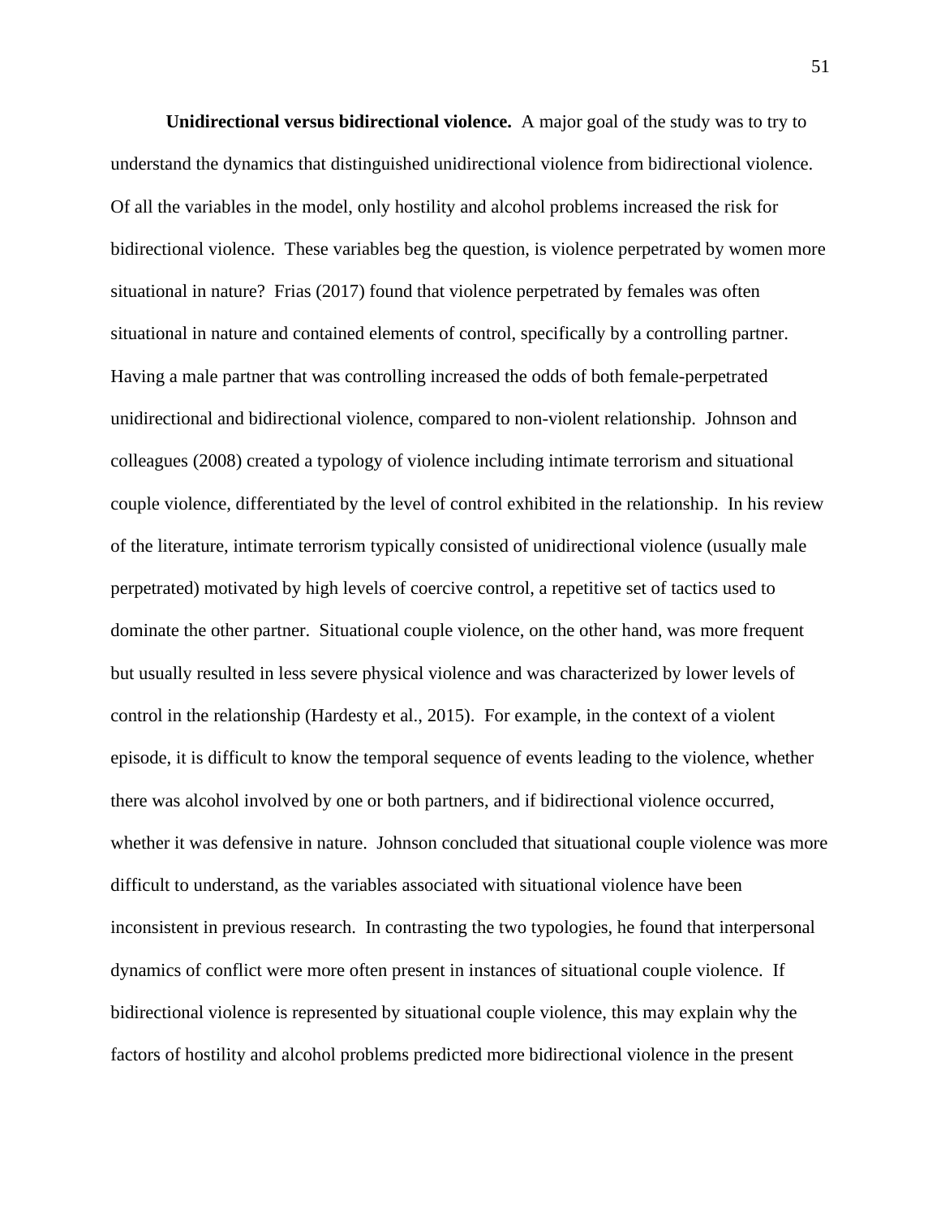**Unidirectional versus bidirectional violence.** A major goal of the study was to try to understand the dynamics that distinguished unidirectional violence from bidirectional violence. Of all the variables in the model, only hostility and alcohol problems increased the risk for bidirectional violence. These variables beg the question, is violence perpetrated by women more situational in nature? Frias (2017) found that violence perpetrated by females was often situational in nature and contained elements of control, specifically by a controlling partner. Having a male partner that was controlling increased the odds of both female-perpetrated unidirectional and bidirectional violence, compared to non-violent relationship. Johnson and colleagues (2008) created a typology of violence including intimate terrorism and situational couple violence, differentiated by the level of control exhibited in the relationship. In his review of the literature, intimate terrorism typically consisted of unidirectional violence (usually male perpetrated) motivated by high levels of coercive control, a repetitive set of tactics used to dominate the other partner. Situational couple violence, on the other hand, was more frequent but usually resulted in less severe physical violence and was characterized by lower levels of control in the relationship (Hardesty et al., 2015). For example, in the context of a violent episode, it is difficult to know the temporal sequence of events leading to the violence, whether there was alcohol involved by one or both partners, and if bidirectional violence occurred, whether it was defensive in nature. Johnson concluded that situational couple violence was more difficult to understand, as the variables associated with situational violence have been inconsistent in previous research. In contrasting the two typologies, he found that interpersonal dynamics of conflict were more often present in instances of situational couple violence. If bidirectional violence is represented by situational couple violence, this may explain why the factors of hostility and alcohol problems predicted more bidirectional violence in the present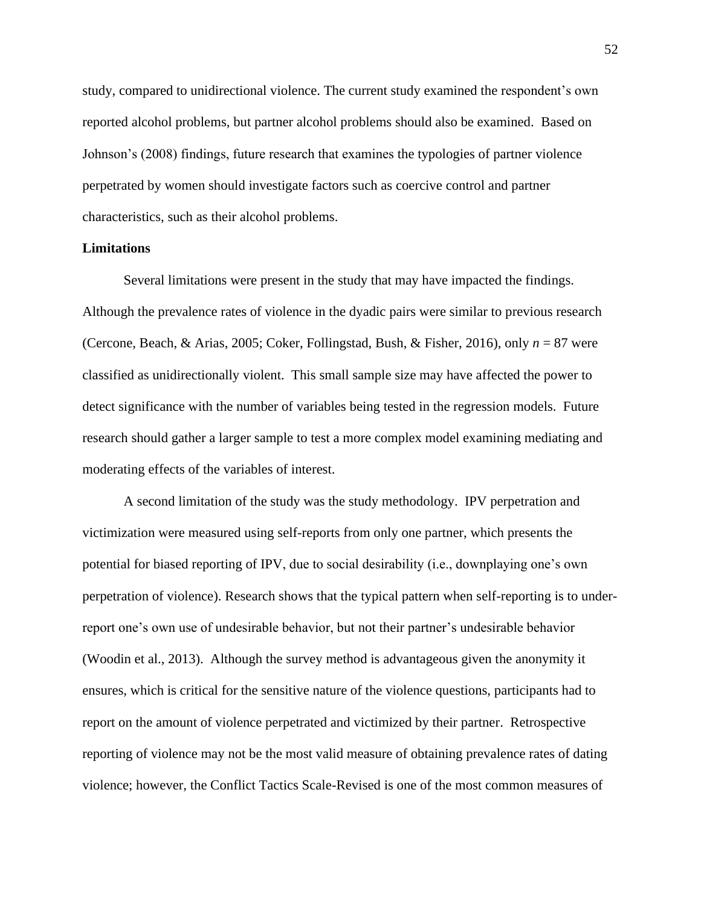study, compared to unidirectional violence. The current study examined the respondent's own reported alcohol problems, but partner alcohol problems should also be examined. Based on Johnson's (2008) findings, future research that examines the typologies of partner violence perpetrated by women should investigate factors such as coercive control and partner characteristics, such as their alcohol problems.

**Limitations**

Several limitations were present in the study that may have impacted the findings. Although the prevalence rates of violence in the dyadic pairs were similar to previous research (Cercone, Beach, & Arias, 2005; Coker, Follingstad, Bush, & Fisher, 2016), only $n$ = 87 were classified as unidirectionally violent. This small sample size may have affected the power to detect significance with the number of variables being tested in the regression models. Future research should gather a larger sample to test a more complex model examining mediating and moderating effects of the variables of interest.

A second limitation of the study was the study methodology. IPV perpetration and victimization were measured using self-reports from only one partner, which presents the potential for biased reporting of IPV, due to social desirability (i.e., downplaying one's own perpetration of violence). Research shows that the typical pattern when self-reporting is to under-report one's own use of undesirable behavior, but not their partner's undesirable behavior (Woodin et al., 2013). Although the survey method is advantageous given the anonymity it ensures, which is critical for the sensitive nature of the violence questions, participants had to report on the amount of violence perpetrated and victimized by their partner. Retrospective reporting of violence may not be the most valid measure of obtaining prevalence rates of dating violence; however, the Conflict Tactics Scale-Revised is one of the most common measures of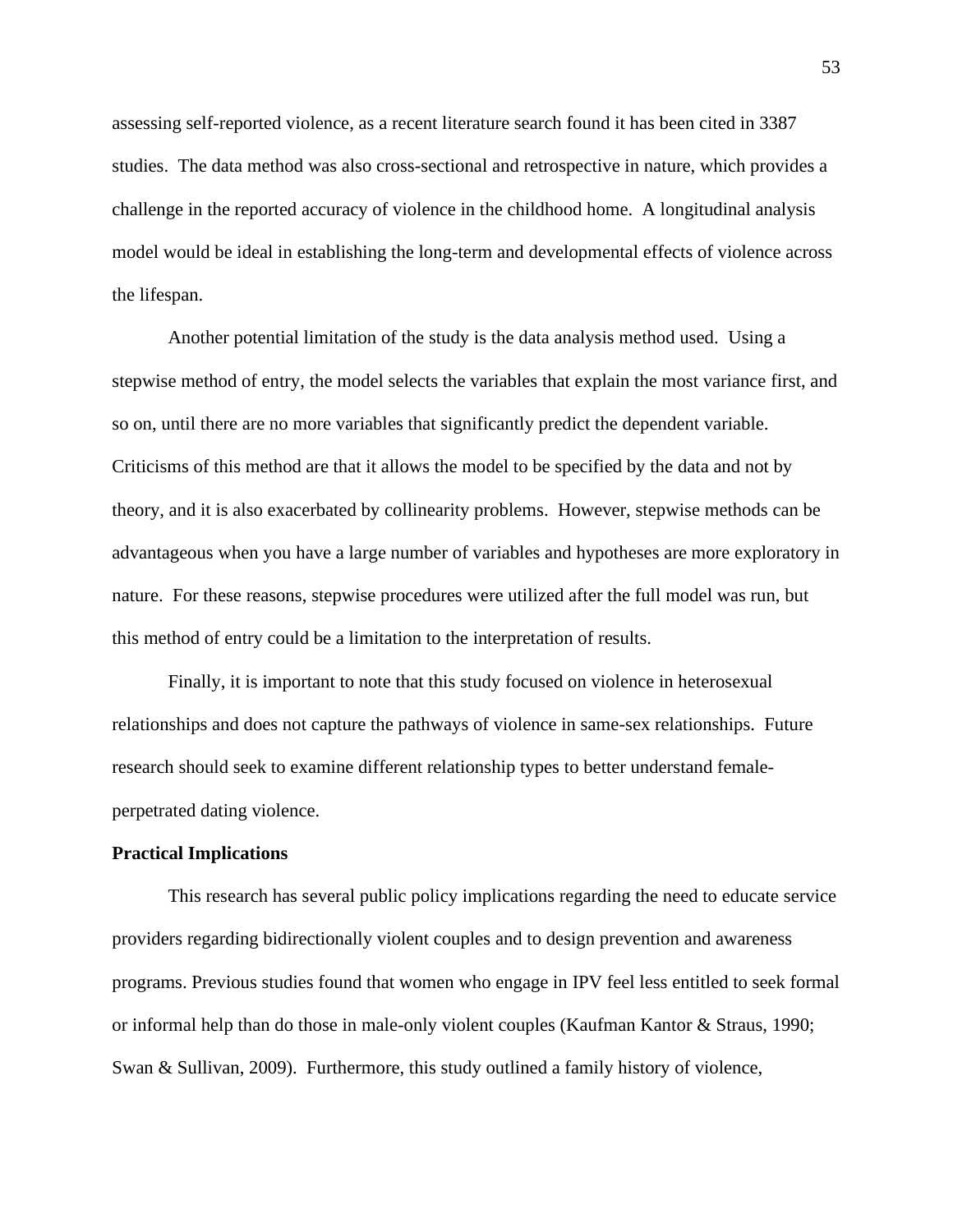assessing self-reported violence, as a recent literature search found it has been cited in 3387 studies. The data method was also cross-sectional and retrospective in nature, which provides a challenge in the reported accuracy of violence in the childhood home. A longitudinal analysis model would be ideal in establishing the long-term and developmental effects of violence across the lifespan.

Another potential limitation of the study is the data analysis method used. Using a stepwise method of entry, the model selects the variables that explain the most variance first, and so on, until there are no more variables that significantly predict the dependent variable. Criticisms of this method are that it allows the model to be specified by the data and not by theory, and it is also exacerbated by collinearity problems. However, stepwise methods can be advantageous when you have a large number of variables and hypotheses are more exploratory in nature. For these reasons, stepwise procedures were utilized after the full model was run, but this method of entry could be a limitation to the interpretation of results.

Finally, it is important to note that this study focused on violence in heterosexual relationships and does not capture the pathways of violence in same-sex relationships. Future research should seek to examine different relationship types to better understand female-perpetrated dating violence.

**Practical Implications**

This research has several public policy implications regarding the need to educate service providers regarding bidirectionally violent couples and to design prevention and awareness programs. Previous studies found that women who engage in IPV feel less entitled to seek formal or informal help than do those in male-only violent couples (Kaufman Kantor & Straus, 1990; Swan & Sullivan, 2009). Furthermore, this study outlined a family history of violence,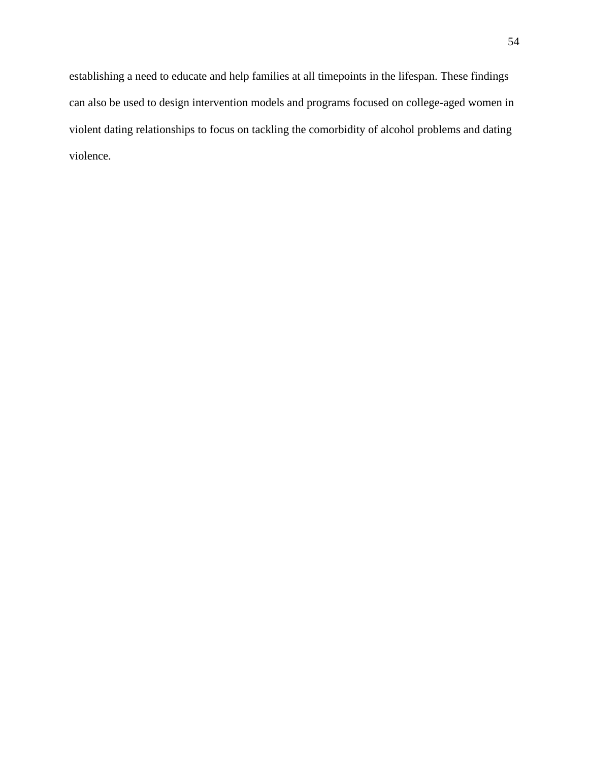establishing a need to educate and help families at all timepoints in the lifespan. These findings can also be used to design intervention models and programs focused on college-aged women in violent dating relationships to focus on tackling the comorbidity of alcohol problems and dating violence.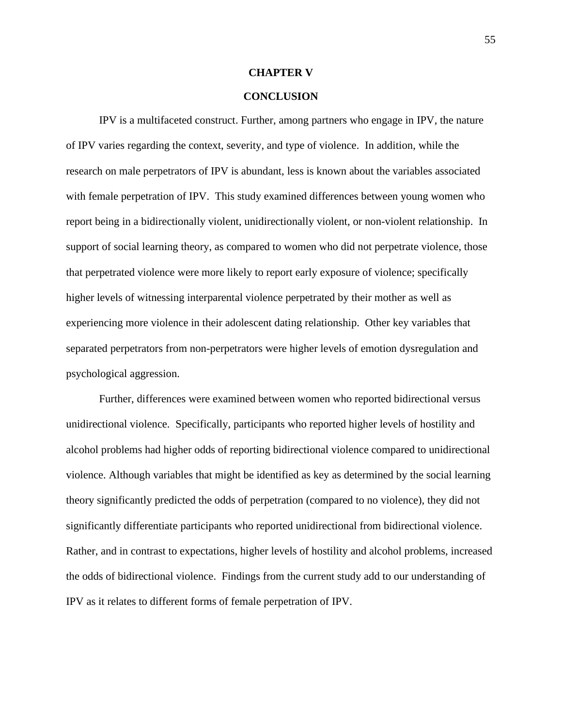# CHAPTER V

# CONCLUSION

IPV is a multifaceted construct. Further, among partners who engage in IPV, the nature of IPV varies regarding the context, severity, and type of violence. In addition, while the research on male perpetrators of IPV is abundant, less is known about the variables associated with female perpetration of IPV. This study examined differences between young women who report being in a bidirectionally violent, unidirectionally violent, or non-violent relationship. In support of social learning theory, as compared to women who did not perpetrate violence, those that perpetrated violence were more likely to report early exposure of violence; specifically higher levels of witnessing interparental violence perpetrated by their mother as well as experiencing more violence in their adolescent dating relationship. Other key variables that separated perpetrators from non-perpetrators were higher levels of emotion dysregulation and psychological aggression.

Further, differences were examined between women who reported bidirectional versus unidirectional violence. Specifically, participants who reported higher levels of hostility and alcohol problems had higher odds of reporting bidirectional violence compared to unidirectional violence. Although variables that might be identified as key as determined by the social learning theory significantly predicted the odds of perpetration (compared to no violence), they did not significantly differentiate participants who reported unidirectional from bidirectional violence. Rather, and in contrast to expectations, higher levels of hostility and alcohol problems, increased the odds of bidirectional violence. Findings from the current study add to our understanding of IPV as it relates to different forms of female perpetration of IPV.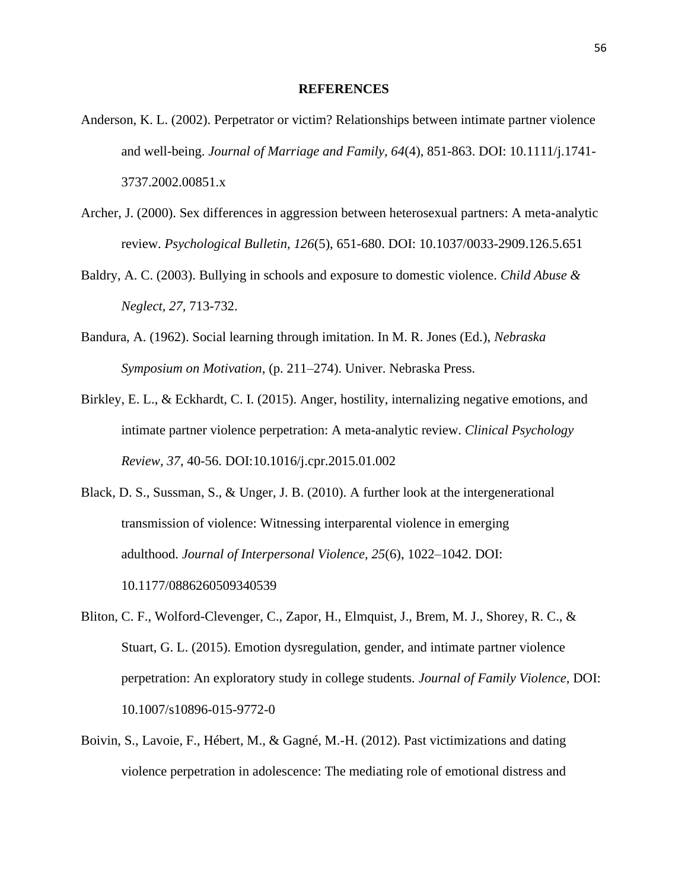# REFERENCES

Anderson, K. L. (2002). Perpetrator or victim? Relationships between intimate partner violence and well-being. *Journal of Marriage and Family, 64*(4), 851-863. DOI: 10.1111/j.1741-3737.2002.00851.x

Archer, J. (2000). Sex differences in aggression between heterosexual partners: A meta-analytic review. *Psychological Bulletin, 126*(5), 651-680. DOI: 10.1037/0033-2909.126.5.651

Baldry, A. C. (2003). Bullying in schools and exposure to domestic violence. *Child Abuse & Neglect, 27*, 713-732.

Bandura, A. (1962). Social learning through imitation. In M. R. Jones (Ed.), *Nebraska Symposium on Motivation,* (p. 211–274). Univer. Nebraska Press.

Birkley, E. L., & Eckhardt, C. I. (2015). Anger, hostility, internalizing negative emotions, and intimate partner violence perpetration: A meta-analytic review. *Clinical Psychology Review, 37*, 40-56. DOI:10.1016/j.cpr.2015.01.002

Black, D. S., Sussman, S., & Unger, J. B. (2010). A further look at the intergenerational transmission of violence: Witnessing interparental violence in emerging adulthood. *Journal of Interpersonal Violence*, *25*(6), 1022–1042. DOI: 10.1177/0886260509340539

Bliton, C. F., Wolford-Clevenger, C., Zapor, H., Elmquist, J., Brem, M. J., Shorey, R. C., & Stuart, G. L. (2015). Emotion dysregulation, gender, and intimate partner violence perpetration: An exploratory study in college students. *Journal of Family Violence*, DOI: 10.1007/s10896-015-9772-0

Boivin, S., Lavoie, F., Hébert, M., & Gagné, M.-H. (2012). Past victimizations and dating violence perpetration in adolescence: The mediating role of emotional distress and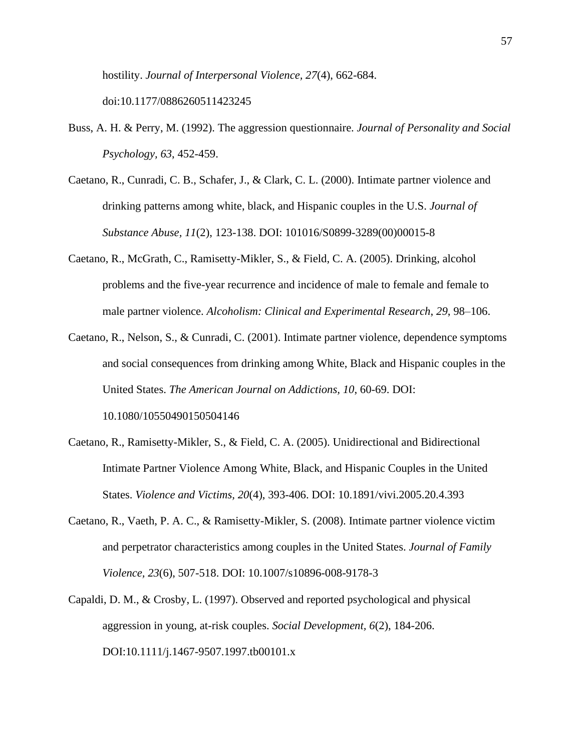hostility. *Journal of Interpersonal Violence, 27*(4), 662-684. doi:10.1177/0886260511423245

Buss, A. H. & Perry, M. (1992). The aggression questionnaire. *Journal of Personality and Social Psychology, 63*, 452-459.

Caetano, R., Cunradi, C. B., Schafer, J., & Clark, C. L. (2000). Intimate partner violence and drinking patterns among white, black, and Hispanic couples in the U.S. *Journal of Substance Abuse, 11*(2), 123-138. DOI: 101016/S0899-3289(00)00015-8

Caetano, R., McGrath, C., Ramisetty-Mikler, S., & Field, C. A. (2005). Drinking, alcohol problems and the five-year recurrence and incidence of male to female and female to male partner violence. *Alcoholism: Clinical and Experimental Research*, *29*, 98–106.

Caetano, R., Nelson, S., & Cunradi, C. (2001). Intimate partner violence, dependence symptoms and social consequences from drinking among White, Black and Hispanic couples in the United States. *The American Journal on Addictions, 10*, 60-69. DOI: 10.1080/10550490150504146

Caetano, R., Ramisetty-Mikler, S., & Field, C. A. (2005). Unidirectional and Bidirectional Intimate Partner Violence Among White, Black, and Hispanic Couples in the United States. *Violence and Victims, 20*(4), 393-406. DOI: 10.1891/vivi.2005.20.4.393

Caetano, R., Vaeth, P. A. C., & Ramisetty-Mikler, S. (2008). Intimate partner violence victim and perpetrator characteristics among couples in the United States. *Journal of Family Violence, 23*(6), 507-518. DOI: 10.1007/s10896-008-9178-3

Capaldi, D. M., & Crosby, L. (1997). Observed and reported psychological and physical aggression in young, at-risk couples. *Social Development, 6*(2), 184-206. DOI:10.1111/j.1467-9507.1997.tb00101.x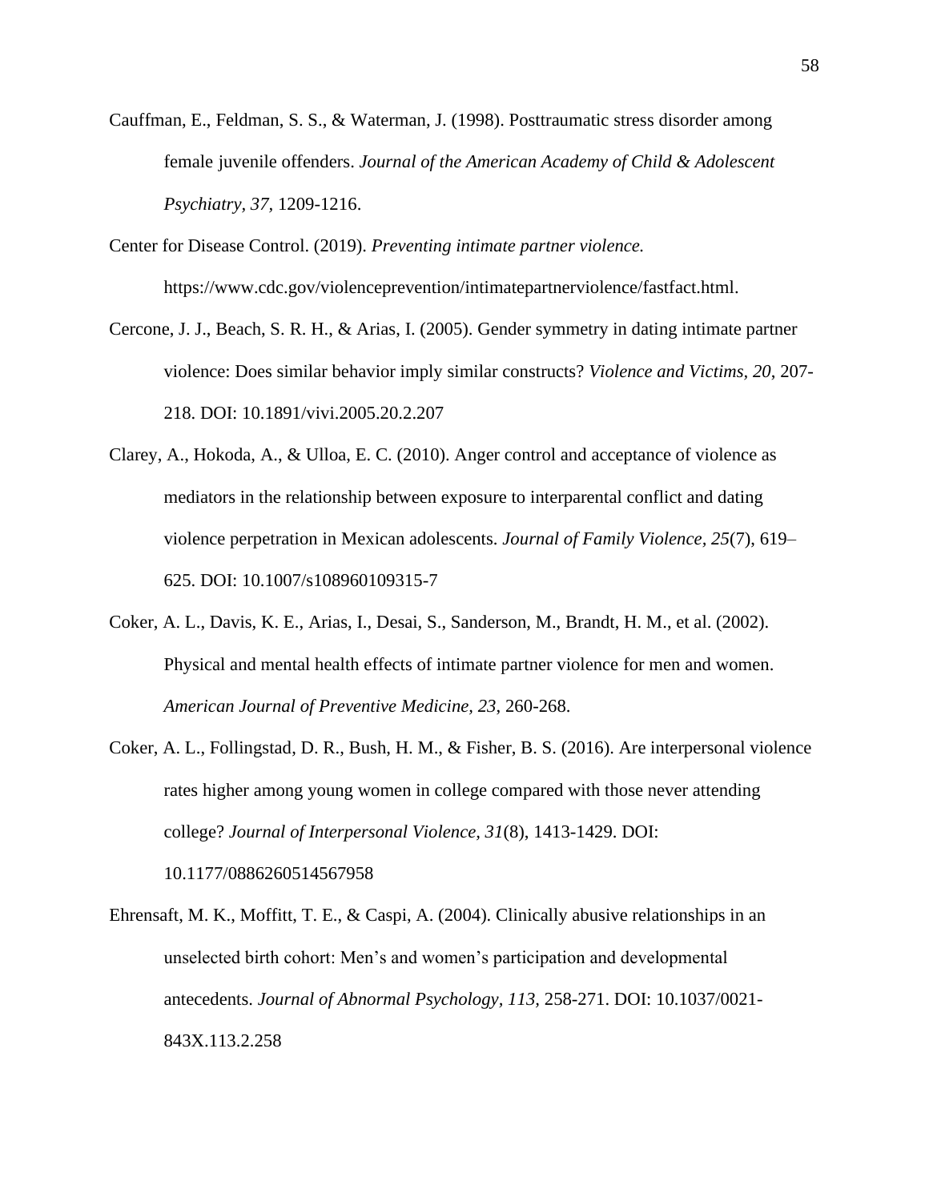Cauffman, E., Feldman, S. S., & Waterman, J. (1998). Posttraumatic stress disorder among female juvenile offenders. *Journal of the American Academy of Child & Adolescent Psychiatry, 37*, 1209-1216.

Center for Disease Control. (2019). *Preventing intimate partner violence.* https://www.cdc.gov/violenceprevention/intimatepartnerviolence/fastfact.html.

Cercone, J. J., Beach, S. R. H., & Arias, I. (2005). Gender symmetry in dating intimate partner violence: Does similar behavior imply similar constructs? *Violence and Victims, 20*, 207-218. DOI: 10.1891/vivi.2005.20.2.207

Clarey, A., Hokoda, A., & Ulloa, E. C. (2010). Anger control and acceptance of violence as mediators in the relationship between exposure to interparental conflict and dating violence perpetration in Mexican adolescents. *Journal of Family Violence, 25*(7), 619–625. DOI: 10.1007/s108960109315-7

Coker, A. L., Davis, K. E., Arias, I., Desai, S., Sanderson, M., Brandt, H. M., et al. (2002). Physical and mental health effects of intimate partner violence for men and women. *American Journal of Preventive Medicine, 23*, 260-268.

Coker, A. L., Follingstad, D. R., Bush, H. M., & Fisher, B. S. (2016). Are interpersonal violence rates higher among young women in college compared with those never attending college? *Journal of Interpersonal Violence, 31*(8), 1413-1429. DOI: 10.1177/0886260514567958

Ehrensaft, M. K., Moffitt, T. E., & Caspi, A. (2004). Clinically abusive relationships in an unselected birth cohort: Men's and women's participation and developmental antecedents. *Journal of Abnormal Psychology, 113*, 258-271. DOI: 10.1037/0021-843X.113.2.258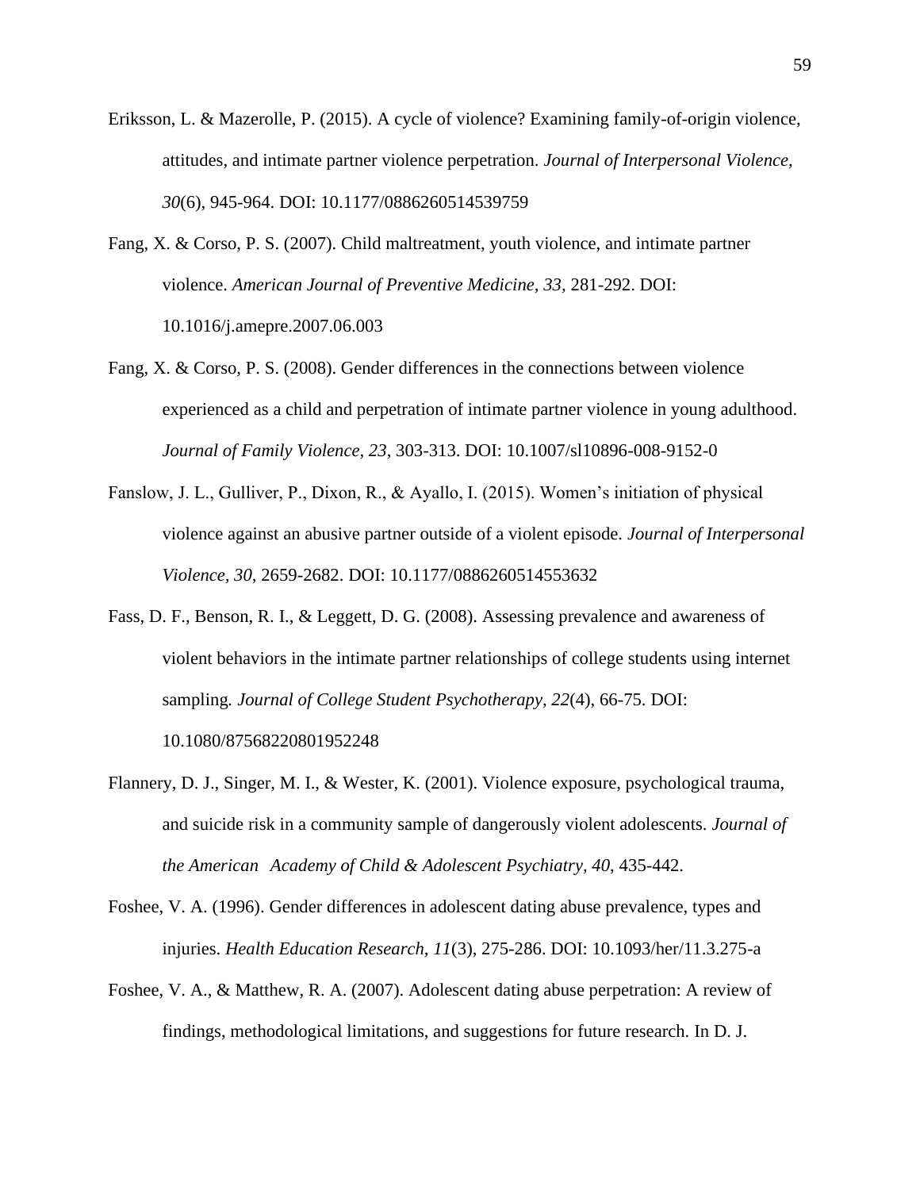Eriksson, L. & Mazerolle, P. (2015). A cycle of violence? Examining family-of-origin violence, attitudes, and intimate partner violence perpetration. *Journal of Interpersonal Violence, 30*(6), 945-964. DOI: 10.1177/0886260514539759

Fang, X. & Corso, P. S. (2007). Child maltreatment, youth violence, and intimate partner violence. *American Journal of Preventive Medicine, 33,* 281-292. DOI: 10.1016/j.amepre.2007.06.003

Fang, X. & Corso, P. S. (2008). Gender differences in the connections between violence experienced as a child and perpetration of intimate partner violence in young adulthood. *Journal of Family Violence, 23,* 303-313. DOI: 10.1007/sl10896-008-9152-0

Fanslow, J. L., Gulliver, P., Dixon, R., & Ayallo, I. (2015). Women's initiation of physical violence against an abusive partner outside of a violent episode. *Journal of Interpersonal Violence, 30,* 2659-2682. DOI: 10.1177/0886260514553632

Fass, D. F., Benson, R. I., & Leggett, D. G. (2008). Assessing prevalence and awareness of violent behaviors in the intimate partner relationships of college students using internet sampling. *Journal of College Student Psychotherapy, 22*(4), 66-75. DOI: 10.1080/87568220801952248

Flannery, D. J., Singer, M. I., & Wester, K. (2001). Violence exposure, psychological trauma, and suicide risk in a community sample of dangerously violent adolescents. *Journal of the American Academy of Child & Adolescent Psychiatry, 40,* 435-442.

Foshee, V. A. (1996). Gender differences in adolescent dating abuse prevalence, types and injuries. *Health Education Research, 11*(3), 275-286. DOI: 10.1093/her/11.3.275-a

Foshee, V. A., & Matthew, R. A. (2007). Adolescent dating abuse perpetration: A review of findings, methodological limitations, and suggestions for future research. In D. J.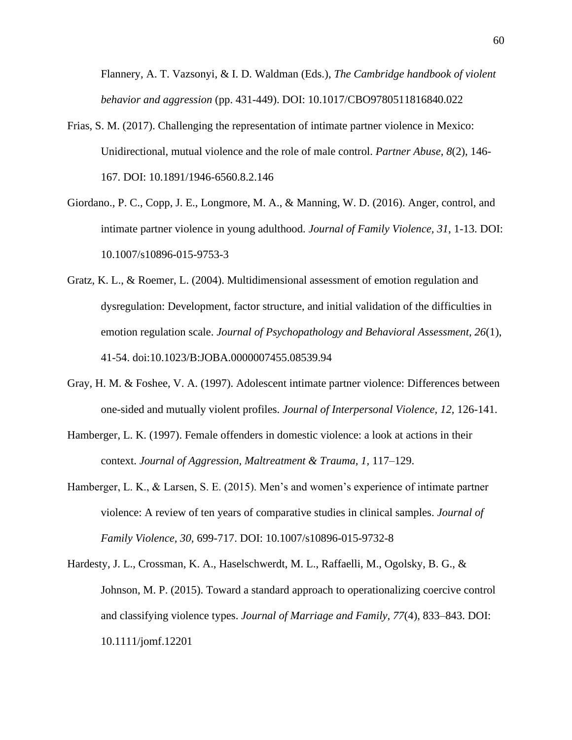Flannery, A. T. Vazsonyi, & I. D. Waldman (Eds.), *The Cambridge handbook of violent behavior and aggression* (pp. 431-449). DOI: 10.1017/CBO9780511816840.022

Frias, S. M. (2017). Challenging the representation of intimate partner violence in Mexico: Unidirectional, mutual violence and the role of male control. *Partner Abuse, 8*(2), 146-167. DOI: 10.1891/1946-6560.8.2.146

Giordano., P. C., Copp, J. E., Longmore, M. A., & Manning, W. D. (2016). Anger, control, and intimate partner violence in young adulthood. *Journal of Family Violence, 31*, 1-13. DOI: 10.1007/s10896-015-9753-3

Gratz, K. L., & Roemer, L. (2004). Multidimensional assessment of emotion regulation and dysregulation: Development, factor structure, and initial validation of the difficulties in emotion regulation scale. *Journal of Psychopathology and Behavioral Assessment, 26*(1), 41-54. doi:10.1023/B:JOBA.0000007455.08539.94

Gray, H. M. & Foshee, V. A. (1997). Adolescent intimate partner violence: Differences between one-sided and mutually violent profiles. *Journal of Interpersonal Violence, 12,* 126-141.

Hamberger, L. K. (1997). Female offenders in domestic violence: a look at actions in their context. *Journal of Aggression, Maltreatment & Trauma, 1*, 117–129.

Hamberger, L. K., & Larsen, S. E. (2015). Men's and women's experience of intimate partner violence: A review of ten years of comparative studies in clinical samples. *Journal of Family Violence, 30,* 699-717. DOI: 10.1007/s10896-015-9732-8

Hardesty, J. L., Crossman, K. A., Haselschwerdt, M. L., Raffaelli, M., Ogolsky, B. G., & Johnson, M. P. (2015). Toward a standard approach to operationalizing coercive control and classifying violence types. *Journal of Marriage and Family*, *77*(4), 833–843. DOI: 10.1111/jomf.12201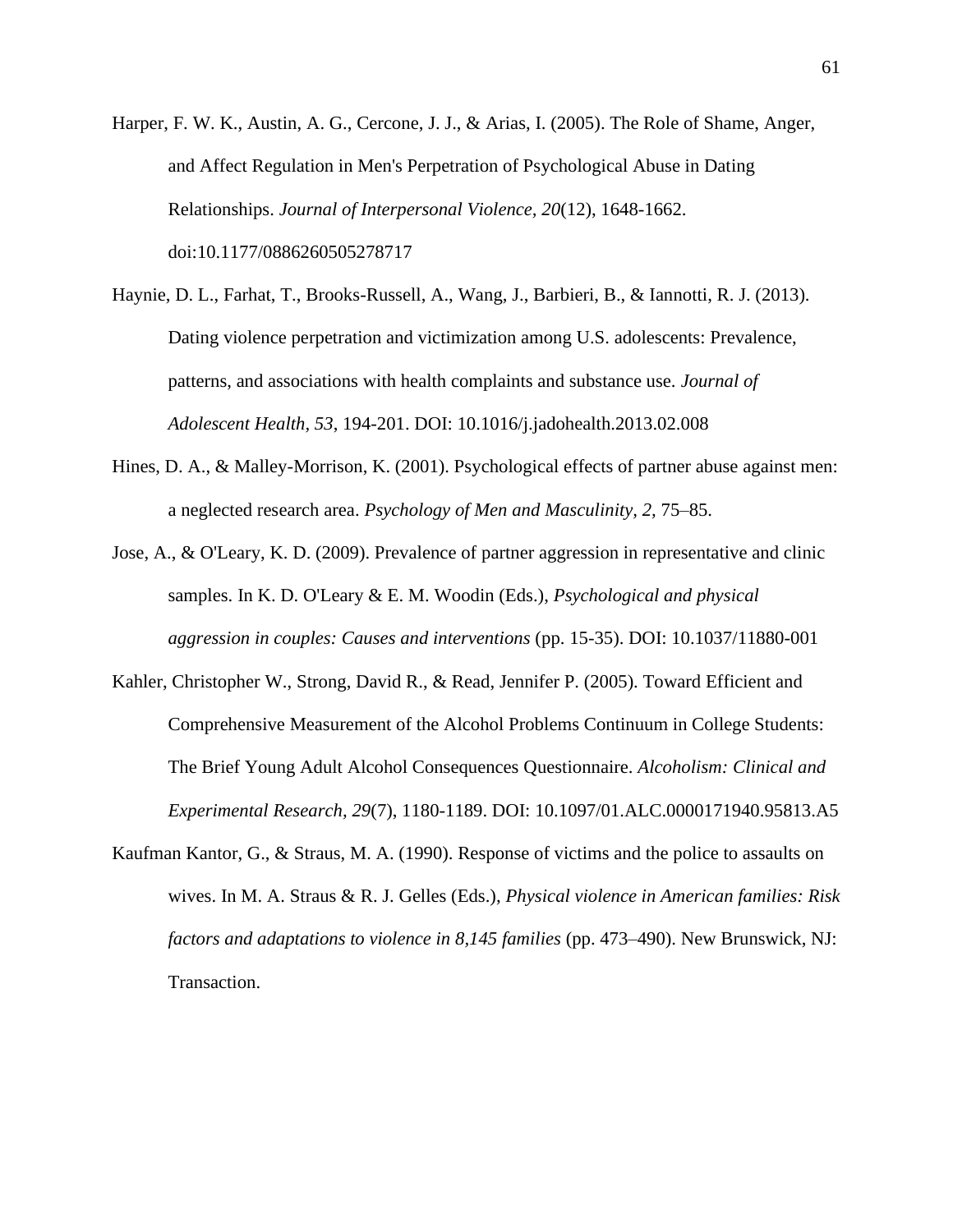Harper, F. W. K., Austin, A. G., Cercone, J. J., & Arias, I. (2005). The Role of Shame, Anger, and Affect Regulation in Men's Perpetration of Psychological Abuse in Dating Relationships. *Journal of Interpersonal Violence, 20*(12), 1648-1662. doi:10.1177/0886260505278717

Haynie, D. L., Farhat, T., Brooks-Russell, A., Wang, J., Barbieri, B., & Iannotti, R. J. (2013). Dating violence perpetration and victimization among U.S. adolescents: Prevalence, patterns, and associations with health complaints and substance use. *Journal of Adolescent Health, 53*, 194-201. DOI: 10.1016/j.jadohealth.2013.02.008

Hines, D. A., & Malley-Morrison, K. (2001). Psychological effects of partner abuse against men: a neglected research area. *Psychology of Men and Masculinity, 2,* 75–85.

Jose, A., & O'Leary, K. D. (2009). Prevalence of partner aggression in representative and clinic samples. In K. D. O'Leary & E. M. Woodin (Eds.), *Psychological and physical aggression in couples: Causes and interventions* (pp. 15-35). DOI: 10.1037/11880-001

Kahler, Christopher W., Strong, David R., & Read, Jennifer P. (2005). Toward Efficient and Comprehensive Measurement of the Alcohol Problems Continuum in College Students: The Brief Young Adult Alcohol Consequences Questionnaire. *Alcoholism: Clinical and Experimental Research, 29*(7), 1180-1189. DOI: 10.1097/01.ALC.0000171940.95813.A5

Kaufman Kantor, G., & Straus, M. A. (1990). Response of victims and the police to assaults on wives. In M. A. Straus & R. J. Gelles (Eds.), *Physical violence in American families: Risk factors and adaptations to violence in 8,145 families* (pp. 473–490). New Brunswick, NJ: Transaction.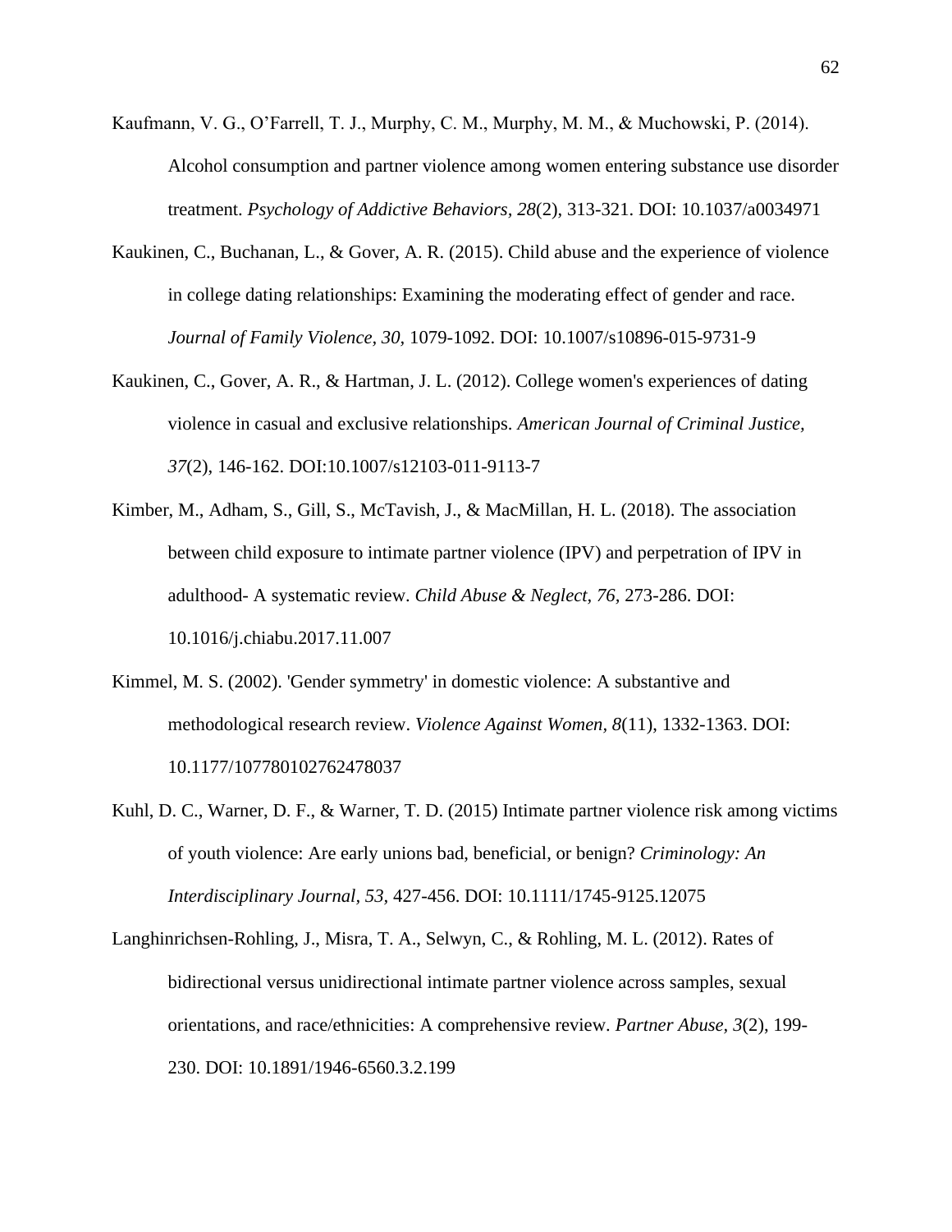Kaufmann, V. G., O'Farrell, T. J., Murphy, C. M., Murphy, M. M., & Muchowski, P. (2014). Alcohol consumption and partner violence among women entering substance use disorder treatment. *Psychology of Addictive Behaviors*, *28*(2), 313-321. DOI: 10.1037/a0034971

Kaukinen, C., Buchanan, L., & Gover, A. R. (2015). Child abuse and the experience of violence in college dating relationships: Examining the moderating effect of gender and race. *Journal of Family Violence, 30,* 1079-1092. DOI: 10.1007/s10896-015-9731-9

Kaukinen, C., Gover, A. R., & Hartman, J. L. (2012). College women's experiences of dating violence in casual and exclusive relationships. *American Journal of Criminal Justice, 37*(2), 146-162. DOI:10.1007/s12103-011-9113-7

Kimber, M., Adham, S., Gill, S., McTavish, J., & MacMillan, H. L. (2018). The association between child exposure to intimate partner violence (IPV) and perpetration of IPV in adulthood- A systematic review. *Child Abuse & Neglect, 76,* 273-286. DOI: 10.1016/j.chiabu.2017.11.007

Kimmel, M. S. (2002). 'Gender symmetry' in domestic violence: A substantive and methodological research review. *Violence Against Women, 8*(11), 1332-1363. DOI: 10.1177/107780102762478037

Kuhl, D. C., Warner, D. F., & Warner, T. D. (2015) Intimate partner violence risk among victims of youth violence: Are early unions bad, beneficial, or benign? *Criminology: An Interdisciplinary Journal, 53,* 427-456. DOI: 10.1111/1745-9125.12075

Langhinrichsen-Rohling, J., Misra, T. A., Selwyn, C., & Rohling, M. L. (2012). Rates of bidirectional versus unidirectional intimate partner violence across samples, sexual orientations, and race/ethnicities: A comprehensive review. *Partner Abuse*, *3*(2), 199-230. DOI: 10.1891/1946-6560.3.2.199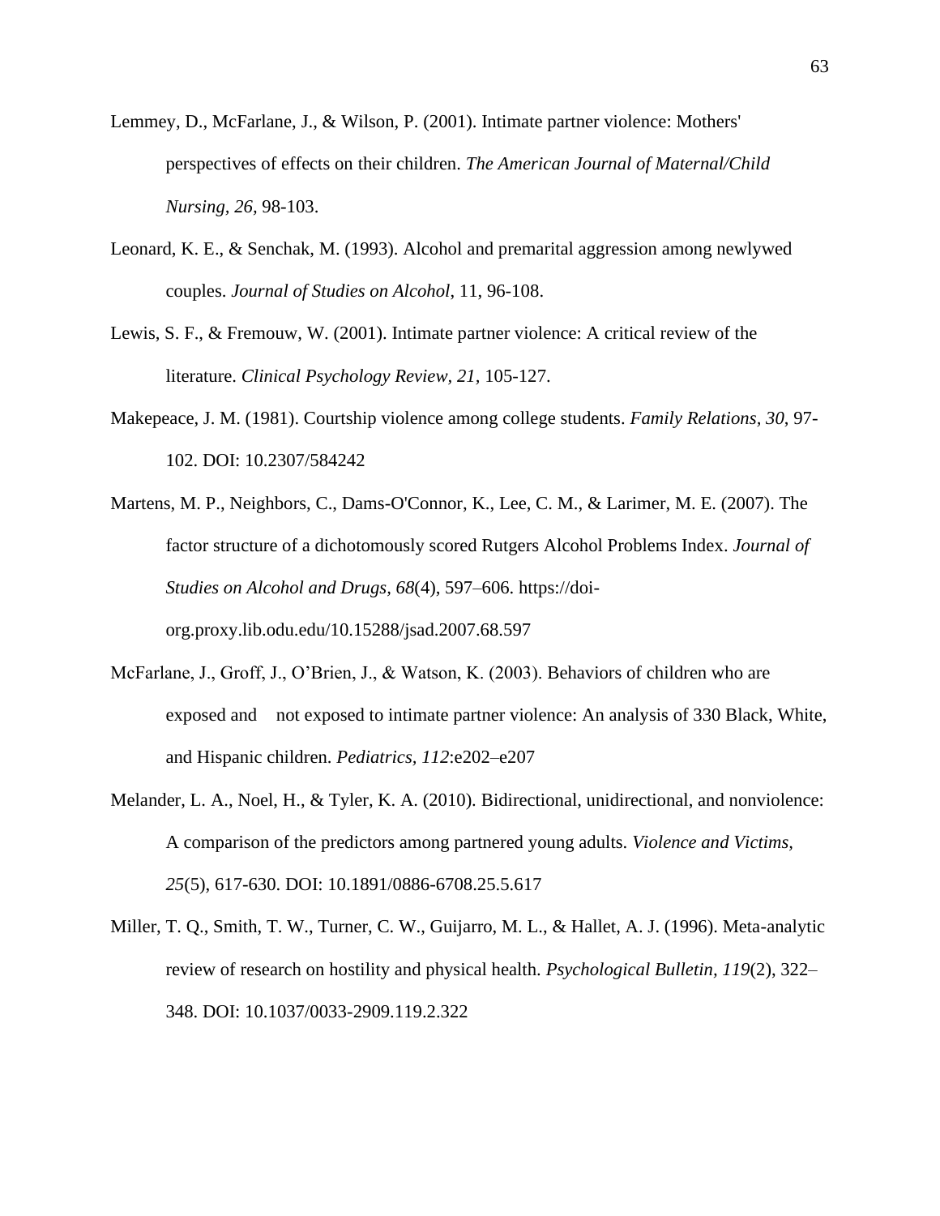Lemmey, D., McFarlane, J., & Wilson, P. (2001). Intimate partner violence: Mothers' perspectives of effects on their children. *The American Journal of Maternal/Child Nursing, 26,* 98-103.

Leonard, K. E., & Senchak, M. (1993). Alcohol and premarital aggression among newlywed couples. *Journal of Studies on Alcohol*, 11, 96-108.

Lewis, S. F., & Fremouw, W. (2001). Intimate partner violence: A critical review of the literature. *Clinical Psychology Review, 21,* 105-127.

Makepeace, J. M. (1981). Courtship violence among college students. *Family Relations, 30*, 97-102. DOI: 10.2307/584242

Martens, M. P., Neighbors, C., Dams-O'Connor, K., Lee, C. M., & Larimer, M. E. (2007). The factor structure of a dichotomously scored Rutgers Alcohol Problems Index. *Journal of Studies on Alcohol and Drugs, 68*(4), 597–606. https://doi-org.proxy.lib.odu.edu/10.15288/jsad.2007.68.597

McFarlane, J., Groff, J., O'Brien, J., & Watson, K. (2003). Behaviors of children who are exposed and not exposed to intimate partner violence: An analysis of 330 Black, White, and Hispanic children. *Pediatrics, 112*:e202–e207

Melander, L. A., Noel, H., & Tyler, K. A. (2010). Bidirectional, unidirectional, and nonviolence: A comparison of the predictors among partnered young adults. *Violence and Victims, 25*(5), 617-630. DOI: 10.1891/0886-6708.25.5.617

Miller, T. Q., Smith, T. W., Turner, C. W., Guijarro, M. L., & Hallet, A. J. (1996). Meta-analytic review of research on hostility and physical health. *Psychological Bulletin, 119*(2), 322–348. DOI: 10.1037/0033-2909.119.2.322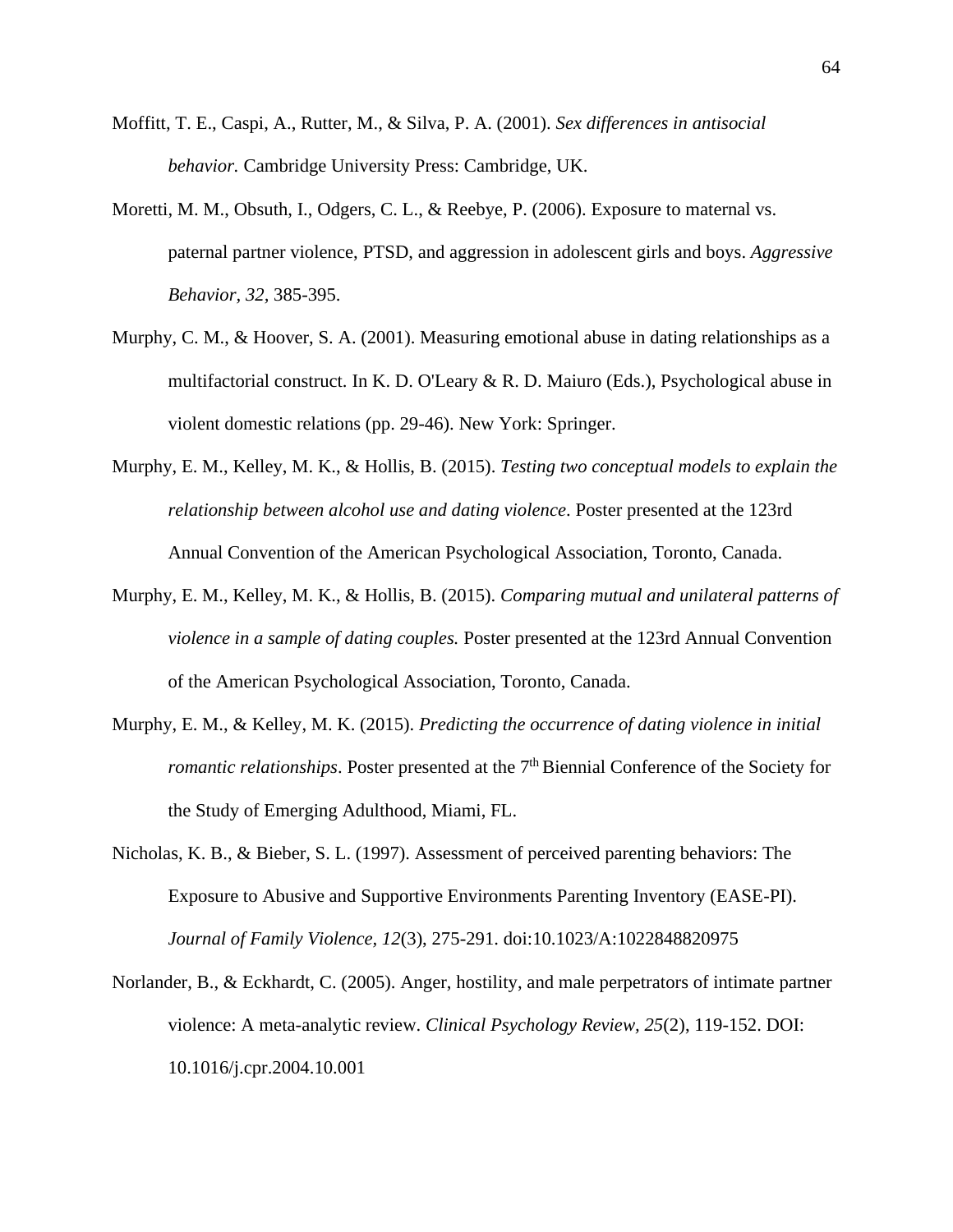Moffitt, T. E., Caspi, A., Rutter, M., & Silva, P. A. (2001). *Sex differences in antisocial behavior.* Cambridge University Press: Cambridge, UK.

Moretti, M. M., Obsuth, I., Odgers, C. L., & Reebye, P. (2006). Exposure to maternal vs. paternal partner violence, PTSD, and aggression in adolescent girls and boys. *Aggressive Behavior, 32*, 385-395.

Murphy, C. M., & Hoover, S. A. (2001). Measuring emotional abuse in dating relationships as a multifactorial construct. In K. D. O'Leary & R. D. Maiuro (Eds.), Psychological abuse in violent domestic relations (pp. 29-46). New York: Springer.

Murphy, E. M., Kelley, M. K., & Hollis, B. (2015). *Testing two conceptual models to explain the relationship between alcohol use and dating violence*. Poster presented at the 123rd Annual Convention of the American Psychological Association, Toronto, Canada.

Murphy, E. M., Kelley, M. K., & Hollis, B. (2015). *Comparing mutual and unilateral patterns of violence in a sample of dating couples.* Poster presented at the 123rd Annual Convention of the American Psychological Association, Toronto, Canada.

Murphy, E. M., & Kelley, M. K. (2015). *Predicting the occurrence of dating violence in initial romantic relationships*. Poster presented at the 7th Biennial Conference of the Society for the Study of Emerging Adulthood, Miami, FL.

Nicholas, K. B., & Bieber, S. L. (1997). Assessment of perceived parenting behaviors: The Exposure to Abusive and Supportive Environments Parenting Inventory (EASE-PI). *Journal of Family Violence, 12*(3), 275-291. doi:10.1023/A:1022848820975

Norlander, B., & Eckhardt, C. (2005). Anger, hostility, and male perpetrators of intimate partner violence: A meta-analytic review. *Clinical Psychology Review, 25*(2), 119-152. DOI: 10.1016/j.cpr.2004.10.001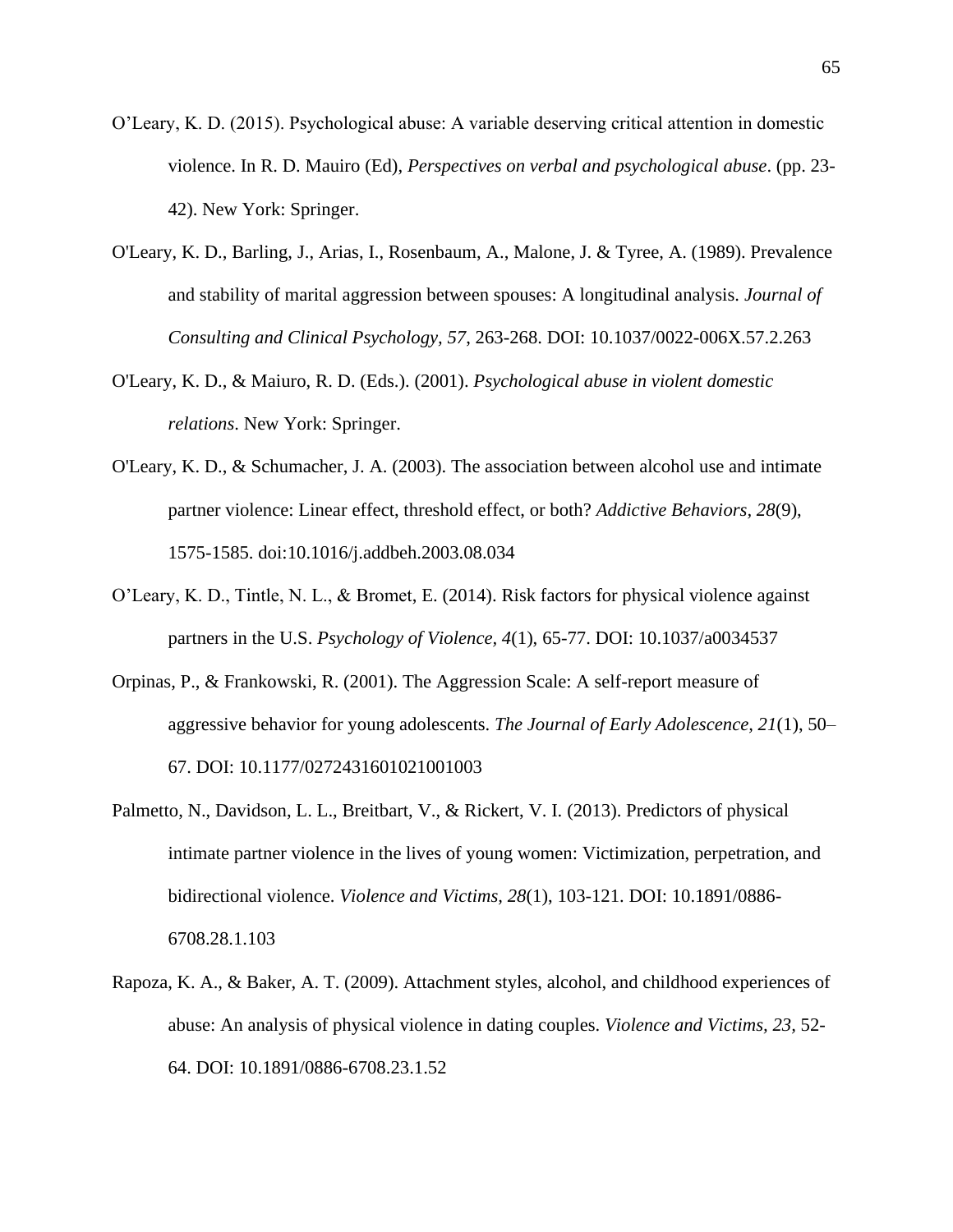O'Leary, K. D. (2015). Psychological abuse: A variable deserving critical attention in domestic violence. In R. D. Mauiro (Ed), *Perspectives on verbal and psychological abuse*. (pp. 23-42). New York: Springer.

O'Leary, K. D., Barling, J., Arias, I., Rosenbaum, A., Malone, J. & Tyree, A. (1989). Prevalence and stability of marital aggression between spouses: A longitudinal analysis. *Journal of Consulting and Clinical Psychology, 57*, 263-268. DOI: 10.1037/0022-006X.57.2.263

O'Leary, K. D., & Maiuro, R. D. (Eds.). (2001). *Psychological abuse in violent domestic relations*. New York: Springer.

O'Leary, K. D., & Schumacher, J. A. (2003). The association between alcohol use and intimate partner violence: Linear effect, threshold effect, or both? *Addictive Behaviors, 28*(9), 1575-1585. doi:10.1016/j.addbeh.2003.08.034

O'Leary, K. D., Tintle, N. L., & Bromet, E. (2014). Risk factors for physical violence against partners in the U.S. *Psychology of Violence, 4*(1), 65-77. DOI: 10.1037/a0034537

Orpinas, P., & Frankowski, R. (2001). The Aggression Scale: A self-report measure of aggressive behavior for young adolescents. *The Journal of Early Adolescence, 21*(1), 50–67. DOI: 10.1177/0272431601021001003

Palmetto, N., Davidson, L. L., Breitbart, V., & Rickert, V. I. (2013). Predictors of physical intimate partner violence in the lives of young women: Victimization, perpetration, and bidirectional violence. *Violence and Victims, 28*(1), 103-121. DOI: 10.1891/0886-6708.28.1.103

Rapoza, K. A., & Baker, A. T. (2009). Attachment styles, alcohol, and childhood experiences of abuse: An analysis of physical violence in dating couples. *Violence and Victims, 23*, 52-64. DOI: 10.1891/0886-6708.23.1.52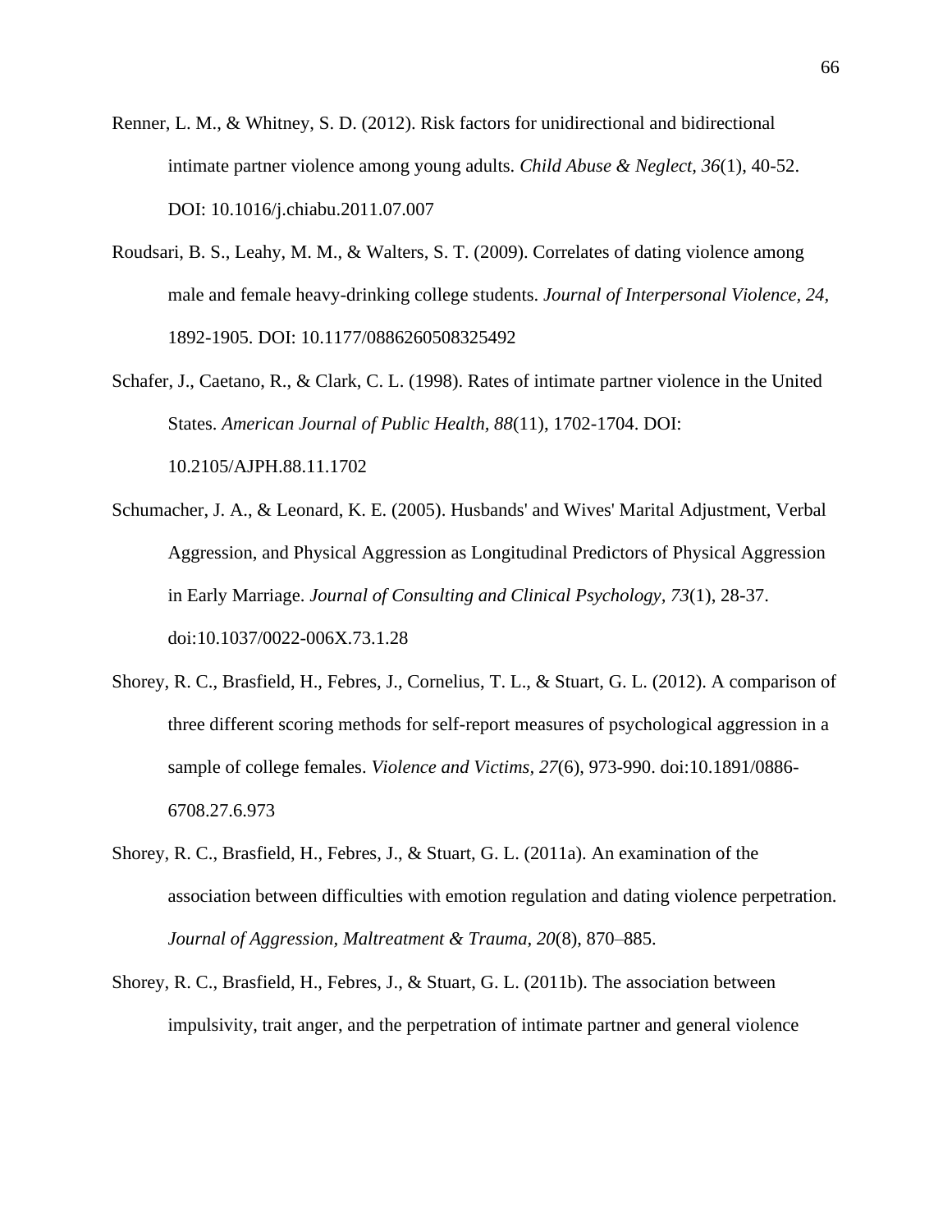Renner, L. M., & Whitney, S. D. (2012). Risk factors for unidirectional and bidirectional intimate partner violence among young adults. *Child Abuse & Neglect, 36*(1), 40-52. DOI: 10.1016/j.chiabu.2011.07.007

Roudsari, B. S., Leahy, M. M., & Walters, S. T. (2009). Correlates of dating violence among male and female heavy-drinking college students. *Journal of Interpersonal Violence, 24,* 1892-1905. DOI: 10.1177/0886260508325492

Schafer, J., Caetano, R., & Clark, C. L. (1998). Rates of intimate partner violence in the United States. *American Journal of Public Health, 88*(11), 1702-1704. DOI: 10.2105/AJPH.88.11.1702

Schumacher, J. A., & Leonard, K. E. (2005). Husbands' and Wives' Marital Adjustment, Verbal Aggression, and Physical Aggression as Longitudinal Predictors of Physical Aggression in Early Marriage. *Journal of Consulting and Clinical Psychology, 73*(1), 28-37. doi:10.1037/0022-006X.73.1.28

Shorey, R. C., Brasfield, H., Febres, J., Cornelius, T. L., & Stuart, G. L. (2012). A comparison of three different scoring methods for self-report measures of psychological aggression in a sample of college females. *Violence and Victims, 27*(6), 973-990. doi:10.1891/0886-6708.27.6.973

Shorey, R. C., Brasfield, H., Febres, J., & Stuart, G. L. (2011a). An examination of the association between difficulties with emotion regulation and dating violence perpetration. *Journal of Aggression, Maltreatment & Trauma, 20*(8), 870–885.

Shorey, R. C., Brasfield, H., Febres, J., & Stuart, G. L. (2011b). The association between impulsivity, trait anger, and the perpetration of intimate partner and general violence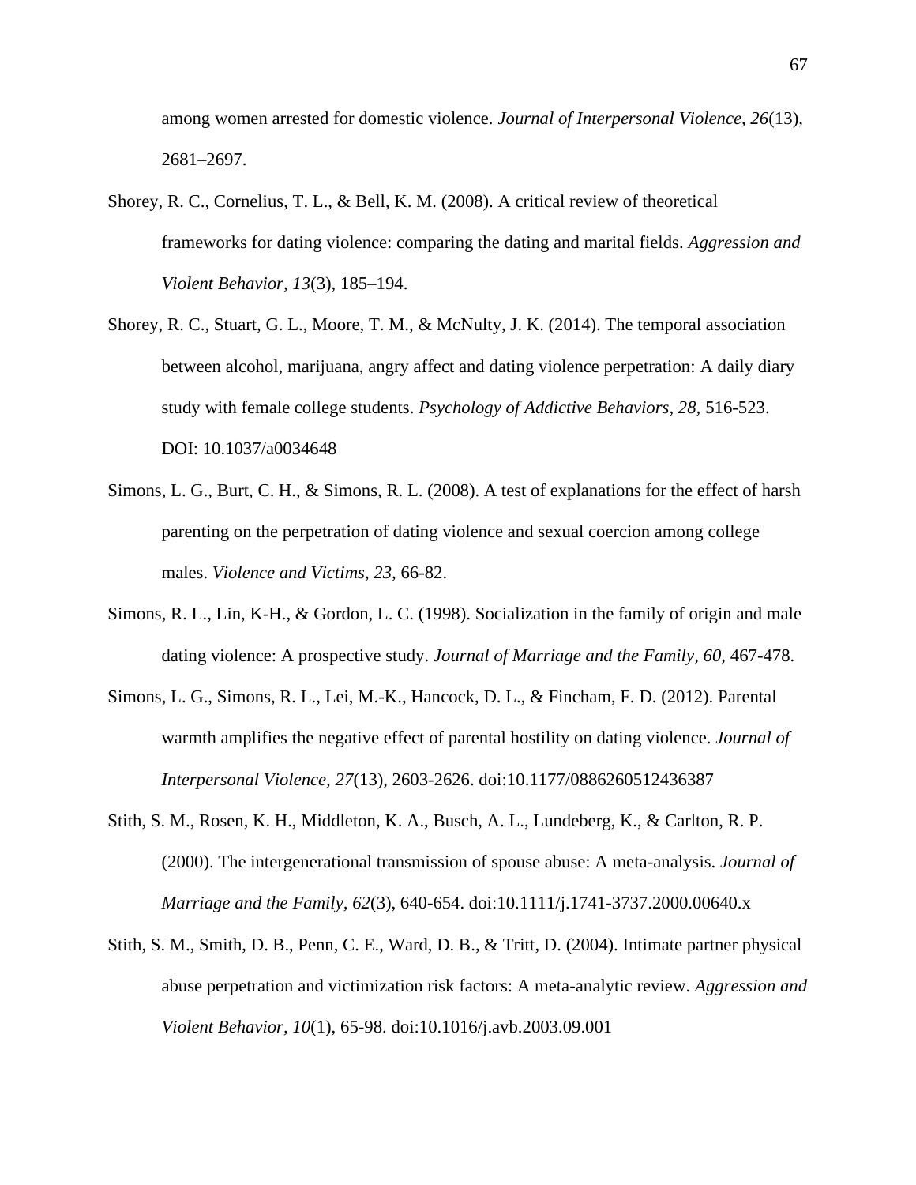among women arrested for domestic violence. *Journal of Interpersonal Violence, 26*(13), 2681–2697.

Shorey, R. C., Cornelius, T. L., & Bell, K. M. (2008). A critical review of theoretical frameworks for dating violence: comparing the dating and marital fields. *Aggression and Violent Behavior, 13*(3), 185–194.

Shorey, R. C., Stuart, G. L., Moore, T. M., & McNulty, J. K. (2014). The temporal association between alcohol, marijuana, angry affect and dating violence perpetration: A daily diary study with female college students. *Psychology of Addictive Behaviors, 28,* 516-523. DOI: 10.1037/a0034648

Simons, L. G., Burt, C. H., & Simons, R. L. (2008). A test of explanations for the effect of harsh parenting on the perpetration of dating violence and sexual coercion among college males. *Violence and Victims, 23,* 66-82.

Simons, R. L., Lin, K-H., & Gordon, L. C. (1998). Socialization in the family of origin and male dating violence: A prospective study. *Journal of Marriage and the Family, 60,* 467-478.

Simons, L. G., Simons, R. L., Lei, M.-K., Hancock, D. L., & Fincham, F. D. (2012). Parental warmth amplifies the negative effect of parental hostility on dating violence. *Journal of Interpersonal Violence, 27*(13), 2603-2626. doi:10.1177/0886260512436387

Stith, S. M., Rosen, K. H., Middleton, K. A., Busch, A. L., Lundeberg, K., & Carlton, R. P. (2000). The intergenerational transmission of spouse abuse: A meta-analysis. *Journal of Marriage and the Family, 62*(3), 640-654. doi:10.1111/j.1741-3737.2000.00640.x

Stith, S. M., Smith, D. B., Penn, C. E., Ward, D. B., & Tritt, D. (2004). Intimate partner physical abuse perpetration and victimization risk factors: A meta-analytic review. *Aggression and Violent Behavior, 10*(1), 65-98. doi:10.1016/j.avb.2003.09.001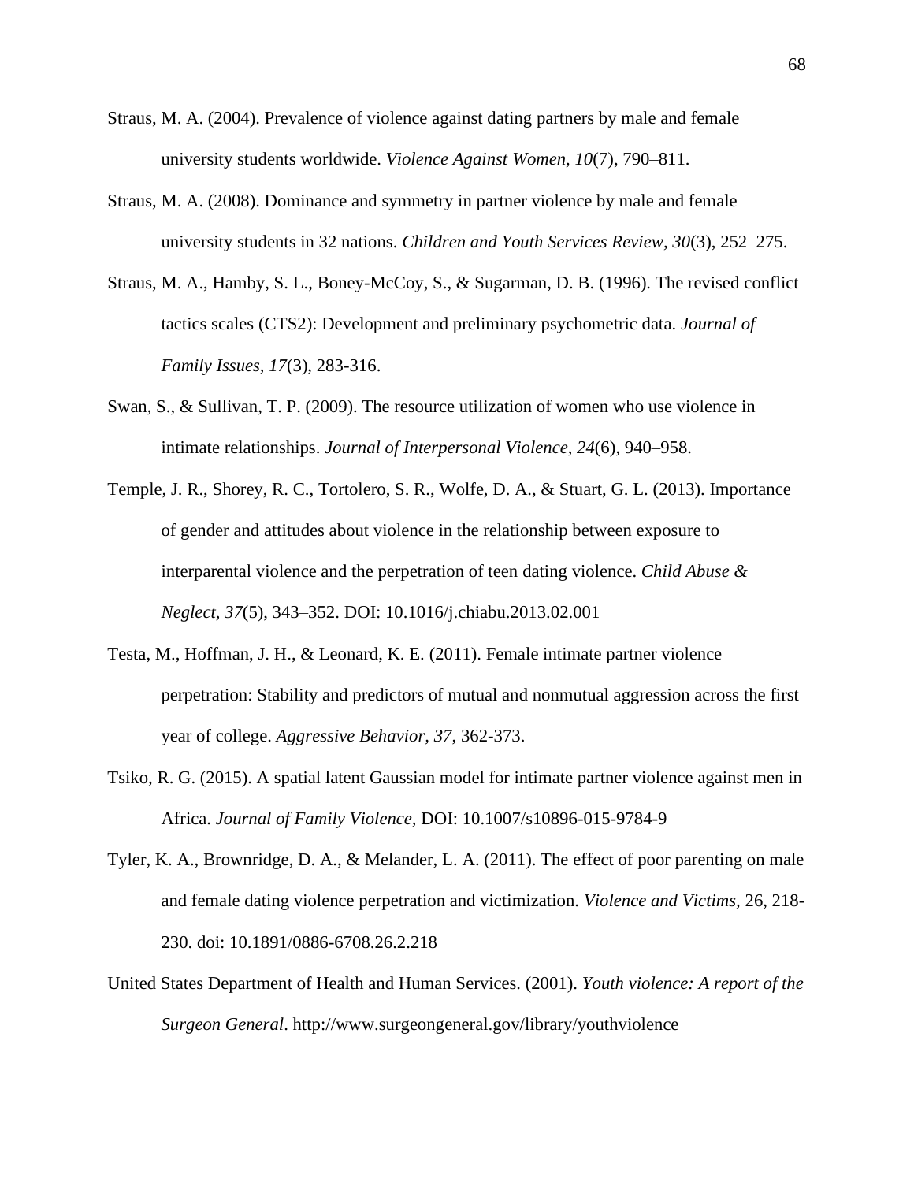Straus, M. A. (2004). Prevalence of violence against dating partners by male and female university students worldwide. *Violence Against Women, 10*(7), 790–811.

Straus, M. A. (2008). Dominance and symmetry in partner violence by male and female university students in 32 nations. *Children and Youth Services Review, 30*(3), 252–275.

Straus, M. A., Hamby, S. L., Boney-McCoy, S., & Sugarman, D. B. (1996). The revised conflict tactics scales (CTS2): Development and preliminary psychometric data. *Journal of Family Issues, 17*(3), 283-316.

Swan, S., & Sullivan, T. P. (2009). The resource utilization of women who use violence in intimate relationships. *Journal of Interpersonal Violence, 24*(6), 940–958.

Temple, J. R., Shorey, R. C., Tortolero, S. R., Wolfe, D. A., & Stuart, G. L. (2013). Importance of gender and attitudes about violence in the relationship between exposure to interparental violence and the perpetration of teen dating violence. *Child Abuse & Neglect, 37*(5), 343–352. DOI: 10.1016/j.chiabu.2013.02.001

Testa, M., Hoffman, J. H., & Leonard, K. E. (2011). Female intimate partner violence perpetration: Stability and predictors of mutual and nonmutual aggression across the first year of college. *Aggressive Behavior, 37*, 362-373.

Tsiko, R. G. (2015). A spatial latent Gaussian model for intimate partner violence against men in Africa. *Journal of Family Violence*, DOI: 10.1007/s10896-015-9784-9

Tyler, K. A., Brownridge, D. A., & Melander, L. A. (2011). The effect of poor parenting on male and female dating violence perpetration and victimization. *Violence and Victims*, 26, 218-230. doi: 10.1891/0886-6708.26.2.218

United States Department of Health and Human Services. (2001). *Youth violence: A report of the Surgeon General*. http://www.surgeongeneral.gov/library/youthviolence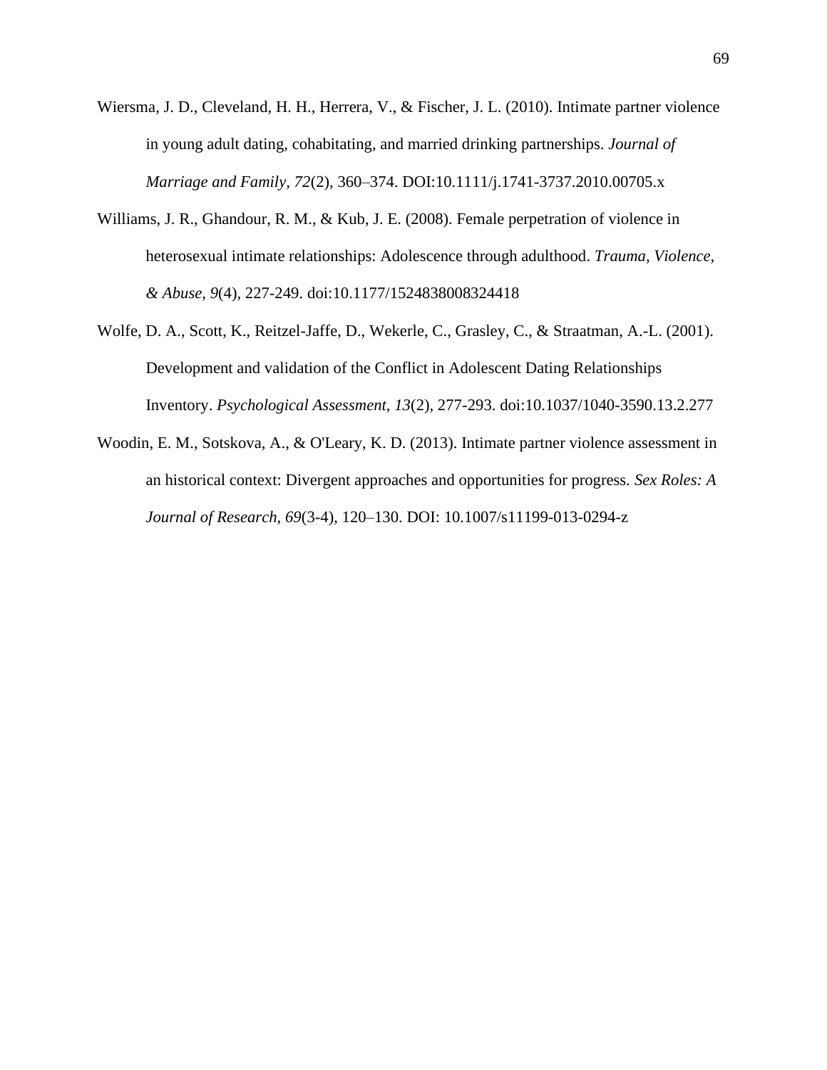Wiersma, J. D., Cleveland, H. H., Herrera, V., & Fischer, J. L. (2010). Intimate partner violence in young adult dating, cohabitating, and married drinking partnerships. *Journal of Marriage and Family, 72*(2), 360–374. DOI:10.1111/j.1741-3737.2010.00705.x

Williams, J. R., Ghandour, R. M., & Kub, J. E. (2008). Female perpetration of violence in heterosexual intimate relationships: Adolescence through adulthood. *Trauma, Violence, & Abuse, 9*(4), 227-249. doi:10.1177/1524838008324418

Wolfe, D. A., Scott, K., Reitzel-Jaffe, D., Wekerle, C., Grasley, C., & Straatman, A.-L. (2001). Development and validation of the Conflict in Adolescent Dating Relationships Inventory. *Psychological Assessment, 13*(2), 277-293. doi:10.1037/1040-3590.13.2.277

Woodin, E. M., Sotskova, A., & O'Leary, K. D. (2013). Intimate partner violence assessment in an historical context: Divergent approaches and opportunities for progress. *Sex Roles: A Journal of Research, 69*(3-4), 120–130. DOI: 10.1007/s11199-013-0294-z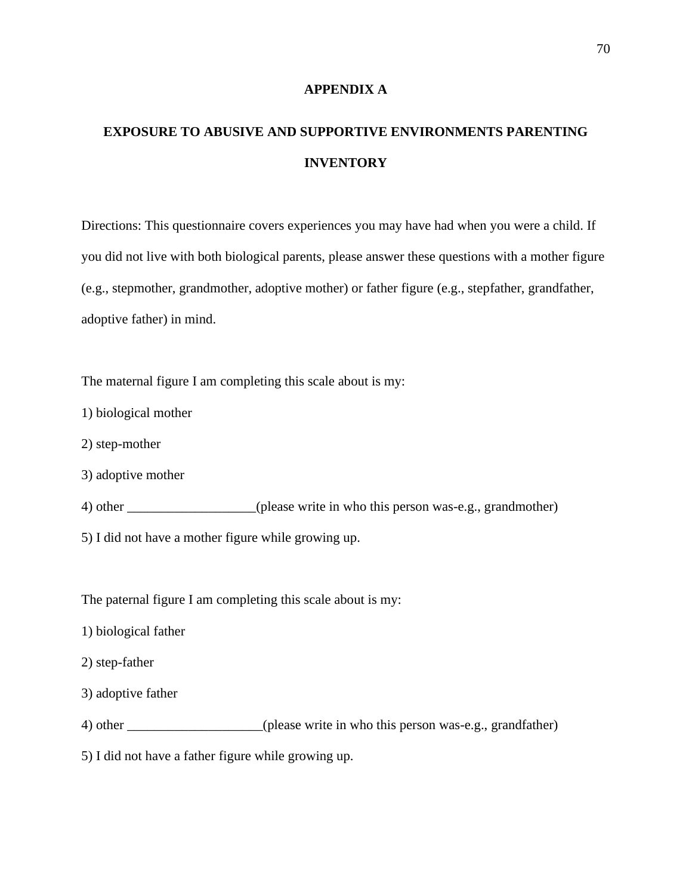# APPENDIX A

## EXPOSURE TO ABUSIVE AND SUPPORTIVE ENVIRONMENTS PARENTING INVENTORY

Directions: This questionnaire covers experiences you may have had when you were a child. If you did not live with both biological parents, please answer these questions with a mother figure (e.g., stepmother, grandmother, adoptive mother) or father figure (e.g., stepfather, grandfather, adoptive father) in mind.

The maternal figure I am completing this scale about is my:

1) biological mother

2) step-mother

3) adoptive mother

4) other ___________________(please write in who this person was-e.g., grandmother)

5) I did not have a mother figure while growing up.

The paternal figure I am completing this scale about is my:

1) biological father

2) step-father

3) adoptive father

4) other ____________________(please write in who this person was-e.g., grandfather)

5) I did not have a father figure while growing up.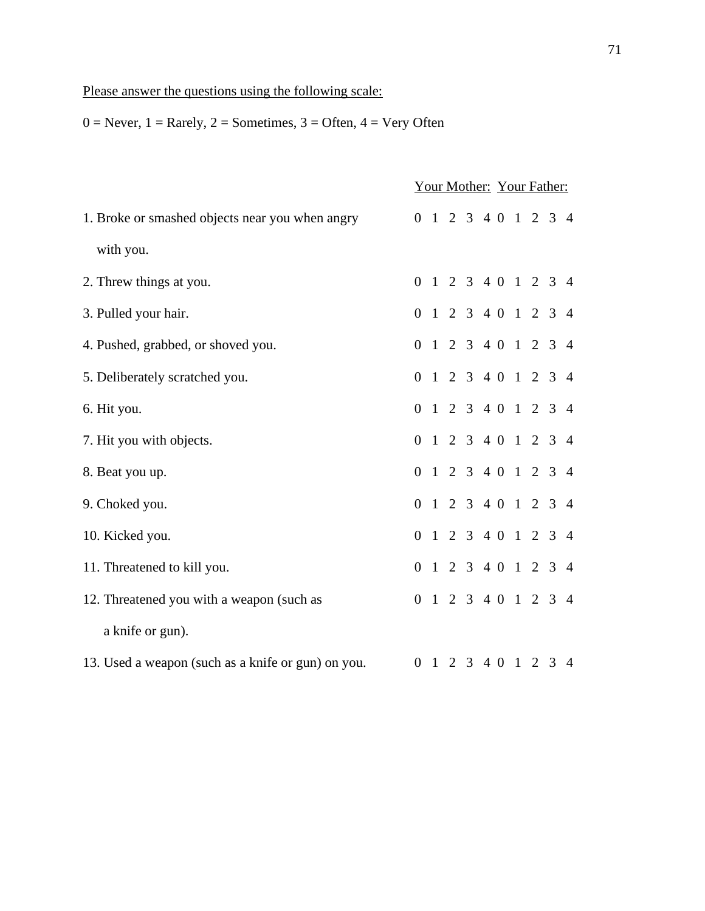<u>Please answer the questions using the following scale:</u>

0 = Never, 1 = Rarely, 2 = Sometimes, 3 = Often, 4 = Very Often

| | Your Mother: | Your Father: |
|---|---|---|
| 1. Broke or smashed objects near you when angry with you. | 0 1 2 3 4 | 0 1 2 3 4 |
| 2. Threw things at you. | 0 1 2 3 4 | 0 1 2 3 4 |
| 3. Pulled your hair. | 0 1 2 3 4 | 0 1 2 3 4 |
| 4. Pushed, grabbed, or shoved you. | 0 1 2 3 4 | 0 1 2 3 4 |
| 5. Deliberately scratched you. | 0 1 2 3 4 | 0 1 2 3 4 |
| 6. Hit you. | 0 1 2 3 4 | 0 1 2 3 4 |
| 7. Hit you with objects. | 0 1 2 3 4 | 0 1 2 3 4 |
| 8. Beat you up. | 0 1 2 3 4 | 0 1 2 3 4 |
| 9. Choked you. | 0 1 2 3 4 | 0 1 2 3 4 |
| 10. Kicked you. | 0 1 2 3 4 | 0 1 2 3 4 |
| 11. Threatened to kill you. | 0 1 2 3 4 | 0 1 2 3 4 |
| 12. Threatened you with a weapon (such as a knife or gun). | 0 1 2 3 4 | 0 1 2 3 4 |
| 13. Used a weapon (such as a knife or gun) on you. | 0 1 2 3 4 | 0 1 2 3 4 |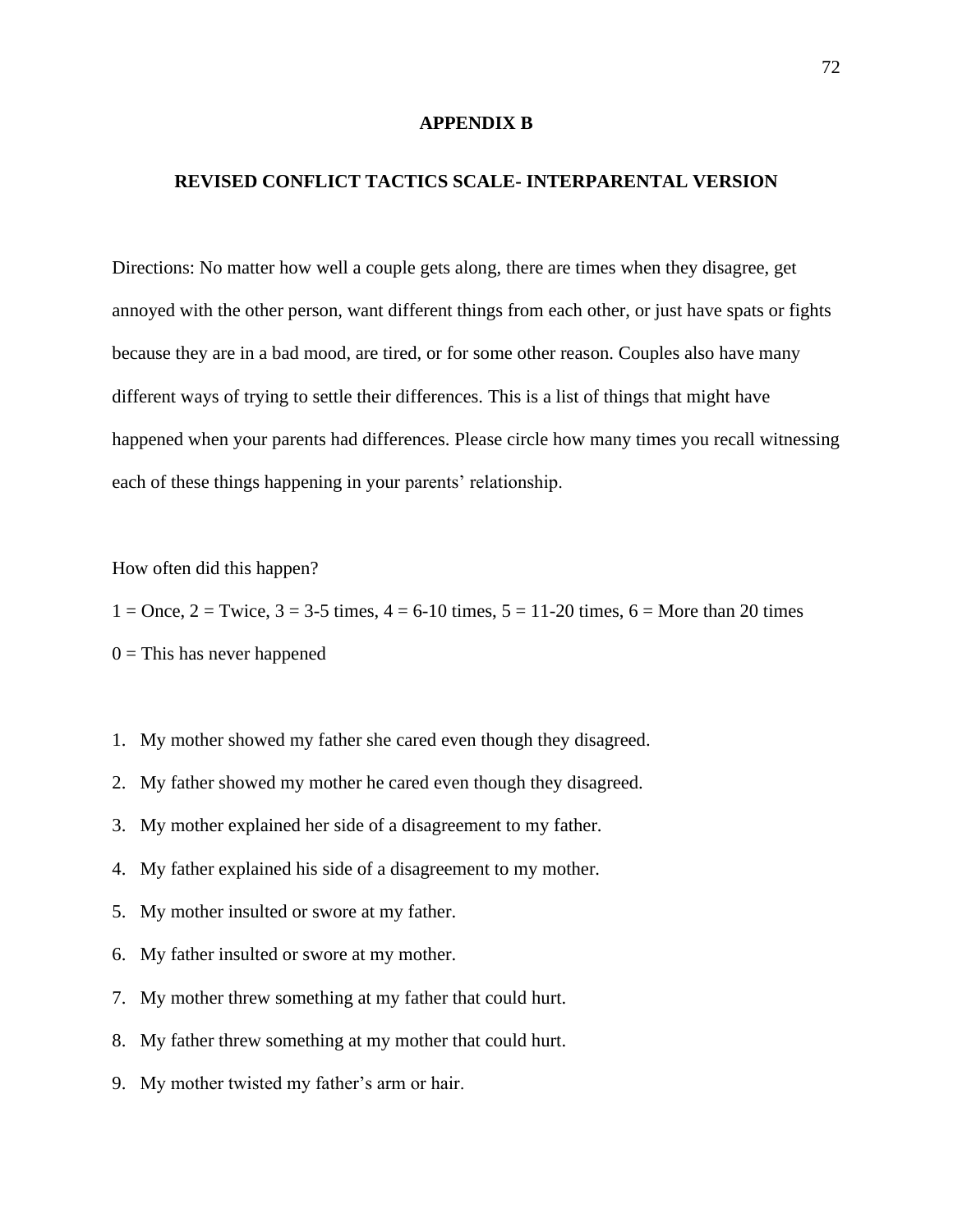# APPENDIX B

## REVISED CONFLICT TACTICS SCALE- INTERPARENTAL VERSION

Directions: No matter how well a couple gets along, there are times when they disagree, get annoyed with the other person, want different things from each other, or just have spats or fights because they are in a bad mood, are tired, or for some other reason. Couples also have many different ways of trying to settle their differences. This is a list of things that might have happened when your parents had differences. Please circle how many times you recall witnessing each of these things happening in your parents' relationship.

How often did this happen?

1 = Once, 2 = Twice, 3 = 3-5 times, 4 = 6-10 times, 5 = 11-20 times, 6 = More than 20 times

0 = This has never happened

1. My mother showed my father she cared even though they disagreed.
2. My father showed my mother he cared even though they disagreed.
3. My mother explained her side of a disagreement to my father.
4. My father explained his side of a disagreement to my mother.
5. My mother insulted or swore at my father.
6. My father insulted or swore at my mother.
7. My mother threw something at my father that could hurt.
8. My father threw something at my mother that could hurt.
9. My mother twisted my father's arm or hair.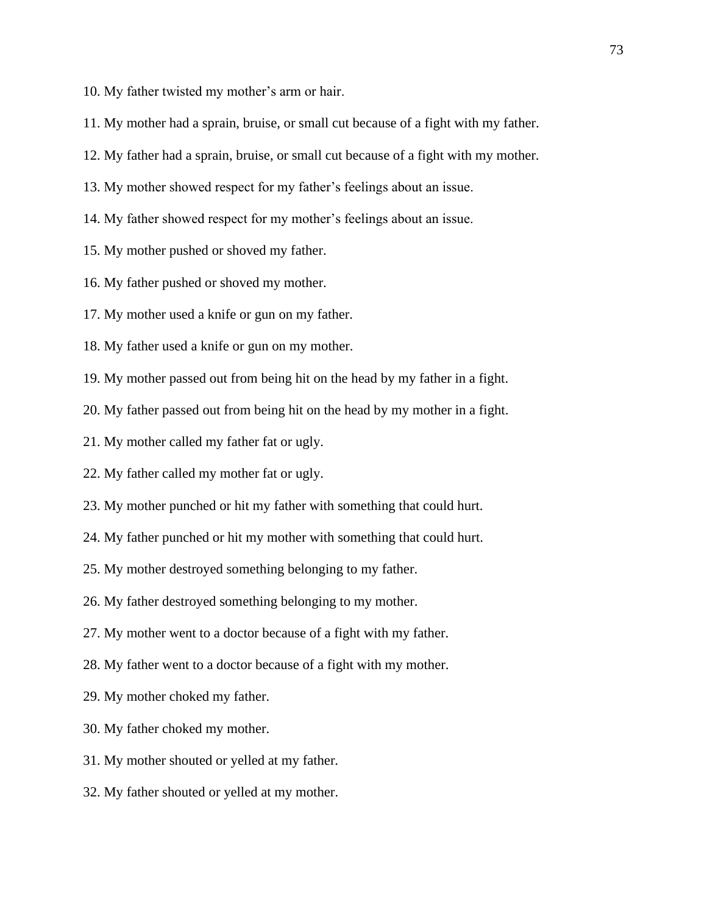10. My father twisted my mother's arm or hair.

11. My mother had a sprain, bruise, or small cut because of a fight with my father.

12. My father had a sprain, bruise, or small cut because of a fight with my mother.

13. My mother showed respect for my father's feelings about an issue.

14. My father showed respect for my mother's feelings about an issue.

15. My mother pushed or shoved my father.

16. My father pushed or shoved my mother.

17. My mother used a knife or gun on my father.

18. My father used a knife or gun on my mother.

19. My mother passed out from being hit on the head by my father in a fight.

20. My father passed out from being hit on the head by my mother in a fight.

21. My mother called my father fat or ugly.

22. My father called my mother fat or ugly.

23. My mother punched or hit my father with something that could hurt.

24. My father punched or hit my mother with something that could hurt.

25. My mother destroyed something belonging to my father.

26. My father destroyed something belonging to my mother.

27. My mother went to a doctor because of a fight with my father.

28. My father went to a doctor because of a fight with my mother.

29. My mother choked my father.

30. My father choked my mother.

31. My mother shouted or yelled at my father.

32. My father shouted or yelled at my mother.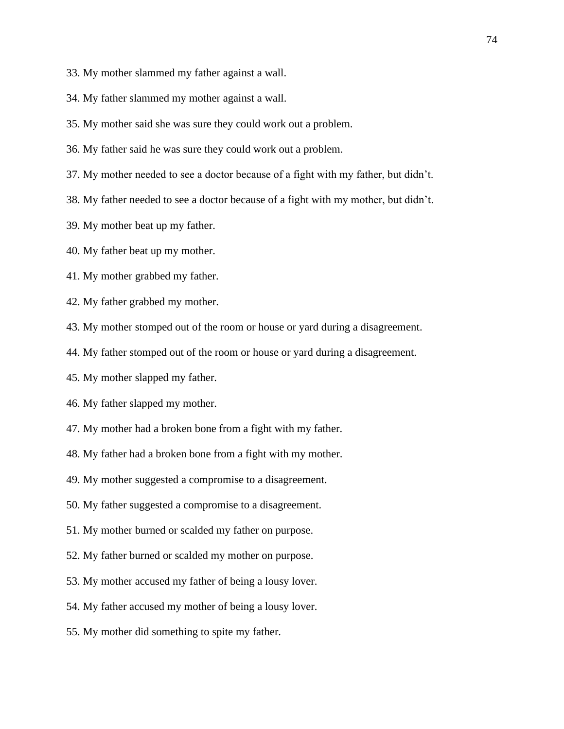33. My mother slammed my father against a wall.

34. My father slammed my mother against a wall.

35. My mother said she was sure they could work out a problem.

36. My father said he was sure they could work out a problem.

37. My mother needed to see a doctor because of a fight with my father, but didn't.

38. My father needed to see a doctor because of a fight with my mother, but didn't.

39. My mother beat up my father.

40. My father beat up my mother.

41. My mother grabbed my father.

42. My father grabbed my mother.

43. My mother stomped out of the room or house or yard during a disagreement.

44. My father stomped out of the room or house or yard during a disagreement.

45. My mother slapped my father.

46. My father slapped my mother.

47. My mother had a broken bone from a fight with my father.

48. My father had a broken bone from a fight with my mother.

49. My mother suggested a compromise to a disagreement.

50. My father suggested a compromise to a disagreement.

51. My mother burned or scalded my father on purpose.

52. My father burned or scalded my mother on purpose.

53. My mother accused my father of being a lousy lover.

54. My father accused my mother of being a lousy lover.

55. My mother did something to spite my father.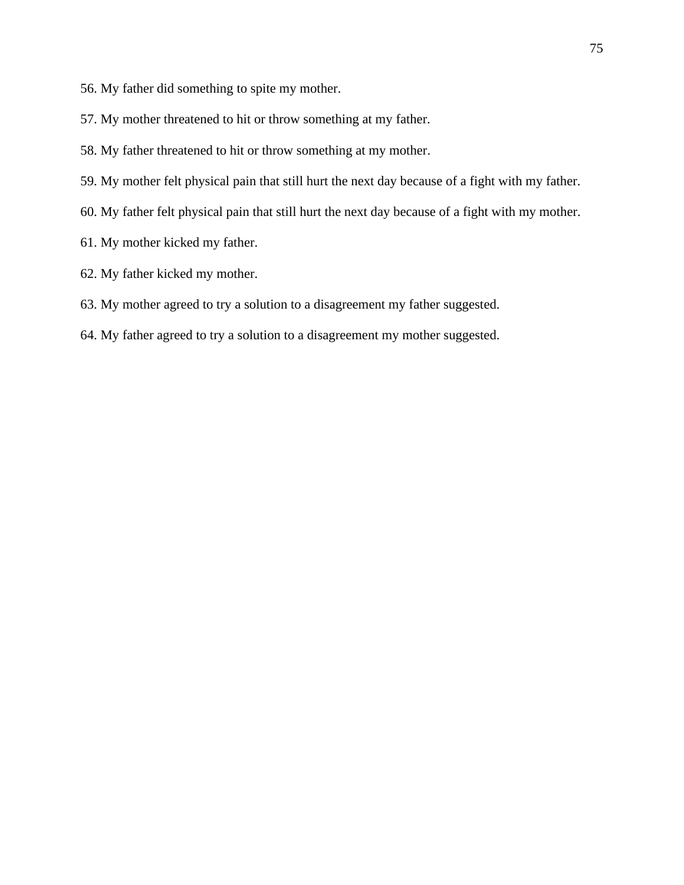56. My father did something to spite my mother.

57. My mother threatened to hit or throw something at my father.

58. My father threatened to hit or throw something at my mother.

59. My mother felt physical pain that still hurt the next day because of a fight with my father.

60. My father felt physical pain that still hurt the next day because of a fight with my mother.

61. My mother kicked my father.

62. My father kicked my mother.

63. My mother agreed to try a solution to a disagreement my father suggested.

64. My father agreed to try a solution to a disagreement my mother suggested.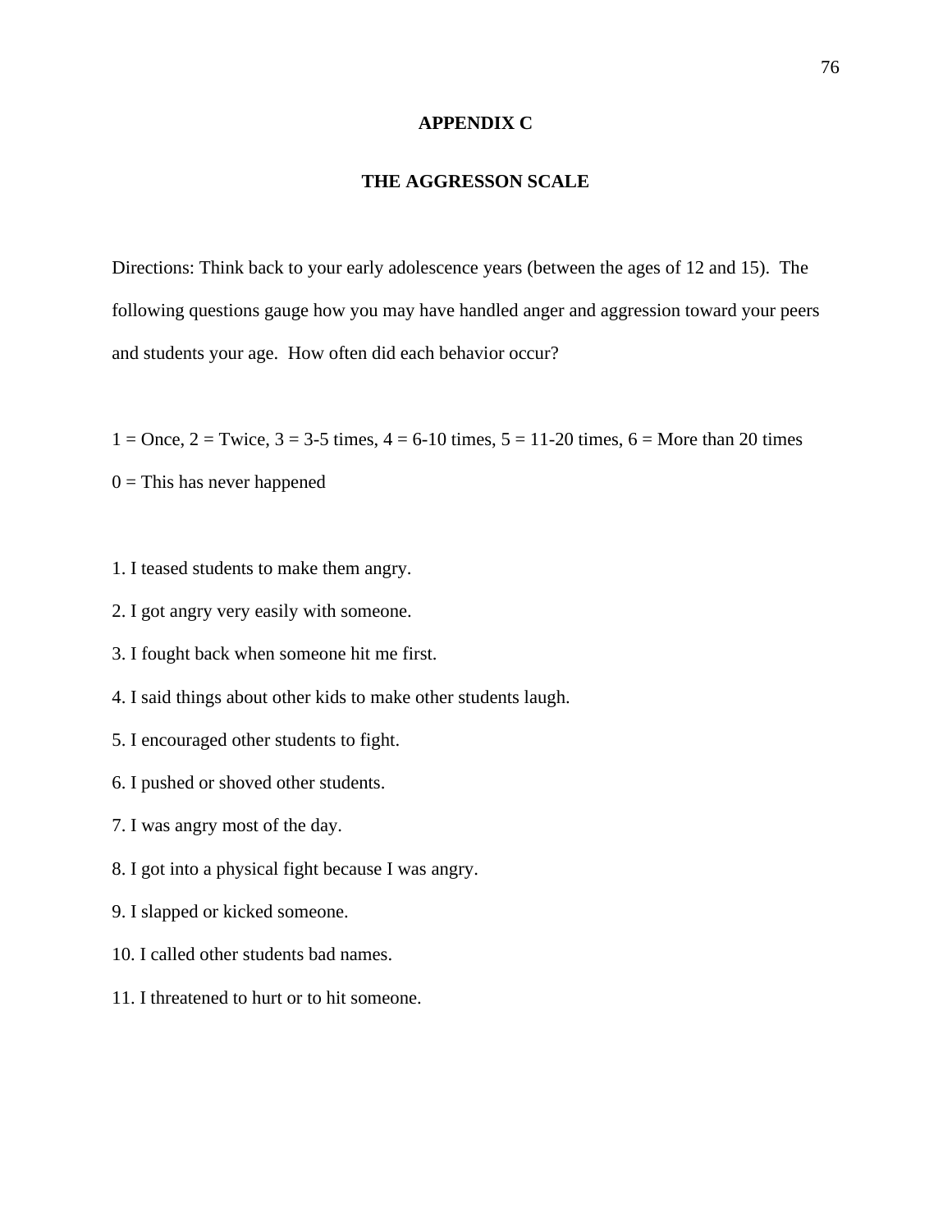# APPENDIX C

## THE AGGRESSON SCALE

Directions: Think back to your early adolescence years (between the ages of 12 and 15). The following questions gauge how you may have handled anger and aggression toward your peers and students your age. How often did each behavior occur?

1 = Once, 2 = Twice, 3 = 3-5 times, 4 = 6-10 times, 5 = 11-20 times, 6 = More than 20 times

0 = This has never happened

1. I teased students to make them angry.
2. I got angry very easily with someone.
3. I fought back when someone hit me first.
4. I said things about other kids to make other students laugh.
5. I encouraged other students to fight.
6. I pushed or shoved other students.
7. I was angry most of the day.
8. I got into a physical fight because I was angry.
9. I slapped or kicked someone.
10. I called other students bad names.
11. I threatened to hurt or to hit someone.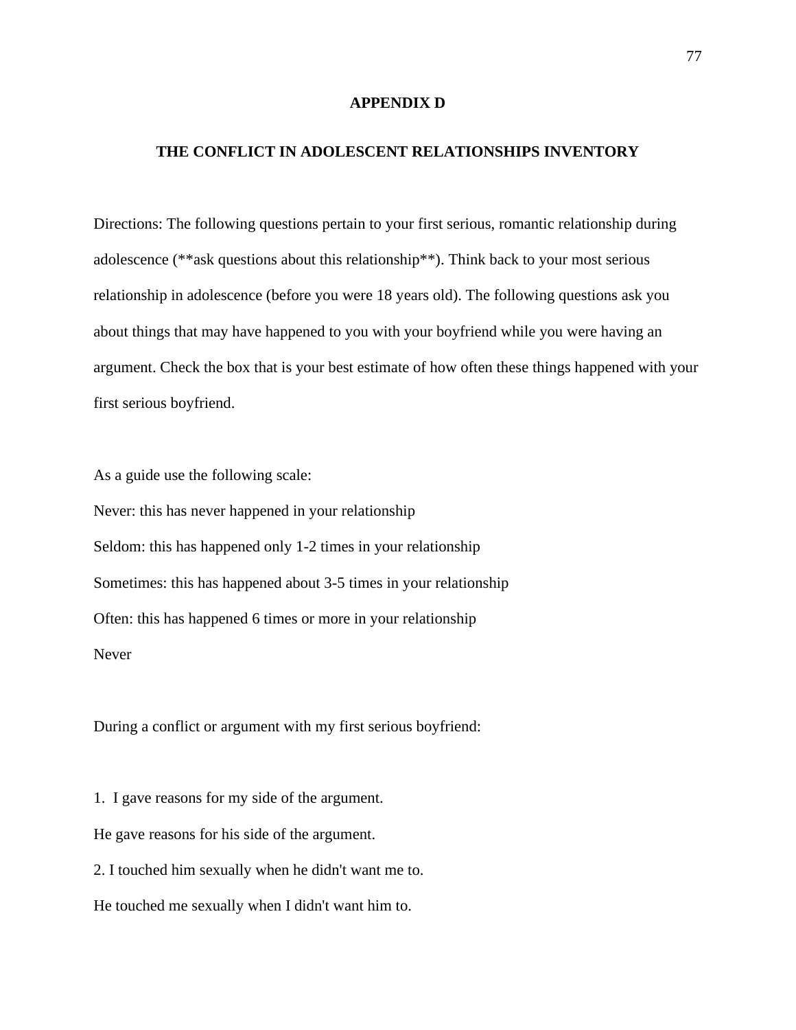# APPENDIX D

## THE CONFLICT IN ADOLESCENT RELATIONSHIPS INVENTORY

Directions: The following questions pertain to your first serious, romantic relationship during adolescence (**ask questions about this relationship**). Think back to your most serious relationship in adolescence (before you were 18 years old). The following questions ask you about things that may have happened to you with your boyfriend while you were having an argument. Check the box that is your best estimate of how often these things happened with your first serious boyfriend.

As a guide use the following scale:

Never: this has never happened in your relationship

Seldom: this has happened only 1-2 times in your relationship

Sometimes: this has happened about 3-5 times in your relationship

Often: this has happened 6 times or more in your relationship

Never

During a conflict or argument with my first serious boyfriend:

1. I gave reasons for my side of the argument.

He gave reasons for his side of the argument.

2. I touched him sexually when he didn't want me to.

He touched me sexually when I didn't want him to.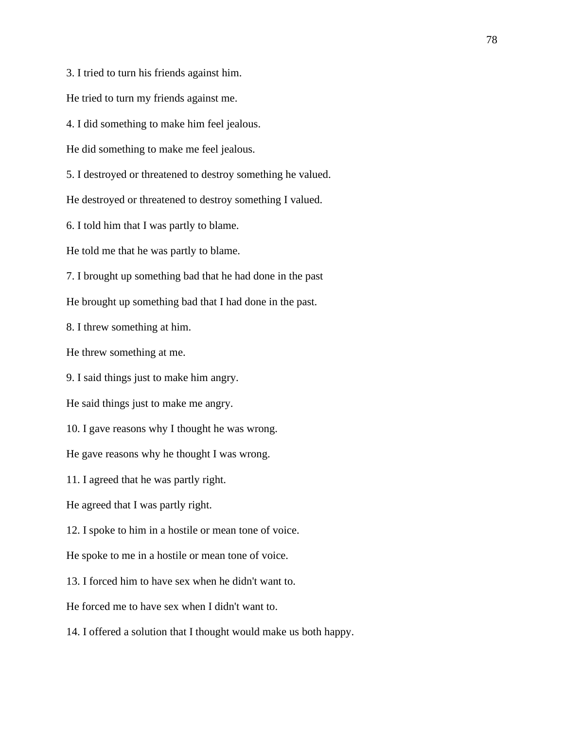3. I tried to turn his friends against him.

He tried to turn my friends against me.

4. I did something to make him feel jealous.

He did something to make me feel jealous.

5. I destroyed or threatened to destroy something he valued.

He destroyed or threatened to destroy something I valued.

6. I told him that I was partly to blame.

He told me that he was partly to blame.

7. I brought up something bad that he had done in the past

He brought up something bad that I had done in the past.

8. I threw something at him.

He threw something at me.

9. I said things just to make him angry.

He said things just to make me angry.

10. I gave reasons why I thought he was wrong.

He gave reasons why he thought I was wrong.

11. I agreed that he was partly right.

He agreed that I was partly right.

12. I spoke to him in a hostile or mean tone of voice.

He spoke to me in a hostile or mean tone of voice.

13. I forced him to have sex when he didn't want to.

He forced me to have sex when I didn't want to.

14. I offered a solution that I thought would make us both happy.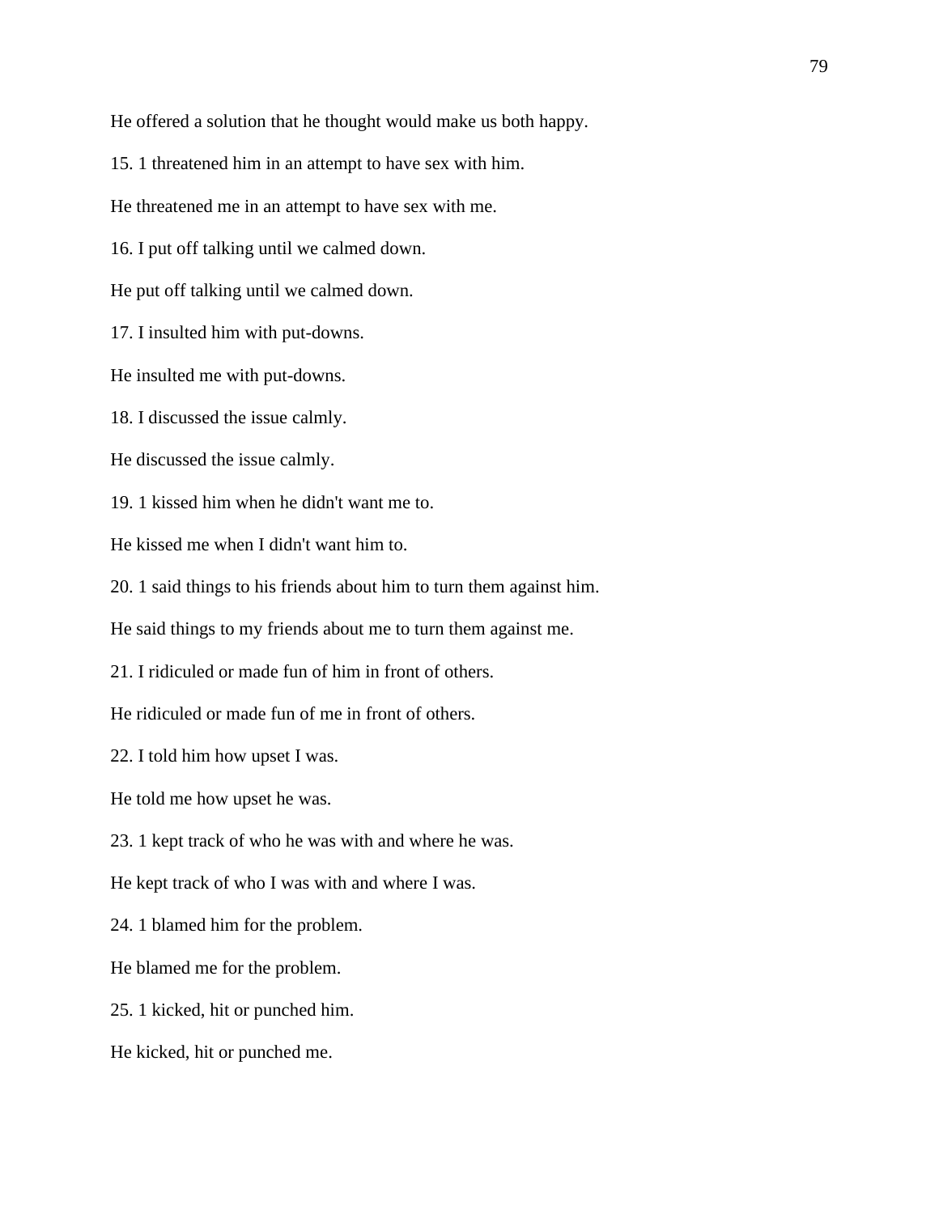He offered a solution that he thought would make us both happy.

15. 1 threatened him in an attempt to have sex with him.

He threatened me in an attempt to have sex with me.

16. I put off talking until we calmed down.

He put off talking until we calmed down.

17. I insulted him with put-downs.

He insulted me with put-downs.

18. I discussed the issue calmly.

He discussed the issue calmly.

19. 1 kissed him when he didn't want me to.

He kissed me when I didn't want him to.

20. 1 said things to his friends about him to turn them against him.

He said things to my friends about me to turn them against me.

21. I ridiculed or made fun of him in front of others.

He ridiculed or made fun of me in front of others.

22. I told him how upset I was.

He told me how upset he was.

23. 1 kept track of who he was with and where he was.

He kept track of who I was with and where I was.

24. 1 blamed him for the problem.

He blamed me for the problem.

25. 1 kicked, hit or punched him.

He kicked, hit or punched me.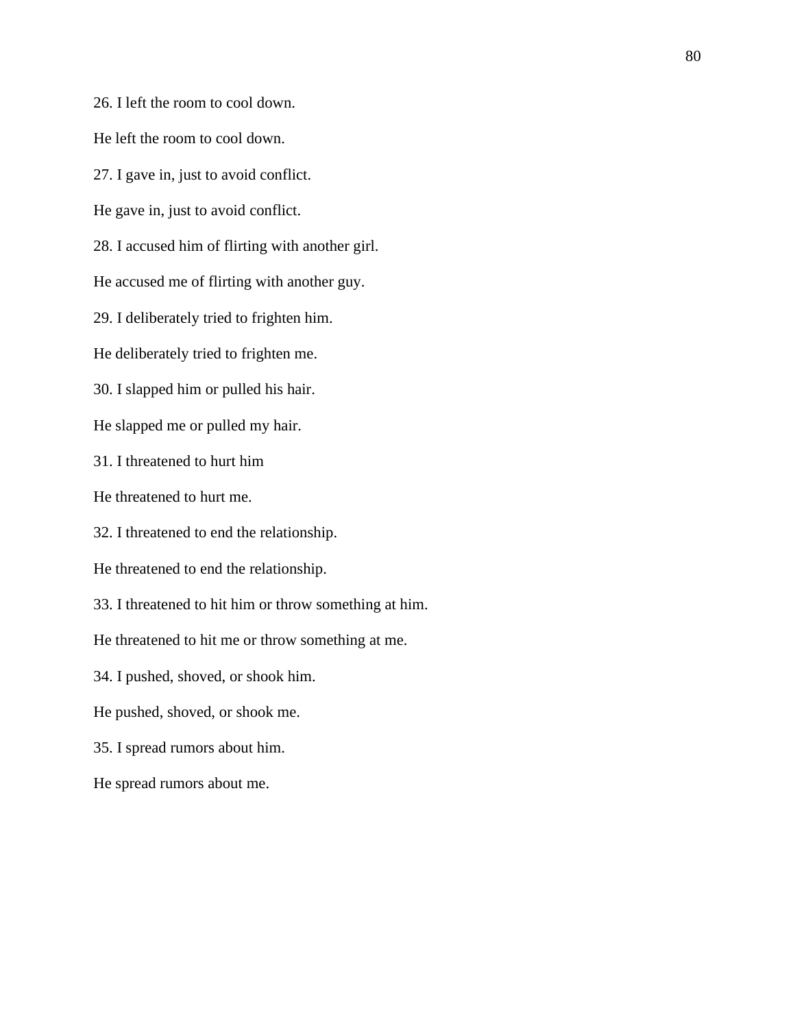26. I left the room to cool down.

He left the room to cool down.

27. I gave in, just to avoid conflict.

He gave in, just to avoid conflict.

28. I accused him of flirting with another girl.

He accused me of flirting with another guy.

29. I deliberately tried to frighten him.

He deliberately tried to frighten me.

30. I slapped him or pulled his hair.

He slapped me or pulled my hair.

31. I threatened to hurt him

He threatened to hurt me.

32. I threatened to end the relationship.

He threatened to end the relationship.

33. I threatened to hit him or throw something at him.

He threatened to hit me or throw something at me.

34. I pushed, shoved, or shook him.

He pushed, shoved, or shook me.

35. I spread rumors about him.

He spread rumors about me.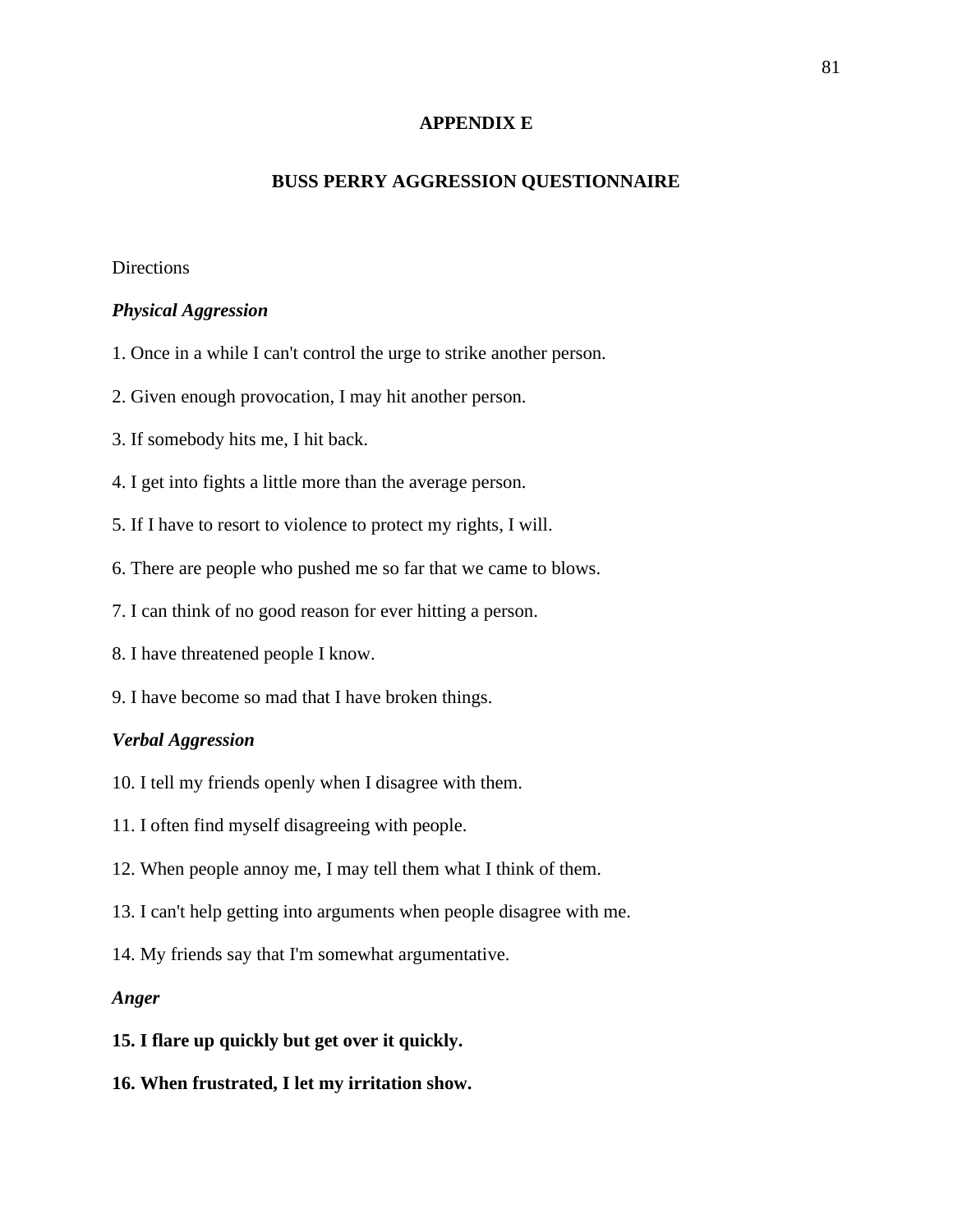## APPENDIX E

## BUSS PERRY AGGRESSION QUESTIONNAIRE

Directions

***Physical Aggression***

1. Once in a while I can't control the urge to strike another person.

2. Given enough provocation, I may hit another person.

3. If somebody hits me, I hit back.

4. I get into fights a little more than the average person.

5. If I have to resort to violence to protect my rights, I will.

6. There are people who pushed me so far that we came to blows.

7. I can think of no good reason for ever hitting a person.

8. I have threatened people I know.

9. I have become so mad that I have broken things.

***Verbal Aggression***

10. I tell my friends openly when I disagree with them.

11. I often find myself disagreeing with people.

12. When people annoy me, I may tell them what I think of them.

13. I can't help getting into arguments when people disagree with me.

14. My friends say that I'm somewhat argumentative.

***Anger***

**15. I flare up quickly but get over it quickly.**

**16. When frustrated, I let my irritation show.**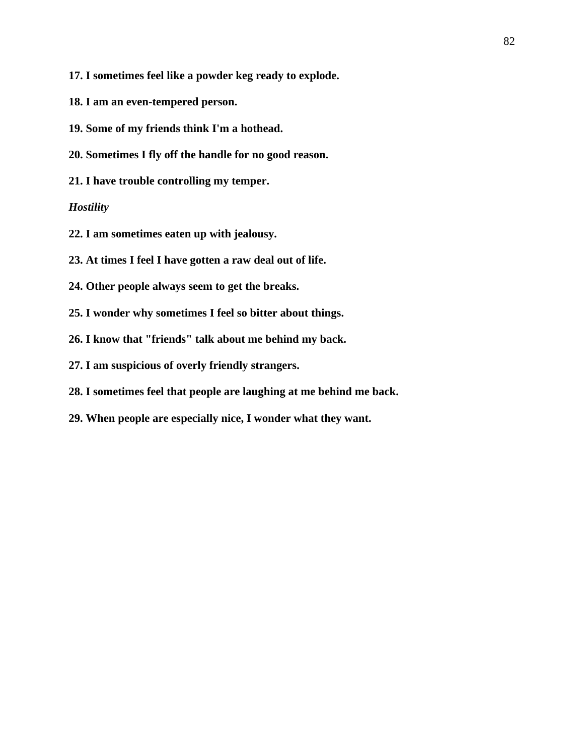**17. I sometimes feel like a powder keg ready to explode.**

**18. I am an even-tempered person.**

**19. Some of my friends think I'm a hothead.**

**20. Sometimes I fly off the handle for no good reason.**

**21. I have trouble controlling my temper.**

***Hostility***

**22. I am sometimes eaten up with jealousy.**

**23. At times I feel I have gotten a raw deal out of life.**

**24. Other people always seem to get the breaks.**

**25. I wonder why sometimes I feel so bitter about things.**

**26. I know that "friends" talk about me behind my back.**

**27. I am suspicious of overly friendly strangers.**

**28. I sometimes feel that people are laughing at me behind me back.**

**29. When people are especially nice, I wonder what they want.**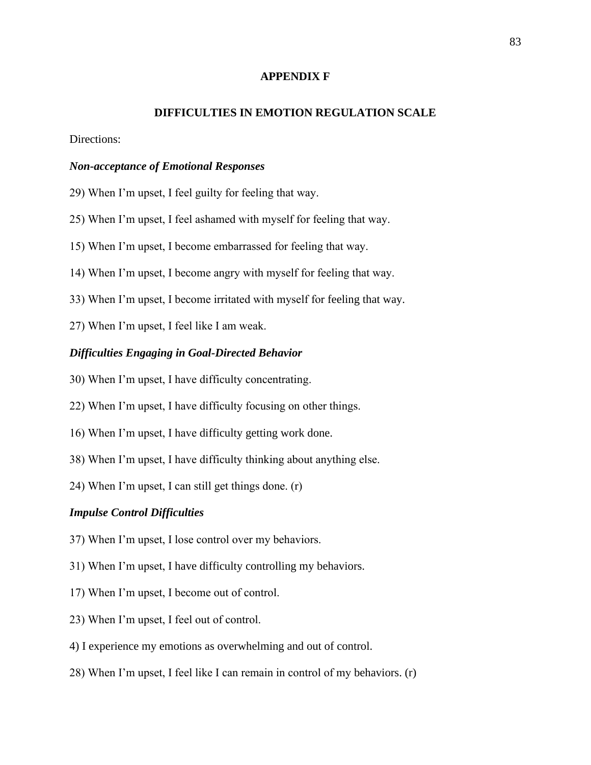# APPENDIX F

## DIFFICULTIES IN EMOTION REGULATION SCALE

Directions:

### *Non-acceptance of Emotional Responses*

29) When I'm upset, I feel guilty for feeling that way.

25) When I'm upset, I feel ashamed with myself for feeling that way.

15) When I'm upset, I become embarrassed for feeling that way.

14) When I'm upset, I become angry with myself for feeling that way.

33) When I'm upset, I become irritated with myself for feeling that way.

27) When I'm upset, I feel like I am weak.

### *Difficulties Engaging in Goal-Directed Behavior*

30) When I'm upset, I have difficulty concentrating.

22) When I'm upset, I have difficulty focusing on other things.

16) When I'm upset, I have difficulty getting work done.

38) When I'm upset, I have difficulty thinking about anything else.

24) When I'm upset, I can still get things done. (r)

### *Impulse Control Difficulties*

37) When I'm upset, I lose control over my behaviors.

31) When I'm upset, I have difficulty controlling my behaviors.

17) When I'm upset, I become out of control.

23) When I'm upset, I feel out of control.

4) I experience my emotions as overwhelming and out of control.

28) When I'm upset, I feel like I can remain in control of my behaviors. (r)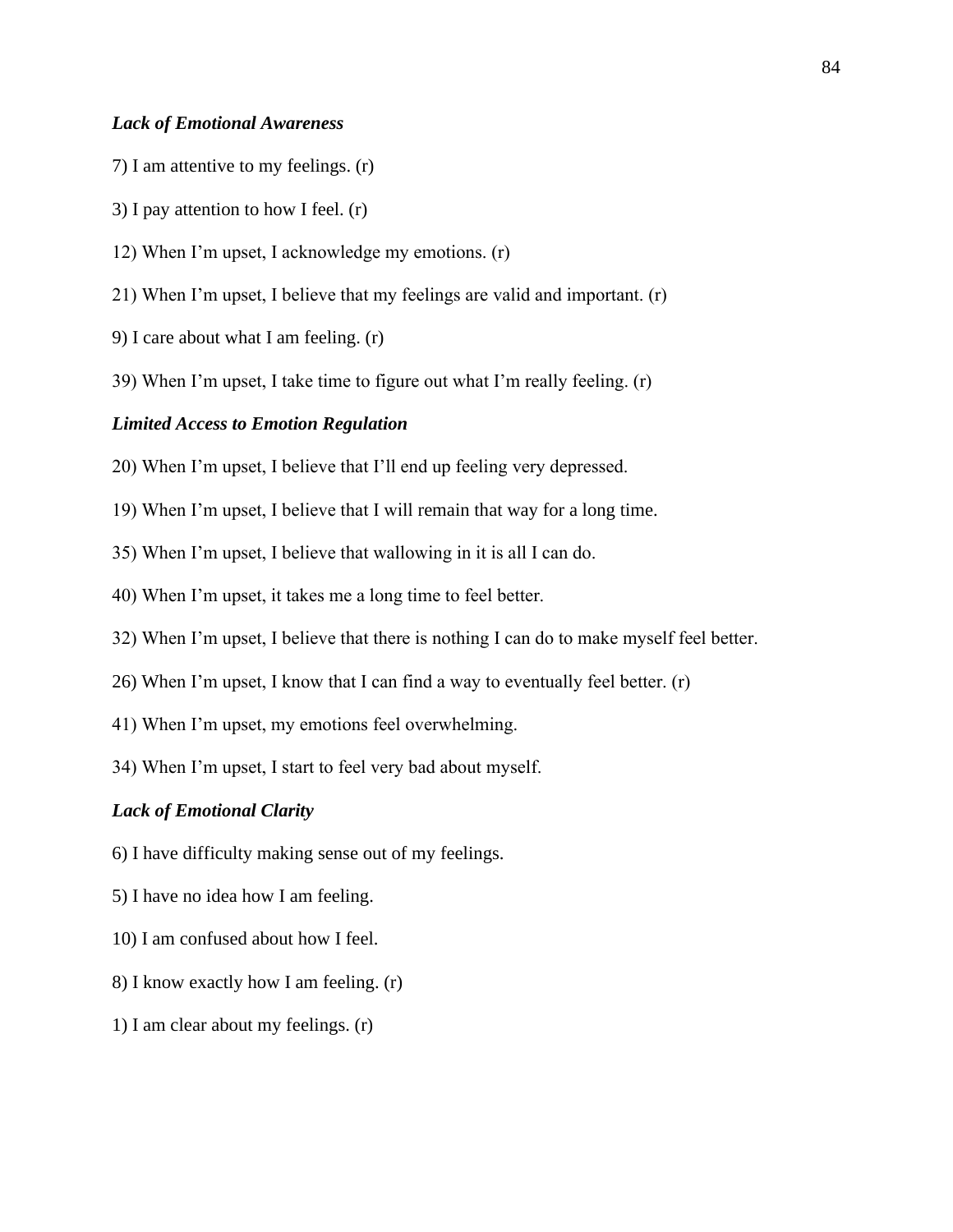***Lack of Emotional Awareness***

7) I am attentive to my feelings. (r)

3) I pay attention to how I feel. (r)

12) When I'm upset, I acknowledge my emotions. (r)

21) When I'm upset, I believe that my feelings are valid and important. (r)

9) I care about what I am feeling. (r)

39) When I'm upset, I take time to figure out what I'm really feeling. (r)

***Limited Access to Emotion Regulation***

20) When I'm upset, I believe that I'll end up feeling very depressed.

19) When I'm upset, I believe that I will remain that way for a long time.

35) When I'm upset, I believe that wallowing in it is all I can do.

40) When I'm upset, it takes me a long time to feel better.

32) When I'm upset, I believe that there is nothing I can do to make myself feel better.

26) When I'm upset, I know that I can find a way to eventually feel better. (r)

41) When I'm upset, my emotions feel overwhelming.

34) When I'm upset, I start to feel very bad about myself.

***Lack of Emotional Clarity***

6) I have difficulty making sense out of my feelings.

5) I have no idea how I am feeling.

10) I am confused about how I feel.

8) I know exactly how I am feeling. (r)

1) I am clear about my feelings. (r)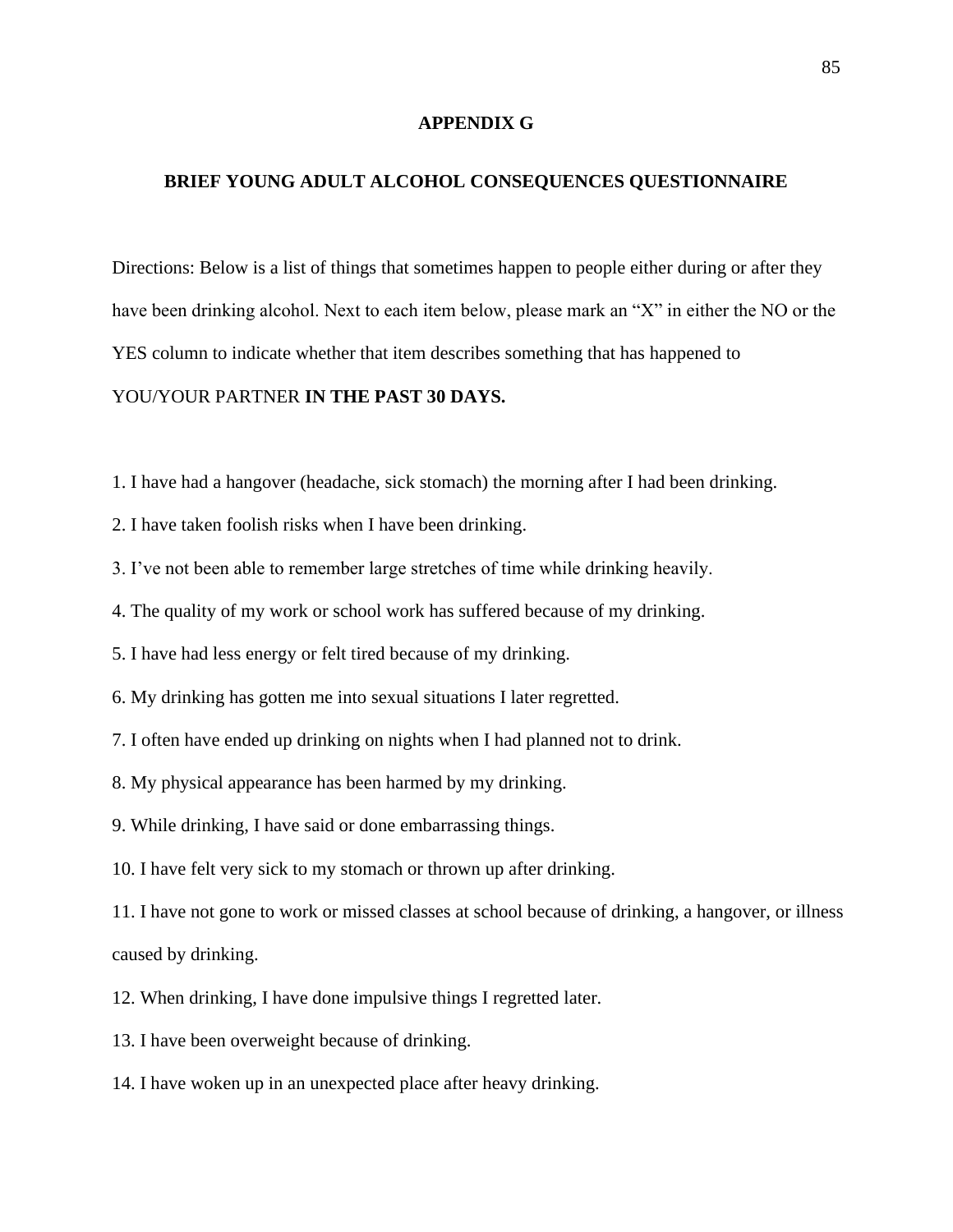# APPENDIX G

## BRIEF YOUNG ADULT ALCOHOL CONSEQUENCES QUESTIONNAIRE

Directions: Below is a list of things that sometimes happen to people either during or after they have been drinking alcohol. Next to each item below, please mark an "X" in either the NO or the YES column to indicate whether that item describes something that has happened to YOU/YOUR PARTNER **IN THE PAST 30 DAYS.**

1. I have had a hangover (headache, sick stomach) the morning after I had been drinking.
2. I have taken foolish risks when I have been drinking.
3. I've not been able to remember large stretches of time while drinking heavily.
4. The quality of my work or school work has suffered because of my drinking.
5. I have had less energy or felt tired because of my drinking.
6. My drinking has gotten me into sexual situations I later regretted.
7. I often have ended up drinking on nights when I had planned not to drink.
8. My physical appearance has been harmed by my drinking.
9. While drinking, I have said or done embarrassing things.
10. I have felt very sick to my stomach or thrown up after drinking.
11. I have not gone to work or missed classes at school because of drinking, a hangover, or illness caused by drinking.
12. When drinking, I have done impulsive things I regretted later.
13. I have been overweight because of drinking.
14. I have woken up in an unexpected place after heavy drinking.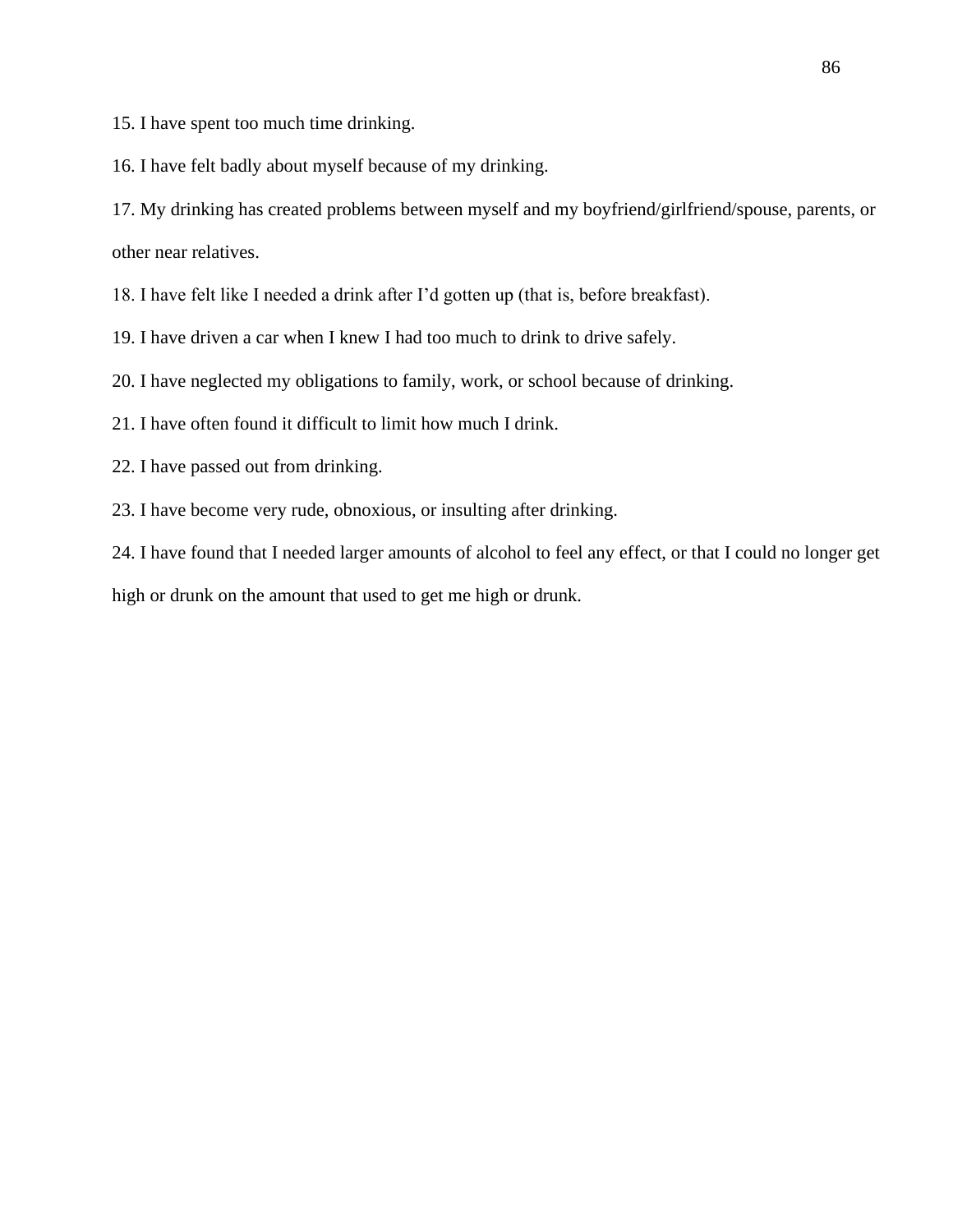15. I have spent too much time drinking.

16. I have felt badly about myself because of my drinking.

17. My drinking has created problems between myself and my boyfriend/girlfriend/spouse, parents, or other near relatives.

18. I have felt like I needed a drink after I'd gotten up (that is, before breakfast).

19. I have driven a car when I knew I had too much to drink to drive safely.

20. I have neglected my obligations to family, work, or school because of drinking.

21. I have often found it difficult to limit how much I drink.

22. I have passed out from drinking.

23. I have become very rude, obnoxious, or insulting after drinking.

24. I have found that I needed larger amounts of alcohol to feel any effect, or that I could no longer get high or drunk on the amount that used to get me high or drunk.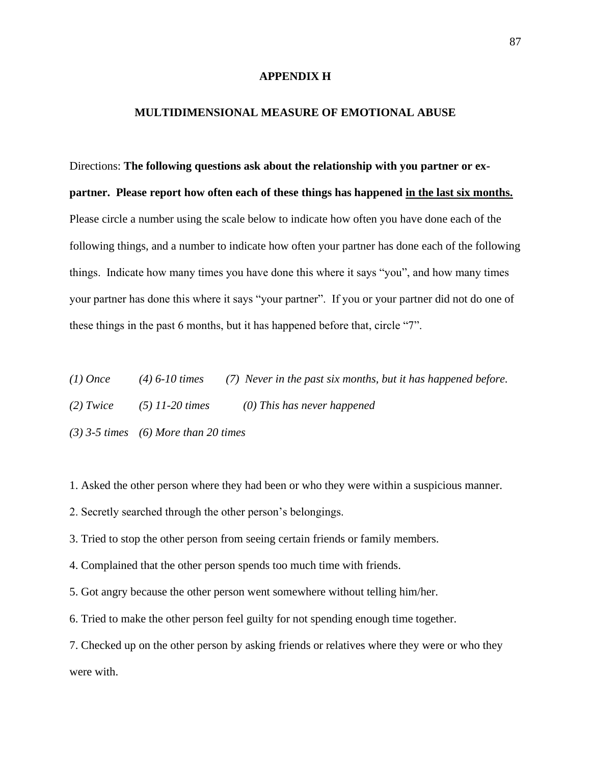## APPENDIX H

## MULTIDIMENSIONAL MEASURE OF EMOTIONAL ABUSE

Directions: **The following questions ask about the relationship with you partner or ex-partner. Please report how often each of these things has happened <u>in the last six months.</u>** Please circle a number using the scale below to indicate how often you have done each of the following things, and a number to indicate how often your partner has done each of the following things. Indicate how many times you have done this where it says "you", and how many times your partner has done this where it says "your partner". If you or your partner did not do one of these things in the past 6 months, but it has happened before that, circle "7".

*(1) Once* *(4) 6-10 times* *(7) Never in the past six months, but it has happened before.*

*(2) Twice* *(5) 11-20 times* *(0) This has never happened*

*(3) 3-5 times* *(6) More than 20 times*

1. Asked the other person where they had been or who they were within a suspicious manner.
2. Secretly searched through the other person's belongings.
3. Tried to stop the other person from seeing certain friends or family members.
4. Complained that the other person spends too much time with friends.
5. Got angry because the other person went somewhere without telling him/her.
6. Tried to make the other person feel guilty for not spending enough time together.
7. Checked up on the other person by asking friends or relatives where they were or who they were with.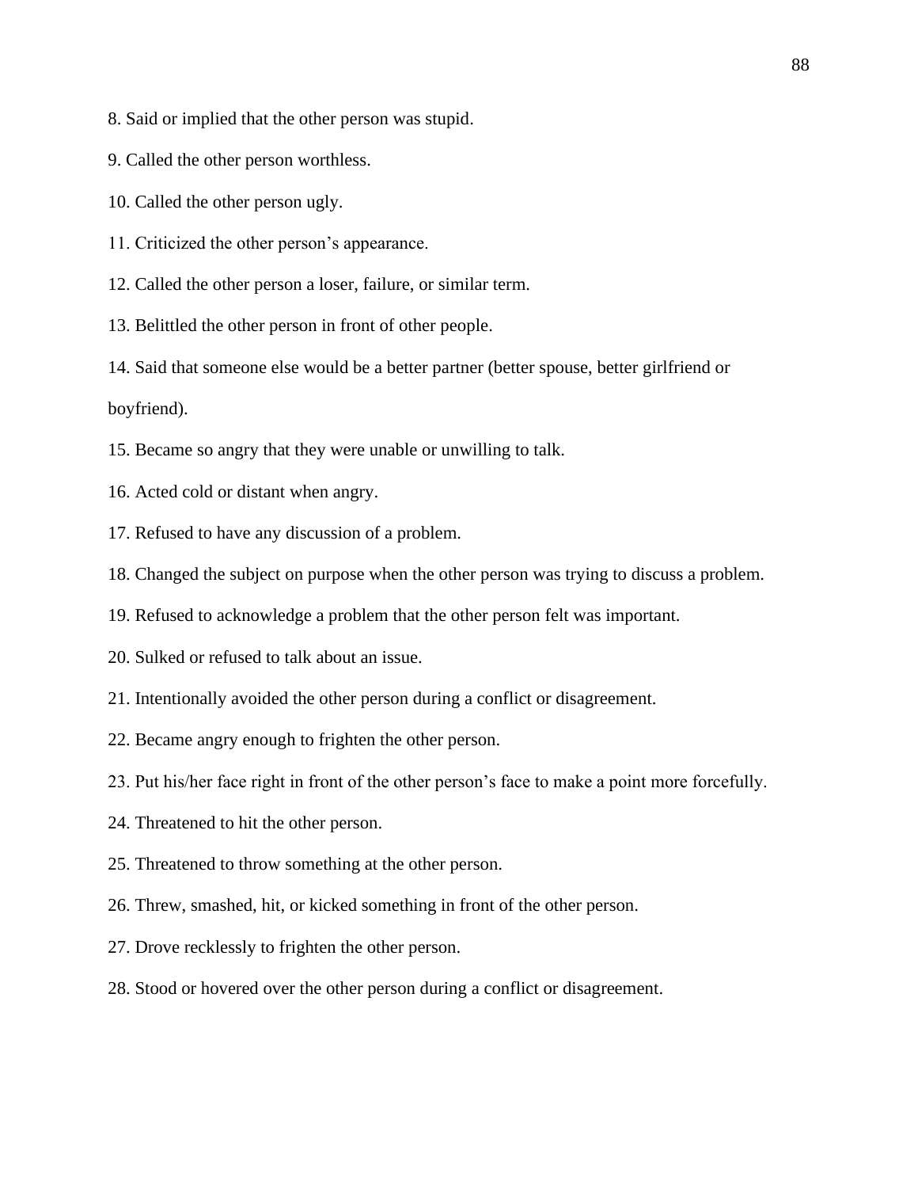8. Said or implied that the other person was stupid.

9. Called the other person worthless.

10. Called the other person ugly.

11. Criticized the other person's appearance.

12. Called the other person a loser, failure, or similar term.

13. Belittled the other person in front of other people.

14. Said that someone else would be a better partner (better spouse, better girlfriend or boyfriend).

15. Became so angry that they were unable or unwilling to talk.

16. Acted cold or distant when angry.

17. Refused to have any discussion of a problem.

18. Changed the subject on purpose when the other person was trying to discuss a problem.

19. Refused to acknowledge a problem that the other person felt was important.

20. Sulked or refused to talk about an issue.

21. Intentionally avoided the other person during a conflict or disagreement.

22. Became angry enough to frighten the other person.

23. Put his/her face right in front of the other person's face to make a point more forcefully.

24. Threatened to hit the other person.

25. Threatened to throw something at the other person.

26. Threw, smashed, hit, or kicked something in front of the other person.

27. Drove recklessly to frighten the other person.

28. Stood or hovered over the other person during a conflict or disagreement.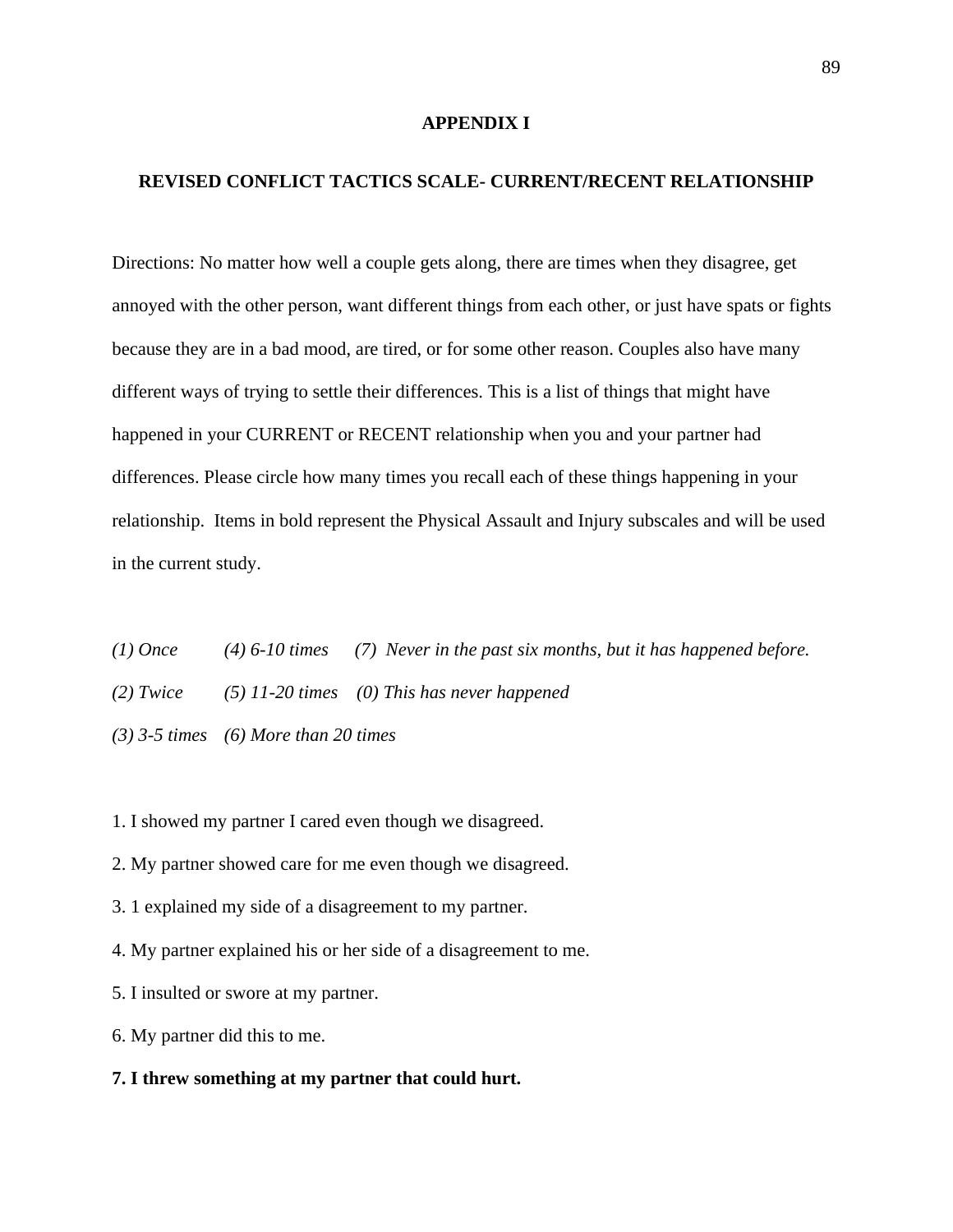# APPENDIX I

## REVISED CONFLICT TACTICS SCALE- CURRENT/RECENT RELATIONSHIP

Directions: No matter how well a couple gets along, there are times when they disagree, get annoyed with the other person, want different things from each other, or just have spats or fights because they are in a bad mood, are tired, or for some other reason. Couples also have many different ways of trying to settle their differences. This is a list of things that might have happened in your CURRENT or RECENT relationship when you and your partner had differences. Please circle how many times you recall each of these things happening in your relationship. Items in bold represent the Physical Assault and Injury subscales and will be used in the current study.

*(1) Once* *(4) 6-10 times* *(7) Never in the past six months, but it has happened before.*

*(2) Twice* *(5) 11-20 times* *(0) This has never happened*

*(3) 3-5 times* *(6) More than 20 times*

1. I showed my partner I cared even though we disagreed.

2. My partner showed care for me even though we disagreed.

3. 1 explained my side of a disagreement to my partner.

4. My partner explained his or her side of a disagreement to me.

5. I insulted or swore at my partner.

6. My partner did this to me.

**7. I threw something at my partner that could hurt.**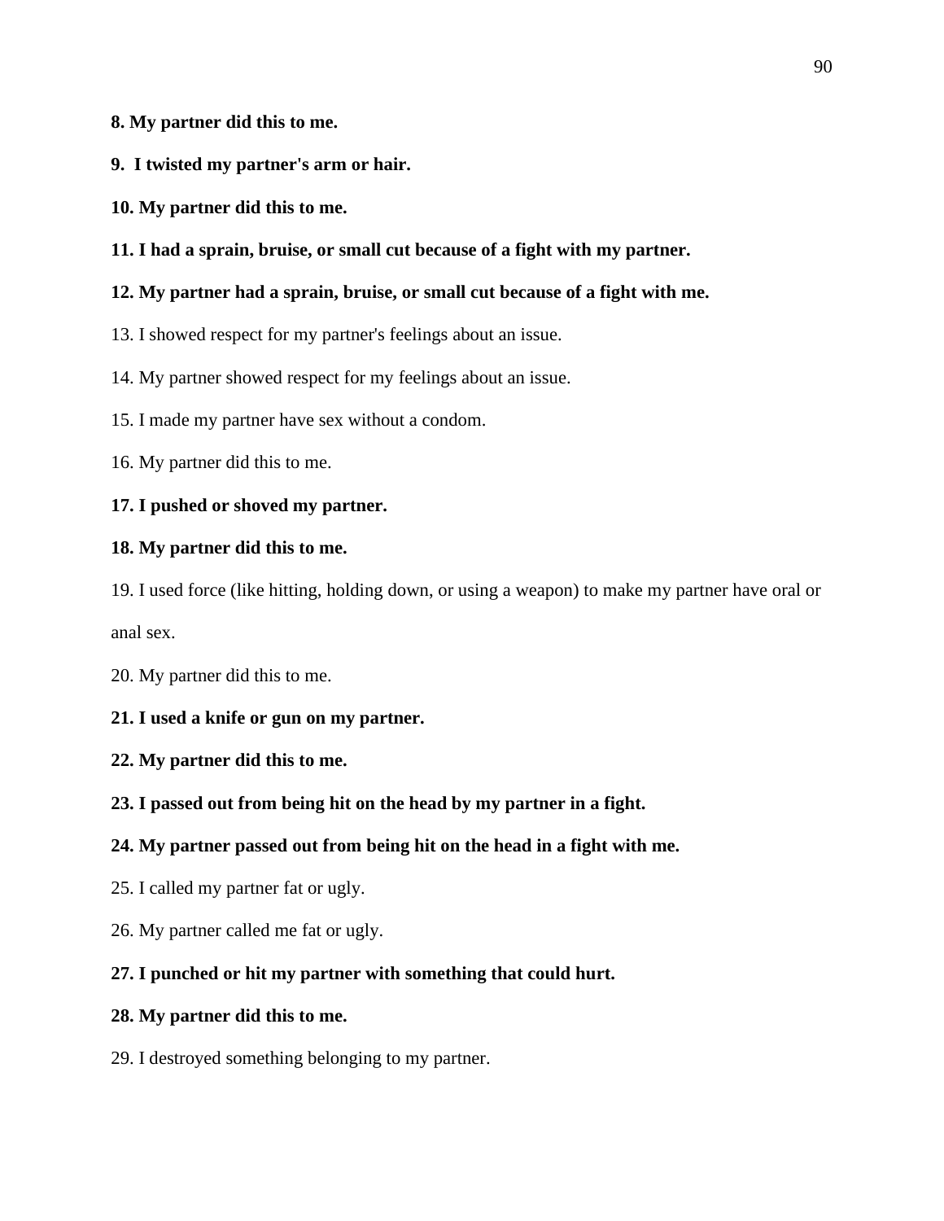**8. My partner did this to me.**

**9.  I twisted my partner's arm or hair.**

**10. My partner did this to me.**

**11. I had a sprain, bruise, or small cut because of a fight with my partner.**

**12. My partner had a sprain, bruise, or small cut because of a fight with me.**

13. I showed respect for my partner's feelings about an issue.

14. My partner showed respect for my feelings about an issue.

15. I made my partner have sex without a condom.

16. My partner did this to me.

**17. I pushed or shoved my partner.**

**18. My partner did this to me.**

19. I used force (like hitting, holding down, or using a weapon) to make my partner have oral or anal sex.

20. My partner did this to me.

**21. I used a knife or gun on my partner.**

**22. My partner did this to me.**

**23. I passed out from being hit on the head by my partner in a fight.**

**24. My partner passed out from being hit on the head in a fight with me.**

25. I called my partner fat or ugly.

26. My partner called me fat or ugly.

**27. I punched or hit my partner with something that could hurt.**

**28. My partner did this to me.**

29. I destroyed something belonging to my partner.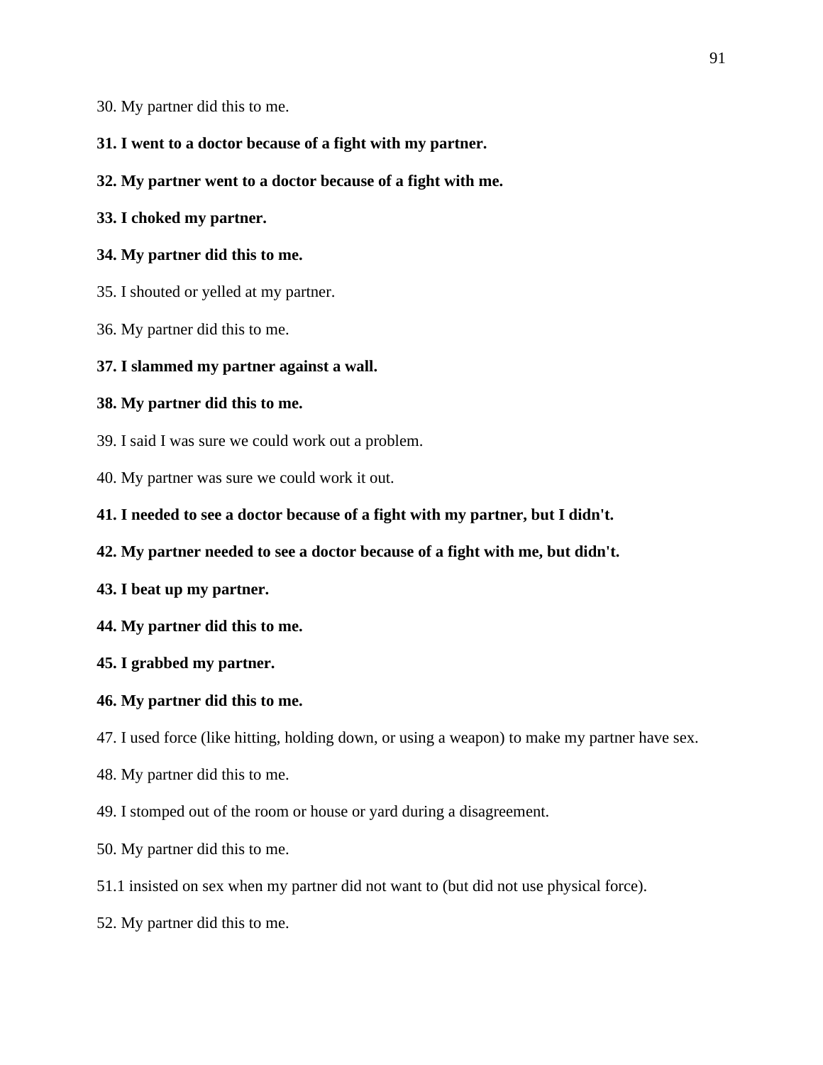30. My partner did this to me.

**31. I went to a doctor because of a fight with my partner.**

**32. My partner went to a doctor because of a fight with me.**

**33. I choked my partner.**

**34. My partner did this to me.**

35. I shouted or yelled at my partner.

36. My partner did this to me.

**37. I slammed my partner against a wall.**

**38. My partner did this to me.**

39. I said I was sure we could work out a problem.

40. My partner was sure we could work it out.

**41. I needed to see a doctor because of a fight with my partner, but I didn't.**

**42. My partner needed to see a doctor because of a fight with me, but didn't.**

**43. I beat up my partner.**

**44. My partner did this to me.**

**45. I grabbed my partner.**

**46. My partner did this to me.**

47. I used force (like hitting, holding down, or using a weapon) to make my partner have sex.

48. My partner did this to me.

49. I stomped out of the room or house or yard during a disagreement.

50. My partner did this to me.

51.1 insisted on sex when my partner did not want to (but did not use physical force).

52. My partner did this to me.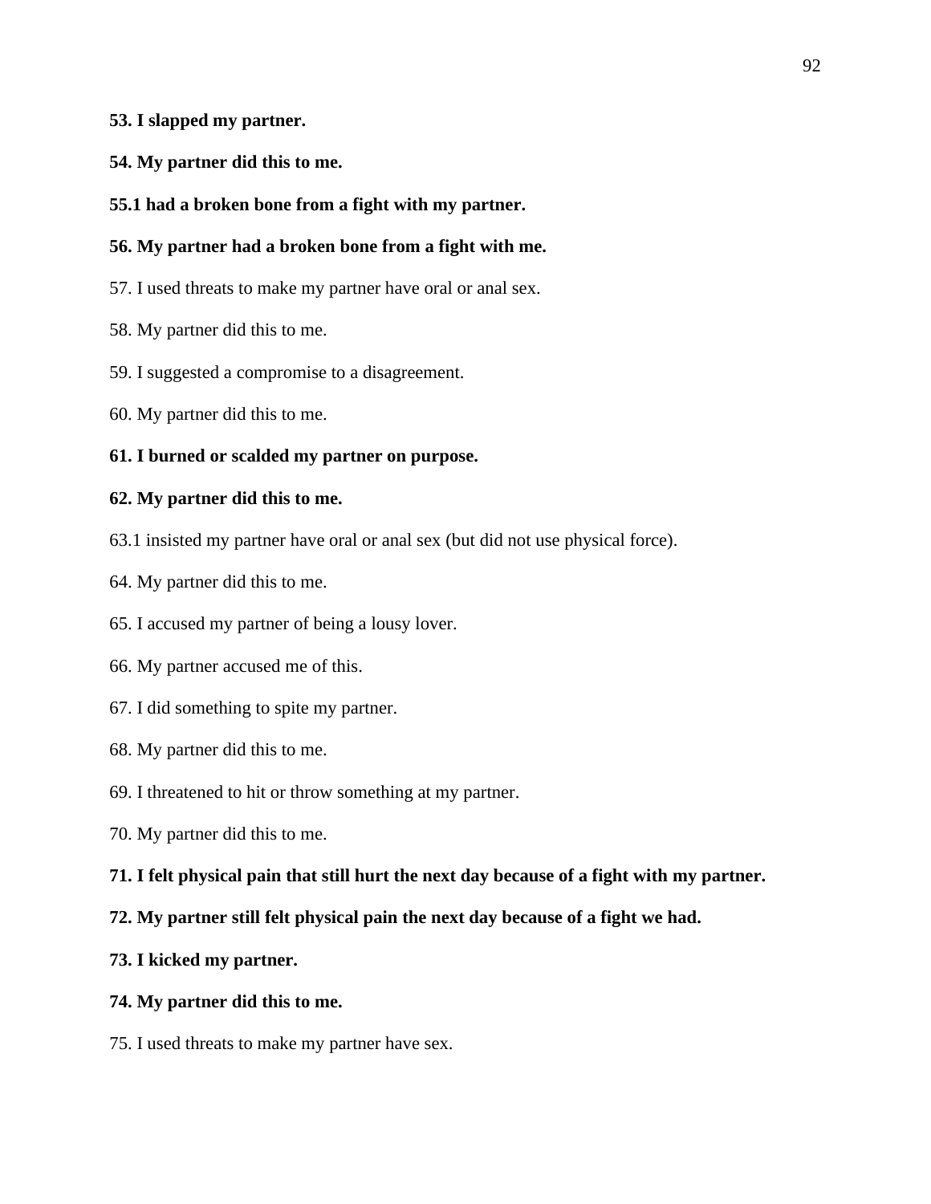**53. I slapped my partner.**

**54. My partner did this to me.**

**55.1 had a broken bone from a fight with my partner.**

**56. My partner had a broken bone from a fight with me.**

57. I used threats to make my partner have oral or anal sex.

58. My partner did this to me.

59. I suggested a compromise to a disagreement.

60. My partner did this to me.

**61. I burned or scalded my partner on purpose.**

**62. My partner did this to me.**

63.1 insisted my partner have oral or anal sex (but did not use physical force).

64. My partner did this to me.

65. I accused my partner of being a lousy lover.

66. My partner accused me of this.

67. I did something to spite my partner.

68. My partner did this to me.

69. I threatened to hit or throw something at my partner.

70. My partner did this to me.

**71. I felt physical pain that still hurt the next day because of a fight with my partner.**

**72. My partner still felt physical pain the next day because of a fight we had.**

**73. I kicked my partner.**

**74. My partner did this to me.**

75. I used threats to make my partner have sex.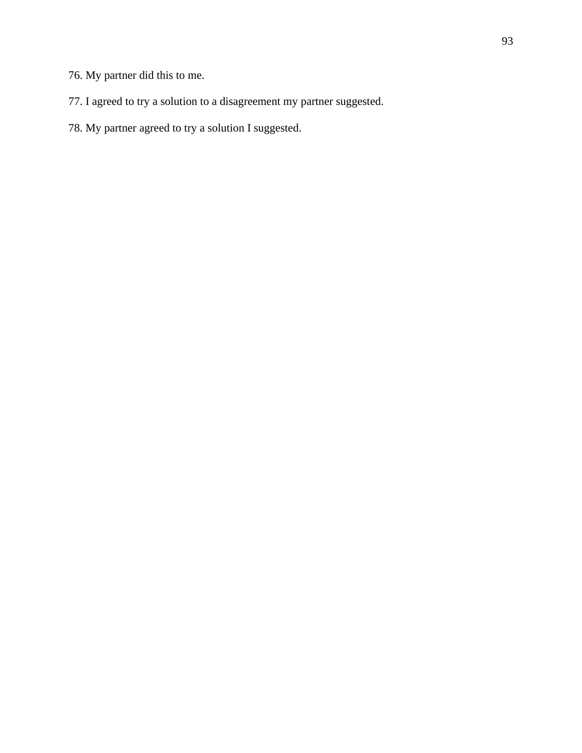76. My partner did this to me.

77. I agreed to try a solution to a disagreement my partner suggested.

78. My partner agreed to try a solution I suggested.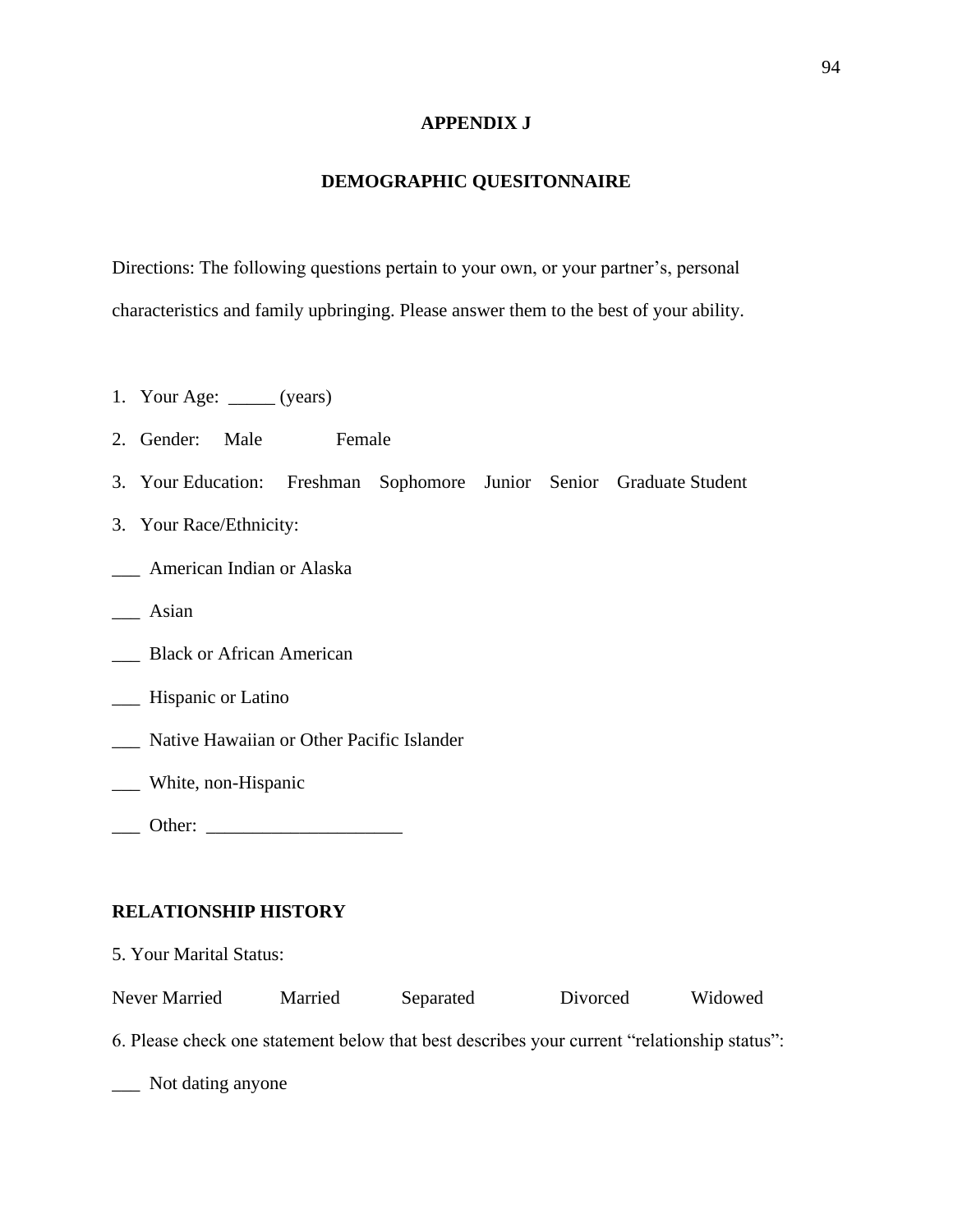# APPENDIX J

## DEMOGRAPHIC QUESITONNAIRE

Directions: The following questions pertain to your own, or your partner's, personal characteristics and family upbringing. Please answer them to the best of your ability.

1. Your Age: _____ (years)
2. Gender: Male Female
3. Your Education: Freshman Sophomore Junior Senior Graduate Student
3. Your Race/Ethnicity:

___ American Indian or Alaska

___ Asian

___ Black or African American

___ Hispanic or Latino

___ Native Hawaiian or Other Pacific Islander

___ White, non-Hispanic

___ Other: _____________________

**RELATIONSHIP HISTORY**

5. Your Marital Status:

Never Married Married Separated Divorced Widowed

6. Please check one statement below that best describes your current "relationship status":

___ Not dating anyone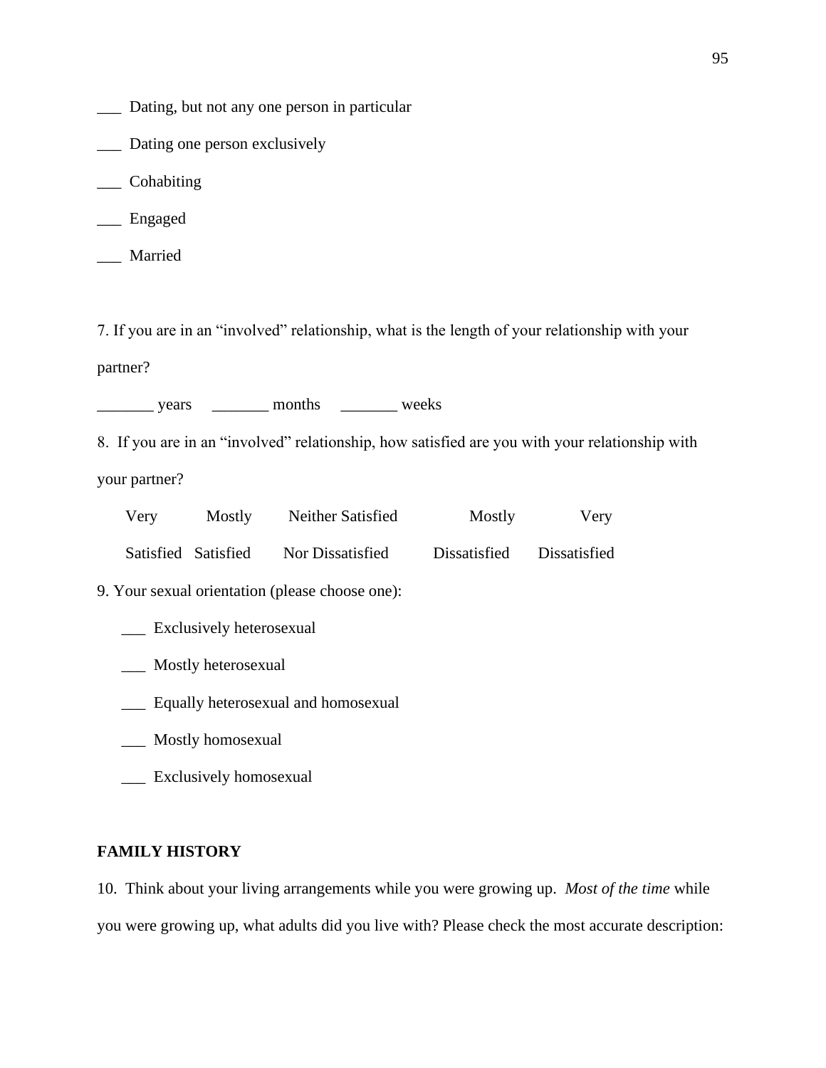___ Dating, but not any one person in particular

___ Dating one person exclusively

___ Cohabiting

___ Engaged

___ Married

7. If you are in an "involved" relationship, what is the length of your relationship with your partner?

_______ years _______ months _______ weeks

8. If you are in an "involved" relationship, how satisfied are you with your relationship with your partner?

| Very Satisfied | Mostly Satisfied | Neither Satisfied Nor Dissatisfied | Mostly Dissatisfied | Very Dissatisfied |
|---|---|---|---|---|

9. Your sexual orientation (please choose one):

___ Exclusively heterosexual

___ Mostly heterosexual

___ Equally heterosexual and homosexual

___ Mostly homosexual

___ Exclusively homosexual

**FAMILY HISTORY**

10. Think about your living arrangements while you were growing up. *Most of the time* while you were growing up, what adults did you live with? Please check the most accurate description: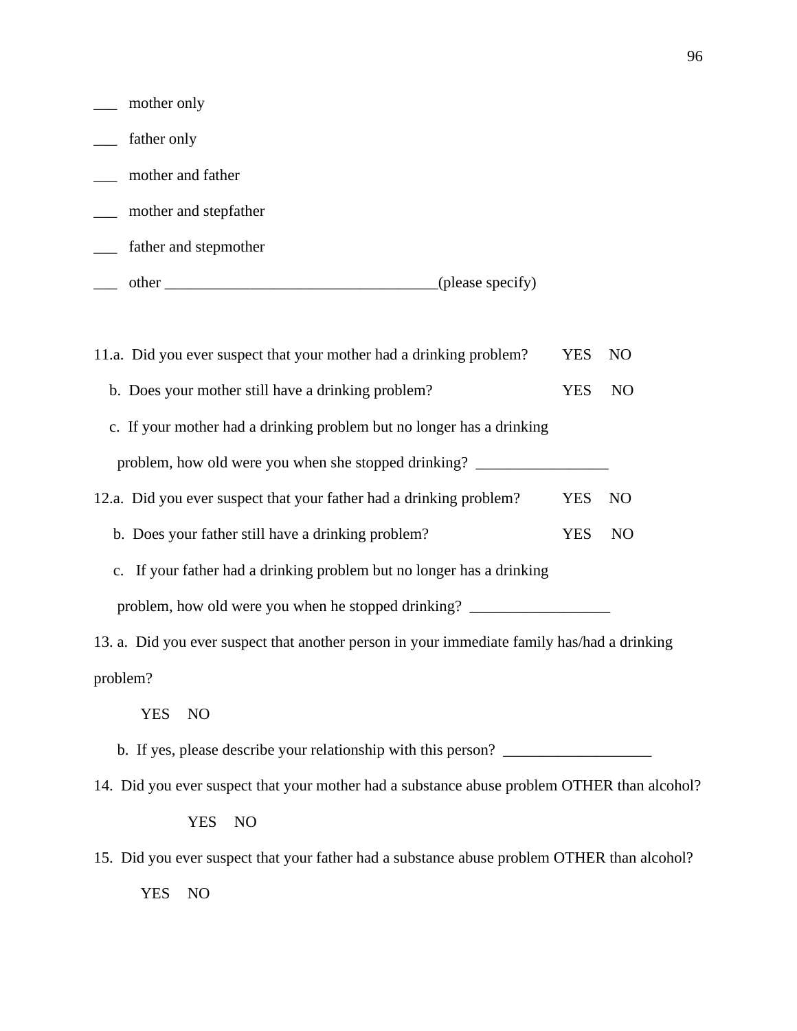___ mother only

___ father only

___ mother and father

___ mother and stepfather

___ father and stepmother

___ other ___________________________________(please specify)

11.a. Did you ever suspect that your mother had a drinking problem? YES NO

b. Does your mother still have a drinking problem? YES NO

c. If your mother had a drinking problem but no longer has a drinking problem, how old were you when she stopped drinking? _________________

12.a. Did you ever suspect that your father had a drinking problem? YES NO

b. Does your father still have a drinking problem? YES NO

c. If your father had a drinking problem but no longer has a drinking problem, how old were you when he stopped drinking? __________________

13. a. Did you ever suspect that another person in your immediate family has/had a drinking problem?

YES NO

b. If yes, please describe your relationship with this person? ___________________

14. Did you ever suspect that your mother had a substance abuse problem OTHER than alcohol?

YES NO

15. Did you ever suspect that your father had a substance abuse problem OTHER than alcohol?

YES NO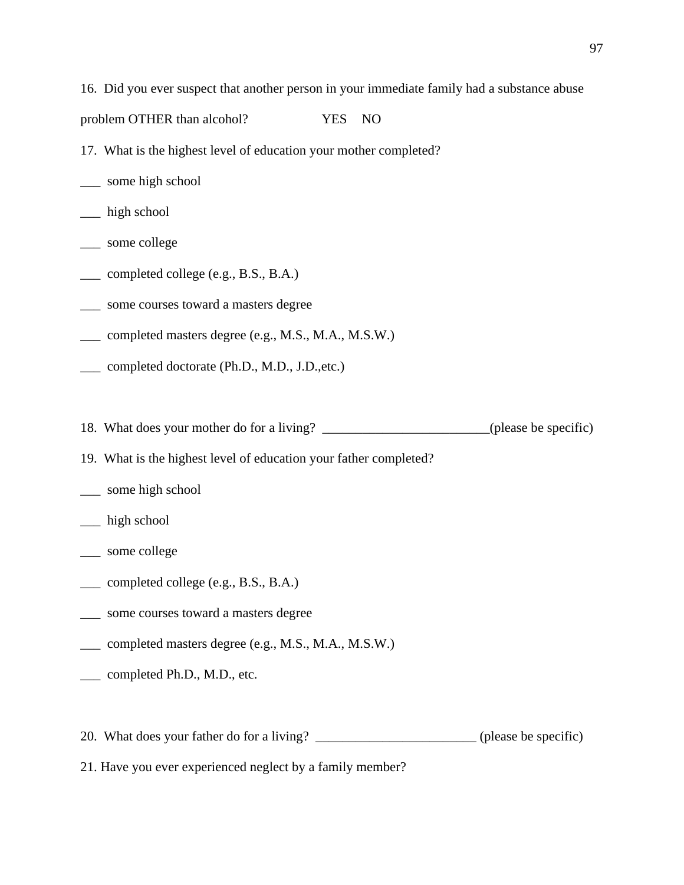16. Did you ever suspect that another person in your immediate family had a substance abuse problem OTHER than alcohol? YES NO

17. What is the highest level of education your mother completed?

___ some high school

___ high school

___ some college

___ completed college (e.g., B.S., B.A.)

___ some courses toward a masters degree

___ completed masters degree (e.g., M.S., M.A., M.S.W.)

___ completed doctorate (Ph.D., M.D., J.D.,etc.)

18. What does your mother do for a living? _________________________(please be specific)

19. What is the highest level of education your father completed?

___ some high school

___ high school

___ some college

___ completed college (e.g., B.S., B.A.)

___ some courses toward a masters degree

___ completed masters degree (e.g., M.S., M.A., M.S.W.)

___ completed Ph.D., M.D., etc.

20. What does your father do for a living? ________________________ (please be specific)

21. Have you ever experienced neglect by a family member?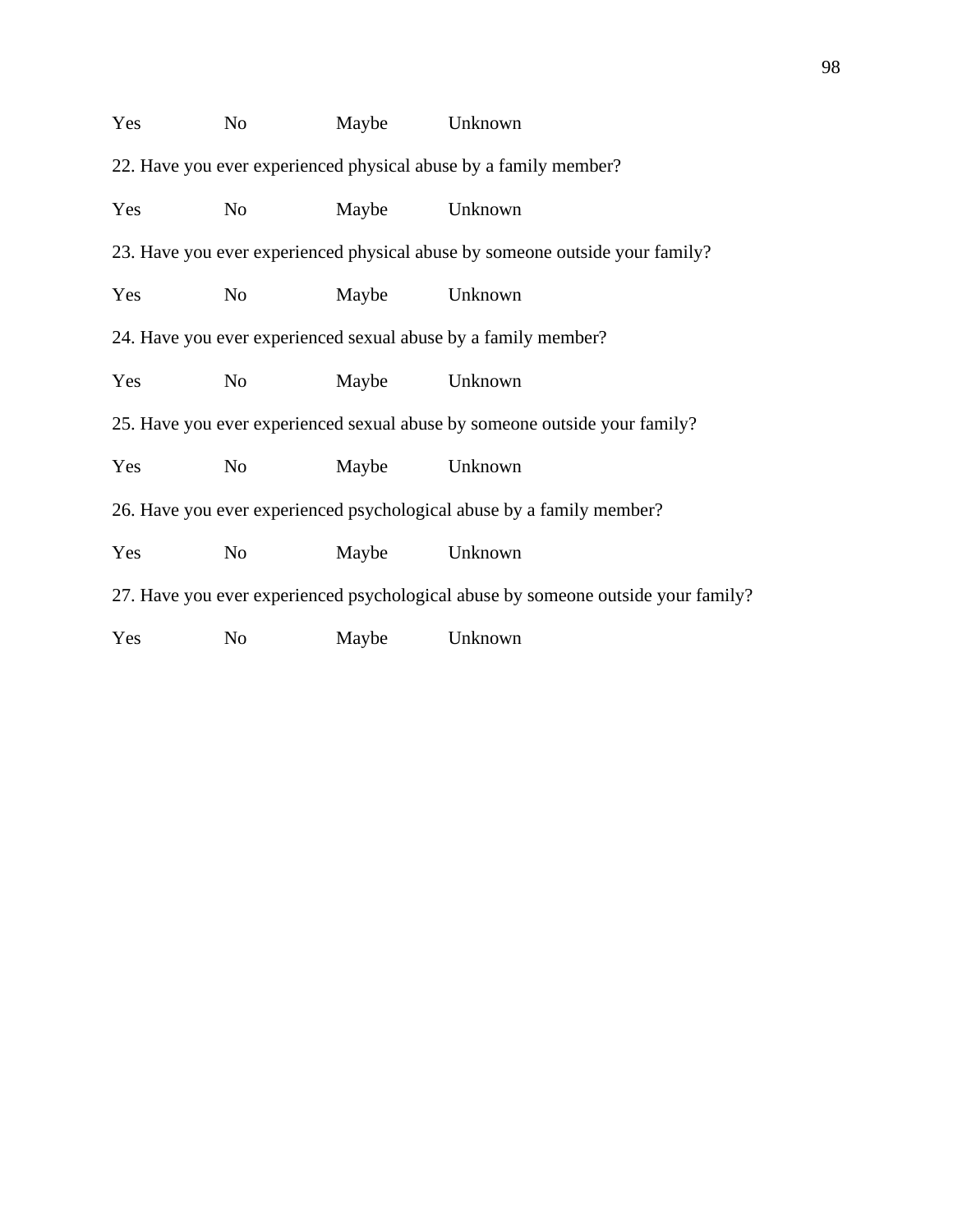Yes No Maybe Unknown

22. Have you ever experienced physical abuse by a family member?

Yes No Maybe Unknown

23. Have you ever experienced physical abuse by someone outside your family?

Yes No Maybe Unknown

24. Have you ever experienced sexual abuse by a family member?

Yes No Maybe Unknown

25. Have you ever experienced sexual abuse by someone outside your family?

Yes No Maybe Unknown

26. Have you ever experienced psychological abuse by a family member?

Yes No Maybe Unknown

27. Have you ever experienced psychological abuse by someone outside your family?

Yes No Maybe Unknown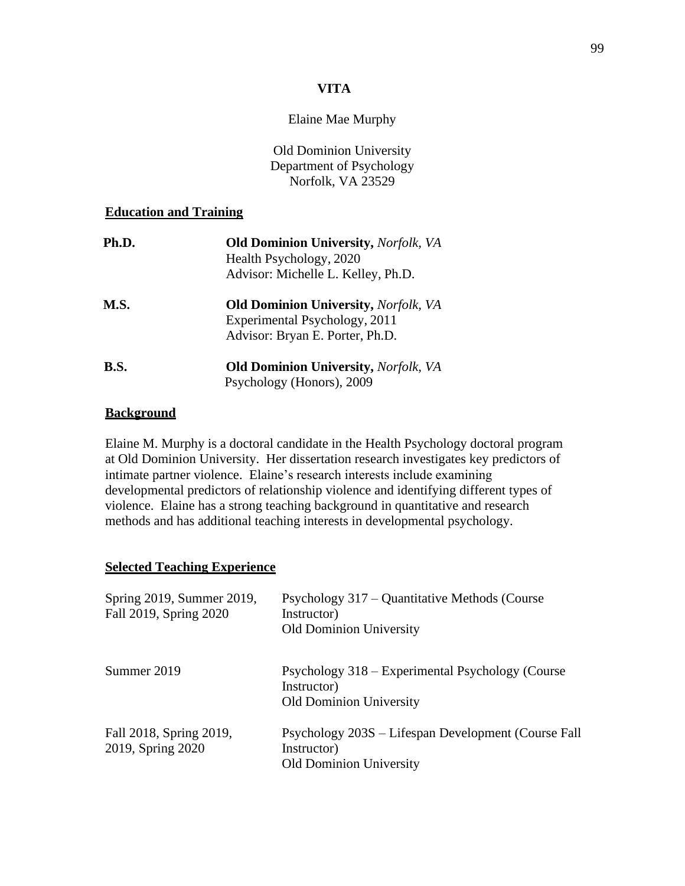# VITA

Elaine Mae Murphy

Old Dominion University
Department of Psychology
Norfolk, VA 23529

## Education and Training

| | |
|---|---|
| **Ph.D.** | **Old Dominion University,** *Norfolk, VA*<br>Health Psychology, 2020<br>Advisor: Michelle L. Kelley, Ph.D. |
| **M.S.** | **Old Dominion University,** *Norfolk, VA*<br>Experimental Psychology, 2011<br>Advisor: Bryan E. Porter, Ph.D. |
| **B.S.** | **Old Dominion University,** *Norfolk, VA*<br>Psychology (Honors), 2009 |

## Background

Elaine M. Murphy is a doctoral candidate in the Health Psychology doctoral program at Old Dominion University. Her dissertation research investigates key predictors of intimate partner violence. Elaine's research interests include examining developmental predictors of relationship violence and identifying different types of violence. Elaine has a strong teaching background in quantitative and research methods and has additional teaching interests in developmental psychology.

## Selected Teaching Experience

| | |
|---|---|
| Spring 2019, Summer 2019, Fall 2019, Spring 2020 | Psychology 317 – Quantitative Methods (Course Instructor)<br>Old Dominion University |
| Summer 2019 | Psychology 318 – Experimental Psychology (Course Instructor)<br>Old Dominion University |
| Fall 2018, Spring 2019, 2019, Spring 2020 | Psychology 203S – Lifespan Development (Course Fall Instructor)<br>Old Dominion University |